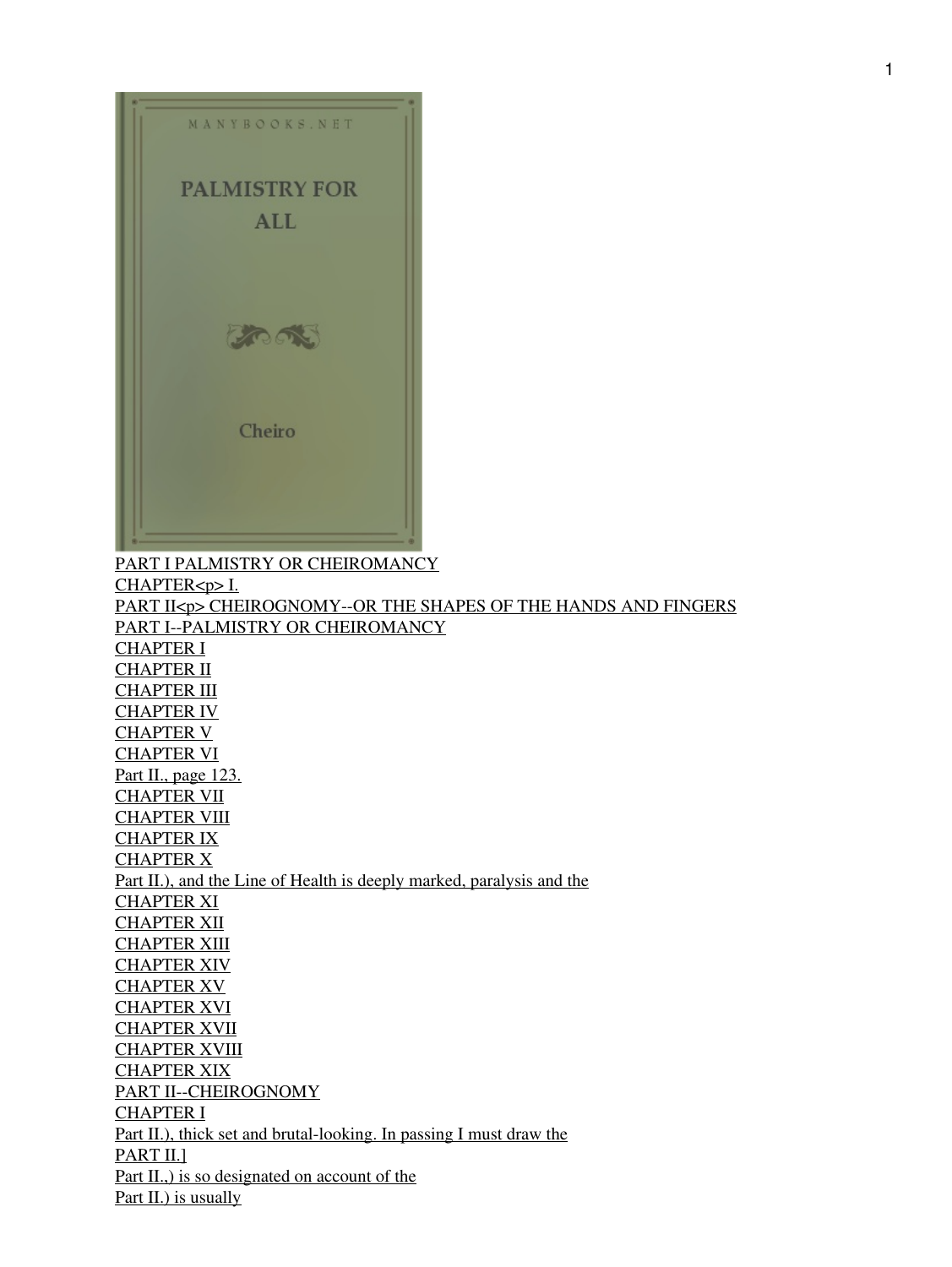PART I PALMISTRY OR CHEIROMANCY
CHAPTER<p> I.
PART II<p> CHEIROGNOMY--OR THE SHAPES OF THE HANDS AND FINGERS
PART I--PALMISTRY OR CHEIROMANCY
CHAPTER I
CHAPTER II
CHAPTER III
CHAPTER IV
CHAPTER V
CHAPTER VI
Part II., page 123.
CHAPTER VII
CHAPTER VIII
CHAPTER IX
CHAPTER X
Part II.), and the Line of Health is deeply marked, paralysis and the
CHAPTER XI
CHAPTER XII
CHAPTER XIII
CHAPTER XIV
CHAPTER XV
CHAPTER XVI
CHAPTER XVII
CHAPTER XVIII
CHAPTER XIX
PART II--CHEIROGNOMY
CHAPTER I
Part II.), thick set and brutal-looking. In passing I must draw the
PART II.]
Part II.,) is so designated on account of the
Part II.) is usually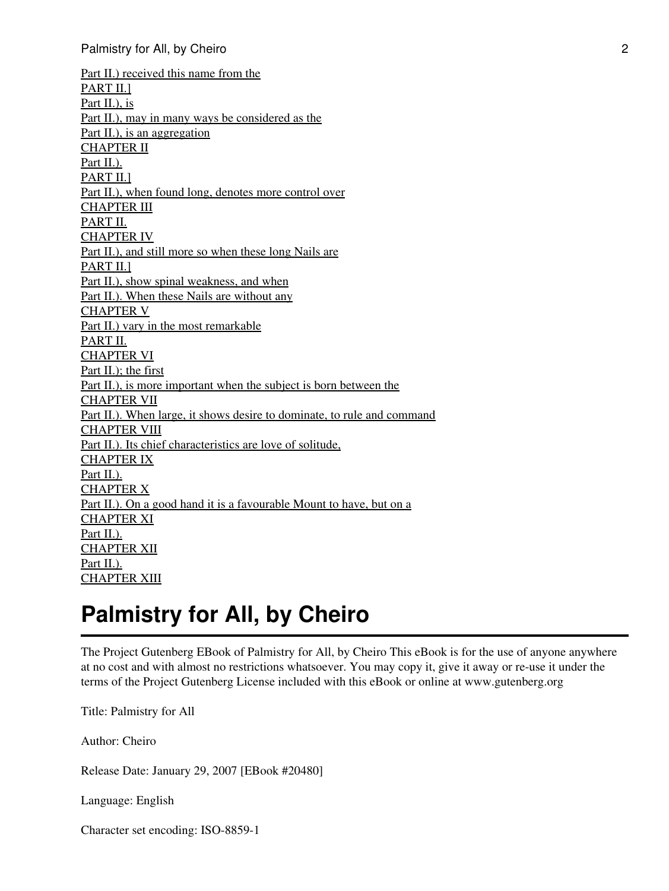Part II.) received this name from the
PART II.]
Part II.), is
Part II.), may in many ways be considered as the
Part II.), is an aggregation
CHAPTER II
Part II.).
PART II.]
Part II.), when found long, denotes more control over
CHAPTER III
PART II.
CHAPTER IV
Part II.), and still more so when these long Nails are
PART II.]
Part II.), show spinal weakness, and when
Part II.). When these Nails are without any
CHAPTER V
Part II.) vary in the most remarkable
PART II.
CHAPTER VI
Part II.); the first
Part II.), is more important when the subject is born between the
CHAPTER VII
Part II.). When large, it shows desire to dominate, to rule and command
CHAPTER VIII
Part II.). Its chief characteristics are love of solitude,
CHAPTER IX
Part II.).
CHAPTER X
Part II.). On a good hand it is a favourable Mount to have, but on a
CHAPTER XI
Part II.).
CHAPTER XII
Part II.).
CHAPTER XIII

# Palmistry for All, by Cheiro

The Project Gutenberg EBook of Palmistry for All, by Cheiro This eBook is for the use of anyone anywhere at no cost and with almost no restrictions whatsoever. You may copy it, give it away or re-use it under the terms of the Project Gutenberg License included with this eBook or online at www.gutenberg.org

Title: Palmistry for All

Author: Cheiro

Release Date: January 29, 2007 [EBook #20480]

Language: English

Character set encoding: ISO-8859-1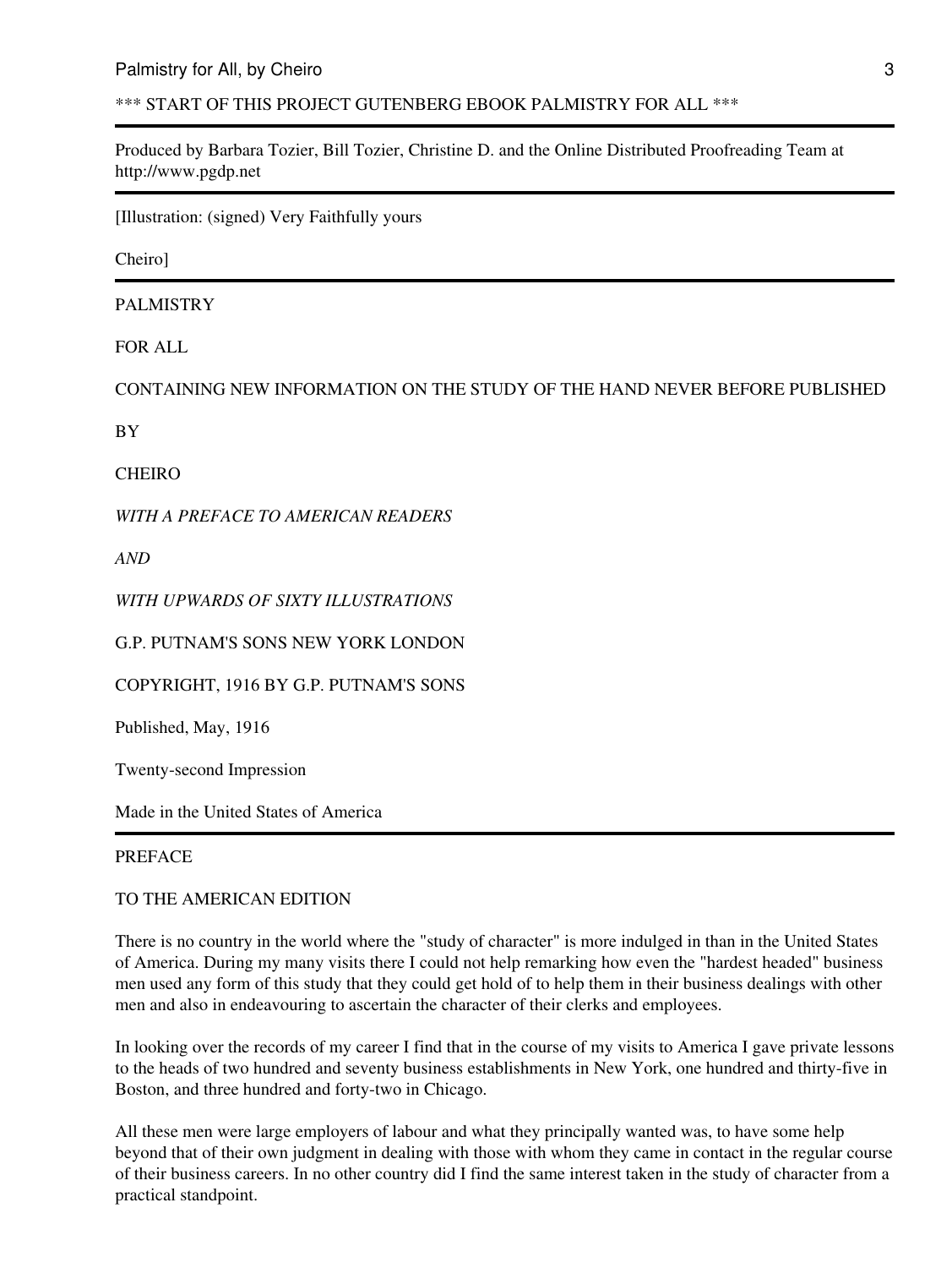*** START OF THIS PROJECT GUTENBERG EBOOK PALMISTRY FOR ALL ***

---

Produced by Barbara Tozier, Bill Tozier, Christine D. and the Online Distributed Proofreading Team at http://www.pgdp.net

---

[Illustration: (signed) Very Faithfully yours

Cheiro]

---

PALMISTRY

FOR ALL

CONTAINING NEW INFORMATION ON THE STUDY OF THE HAND NEVER BEFORE PUBLISHED

BY

CHEIRO

*WITH A PREFACE TO AMERICAN READERS*

*AND*

*WITH UPWARDS OF SIXTY ILLUSTRATIONS*

G.P. PUTNAM'S SONS NEW YORK LONDON

COPYRIGHT, 1916 BY G.P. PUTNAM'S SONS

Published, May, 1916

Twenty-second Impression

Made in the United States of America

---

PREFACE

TO THE AMERICAN EDITION

There is no country in the world where the "study of character" is more indulged in than in the United States of America. During my many visits there I could not help remarking how even the "hardest headed" business men used any form of this study that they could get hold of to help them in their business dealings with other men and also in endeavouring to ascertain the character of their clerks and employees.

In looking over the records of my career I find that in the course of my visits to America I gave private lessons to the heads of two hundred and seventy business establishments in New York, one hundred and thirty-five in Boston, and three hundred and forty-two in Chicago.

All these men were large employers of labour and what they principally wanted was, to have some help beyond that of their own judgment in dealing with those with whom they came in contact in the regular course of their business careers. In no other country did I find the same interest taken in the study of character from a practical standpoint.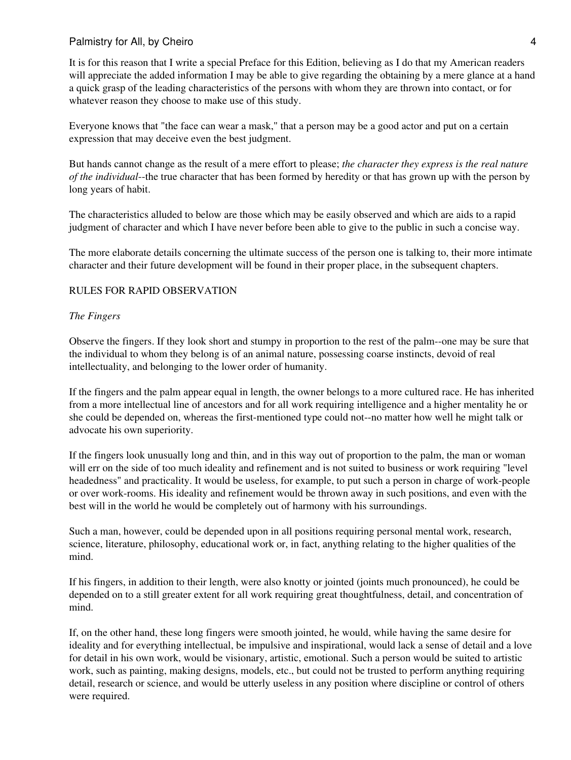It is for this reason that I write a special Preface for this Edition, believing as I do that my American readers will appreciate the added information I may be able to give regarding the obtaining by a mere glance at a hand a quick grasp of the leading characteristics of the persons with whom they are thrown into contact, or for whatever reason they choose to make use of this study.

Everyone knows that "the face can wear a mask," that a person may be a good actor and put on a certain expression that may deceive even the best judgment.

But hands cannot change as the result of a mere effort to please; *the character they express is the real nature of the individual*--the true character that has been formed by heredity or that has grown up with the person by long years of habit.

The characteristics alluded to below are those which may be easily observed and which are aids to a rapid judgment of character and which I have never before been able to give to the public in such a concise way.

The more elaborate details concerning the ultimate success of the person one is talking to, their more intimate character and their future development will be found in their proper place, in the subsequent chapters.

## RULES FOR RAPID OBSERVATION

### *The Fingers*

Observe the fingers. If they look short and stumpy in proportion to the rest of the palm--one may be sure that the individual to whom they belong is of an animal nature, possessing coarse instincts, devoid of real intellectuality, and belonging to the lower order of humanity.

If the fingers and the palm appear equal in length, the owner belongs to a more cultured race. He has inherited from a more intellectual line of ancestors and for all work requiring intelligence and a higher mentality he or she could be depended on, whereas the first-mentioned type could not--no matter how well he might talk or advocate his own superiority.

If the fingers look unusually long and thin, and in this way out of proportion to the palm, the man or woman will err on the side of too much ideality and refinement and is not suited to business or work requiring "level headedness" and practicality. It would be useless, for example, to put such a person in charge of work-people or over work-rooms. His ideality and refinement would be thrown away in such positions, and even with the best will in the world he would be completely out of harmony with his surroundings.

Such a man, however, could be depended upon in all positions requiring personal mental work, research, science, literature, philosophy, educational work or, in fact, anything relating to the higher qualities of the mind.

If his fingers, in addition to their length, were also knotty or jointed (joints much pronounced), he could be depended on to a still greater extent for all work requiring great thoughtfulness, detail, and concentration of mind.

If, on the other hand, these long fingers were smooth jointed, he would, while having the same desire for ideality and for everything intellectual, be impulsive and inspirational, would lack a sense of detail and a love for detail in his own work, would be visionary, artistic, emotional. Such a person would be suited to artistic work, such as painting, making designs, models, etc., but could not be trusted to perform anything requiring detail, research or science, and would be utterly useless in any position where discipline or control of others were required.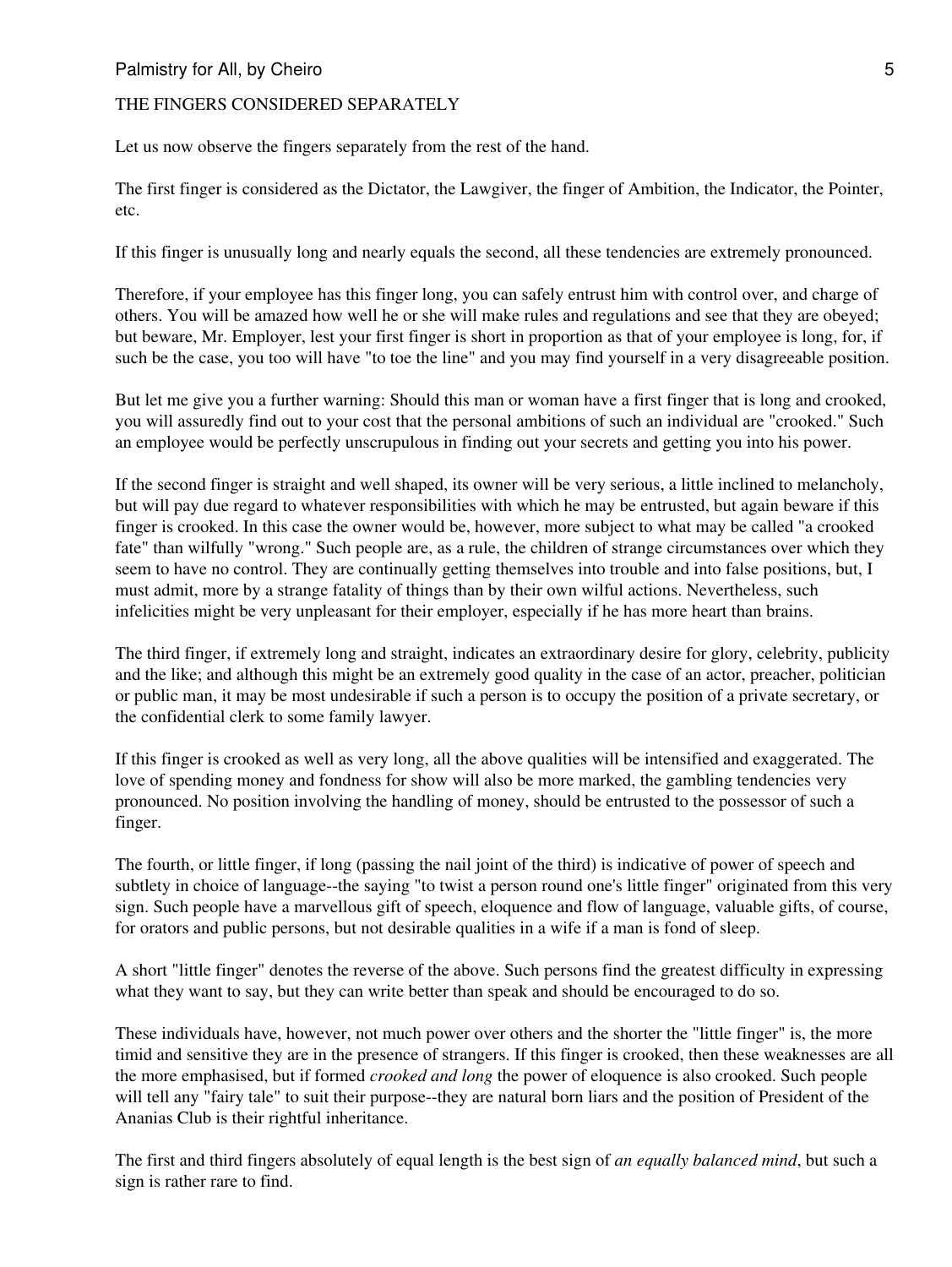THE FINGERS CONSIDERED SEPARATELY

Let us now observe the fingers separately from the rest of the hand.

The first finger is considered as the Dictator, the Lawgiver, the finger of Ambition, the Indicator, the Pointer, etc.

If this finger is unusually long and nearly equals the second, all these tendencies are extremely pronounced.

Therefore, if your employee has this finger long, you can safely entrust him with control over, and charge of others. You will be amazed how well he or she will make rules and regulations and see that they are obeyed; but beware, Mr. Employer, lest your first finger is short in proportion as that of your employee is long, for, if such be the case, you too will have "to toe the line" and you may find yourself in a very disagreeable position.

But let me give you a further warning: Should this man or woman have a first finger that is long and crooked, you will assuredly find out to your cost that the personal ambitions of such an individual are "crooked." Such an employee would be perfectly unscrupulous in finding out your secrets and getting you into his power.

If the second finger is straight and well shaped, its owner will be very serious, a little inclined to melancholy, but will pay due regard to whatever responsibilities with which he may be entrusted, but again beware if this finger is crooked. In this case the owner would be, however, more subject to what may be called "a crooked fate" than wilfully "wrong." Such people are, as a rule, the children of strange circumstances over which they seem to have no control. They are continually getting themselves into trouble and into false positions, but, I must admit, more by a strange fatality of things than by their own wilful actions. Nevertheless, such infelicities might be very unpleasant for their employer, especially if he has more heart than brains.

The third finger, if extremely long and straight, indicates an extraordinary desire for glory, celebrity, publicity and the like; and although this might be an extremely good quality in the case of an actor, preacher, politician or public man, it may be most undesirable if such a person is to occupy the position of a private secretary, or the confidential clerk to some family lawyer.

If this finger is crooked as well as very long, all the above qualities will be intensified and exaggerated. The love of spending money and fondness for show will also be more marked, the gambling tendencies very pronounced. No position involving the handling of money, should be entrusted to the possessor of such a finger.

The fourth, or little finger, if long (passing the nail joint of the third) is indicative of power of speech and subtlety in choice of language--the saying "to twist a person round one's little finger" originated from this very sign. Such people have a marvellous gift of speech, eloquence and flow of language, valuable gifts, of course, for orators and public persons, but not desirable qualities in a wife if a man is fond of sleep.

A short "little finger" denotes the reverse of the above. Such persons find the greatest difficulty in expressing what they want to say, but they can write better than speak and should be encouraged to do so.

These individuals have, however, not much power over others and the shorter the "little finger" is, the more timid and sensitive they are in the presence of strangers. If this finger is crooked, then these weaknesses are all the more emphasised, but if formed *crooked and long* the power of eloquence is also crooked. Such people will tell any "fairy tale" to suit their purpose--they are natural born liars and the position of President of the Ananias Club is their rightful inheritance.

The first and third fingers absolutely of equal length is the best sign of *an equally balanced mind*, but such a sign is rather rare to find.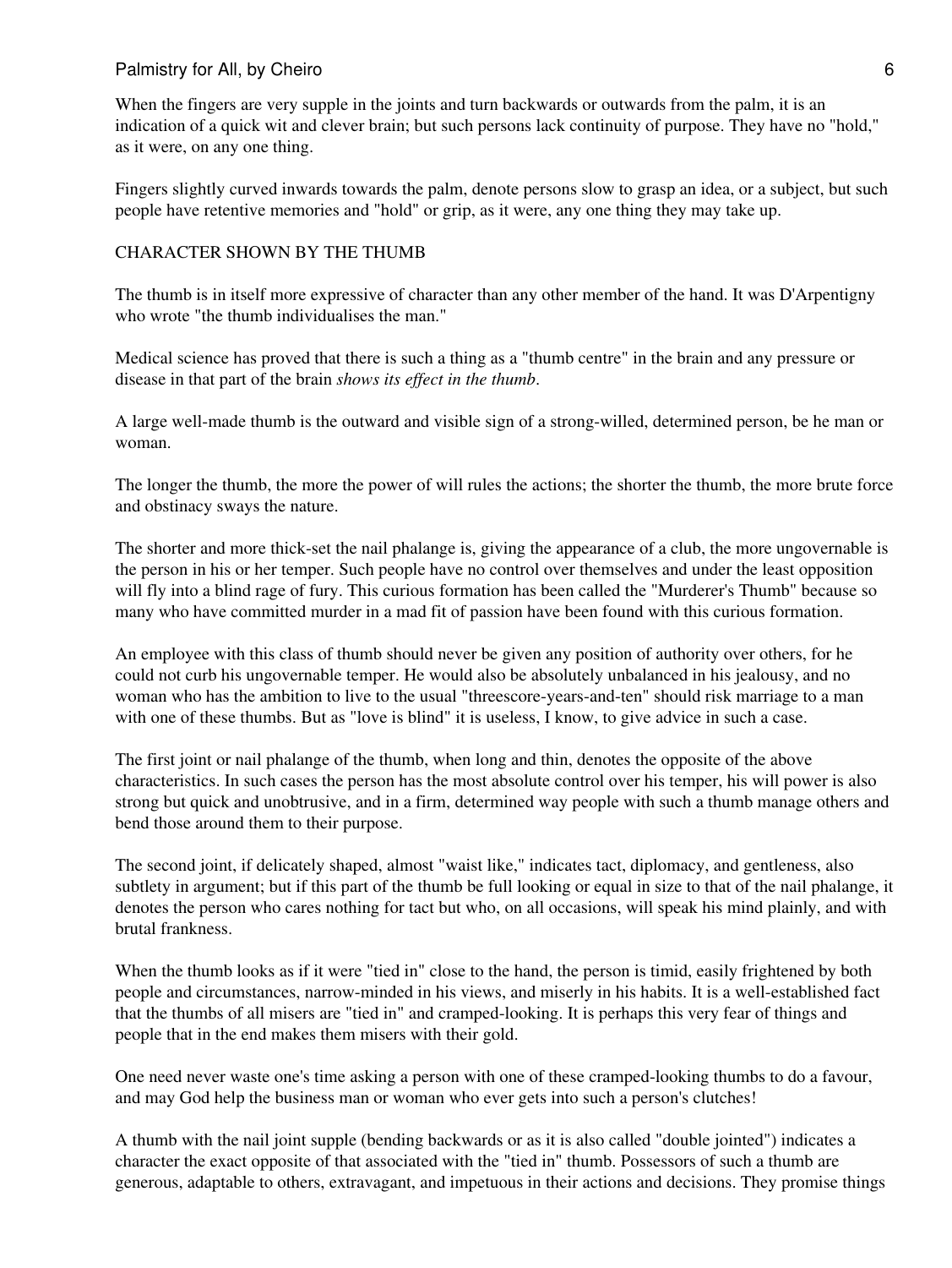When the fingers are very supple in the joints and turn backwards or outwards from the palm, it is an indication of a quick wit and clever brain; but such persons lack continuity of purpose. They have no "hold," as it were, on any one thing.

Fingers slightly curved inwards towards the palm, denote persons slow to grasp an idea, or a subject, but such people have retentive memories and "hold" or grip, as it were, any one thing they may take up.

## CHARACTER SHOWN BY THE THUMB

The thumb is in itself more expressive of character than any other member of the hand. It was D'Arpentigny who wrote "the thumb individualises the man."

Medical science has proved that there is such a thing as a "thumb centre" in the brain and any pressure or disease in that part of the brain *shows its effect in the thumb*.

A large well-made thumb is the outward and visible sign of a strong-willed, determined person, be he man or woman.

The longer the thumb, the more the power of will rules the actions; the shorter the thumb, the more brute force and obstinacy sways the nature.

The shorter and more thick-set the nail phalange is, giving the appearance of a club, the more ungovernable is the person in his or her temper. Such people have no control over themselves and under the least opposition will fly into a blind rage of fury. This curious formation has been called the "Murderer's Thumb" because so many who have committed murder in a mad fit of passion have been found with this curious formation.

An employee with this class of thumb should never be given any position of authority over others, for he could not curb his ungovernable temper. He would also be absolutely unbalanced in his jealousy, and no woman who has the ambition to live to the usual "threescore-years-and-ten" should risk marriage to a man with one of these thumbs. But as "love is blind" it is useless, I know, to give advice in such a case.

The first joint or nail phalange of the thumb, when long and thin, denotes the opposite of the above characteristics. In such cases the person has the most absolute control over his temper, his will power is also strong but quick and unobtrusive, and in a firm, determined way people with such a thumb manage others and bend those around them to their purpose.

The second joint, if delicately shaped, almost "waist like," indicates tact, diplomacy, and gentleness, also subtlety in argument; but if this part of the thumb be full looking or equal in size to that of the nail phalange, it denotes the person who cares nothing for tact but who, on all occasions, will speak his mind plainly, and with brutal frankness.

When the thumb looks as if it were "tied in" close to the hand, the person is timid, easily frightened by both people and circumstances, narrow-minded in his views, and miserly in his habits. It is a well-established fact that the thumbs of all misers are "tied in" and cramped-looking. It is perhaps this very fear of things and people that in the end makes them misers with their gold.

One need never waste one's time asking a person with one of these cramped-looking thumbs to do a favour, and may God help the business man or woman who ever gets into such a person's clutches!

A thumb with the nail joint supple (bending backwards or as it is also called "double jointed") indicates a character the exact opposite of that associated with the "tied in" thumb. Possessors of such a thumb are generous, adaptable to others, extravagant, and impetuous in their actions and decisions. They promise things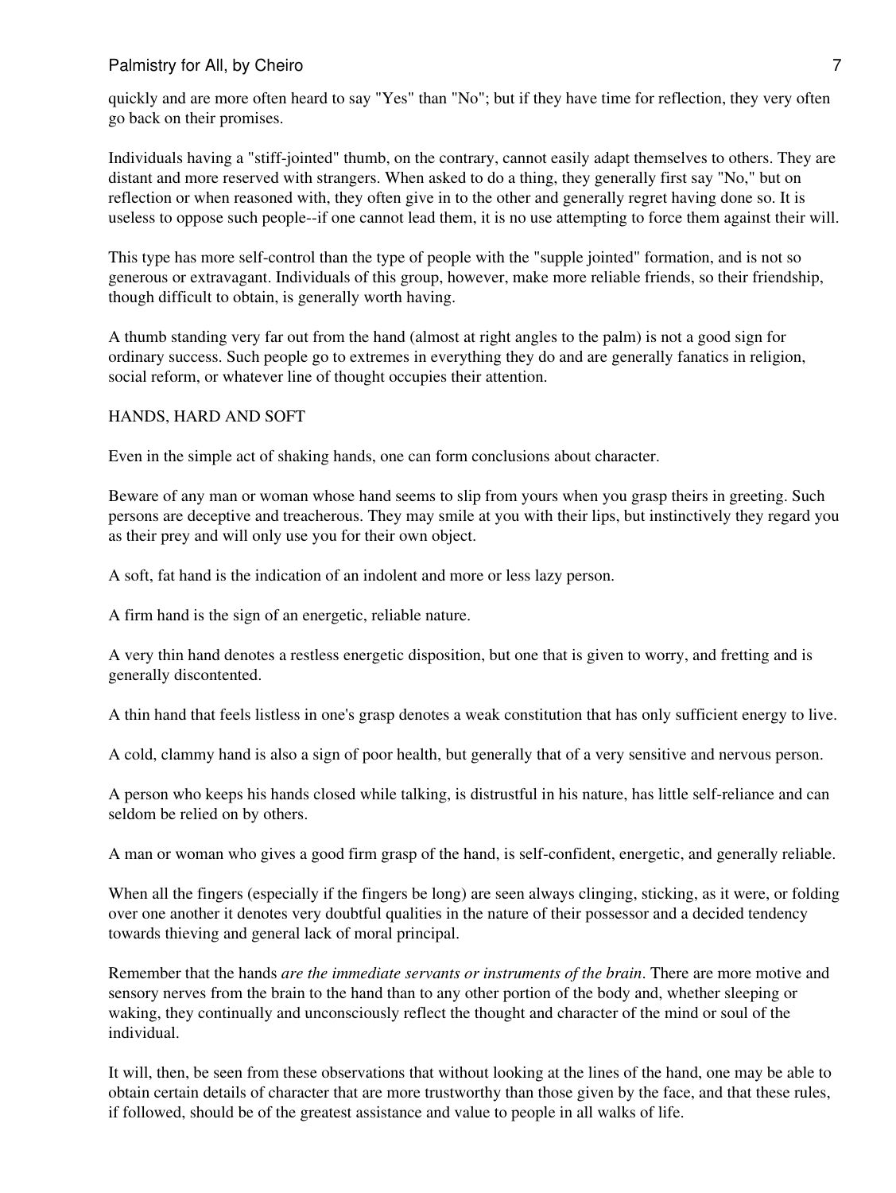quickly and are more often heard to say "Yes" than "No"; but if they have time for reflection, they very often go back on their promises.

Individuals having a "stiff-jointed" thumb, on the contrary, cannot easily adapt themselves to others. They are distant and more reserved with strangers. When asked to do a thing, they generally first say "No," but on reflection or when reasoned with, they often give in to the other and generally regret having done so. It is useless to oppose such people--if one cannot lead them, it is no use attempting to force them against their will.

This type has more self-control than the type of people with the "supple jointed" formation, and is not so generous or extravagant. Individuals of this group, however, make more reliable friends, so their friendship, though difficult to obtain, is generally worth having.

A thumb standing very far out from the hand (almost at right angles to the palm) is not a good sign for ordinary success. Such people go to extremes in everything they do and are generally fanatics in religion, social reform, or whatever line of thought occupies their attention.

## HANDS, HARD AND SOFT

Even in the simple act of shaking hands, one can form conclusions about character.

Beware of any man or woman whose hand seems to slip from yours when you grasp theirs in greeting. Such persons are deceptive and treacherous. They may smile at you with their lips, but instinctively they regard you as their prey and will only use you for their own object.

A soft, fat hand is the indication of an indolent and more or less lazy person.

A firm hand is the sign of an energetic, reliable nature.

A very thin hand denotes a restless energetic disposition, but one that is given to worry, and fretting and is generally discontented.

A thin hand that feels listless in one's grasp denotes a weak constitution that has only sufficient energy to live.

A cold, clammy hand is also a sign of poor health, but generally that of a very sensitive and nervous person.

A person who keeps his hands closed while talking, is distrustful in his nature, has little self-reliance and can seldom be relied on by others.

A man or woman who gives a good firm grasp of the hand, is self-confident, energetic, and generally reliable.

When all the fingers (especially if the fingers be long) are seen always clinging, sticking, as it were, or folding over one another it denotes very doubtful qualities in the nature of their possessor and a decided tendency towards thieving and general lack of moral principal.

Remember that the hands *are the immediate servants or instruments of the brain*. There are more motive and sensory nerves from the brain to the hand than to any other portion of the body and, whether sleeping or waking, they continually and unconsciously reflect the thought and character of the mind or soul of the individual.

It will, then, be seen from these observations that without looking at the lines of the hand, one may be able to obtain certain details of character that are more trustworthy than those given by the face, and that these rules, if followed, should be of the greatest assistance and value to people in all walks of life.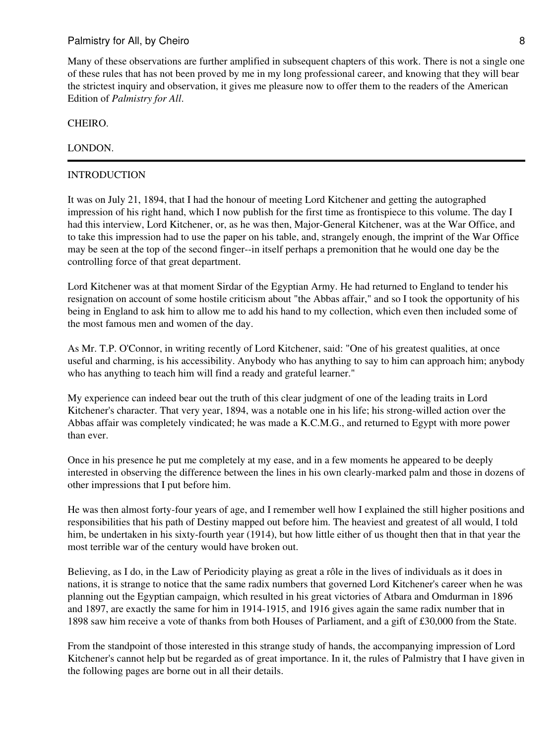Many of these observations are further amplified in subsequent chapters of this work. There is not a single one of these rules that has not been proved by me in my long professional career, and knowing that they will bear the strictest inquiry and observation, it gives me pleasure now to offer them to the readers of the American Edition of *Palmistry for All*.

CHEIRO.

LONDON.

---

## INTRODUCTION

It was on July 21, 1894, that I had the honour of meeting Lord Kitchener and getting the autographed impression of his right hand, which I now publish for the first time as frontispiece to this volume. The day I had this interview, Lord Kitchener, or, as he was then, Major-General Kitchener, was at the War Office, and to take this impression had to use the paper on his table, and, strangely enough, the imprint of the War Office may be seen at the top of the second finger--in itself perhaps a premonition that he would one day be the controlling force of that great department.

Lord Kitchener was at that moment Sirdar of the Egyptian Army. He had returned to England to tender his resignation on account of some hostile criticism about "the Abbas affair," and so I took the opportunity of his being in England to ask him to allow me to add his hand to my collection, which even then included some of the most famous men and women of the day.

As Mr. T.P. O'Connor, in writing recently of Lord Kitchener, said: "One of his greatest qualities, at once useful and charming, is his accessibility. Anybody who has anything to say to him can approach him; anybody who has anything to teach him will find a ready and grateful learner."

My experience can indeed bear out the truth of this clear judgment of one of the leading traits in Lord Kitchener's character. That very year, 1894, was a notable one in his life; his strong-willed action over the Abbas affair was completely vindicated; he was made a K.C.M.G., and returned to Egypt with more power than ever.

Once in his presence he put me completely at my ease, and in a few moments he appeared to be deeply interested in observing the difference between the lines in his own clearly-marked palm and those in dozens of other impressions that I put before him.

He was then almost forty-four years of age, and I remember well how I explained the still higher positions and responsibilities that his path of Destiny mapped out before him. The heaviest and greatest of all would, I told him, be undertaken in his sixty-fourth year (1914), but how little either of us thought then that in that year the most terrible war of the century would have broken out.

Believing, as I do, in the Law of Periodicity playing as great a rôle in the lives of individuals as it does in nations, it is strange to notice that the same radix numbers that governed Lord Kitchener's career when he was planning out the Egyptian campaign, which resulted in his great victories of Atbara and Omdurman in 1896 and 1897, are exactly the same for him in 1914-1915, and 1916 gives again the same radix number that in 1898 saw him receive a vote of thanks from both Houses of Parliament, and a gift of £30,000 from the State.

From the standpoint of those interested in this strange study of hands, the accompanying impression of Lord Kitchener's cannot help but be regarded as of great importance. In it, the rules of Palmistry that I have given in the following pages are borne out in all their details.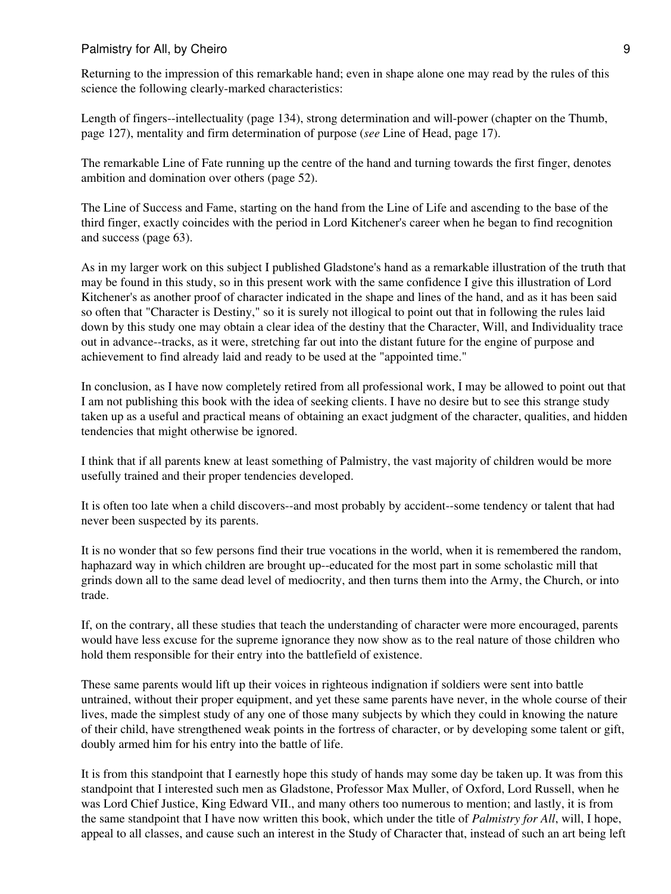Returning to the impression of this remarkable hand; even in shape alone one may read by the rules of this science the following clearly-marked characteristics:

Length of fingers--intellectuality (page 134), strong determination and will-power (chapter on the Thumb, page 127), mentality and firm determination of purpose (*see* Line of Head, page 17).

The remarkable Line of Fate running up the centre of the hand and turning towards the first finger, denotes ambition and domination over others (page 52).

The Line of Success and Fame, starting on the hand from the Line of Life and ascending to the base of the third finger, exactly coincides with the period in Lord Kitchener's career when he began to find recognition and success (page 63).

As in my larger work on this subject I published Gladstone's hand as a remarkable illustration of the truth that may be found in this study, so in this present work with the same confidence I give this illustration of Lord Kitchener's as another proof of character indicated in the shape and lines of the hand, and as it has been said so often that "Character is Destiny," so it is surely not illogical to point out that in following the rules laid down by this study one may obtain a clear idea of the destiny that the Character, Will, and Individuality trace out in advance--tracks, as it were, stretching far out into the distant future for the engine of purpose and achievement to find already laid and ready to be used at the "appointed time."

In conclusion, as I have now completely retired from all professional work, I may be allowed to point out that I am not publishing this book with the idea of seeking clients. I have no desire but to see this strange study taken up as a useful and practical means of obtaining an exact judgment of the character, qualities, and hidden tendencies that might otherwise be ignored.

I think that if all parents knew at least something of Palmistry, the vast majority of children would be more usefully trained and their proper tendencies developed.

It is often too late when a child discovers--and most probably by accident--some tendency or talent that had never been suspected by its parents.

It is no wonder that so few persons find their true vocations in the world, when it is remembered the random, haphazard way in which children are brought up--educated for the most part in some scholastic mill that grinds down all to the same dead level of mediocrity, and then turns them into the Army, the Church, or into trade.

If, on the contrary, all these studies that teach the understanding of character were more encouraged, parents would have less excuse for the supreme ignorance they now show as to the real nature of those children who hold them responsible for their entry into the battlefield of existence.

These same parents would lift up their voices in righteous indignation if soldiers were sent into battle untrained, without their proper equipment, and yet these same parents have never, in the whole course of their lives, made the simplest study of any one of those many subjects by which they could in knowing the nature of their child, have strengthened weak points in the fortress of character, or by developing some talent or gift, doubly armed him for his entry into the battle of life.

It is from this standpoint that I earnestly hope this study of hands may some day be taken up. It was from this standpoint that I interested such men as Gladstone, Professor Max Muller, of Oxford, Lord Russell, when he was Lord Chief Justice, King Edward VII., and many others too numerous to mention; and lastly, it is from the same standpoint that I have now written this book, which under the title of *Palmistry for All*, will, I hope, appeal to all classes, and cause such an interest in the Study of Character that, instead of such an art being left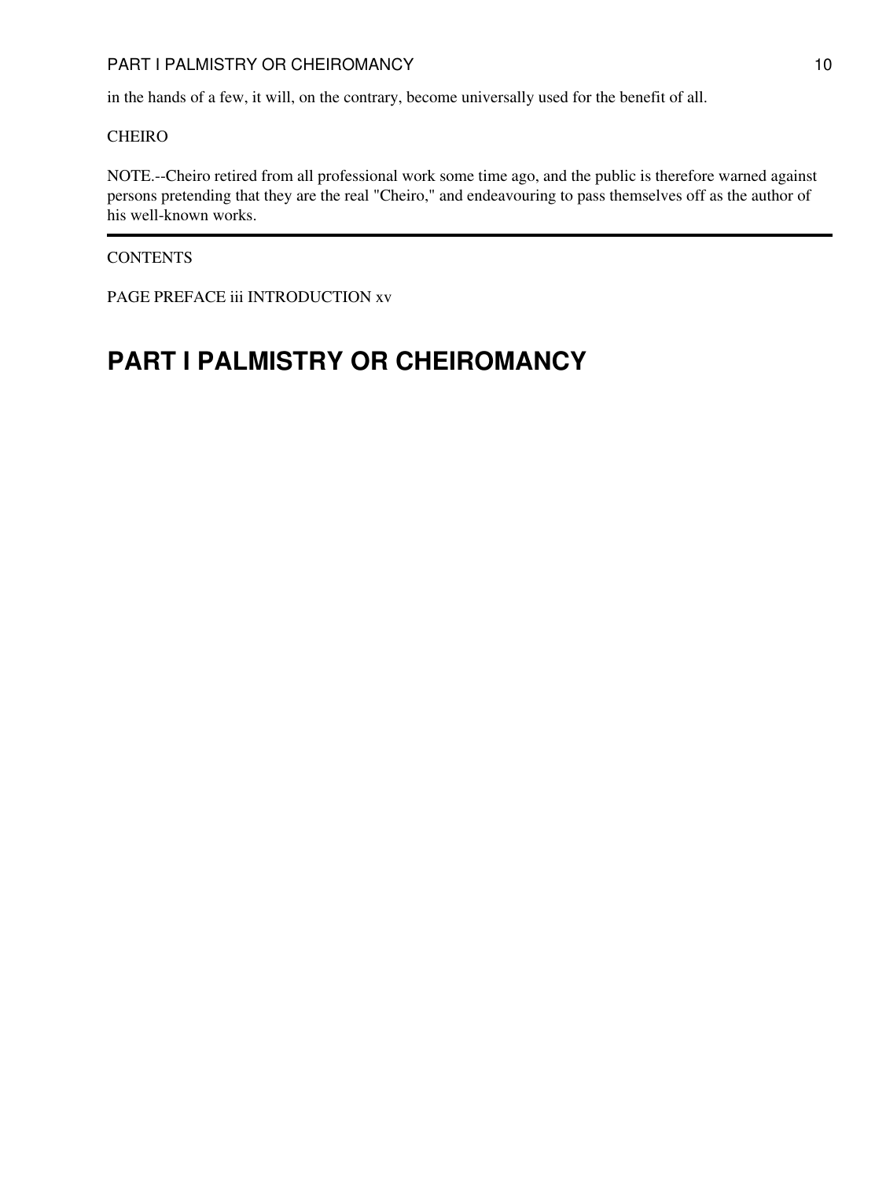in the hands of a few, it will, on the contrary, become universally used for the benefit of all.

CHEIRO

NOTE.--Cheiro retired from all professional work some time ago, and the public is therefore warned against persons pretending that they are the real "Cheiro," and endeavouring to pass themselves off as the author of his well-known works.

---

CONTENTS

PAGE PREFACE iii INTRODUCTION xv

# PART I PALMISTRY OR CHEIROMANCY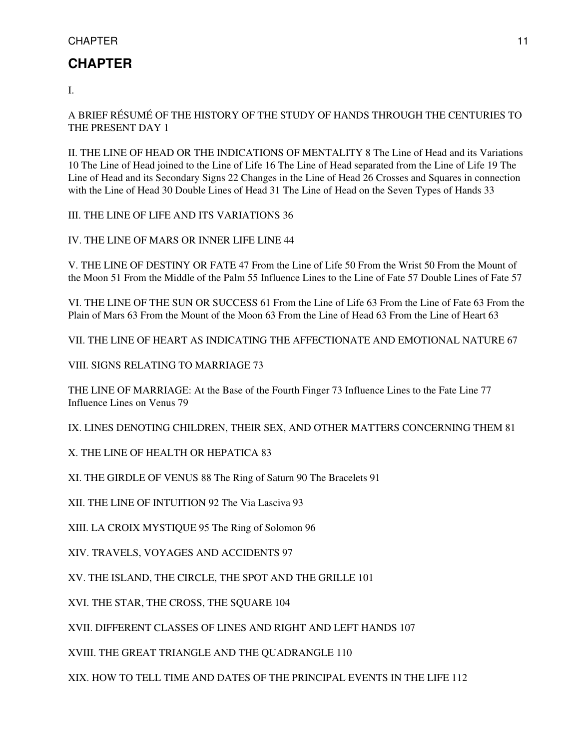## CHAPTER

I.

A BRIEF RÉSUMÉ OF THE HISTORY OF THE STUDY OF HANDS THROUGH THE CENTURIES TO THE PRESENT DAY 1

II. THE LINE OF HEAD OR THE INDICATIONS OF MENTALITY 8 The Line of Head and its Variations 10 The Line of Head joined to the Line of Life 16 The Line of Head separated from the Line of Life 19 The Line of Head and its Secondary Signs 22 Changes in the Line of Head 26 Crosses and Squares in connection with the Line of Head 30 Double Lines of Head 31 The Line of Head on the Seven Types of Hands 33

III. THE LINE OF LIFE AND ITS VARIATIONS 36

IV. THE LINE OF MARS OR INNER LIFE LINE 44

V. THE LINE OF DESTINY OR FATE 47 From the Line of Life 50 From the Wrist 50 From the Mount of the Moon 51 From the Middle of the Palm 55 Influence Lines to the Line of Fate 57 Double Lines of Fate 57

VI. THE LINE OF THE SUN OR SUCCESS 61 From the Line of Life 63 From the Line of Fate 63 From the Plain of Mars 63 From the Mount of the Moon 63 From the Line of Head 63 From the Line of Heart 63

VII. THE LINE OF HEART AS INDICATING THE AFFECTIONATE AND EMOTIONAL NATURE 67

VIII. SIGNS RELATING TO MARRIAGE 73

THE LINE OF MARRIAGE: At the Base of the Fourth Finger 73 Influence Lines to the Fate Line 77 Influence Lines on Venus 79

IX. LINES DENOTING CHILDREN, THEIR SEX, AND OTHER MATTERS CONCERNING THEM 81

X. THE LINE OF HEALTH OR HEPATICA 83

XI. THE GIRDLE OF VENUS 88 The Ring of Saturn 90 The Bracelets 91

XII. THE LINE OF INTUITION 92 The Via Lasciva 93

XIII. LA CROIX MYSTIQUE 95 The Ring of Solomon 96

XIV. TRAVELS, VOYAGES AND ACCIDENTS 97

XV. THE ISLAND, THE CIRCLE, THE SPOT AND THE GRILLE 101

XVI. THE STAR, THE CROSS, THE SQUARE 104

XVII. DIFFERENT CLASSES OF LINES AND RIGHT AND LEFT HANDS 107

XVIII. THE GREAT TRIANGLE AND THE QUADRANGLE 110

XIX. HOW TO TELL TIME AND DATES OF THE PRINCIPAL EVENTS IN THE LIFE 112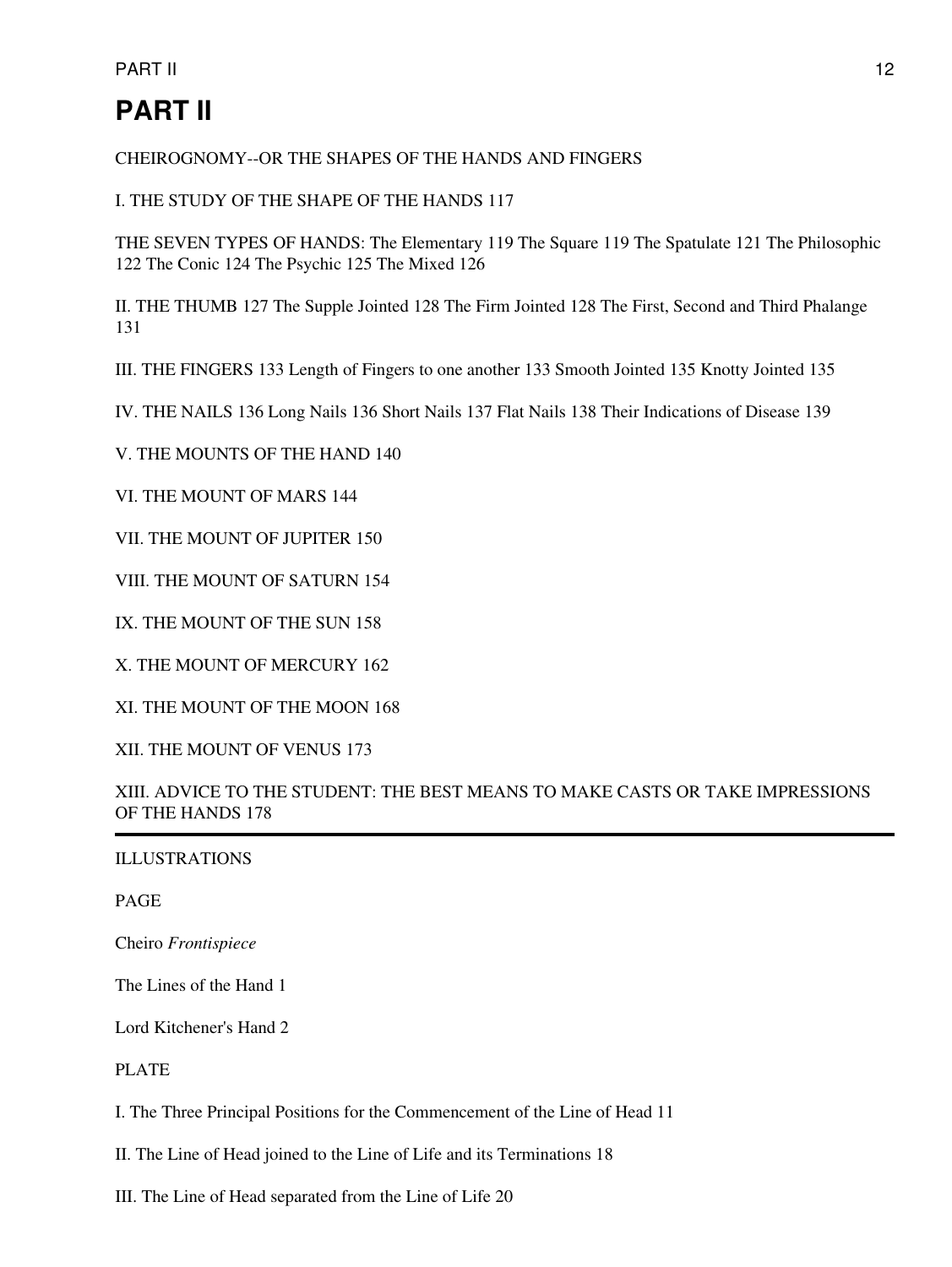# PART II

CHEIROGNOMY--OR THE SHAPES OF THE HANDS AND FINGERS

I. THE STUDY OF THE SHAPE OF THE HANDS 117

THE SEVEN TYPES OF HANDS: The Elementary 119 The Square 119 The Spatulate 121 The Philosophic 122 The Conic 124 The Psychic 125 The Mixed 126

II. THE THUMB 127 The Supple Jointed 128 The Firm Jointed 128 The First, Second and Third Phalange 131

III. THE FINGERS 133 Length of Fingers to one another 133 Smooth Jointed 135 Knotty Jointed 135

IV. THE NAILS 136 Long Nails 136 Short Nails 137 Flat Nails 138 Their Indications of Disease 139

V. THE MOUNTS OF THE HAND 140

VI. THE MOUNT OF MARS 144

VII. THE MOUNT OF JUPITER 150

VIII. THE MOUNT OF SATURN 154

IX. THE MOUNT OF THE SUN 158

X. THE MOUNT OF MERCURY 162

XI. THE MOUNT OF THE MOON 168

XII. THE MOUNT OF VENUS 173

XIII. ADVICE TO THE STUDENT: THE BEST MEANS TO MAKE CASTS OR TAKE IMPRESSIONS OF THE HANDS 178

---

ILLUSTRATIONS

PAGE

Cheiro *Frontispiece*

The Lines of the Hand 1

Lord Kitchener's Hand 2

PLATE

I. The Three Principal Positions for the Commencement of the Line of Head 11

II. The Line of Head joined to the Line of Life and its Terminations 18

III. The Line of Head separated from the Line of Life 20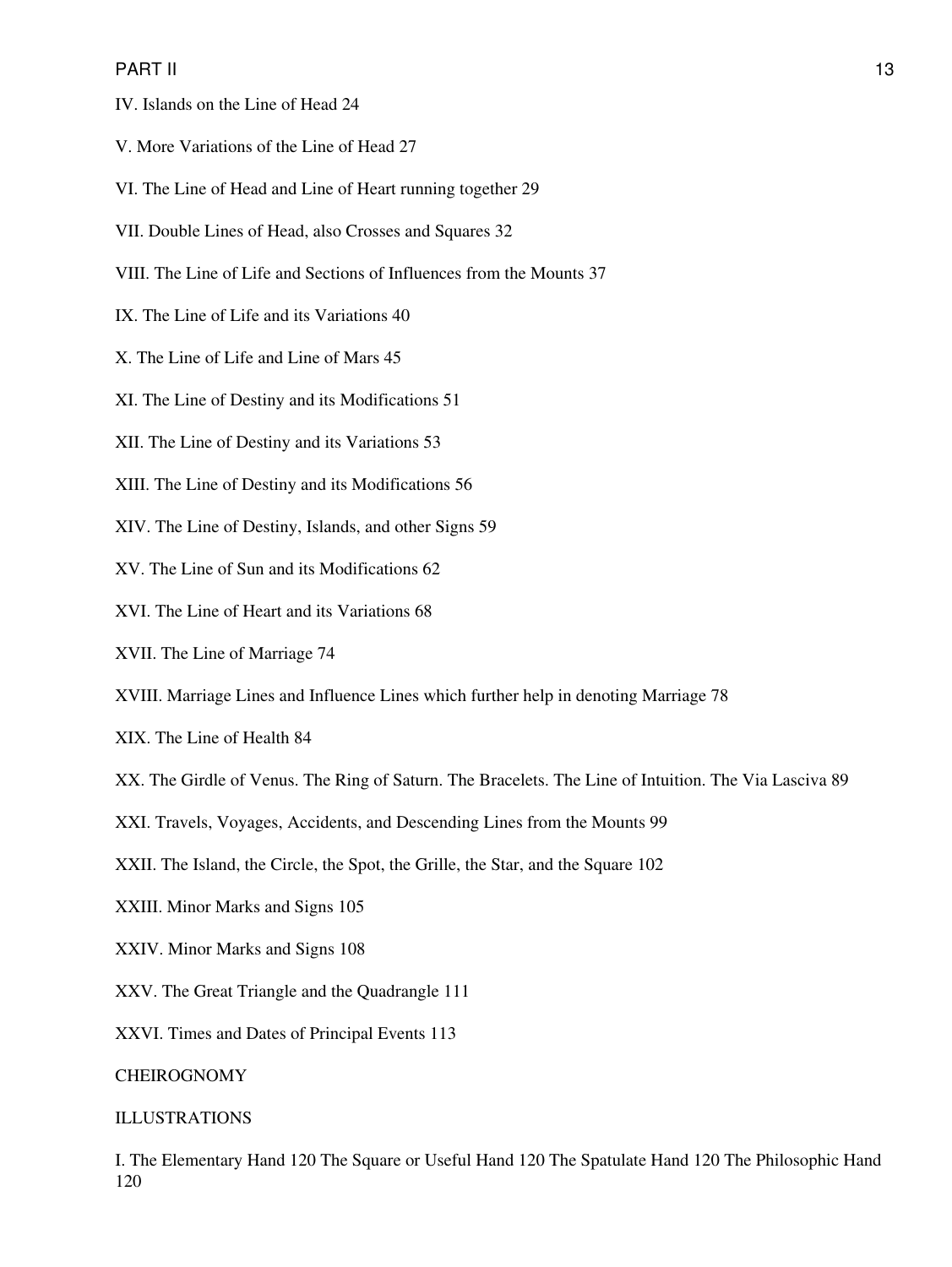IV. Islands on the Line of Head 24

V. More Variations of the Line of Head 27

VI. The Line of Head and Line of Heart running together 29

VII. Double Lines of Head, also Crosses and Squares 32

VIII. The Line of Life and Sections of Influences from the Mounts 37

IX. The Line of Life and its Variations 40

X. The Line of Life and Line of Mars 45

XI. The Line of Destiny and its Modifications 51

XII. The Line of Destiny and its Variations 53

XIII. The Line of Destiny and its Modifications 56

XIV. The Line of Destiny, Islands, and other Signs 59

XV. The Line of Sun and its Modifications 62

XVI. The Line of Heart and its Variations 68

XVII. The Line of Marriage 74

XVIII. Marriage Lines and Influence Lines which further help in denoting Marriage 78

XIX. The Line of Health 84

XX. The Girdle of Venus. The Ring of Saturn. The Bracelets. The Line of Intuition. The Via Lasciva 89

XXI. Travels, Voyages, Accidents, and Descending Lines from the Mounts 99

XXII. The Island, the Circle, the Spot, the Grille, the Star, and the Square 102

XXIII. Minor Marks and Signs 105

XXIV. Minor Marks and Signs 108

XXV. The Great Triangle and the Quadrangle 111

XXVI. Times and Dates of Principal Events 113

CHEIROGNOMY

ILLUSTRATIONS

I. The Elementary Hand 120 The Square or Useful Hand 120 The Spatulate Hand 120 The Philosophic Hand 120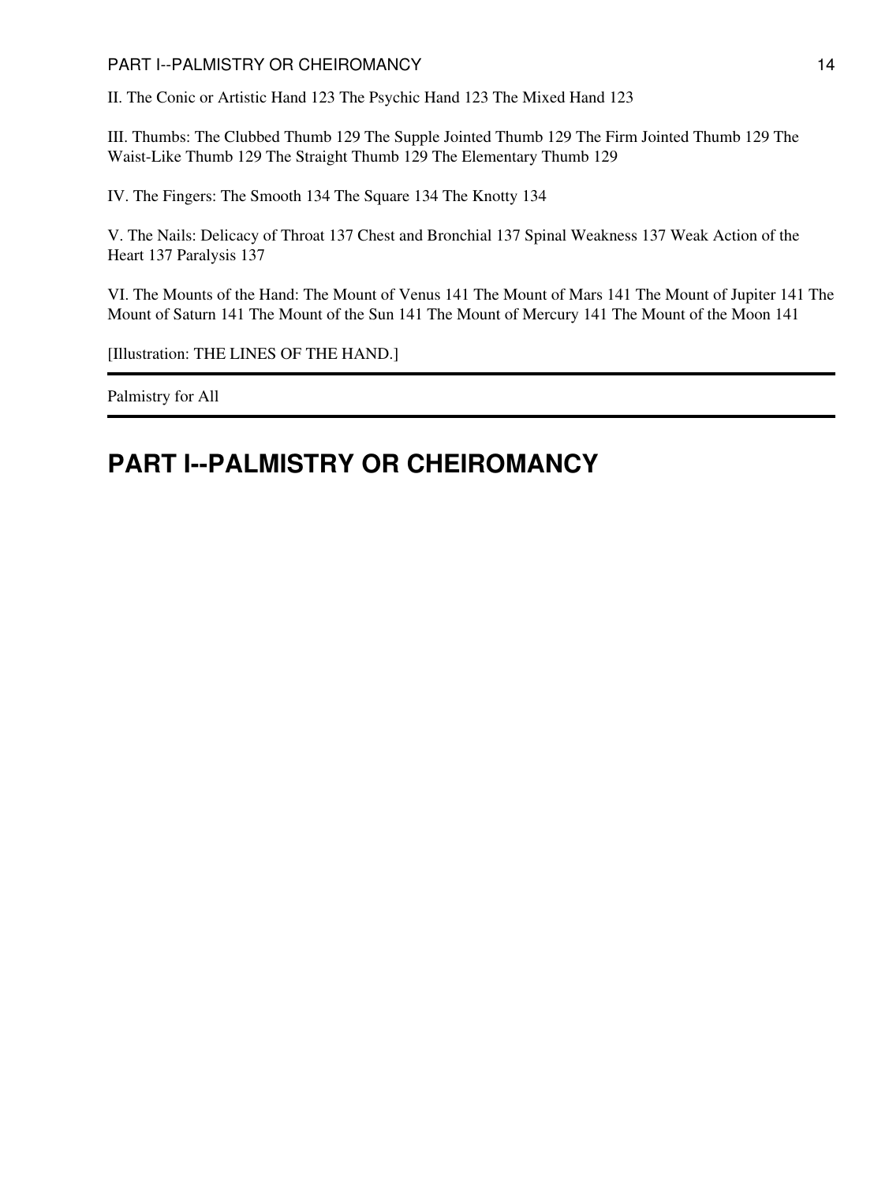II. The Conic or Artistic Hand 123 The Psychic Hand 123 The Mixed Hand 123

III. Thumbs: The Clubbed Thumb 129 The Supple Jointed Thumb 129 The Firm Jointed Thumb 129 The Waist-Like Thumb 129 The Straight Thumb 129 The Elementary Thumb 129

IV. The Fingers: The Smooth 134 The Square 134 The Knotty 134

V. The Nails: Delicacy of Throat 137 Chest and Bronchial 137 Spinal Weakness 137 Weak Action of the Heart 137 Paralysis 137

VI. The Mounts of the Hand: The Mount of Venus 141 The Mount of Mars 141 The Mount of Jupiter 141 The Mount of Saturn 141 The Mount of the Sun 141 The Mount of Mercury 141 The Mount of the Moon 141

[Illustration: THE LINES OF THE HAND.]

---

Palmistry for All

---

# PART I--PALMISTRY OR CHEIROMANCY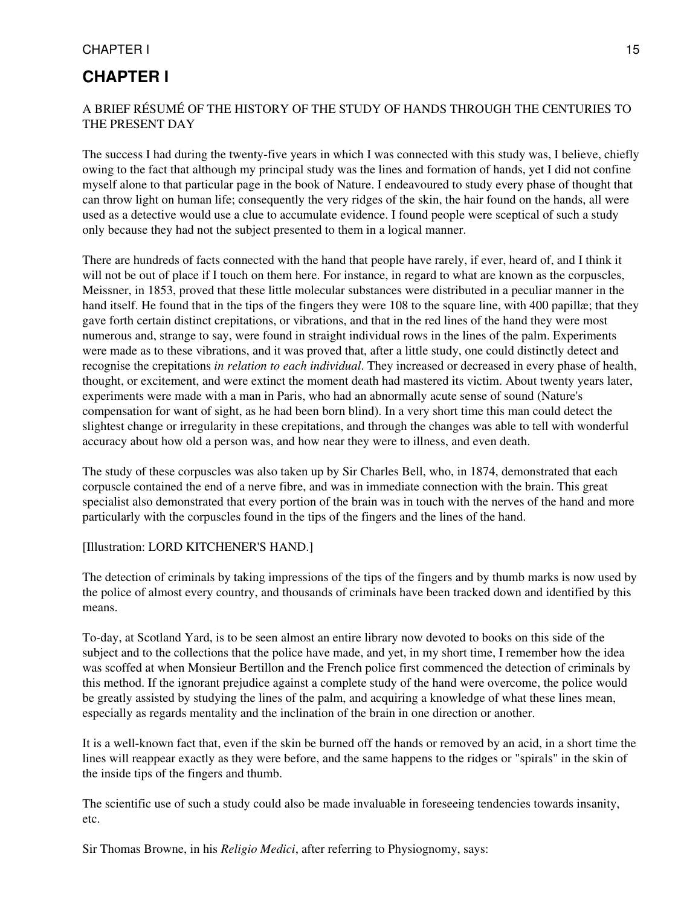# CHAPTER I

A BRIEF RÉSUMÉ OF THE HISTORY OF THE STUDY OF HANDS THROUGH THE CENTURIES TO THE PRESENT DAY

The success I had during the twenty-five years in which I was connected with this study was, I believe, chiefly owing to the fact that although my principal study was the lines and formation of hands, yet I did not confine myself alone to that particular page in the book of Nature. I endeavoured to study every phase of thought that can throw light on human life; consequently the very ridges of the skin, the hair found on the hands, all were used as a detective would use a clue to accumulate evidence. I found people were sceptical of such a study only because they had not the subject presented to them in a logical manner.

There are hundreds of facts connected with the hand that people have rarely, if ever, heard of, and I think it will not be out of place if I touch on them here. For instance, in regard to what are known as the corpuscles, Meissner, in 1853, proved that these little molecular substances were distributed in a peculiar manner in the hand itself. He found that in the tips of the fingers they were 108 to the square line, with 400 papillæ; that they gave forth certain distinct crepitations, or vibrations, and that in the red lines of the hand they were most numerous and, strange to say, were found in straight individual rows in the lines of the palm. Experiments were made as to these vibrations, and it was proved that, after a little study, one could distinctly detect and recognise the crepitations *in relation to each individual*. They increased or decreased in every phase of health, thought, or excitement, and were extinct the moment death had mastered its victim. About twenty years later, experiments were made with a man in Paris, who had an abnormally acute sense of sound (Nature's compensation for want of sight, as he had been born blind). In a very short time this man could detect the slightest change or irregularity in these crepitations, and through the changes was able to tell with wonderful accuracy about how old a person was, and how near they were to illness, and even death.

The study of these corpuscles was also taken up by Sir Charles Bell, who, in 1874, demonstrated that each corpuscle contained the end of a nerve fibre, and was in immediate connection with the brain. This great specialist also demonstrated that every portion of the brain was in touch with the nerves of the hand and more particularly with the corpuscles found in the tips of the fingers and the lines of the hand.

[Illustration: LORD KITCHENER'S HAND.]

The detection of criminals by taking impressions of the tips of the fingers and by thumb marks is now used by the police of almost every country, and thousands of criminals have been tracked down and identified by this means.

To-day, at Scotland Yard, is to be seen almost an entire library now devoted to books on this side of the subject and to the collections that the police have made, and yet, in my short time, I remember how the idea was scoffed at when Monsieur Bertillon and the French police first commenced the detection of criminals by this method. If the ignorant prejudice against a complete study of the hand were overcome, the police would be greatly assisted by studying the lines of the palm, and acquiring a knowledge of what these lines mean, especially as regards mentality and the inclination of the brain in one direction or another.

It is a well-known fact that, even if the skin be burned off the hands or removed by an acid, in a short time the lines will reappear exactly as they were before, and the same happens to the ridges or "spirals" in the skin of the inside tips of the fingers and thumb.

The scientific use of such a study could also be made invaluable in foreseeing tendencies towards insanity, etc.

Sir Thomas Browne, in his *Religio Medici*, after referring to Physiognomy, says: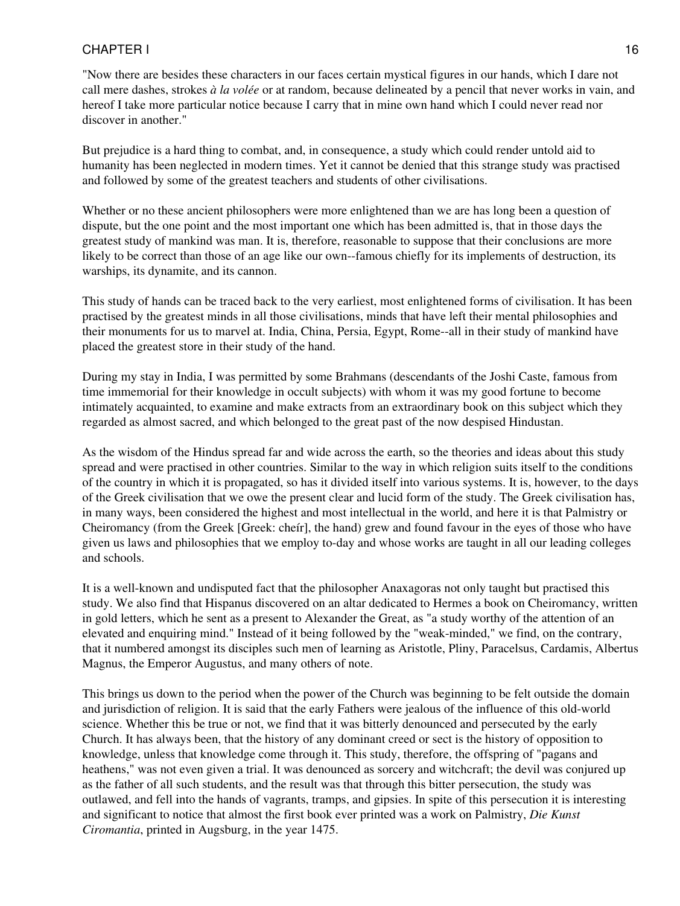"Now there are besides these characters in our faces certain mystical figures in our hands, which I dare not call mere dashes, strokes *à la volée* or at random, because delineated by a pencil that never works in vain, and hereof I take more particular notice because I carry that in mine own hand which I could never read nor discover in another."

But prejudice is a hard thing to combat, and, in consequence, a study which could render untold aid to humanity has been neglected in modern times. Yet it cannot be denied that this strange study was practised and followed by some of the greatest teachers and students of other civilisations.

Whether or no these ancient philosophers were more enlightened than we are has long been a question of dispute, but the one point and the most important one which has been admitted is, that in those days the greatest study of mankind was man. It is, therefore, reasonable to suppose that their conclusions are more likely to be correct than those of an age like our own--famous chiefly for its implements of destruction, its warships, its dynamite, and its cannon.

This study of hands can be traced back to the very earliest, most enlightened forms of civilisation. It has been practised by the greatest minds in all those civilisations, minds that have left their mental philosophies and their monuments for us to marvel at. India, China, Persia, Egypt, Rome--all in their study of mankind have placed the greatest store in their study of the hand.

During my stay in India, I was permitted by some Brahmans (descendants of the Joshi Caste, famous from time immemorial for their knowledge in occult subjects) with whom it was my good fortune to become intimately acquainted, to examine and make extracts from an extraordinary book on this subject which they regarded as almost sacred, and which belonged to the great past of the now despised Hindustan.

As the wisdom of the Hindus spread far and wide across the earth, so the theories and ideas about this study spread and were practised in other countries. Similar to the way in which religion suits itself to the conditions of the country in which it is propagated, so has it divided itself into various systems. It is, however, to the days of the Greek civilisation that we owe the present clear and lucid form of the study. The Greek civilisation has, in many ways, been considered the highest and most intellectual in the world, and here it is that Palmistry or Cheiromancy (from the Greek [Greek: cheír], the hand) grew and found favour in the eyes of those who have given us laws and philosophies that we employ to-day and whose works are taught in all our leading colleges and schools.

It is a well-known and undisputed fact that the philosopher Anaxagoras not only taught but practised this study. We also find that Hispanus discovered on an altar dedicated to Hermes a book on Cheiromancy, written in gold letters, which he sent as a present to Alexander the Great, as "a study worthy of the attention of an elevated and enquiring mind." Instead of it being followed by the "weak-minded," we find, on the contrary, that it numbered amongst its disciples such men of learning as Aristotle, Pliny, Paracelsus, Cardamis, Albertus Magnus, the Emperor Augustus, and many others of note.

This brings us down to the period when the power of the Church was beginning to be felt outside the domain and jurisdiction of religion. It is said that the early Fathers were jealous of the influence of this old-world science. Whether this be true or not, we find that it was bitterly denounced and persecuted by the early Church. It has always been, that the history of any dominant creed or sect is the history of opposition to knowledge, unless that knowledge come through it. This study, therefore, the offspring of "pagans and heathens," was not even given a trial. It was denounced as sorcery and witchcraft; the devil was conjured up as the father of all such students, and the result was that through this bitter persecution, the study was outlawed, and fell into the hands of vagrants, tramps, and gipsies. In spite of this persecution it is interesting and significant to notice that almost the first book ever printed was a work on Palmistry, *Die Kunst Ciromantia*, printed in Augsburg, in the year 1475.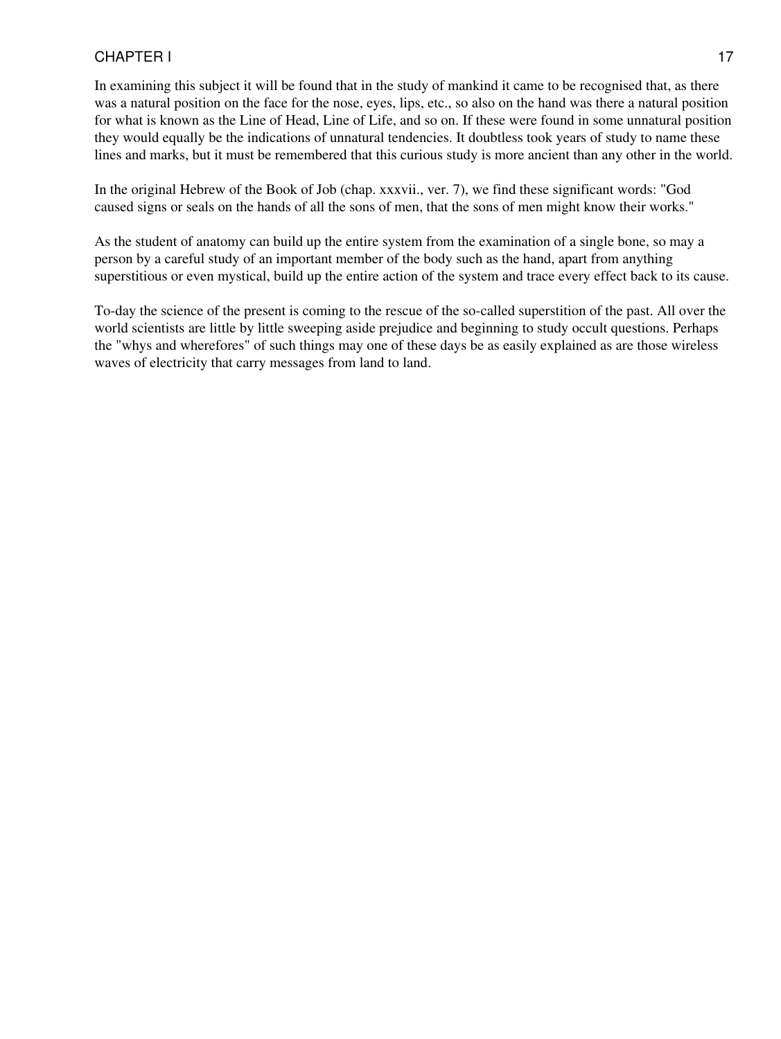In examining this subject it will be found that in the study of mankind it came to be recognised that, as there was a natural position on the face for the nose, eyes, lips, etc., so also on the hand was there a natural position for what is known as the Line of Head, Line of Life, and so on. If these were found in some unnatural position they would equally be the indications of unnatural tendencies. It doubtless took years of study to name these lines and marks, but it must be remembered that this curious study is more ancient than any other in the world.

In the original Hebrew of the Book of Job (chap. xxxvii., ver. 7), we find these significant words: "God caused signs or seals on the hands of all the sons of men, that the sons of men might know their works."

As the student of anatomy can build up the entire system from the examination of a single bone, so may a person by a careful study of an important member of the body such as the hand, apart from anything superstitious or even mystical, build up the entire action of the system and trace every effect back to its cause.

To-day the science of the present is coming to the rescue of the so-called superstition of the past. All over the world scientists are little by little sweeping aside prejudice and beginning to study occult questions. Perhaps the "whys and wherefores" of such things may one of these days be as easily explained as are those wireless waves of electricity that carry messages from land to land.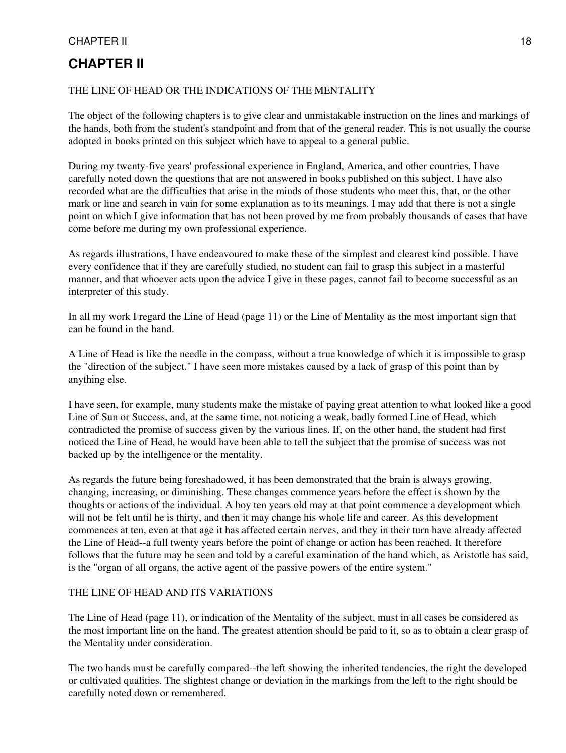# CHAPTER II

THE LINE OF HEAD OR THE INDICATIONS OF THE MENTALITY

The object of the following chapters is to give clear and unmistakable instruction on the lines and markings of the hands, both from the student's standpoint and from that of the general reader. This is not usually the course adopted in books printed on this subject which have to appeal to a general public.

During my twenty-five years' professional experience in England, America, and other countries, I have carefully noted down the questions that are not answered in books published on this subject. I have also recorded what are the difficulties that arise in the minds of those students who meet this, that, or the other mark or line and search in vain for some explanation as to its meanings. I may add that there is not a single point on which I give information that has not been proved by me from probably thousands of cases that have come before me during my own professional experience.

As regards illustrations, I have endeavoured to make these of the simplest and clearest kind possible. I have every confidence that if they are carefully studied, no student can fail to grasp this subject in a masterful manner, and that whoever acts upon the advice I give in these pages, cannot fail to become successful as an interpreter of this study.

In all my work I regard the Line of Head (page 11) or the Line of Mentality as the most important sign that can be found in the hand.

A Line of Head is like the needle in the compass, without a true knowledge of which it is impossible to grasp the "direction of the subject." I have seen more mistakes caused by a lack of grasp of this point than by anything else.

I have seen, for example, many students make the mistake of paying great attention to what looked like a good Line of Sun or Success, and, at the same time, not noticing a weak, badly formed Line of Head, which contradicted the promise of success given by the various lines. If, on the other hand, the student had first noticed the Line of Head, he would have been able to tell the subject that the promise of success was not backed up by the intelligence or the mentality.

As regards the future being foreshadowed, it has been demonstrated that the brain is always growing, changing, increasing, or diminishing. These changes commence years before the effect is shown by the thoughts or actions of the individual. A boy ten years old may at that point commence a development which will not be felt until he is thirty, and then it may change his whole life and career. As this development commences at ten, even at that age it has affected certain nerves, and they in their turn have already affected the Line of Head--a full twenty years before the point of change or action has been reached. It therefore follows that the future may be seen and told by a careful examination of the hand which, as Aristotle has said, is the "organ of all organs, the active agent of the passive powers of the entire system."

THE LINE OF HEAD AND ITS VARIATIONS

The Line of Head (page 11), or indication of the Mentality of the subject, must in all cases be considered as the most important line on the hand. The greatest attention should be paid to it, so as to obtain a clear grasp of the Mentality under consideration.

The two hands must be carefully compared--the left showing the inherited tendencies, the right the developed or cultivated qualities. The slightest change or deviation in the markings from the left to the right should be carefully noted down or remembered.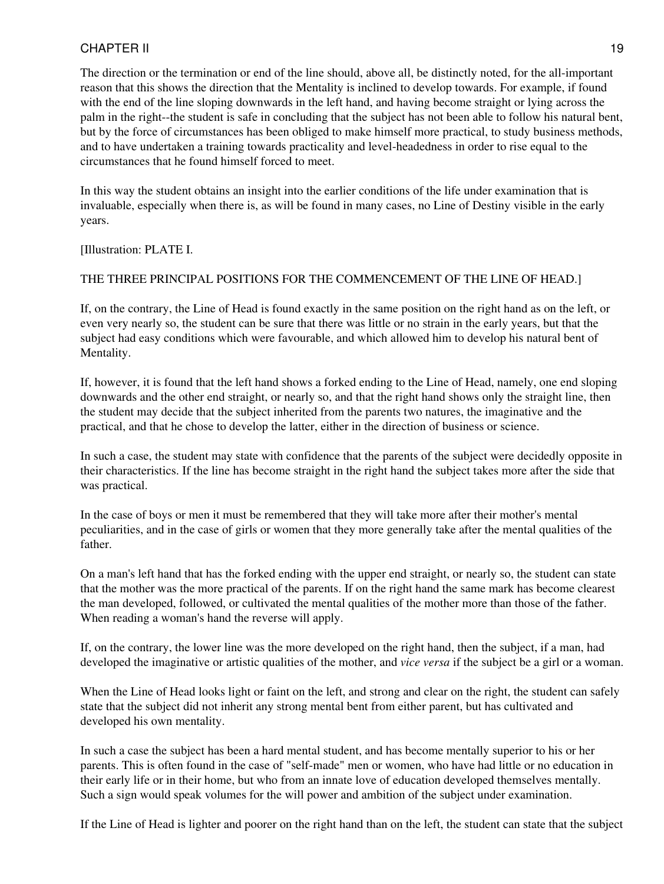The direction or the termination or end of the line should, above all, be distinctly noted, for the all-important reason that this shows the direction that the Mentality is inclined to develop towards. For example, if found with the end of the line sloping downwards in the left hand, and having become straight or lying across the palm in the right--the student is safe in concluding that the subject has not been able to follow his natural bent, but by the force of circumstances has been obliged to make himself more practical, to study business methods, and to have undertaken a training towards practicality and level-headedness in order to rise equal to the circumstances that he found himself forced to meet.

In this way the student obtains an insight into the earlier conditions of the life under examination that is invaluable, especially when there is, as will be found in many cases, no Line of Destiny visible in the early years.

[Illustration: PLATE I.

THE THREE PRINCIPAL POSITIONS FOR THE COMMENCEMENT OF THE LINE OF HEAD.]

If, on the contrary, the Line of Head is found exactly in the same position on the right hand as on the left, or even very nearly so, the student can be sure that there was little or no strain in the early years, but that the subject had easy conditions which were favourable, and which allowed him to develop his natural bent of Mentality.

If, however, it is found that the left hand shows a forked ending to the Line of Head, namely, one end sloping downwards and the other end straight, or nearly so, and that the right hand shows only the straight line, then the student may decide that the subject inherited from the parents two natures, the imaginative and the practical, and that he chose to develop the latter, either in the direction of business or science.

In such a case, the student may state with confidence that the parents of the subject were decidedly opposite in their characteristics. If the line has become straight in the right hand the subject takes more after the side that was practical.

In the case of boys or men it must be remembered that they will take more after their mother's mental peculiarities, and in the case of girls or women that they more generally take after the mental qualities of the father.

On a man's left hand that has the forked ending with the upper end straight, or nearly so, the student can state that the mother was the more practical of the parents. If on the right hand the same mark has become clearest the man developed, followed, or cultivated the mental qualities of the mother more than those of the father. When reading a woman's hand the reverse will apply.

If, on the contrary, the lower line was the more developed on the right hand, then the subject, if a man, had developed the imaginative or artistic qualities of the mother, and *vice versa* if the subject be a girl or a woman.

When the Line of Head looks light or faint on the left, and strong and clear on the right, the student can safely state that the subject did not inherit any strong mental bent from either parent, but has cultivated and developed his own mentality.

In such a case the subject has been a hard mental student, and has become mentally superior to his or her parents. This is often found in the case of "self-made" men or women, who have had little or no education in their early life or in their home, but who from an innate love of education developed themselves mentally. Such a sign would speak volumes for the will power and ambition of the subject under examination.

If the Line of Head is lighter and poorer on the right hand than on the left, the student can state that the subject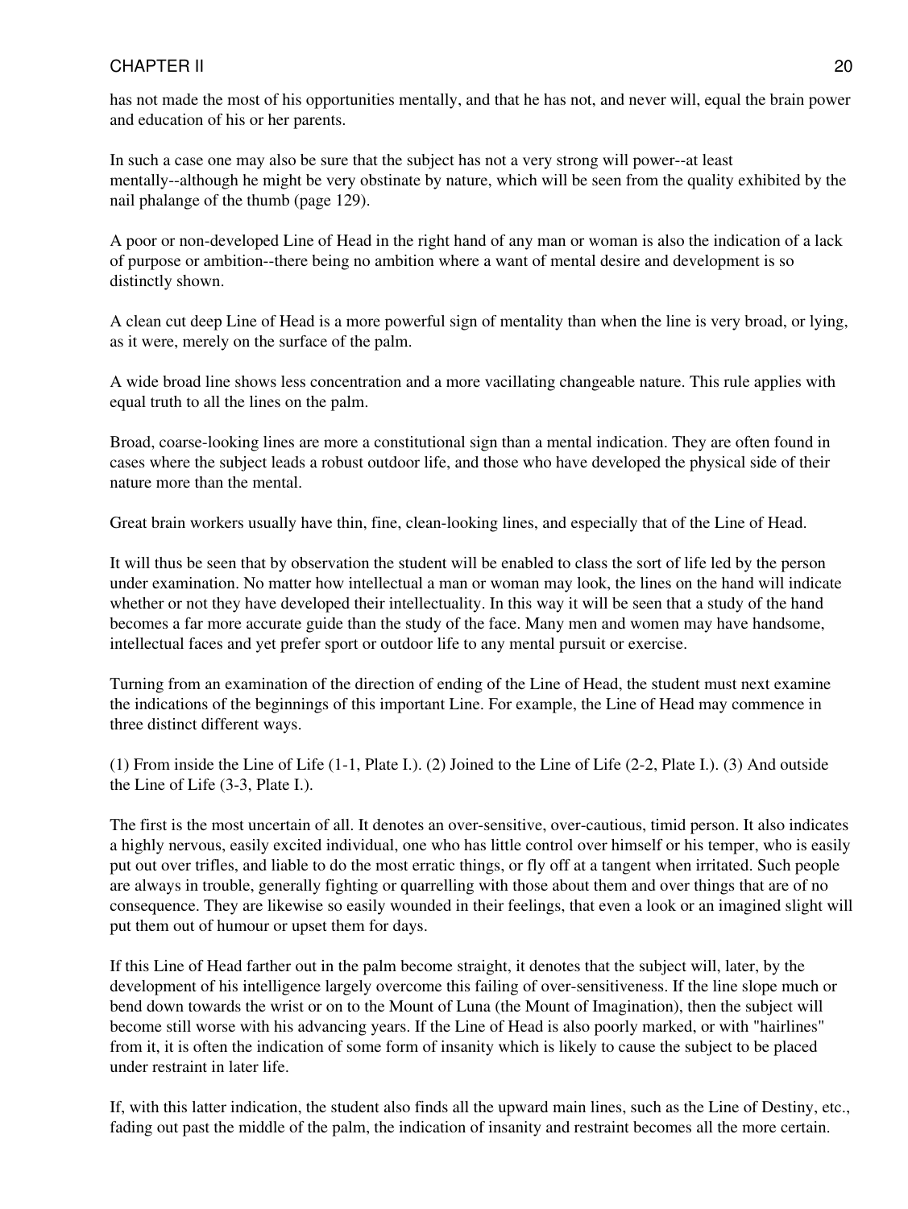has not made the most of his opportunities mentally, and that he has not, and never will, equal the brain power and education of his or her parents.

In such a case one may also be sure that the subject has not a very strong will power--at least mentally--although he might be very obstinate by nature, which will be seen from the quality exhibited by the nail phalange of the thumb (page 129).

A poor or non-developed Line of Head in the right hand of any man or woman is also the indication of a lack of purpose or ambition--there being no ambition where a want of mental desire and development is so distinctly shown.

A clean cut deep Line of Head is a more powerful sign of mentality than when the line is very broad, or lying, as it were, merely on the surface of the palm.

A wide broad line shows less concentration and a more vacillating changeable nature. This rule applies with equal truth to all the lines on the palm.

Broad, coarse-looking lines are more a constitutional sign than a mental indication. They are often found in cases where the subject leads a robust outdoor life, and those who have developed the physical side of their nature more than the mental.

Great brain workers usually have thin, fine, clean-looking lines, and especially that of the Line of Head.

It will thus be seen that by observation the student will be enabled to class the sort of life led by the person under examination. No matter how intellectual a man or woman may look, the lines on the hand will indicate whether or not they have developed their intellectuality. In this way it will be seen that a study of the hand becomes a far more accurate guide than the study of the face. Many men and women may have handsome, intellectual faces and yet prefer sport or outdoor life to any mental pursuit or exercise.

Turning from an examination of the direction of ending of the Line of Head, the student must next examine the indications of the beginnings of this important Line. For example, the Line of Head may commence in three distinct different ways.

(1) From inside the Line of Life (1-1, Plate I.). (2) Joined to the Line of Life (2-2, Plate I.). (3) And outside the Line of Life (3-3, Plate I.).

The first is the most uncertain of all. It denotes an over-sensitive, over-cautious, timid person. It also indicates a highly nervous, easily excited individual, one who has little control over himself or his temper, who is easily put out over trifles, and liable to do the most erratic things, or fly off at a tangent when irritated. Such people are always in trouble, generally fighting or quarrelling with those about them and over things that are of no consequence. They are likewise so easily wounded in their feelings, that even a look or an imagined slight will put them out of humour or upset them for days.

If this Line of Head farther out in the palm become straight, it denotes that the subject will, later, by the development of his intelligence largely overcome this failing of over-sensitiveness. If the line slope much or bend down towards the wrist or on to the Mount of Luna (the Mount of Imagination), then the subject will become still worse with his advancing years. If the Line of Head is also poorly marked, or with "hairlines" from it, it is often the indication of some form of insanity which is likely to cause the subject to be placed under restraint in later life.

If, with this latter indication, the student also finds all the upward main lines, such as the Line of Destiny, etc., fading out past the middle of the palm, the indication of insanity and restraint becomes all the more certain.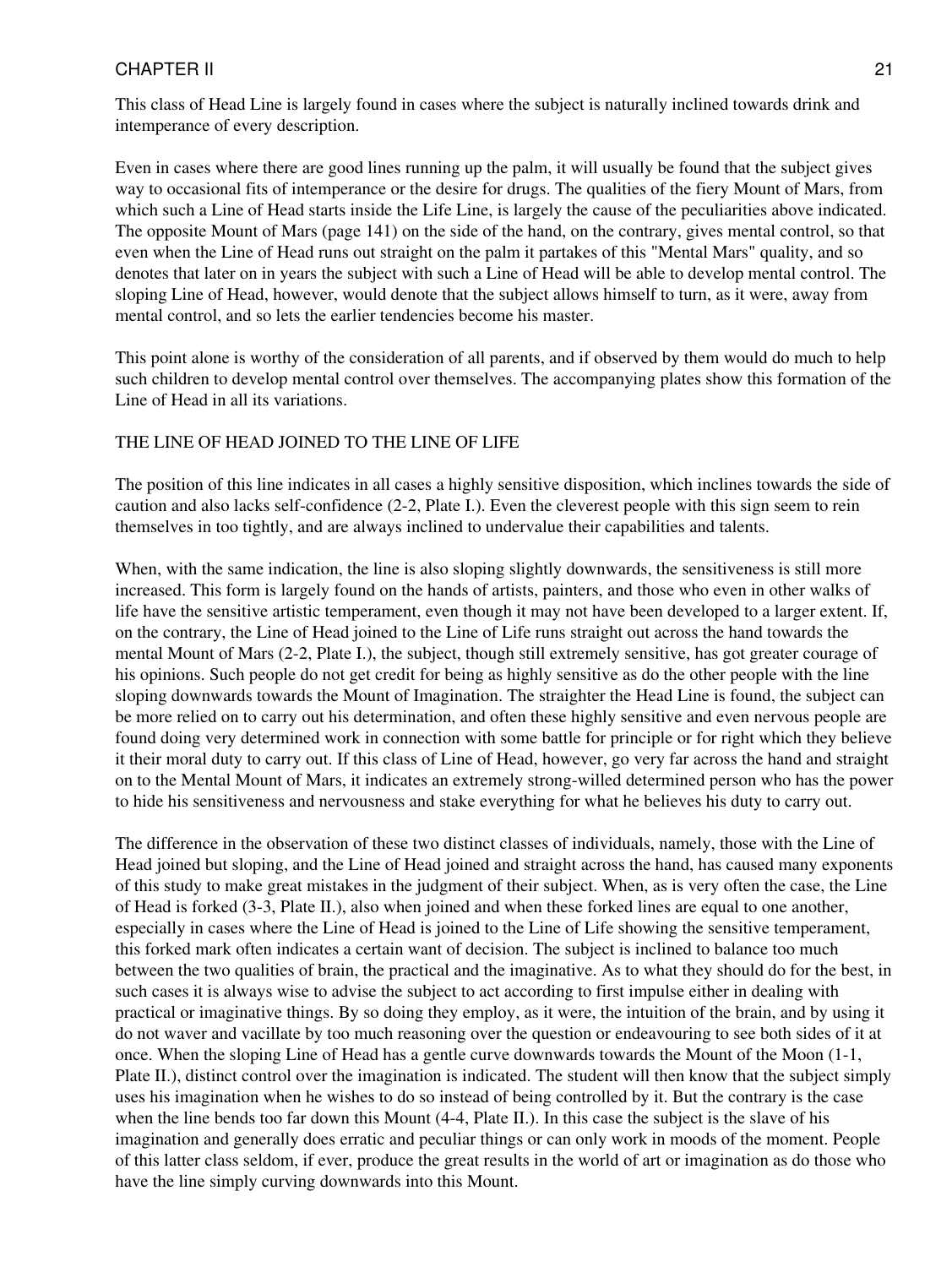This class of Head Line is largely found in cases where the subject is naturally inclined towards drink and intemperance of every description.

Even in cases where there are good lines running up the palm, it will usually be found that the subject gives way to occasional fits of intemperance or the desire for drugs. The qualities of the fiery Mount of Mars, from which such a Line of Head starts inside the Life Line, is largely the cause of the peculiarities above indicated. The opposite Mount of Mars (page 141) on the side of the hand, on the contrary, gives mental control, so that even when the Line of Head runs out straight on the palm it partakes of this "Mental Mars" quality, and so denotes that later on in years the subject with such a Line of Head will be able to develop mental control. The sloping Line of Head, however, would denote that the subject allows himself to turn, as it were, away from mental control, and so lets the earlier tendencies become his master.

This point alone is worthy of the consideration of all parents, and if observed by them would do much to help such children to develop mental control over themselves. The accompanying plates show this formation of the Line of Head in all its variations.

## THE LINE OF HEAD JOINED TO THE LINE OF LIFE

The position of this line indicates in all cases a highly sensitive disposition, which inclines towards the side of caution and also lacks self-confidence (2-2, Plate I.). Even the cleverest people with this sign seem to rein themselves in too tightly, and are always inclined to undervalue their capabilities and talents.

When, with the same indication, the line is also sloping slightly downwards, the sensitiveness is still more increased. This form is largely found on the hands of artists, painters, and those who even in other walks of life have the sensitive artistic temperament, even though it may not have been developed to a larger extent. If, on the contrary, the Line of Head joined to the Line of Life runs straight out across the hand towards the mental Mount of Mars (2-2, Plate I.), the subject, though still extremely sensitive, has got greater courage of his opinions. Such people do not get credit for being as highly sensitive as do the other people with the line sloping downwards towards the Mount of Imagination. The straighter the Head Line is found, the subject can be more relied on to carry out his determination, and often these highly sensitive and even nervous people are found doing very determined work in connection with some battle for principle or for right which they believe it their moral duty to carry out. If this class of Line of Head, however, go very far across the hand and straight on to the Mental Mount of Mars, it indicates an extremely strong-willed determined person who has the power to hide his sensitiveness and nervousness and stake everything for what he believes his duty to carry out.

The difference in the observation of these two distinct classes of individuals, namely, those with the Line of Head joined but sloping, and the Line of Head joined and straight across the hand, has caused many exponents of this study to make great mistakes in the judgment of their subject. When, as is very often the case, the Line of Head is forked (3-3, Plate II.), also when joined and when these forked lines are equal to one another, especially in cases where the Line of Head is joined to the Line of Life showing the sensitive temperament, this forked mark often indicates a certain want of decision. The subject is inclined to balance too much between the two qualities of brain, the practical and the imaginative. As to what they should do for the best, in such cases it is always wise to advise the subject to act according to first impulse either in dealing with practical or imaginative things. By so doing they employ, as it were, the intuition of the brain, and by using it do not waver and vacillate by too much reasoning over the question or endeavouring to see both sides of it at once. When the sloping Line of Head has a gentle curve downwards towards the Mount of the Moon (1-1, Plate II.), distinct control over the imagination is indicated. The student will then know that the subject simply uses his imagination when he wishes to do so instead of being controlled by it. But the contrary is the case when the line bends too far down this Mount (4-4, Plate II.). In this case the subject is the slave of his imagination and generally does erratic and peculiar things or can only work in moods of the moment. People of this latter class seldom, if ever, produce the great results in the world of art or imagination as do those who have the line simply curving downwards into this Mount.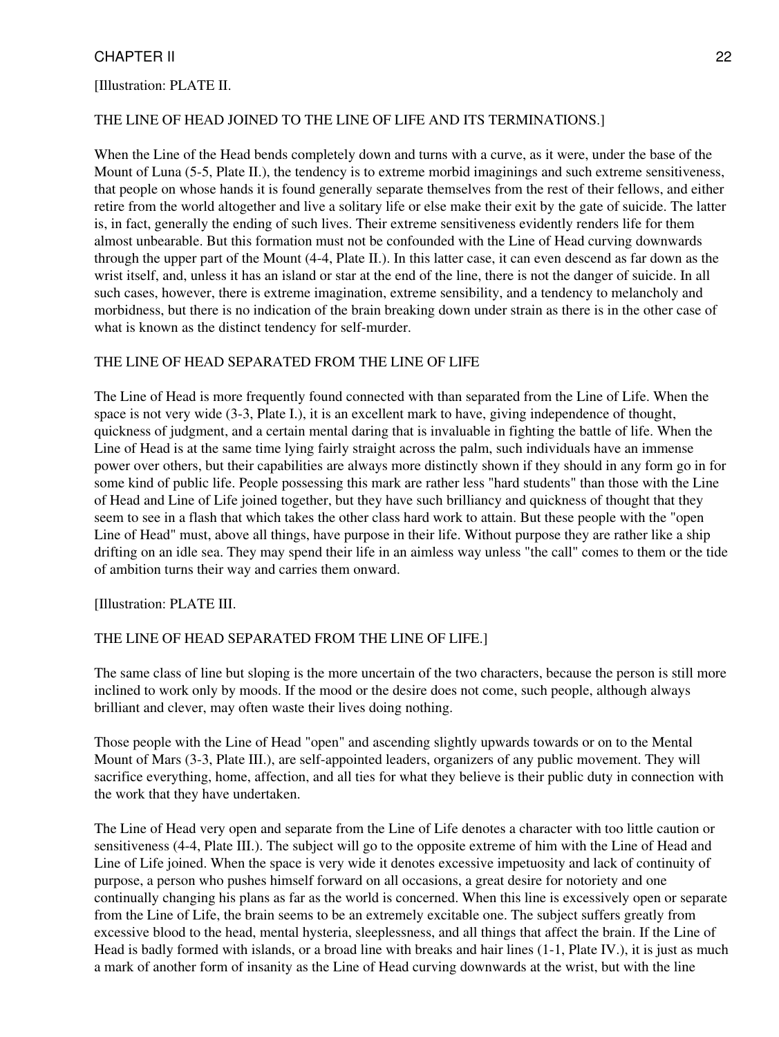[Illustration: PLATE II.

THE LINE OF HEAD JOINED TO THE LINE OF LIFE AND ITS TERMINATIONS.]

When the Line of the Head bends completely down and turns with a curve, as it were, under the base of the Mount of Luna (5-5, Plate II.), the tendency is to extreme morbid imaginings and such extreme sensitiveness, that people on whose hands it is found generally separate themselves from the rest of their fellows, and either retire from the world altogether and live a solitary life or else make their exit by the gate of suicide. The latter is, in fact, generally the ending of such lives. Their extreme sensitiveness evidently renders life for them almost unbearable. But this formation must not be confounded with the Line of Head curving downwards through the upper part of the Mount (4-4, Plate II.). In this latter case, it can even descend as far down as the wrist itself, and, unless it has an island or star at the end of the line, there is not the danger of suicide. In all such cases, however, there is extreme imagination, extreme sensibility, and a tendency to melancholy and morbidness, but there is no indication of the brain breaking down under strain as there is in the other case of what is known as the distinct tendency for self-murder.

## THE LINE OF HEAD SEPARATED FROM THE LINE OF LIFE

The Line of Head is more frequently found connected with than separated from the Line of Life. When the space is not very wide (3-3, Plate I.), it is an excellent mark to have, giving independence of thought, quickness of judgment, and a certain mental daring that is invaluable in fighting the battle of life. When the Line of Head is at the same time lying fairly straight across the palm, such individuals have an immense power over others, but their capabilities are always more distinctly shown if they should in any form go in for some kind of public life. People possessing this mark are rather less "hard students" than those with the Line of Head and Line of Life joined together, but they have such brilliancy and quickness of thought that they seem to see in a flash that which takes the other class hard work to attain. But these people with the "open Line of Head" must, above all things, have purpose in their life. Without purpose they are rather like a ship drifting on an idle sea. They may spend their life in an aimless way unless "the call" comes to them or the tide of ambition turns their way and carries them onward.

[Illustration: PLATE III.

THE LINE OF HEAD SEPARATED FROM THE LINE OF LIFE.]

The same class of line but sloping is the more uncertain of the two characters, because the person is still more inclined to work only by moods. If the mood or the desire does not come, such people, although always brilliant and clever, may often waste their lives doing nothing.

Those people with the Line of Head "open" and ascending slightly upwards towards or on to the Mental Mount of Mars (3-3, Plate III.), are self-appointed leaders, organizers of any public movement. They will sacrifice everything, home, affection, and all ties for what they believe is their public duty in connection with the work that they have undertaken.

The Line of Head very open and separate from the Line of Life denotes a character with too little caution or sensitiveness (4-4, Plate III.). The subject will go to the opposite extreme of him with the Line of Head and Line of Life joined. When the space is very wide it denotes excessive impetuosity and lack of continuity of purpose, a person who pushes himself forward on all occasions, a great desire for notoriety and one continually changing his plans as far as the world is concerned. When this line is excessively open or separate from the Line of Life, the brain seems to be an extremely excitable one. The subject suffers greatly from excessive blood to the head, mental hysteria, sleeplessness, and all things that affect the brain. If the Line of Head is badly formed with islands, or a broad line with breaks and hair lines (1-1, Plate IV.), it is just as much a mark of another form of insanity as the Line of Head curving downwards at the wrist, but with the line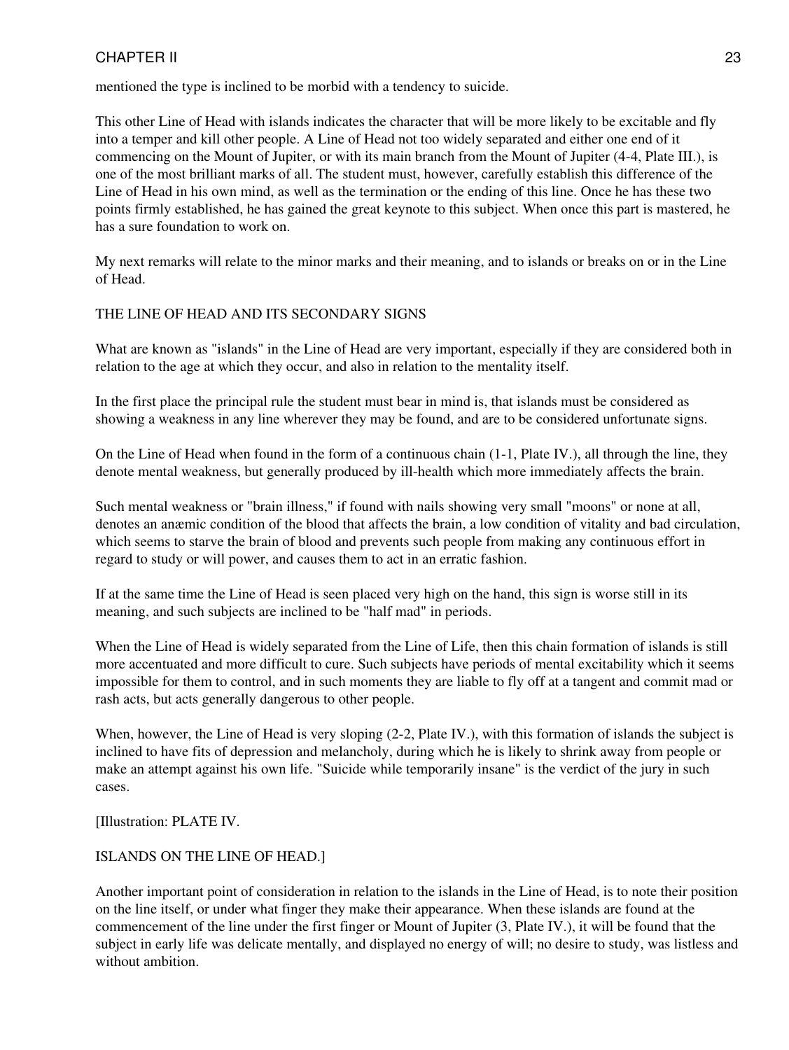mentioned the type is inclined to be morbid with a tendency to suicide.

This other Line of Head with islands indicates the character that will be more likely to be excitable and fly into a temper and kill other people. A Line of Head not too widely separated and either one end of it commencing on the Mount of Jupiter, or with its main branch from the Mount of Jupiter (4-4, Plate III.), is one of the most brilliant marks of all. The student must, however, carefully establish this difference of the Line of Head in his own mind, as well as the termination or the ending of this line. Once he has these two points firmly established, he has gained the great keynote to this subject. When once this part is mastered, he has a sure foundation to work on.

My next remarks will relate to the minor marks and their meaning, and to islands or breaks on or in the Line of Head.

## THE LINE OF HEAD AND ITS SECONDARY SIGNS

What are known as "islands" in the Line of Head are very important, especially if they are considered both in relation to the age at which they occur, and also in relation to the mentality itself.

In the first place the principal rule the student must bear in mind is, that islands must be considered as showing a weakness in any line wherever they may be found, and are to be considered unfortunate signs.

On the Line of Head when found in the form of a continuous chain (1-1, Plate IV.), all through the line, they denote mental weakness, but generally produced by ill-health which more immediately affects the brain.

Such mental weakness or "brain illness," if found with nails showing very small "moons" or none at all, denotes an anæmic condition of the blood that affects the brain, a low condition of vitality and bad circulation, which seems to starve the brain of blood and prevents such people from making any continuous effort in regard to study or will power, and causes them to act in an erratic fashion.

If at the same time the Line of Head is seen placed very high on the hand, this sign is worse still in its meaning, and such subjects are inclined to be "half mad" in periods.

When the Line of Head is widely separated from the Line of Life, then this chain formation of islands is still more accentuated and more difficult to cure. Such subjects have periods of mental excitability which it seems impossible for them to control, and in such moments they are liable to fly off at a tangent and commit mad or rash acts, but acts generally dangerous to other people.

When, however, the Line of Head is very sloping (2-2, Plate IV.), with this formation of islands the subject is inclined to have fits of depression and melancholy, during which he is likely to shrink away from people or make an attempt against his own life. "Suicide while temporarily insane" is the verdict of the jury in such cases.

[Illustration: PLATE IV.

ISLANDS ON THE LINE OF HEAD.]

Another important point of consideration in relation to the islands in the Line of Head, is to note their position on the line itself, or under what finger they make their appearance. When these islands are found at the commencement of the line under the first finger or Mount of Jupiter (3, Plate IV.), it will be found that the subject in early life was delicate mentally, and displayed no energy of will; no desire to study, was listless and without ambition.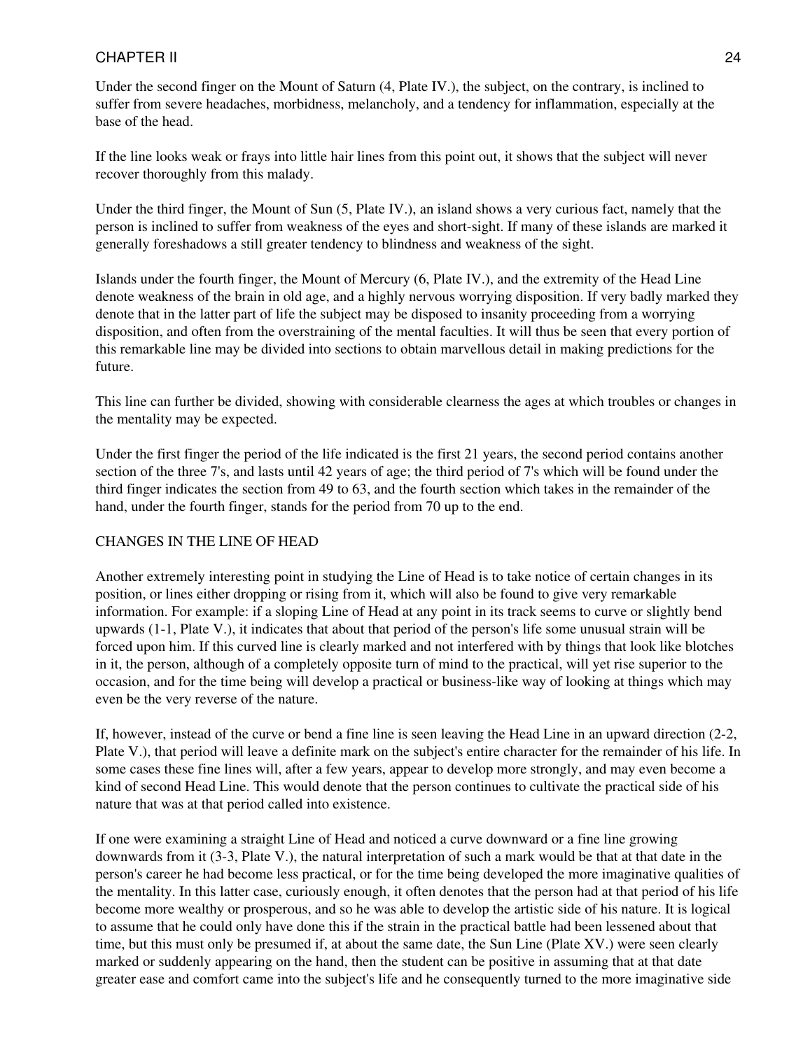Under the second finger on the Mount of Saturn (4, Plate IV.), the subject, on the contrary, is inclined to suffer from severe headaches, morbidness, melancholy, and a tendency for inflammation, especially at the base of the head.

If the line looks weak or frays into little hair lines from this point out, it shows that the subject will never recover thoroughly from this malady.

Under the third finger, the Mount of Sun (5, Plate IV.), an island shows a very curious fact, namely that the person is inclined to suffer from weakness of the eyes and short-sight. If many of these islands are marked it generally foreshadows a still greater tendency to blindness and weakness of the sight.

Islands under the fourth finger, the Mount of Mercury (6, Plate IV.), and the extremity of the Head Line denote weakness of the brain in old age, and a highly nervous worrying disposition. If very badly marked they denote that in the latter part of life the subject may be disposed to insanity proceeding from a worrying disposition, and often from the overstraining of the mental faculties. It will thus be seen that every portion of this remarkable line may be divided into sections to obtain marvellous detail in making predictions for the future.

This line can further be divided, showing with considerable clearness the ages at which troubles or changes in the mentality may be expected.

Under the first finger the period of the life indicated is the first 21 years, the second period contains another section of the three 7's, and lasts until 42 years of age; the third period of 7's which will be found under the third finger indicates the section from 49 to 63, and the fourth section which takes in the remainder of the hand, under the fourth finger, stands for the period from 70 up to the end.

## CHANGES IN THE LINE OF HEAD

Another extremely interesting point in studying the Line of Head is to take notice of certain changes in its position, or lines either dropping or rising from it, which will also be found to give very remarkable information. For example: if a sloping Line of Head at any point in its track seems to curve or slightly bend upwards (1-1, Plate V.), it indicates that about that period of the person's life some unusual strain will be forced upon him. If this curved line is clearly marked and not interfered with by things that look like blotches in it, the person, although of a completely opposite turn of mind to the practical, will yet rise superior to the occasion, and for the time being will develop a practical or business-like way of looking at things which may even be the very reverse of the nature.

If, however, instead of the curve or bend a fine line is seen leaving the Head Line in an upward direction (2-2, Plate V.), that period will leave a definite mark on the subject's entire character for the remainder of his life. In some cases these fine lines will, after a few years, appear to develop more strongly, and may even become a kind of second Head Line. This would denote that the person continues to cultivate the practical side of his nature that was at that period called into existence.

If one were examining a straight Line of Head and noticed a curve downward or a fine line growing downwards from it (3-3, Plate V.), the natural interpretation of such a mark would be that at that date in the person's career he had become less practical, or for the time being developed the more imaginative qualities of the mentality. In this latter case, curiously enough, it often denotes that the person had at that period of his life become more wealthy or prosperous, and so he was able to develop the artistic side of his nature. It is logical to assume that he could only have done this if the strain in the practical battle had been lessened about that time, but this must only be presumed if, at about the same date, the Sun Line (Plate XV.) were seen clearly marked or suddenly appearing on the hand, then the student can be positive in assuming that at that date greater ease and comfort came into the subject's life and he consequently turned to the more imaginative side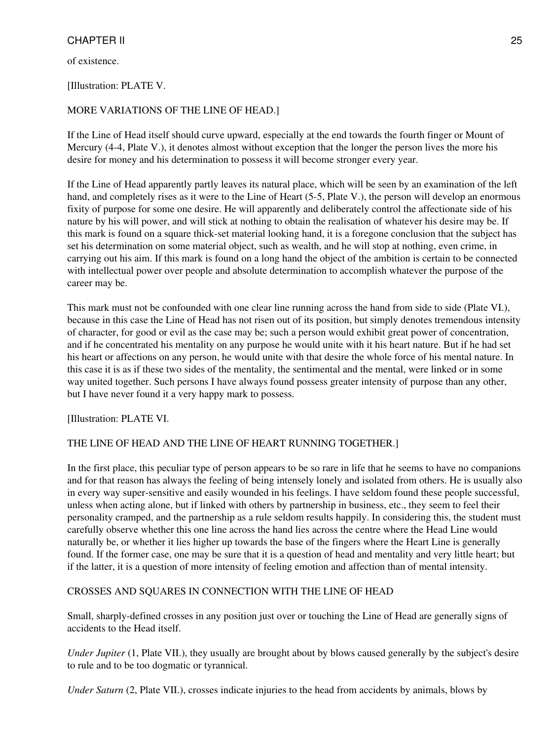of existence.

[Illustration: PLATE V.

MORE VARIATIONS OF THE LINE OF HEAD.]

If the Line of Head itself should curve upward, especially at the end towards the fourth finger or Mount of Mercury (4-4, Plate V.), it denotes almost without exception that the longer the person lives the more his desire for money and his determination to possess it will become stronger every year.

If the Line of Head apparently partly leaves its natural place, which will be seen by an examination of the left hand, and completely rises as it were to the Line of Heart (5-5, Plate V.), the person will develop an enormous fixity of purpose for some one desire. He will apparently and deliberately control the affectionate side of his nature by his will power, and will stick at nothing to obtain the realisation of whatever his desire may be. If this mark is found on a square thick-set material looking hand, it is a foregone conclusion that the subject has set his determination on some material object, such as wealth, and he will stop at nothing, even crime, in carrying out his aim. If this mark is found on a long hand the object of the ambition is certain to be connected with intellectual power over people and absolute determination to accomplish whatever the purpose of the career may be.

This mark must not be confounded with one clear line running across the hand from side to side (Plate VI.), because in this case the Line of Head has not risen out of its position, but simply denotes tremendous intensity of character, for good or evil as the case may be; such a person would exhibit great power of concentration, and if he concentrated his mentality on any purpose he would unite with it his heart nature. But if he had set his heart or affections on any person, he would unite with that desire the whole force of his mental nature. In this case it is as if these two sides of the mentality, the sentimental and the mental, were linked or in some way united together. Such persons I have always found possess greater intensity of purpose than any other, but I have never found it a very happy mark to possess.

[Illustration: PLATE VI.

THE LINE OF HEAD AND THE LINE OF HEART RUNNING TOGETHER.]

In the first place, this peculiar type of person appears to be so rare in life that he seems to have no companions and for that reason has always the feeling of being intensely lonely and isolated from others. He is usually also in every way super-sensitive and easily wounded in his feelings. I have seldom found these people successful, unless when acting alone, but if linked with others by partnership in business, etc., they seem to feel their personality cramped, and the partnership as a rule seldom results happily. In considering this, the student must carefully observe whether this one line across the hand lies across the centre where the Head Line would naturally be, or whether it lies higher up towards the base of the fingers where the Heart Line is generally found. If the former case, one may be sure that it is a question of head and mentality and very little heart; but if the latter, it is a question of more intensity of feeling emotion and affection than of mental intensity.

## CROSSES AND SQUARES IN CONNECTION WITH THE LINE OF HEAD

Small, sharply-defined crosses in any position just over or touching the Line of Head are generally signs of accidents to the Head itself.

*Under Jupiter* (1, Plate VII.), they usually are brought about by blows caused generally by the subject's desire to rule and to be too dogmatic or tyrannical.

*Under Saturn* (2, Plate VII.), crosses indicate injuries to the head from accidents by animals, blows by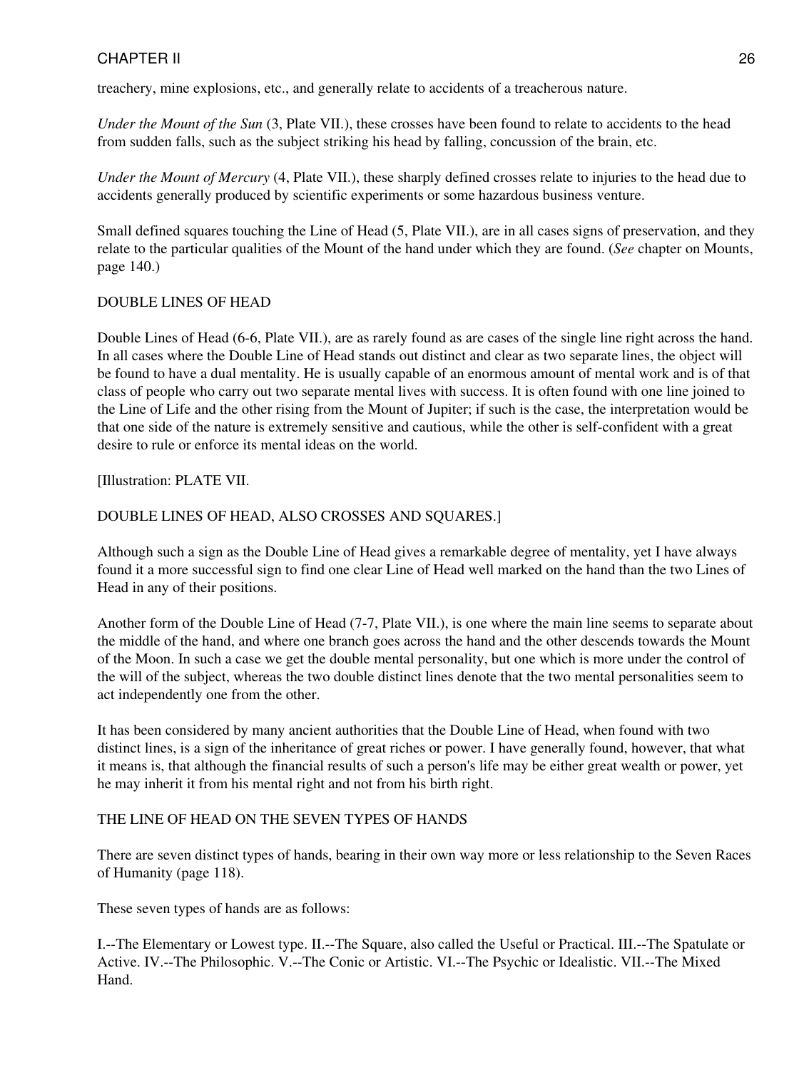treachery, mine explosions, etc., and generally relate to accidents of a treacherous nature.

*Under the Mount of the Sun* (3, Plate VII.), these crosses have been found to relate to accidents to the head from sudden falls, such as the subject striking his head by falling, concussion of the brain, etc.

*Under the Mount of Mercury* (4, Plate VII.), these sharply defined crosses relate to injuries to the head due to accidents generally produced by scientific experiments or some hazardous business venture.

Small defined squares touching the Line of Head (5, Plate VII.), are in all cases signs of preservation, and they relate to the particular qualities of the Mount of the hand under which they are found. (*See* chapter on Mounts, page 140.)

## DOUBLE LINES OF HEAD

Double Lines of Head (6-6, Plate VII.), are as rarely found as are cases of the single line right across the hand. In all cases where the Double Line of Head stands out distinct and clear as two separate lines, the object will be found to have a dual mentality. He is usually capable of an enormous amount of mental work and is of that class of people who carry out two separate mental lives with success. It is often found with one line joined to the Line of Life and the other rising from the Mount of Jupiter; if such is the case, the interpretation would be that one side of the nature is extremely sensitive and cautious, while the other is self-confident with a great desire to rule or enforce its mental ideas on the world.

[Illustration: PLATE VII.

DOUBLE LINES OF HEAD, ALSO CROSSES AND SQUARES.]

Although such a sign as the Double Line of Head gives a remarkable degree of mentality, yet I have always found it a more successful sign to find one clear Line of Head well marked on the hand than the two Lines of Head in any of their positions.

Another form of the Double Line of Head (7-7, Plate VII.), is one where the main line seems to separate about the middle of the hand, and where one branch goes across the hand and the other descends towards the Mount of the Moon. In such a case we get the double mental personality, but one which is more under the control of the will of the subject, whereas the two double distinct lines denote that the two mental personalities seem to act independently one from the other.

It has been considered by many ancient authorities that the Double Line of Head, when found with two distinct lines, is a sign of the inheritance of great riches or power. I have generally found, however, that what it means is, that although the financial results of such a person's life may be either great wealth or power, yet he may inherit it from his mental right and not from his birth right.

## THE LINE OF HEAD ON THE SEVEN TYPES OF HANDS

There are seven distinct types of hands, bearing in their own way more or less relationship to the Seven Races of Humanity (page 118).

These seven types of hands are as follows:

I.--The Elementary or Lowest type. II.--The Square, also called the Useful or Practical. III.--The Spatulate or Active. IV.--The Philosophic. V.--The Conic or Artistic. VI.--The Psychic or Idealistic. VII.--The Mixed Hand.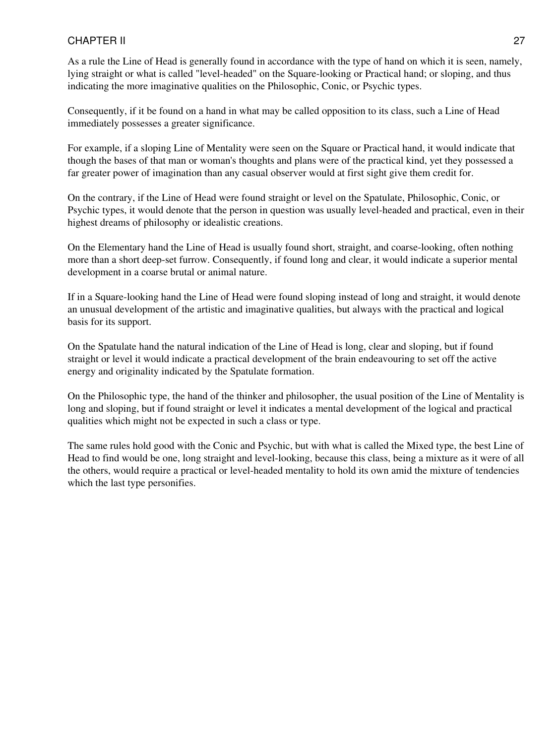As a rule the Line of Head is generally found in accordance with the type of hand on which it is seen, namely, lying straight or what is called "level-headed" on the Square-looking or Practical hand; or sloping, and thus indicating the more imaginative qualities on the Philosophic, Conic, or Psychic types.

Consequently, if it be found on a hand in what may be called opposition to its class, such a Line of Head immediately possesses a greater significance.

For example, if a sloping Line of Mentality were seen on the Square or Practical hand, it would indicate that though the bases of that man or woman's thoughts and plans were of the practical kind, yet they possessed a far greater power of imagination than any casual observer would at first sight give them credit for.

On the contrary, if the Line of Head were found straight or level on the Spatulate, Philosophic, Conic, or Psychic types, it would denote that the person in question was usually level-headed and practical, even in their highest dreams of philosophy or idealistic creations.

On the Elementary hand the Line of Head is usually found short, straight, and coarse-looking, often nothing more than a short deep-set furrow. Consequently, if found long and clear, it would indicate a superior mental development in a coarse brutal or animal nature.

If in a Square-looking hand the Line of Head were found sloping instead of long and straight, it would denote an unusual development of the artistic and imaginative qualities, but always with the practical and logical basis for its support.

On the Spatulate hand the natural indication of the Line of Head is long, clear and sloping, but if found straight or level it would indicate a practical development of the brain endeavouring to set off the active energy and originality indicated by the Spatulate formation.

On the Philosophic type, the hand of the thinker and philosopher, the usual position of the Line of Mentality is long and sloping, but if found straight or level it indicates a mental development of the logical and practical qualities which might not be expected in such a class or type.

The same rules hold good with the Conic and Psychic, but with what is called the Mixed type, the best Line of Head to find would be one, long straight and level-looking, because this class, being a mixture as it were of all the others, would require a practical or level-headed mentality to hold its own amid the mixture of tendencies which the last type personifies.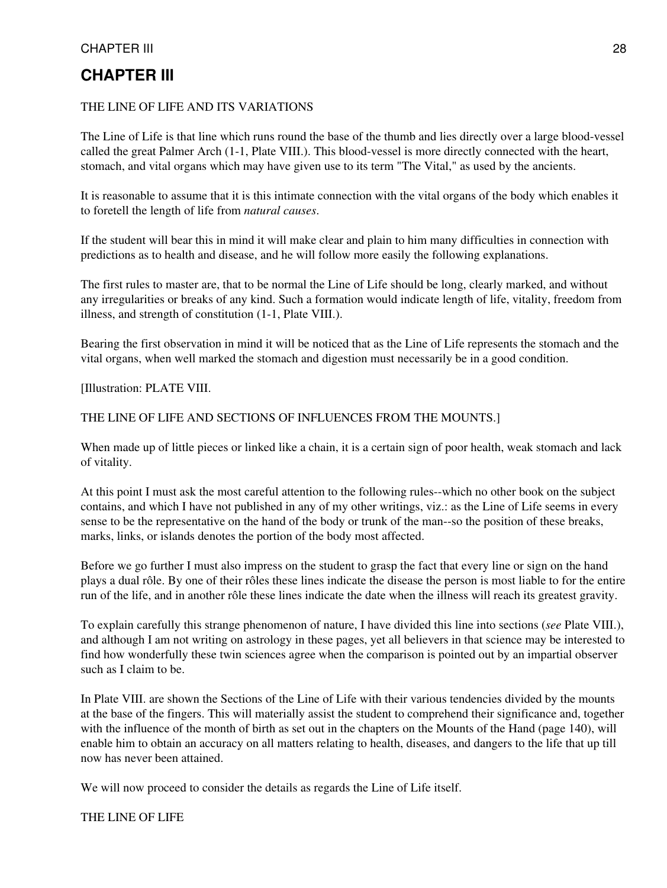# CHAPTER III

THE LINE OF LIFE AND ITS VARIATIONS

The Line of Life is that line which runs round the base of the thumb and lies directly over a large blood-vessel called the great Palmer Arch (1-1, Plate VIII.). This blood-vessel is more directly connected with the heart, stomach, and vital organs which may have given use to its term "The Vital," as used by the ancients.

It is reasonable to assume that it is this intimate connection with the vital organs of the body which enables it to foretell the length of life from *natural causes*.

If the student will bear this in mind it will make clear and plain to him many difficulties in connection with predictions as to health and disease, and he will follow more easily the following explanations.

The first rules to master are, that to be normal the Line of Life should be long, clearly marked, and without any irregularities or breaks of any kind. Such a formation would indicate length of life, vitality, freedom from illness, and strength of constitution (1-1, Plate VIII.).

Bearing the first observation in mind it will be noticed that as the Line of Life represents the stomach and the vital organs, when well marked the stomach and digestion must necessarily be in a good condition.

[Illustration: PLATE VIII.

THE LINE OF LIFE AND SECTIONS OF INFLUENCES FROM THE MOUNTS.]

When made up of little pieces or linked like a chain, it is a certain sign of poor health, weak stomach and lack of vitality.

At this point I must ask the most careful attention to the following rules--which no other book on the subject contains, and which I have not published in any of my other writings, viz.: as the Line of Life seems in every sense to be the representative on the hand of the body or trunk of the man--so the position of these breaks, marks, links, or islands denotes the portion of the body most affected.

Before we go further I must also impress on the student to grasp the fact that every line or sign on the hand plays a dual rôle. By one of their rôles these lines indicate the disease the person is most liable to for the entire run of the life, and in another rôle these lines indicate the date when the illness will reach its greatest gravity.

To explain carefully this strange phenomenon of nature, I have divided this line into sections (*see* Plate VIII.), and although I am not writing on astrology in these pages, yet all believers in that science may be interested to find how wonderfully these twin sciences agree when the comparison is pointed out by an impartial observer such as I claim to be.

In Plate VIII. are shown the Sections of the Line of Life with their various tendencies divided by the mounts at the base of the fingers. This will materially assist the student to comprehend their significance and, together with the influence of the month of birth as set out in the chapters on the Mounts of the Hand (page 140), will enable him to obtain an accuracy on all matters relating to health, diseases, and dangers to the life that up till now has never been attained.

We will now proceed to consider the details as regards the Line of Life itself.

THE LINE OF LIFE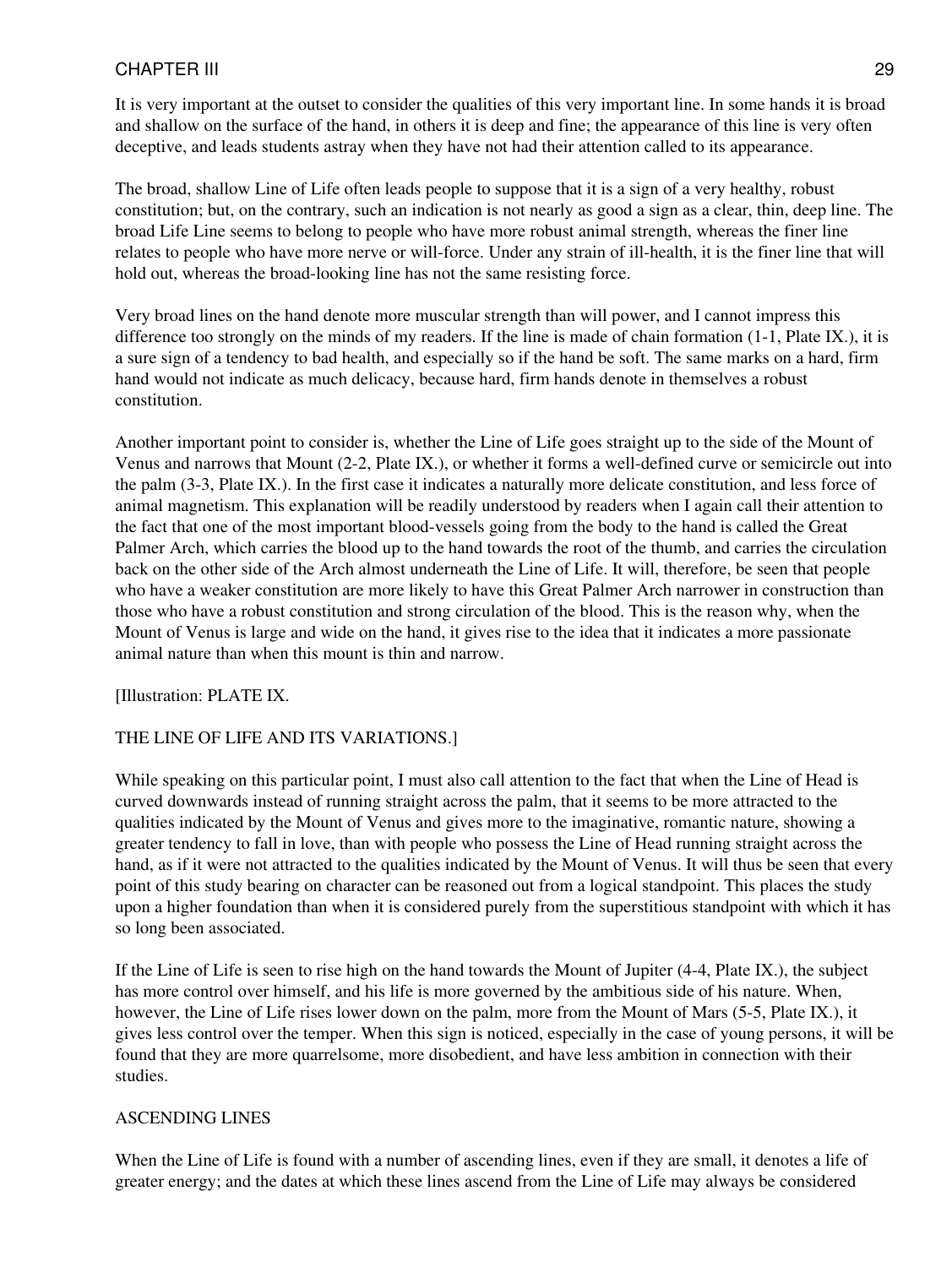It is very important at the outset to consider the qualities of this very important line. In some hands it is broad and shallow on the surface of the hand, in others it is deep and fine; the appearance of this line is very often deceptive, and leads students astray when they have not had their attention called to its appearance.

The broad, shallow Line of Life often leads people to suppose that it is a sign of a very healthy, robust constitution; but, on the contrary, such an indication is not nearly as good a sign as a clear, thin, deep line. The broad Life Line seems to belong to people who have more robust animal strength, whereas the finer line relates to people who have more nerve or will-force. Under any strain of ill-health, it is the finer line that will hold out, whereas the broad-looking line has not the same resisting force.

Very broad lines on the hand denote more muscular strength than will power, and I cannot impress this difference too strongly on the minds of my readers. If the line is made of chain formation (1-1, Plate IX.), it is a sure sign of a tendency to bad health, and especially so if the hand be soft. The same marks on a hard, firm hand would not indicate as much delicacy, because hard, firm hands denote in themselves a robust constitution.

Another important point to consider is, whether the Line of Life goes straight up to the side of the Mount of Venus and narrows that Mount (2-2, Plate IX.), or whether it forms a well-defined curve or semicircle out into the palm (3-3, Plate IX.). In the first case it indicates a naturally more delicate constitution, and less force of animal magnetism. This explanation will be readily understood by readers when I again call their attention to the fact that one of the most important blood-vessels going from the body to the hand is called the Great Palmer Arch, which carries the blood up to the hand towards the root of the thumb, and carries the circulation back on the other side of the Arch almost underneath the Line of Life. It will, therefore, be seen that people who have a weaker constitution are more likely to have this Great Palmer Arch narrower in construction than those who have a robust constitution and strong circulation of the blood. This is the reason why, when the Mount of Venus is large and wide on the hand, it gives rise to the idea that it indicates a more passionate animal nature than when this mount is thin and narrow.

[Illustration: PLATE IX.

THE LINE OF LIFE AND ITS VARIATIONS.]

While speaking on this particular point, I must also call attention to the fact that when the Line of Head is curved downwards instead of running straight across the palm, that it seems to be more attracted to the qualities indicated by the Mount of Venus and gives more to the imaginative, romantic nature, showing a greater tendency to fall in love, than with people who possess the Line of Head running straight across the hand, as if it were not attracted to the qualities indicated by the Mount of Venus. It will thus be seen that every point of this study bearing on character can be reasoned out from a logical standpoint. This places the study upon a higher foundation than when it is considered purely from the superstitious standpoint with which it has so long been associated.

If the Line of Life is seen to rise high on the hand towards the Mount of Jupiter (4-4, Plate IX.), the subject has more control over himself, and his life is more governed by the ambitious side of his nature. When, however, the Line of Life rises lower down on the palm, more from the Mount of Mars (5-5, Plate IX.), it gives less control over the temper. When this sign is noticed, especially in the case of young persons, it will be found that they are more quarrelsome, more disobedient, and have less ambition in connection with their studies.

## ASCENDING LINES

When the Line of Life is found with a number of ascending lines, even if they are small, it denotes a life of greater energy; and the dates at which these lines ascend from the Line of Life may always be considered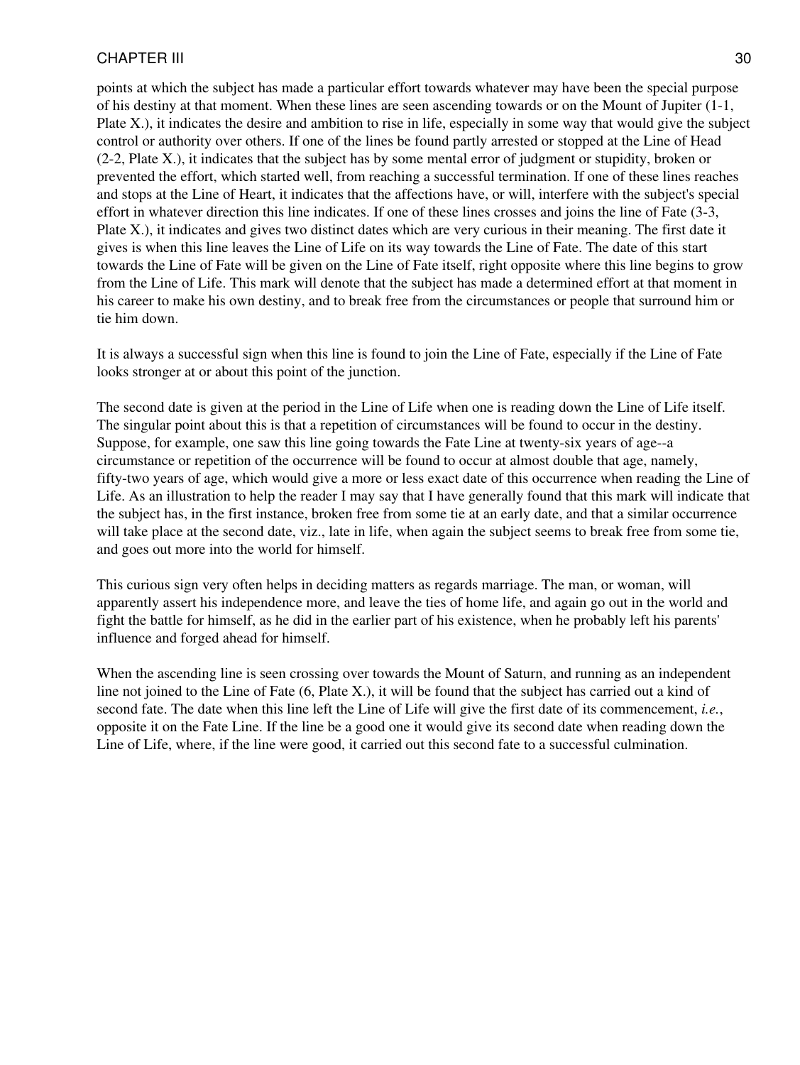points at which the subject has made a particular effort towards whatever may have been the special purpose of his destiny at that moment. When these lines are seen ascending towards or on the Mount of Jupiter (1-1, Plate X.), it indicates the desire and ambition to rise in life, especially in some way that would give the subject control or authority over others. If one of the lines be found partly arrested or stopped at the Line of Head (2-2, Plate X.), it indicates that the subject has by some mental error of judgment or stupidity, broken or prevented the effort, which started well, from reaching a successful termination. If one of these lines reaches and stops at the Line of Heart, it indicates that the affections have, or will, interfere with the subject's special effort in whatever direction this line indicates. If one of these lines crosses and joins the line of Fate (3-3, Plate X.), it indicates and gives two distinct dates which are very curious in their meaning. The first date it gives is when this line leaves the Line of Life on its way towards the Line of Fate. The date of this start towards the Line of Fate will be given on the Line of Fate itself, right opposite where this line begins to grow from the Line of Life. This mark will denote that the subject has made a determined effort at that moment in his career to make his own destiny, and to break free from the circumstances or people that surround him or tie him down.

It is always a successful sign when this line is found to join the Line of Fate, especially if the Line of Fate looks stronger at or about this point of the junction.

The second date is given at the period in the Line of Life when one is reading down the Line of Life itself. The singular point about this is that a repetition of circumstances will be found to occur in the destiny. Suppose, for example, one saw this line going towards the Fate Line at twenty-six years of age--a circumstance or repetition of the occurrence will be found to occur at almost double that age, namely, fifty-two years of age, which would give a more or less exact date of this occurrence when reading the Line of Life. As an illustration to help the reader I may say that I have generally found that this mark will indicate that the subject has, in the first instance, broken free from some tie at an early date, and that a similar occurrence will take place at the second date, viz., late in life, when again the subject seems to break free from some tie, and goes out more into the world for himself.

This curious sign very often helps in deciding matters as regards marriage. The man, or woman, will apparently assert his independence more, and leave the ties of home life, and again go out in the world and fight the battle for himself, as he did in the earlier part of his existence, when he probably left his parents' influence and forged ahead for himself.

When the ascending line is seen crossing over towards the Mount of Saturn, and running as an independent line not joined to the Line of Fate (6, Plate X.), it will be found that the subject has carried out a kind of second fate. The date when this line left the Line of Life will give the first date of its commencement, *i.e.*, opposite it on the Fate Line. If the line be a good one it would give its second date when reading down the Line of Life, where, if the line were good, it carried out this second fate to a successful culmination.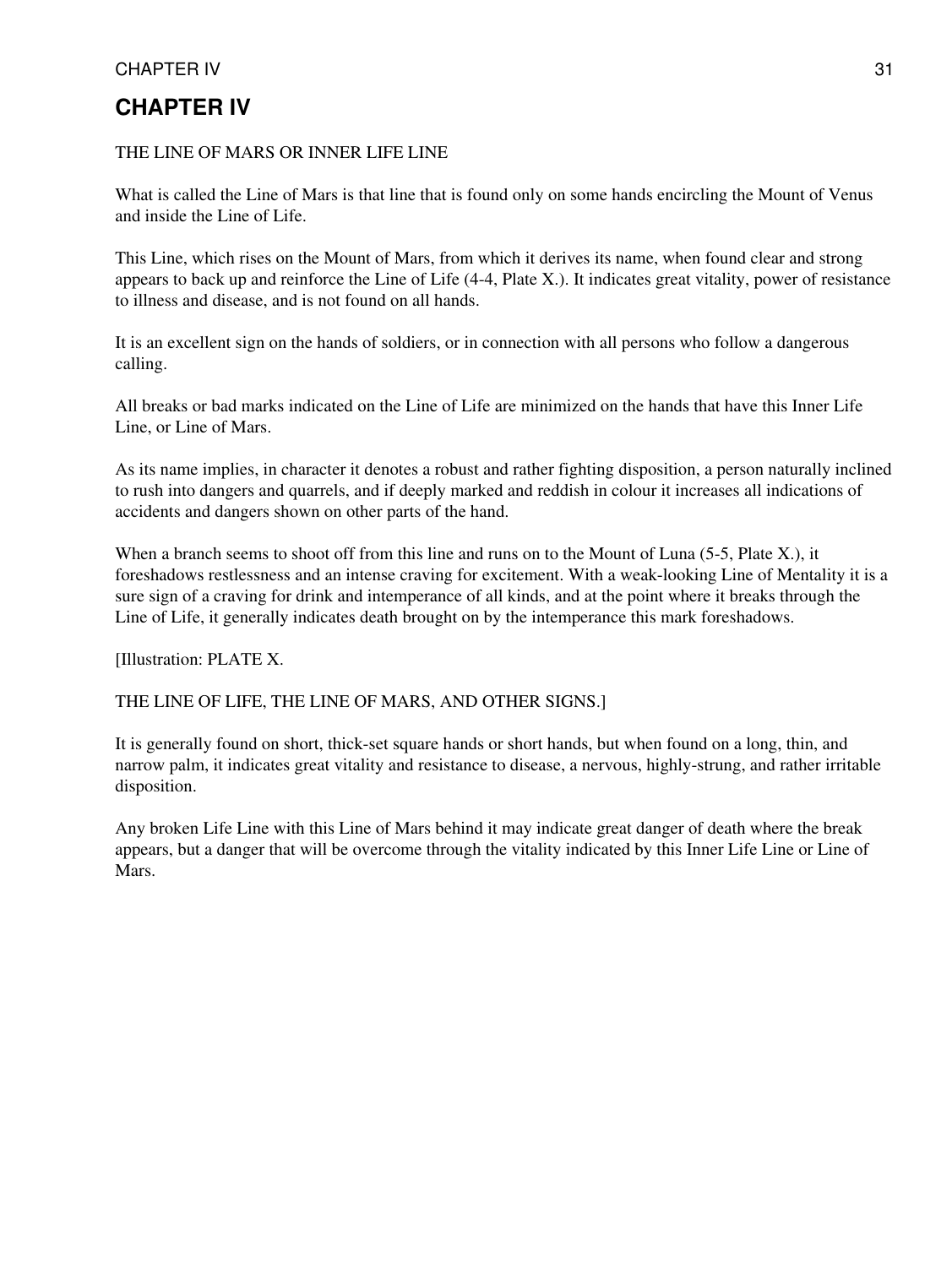# CHAPTER IV

THE LINE OF MARS OR INNER LIFE LINE

What is called the Line of Mars is that line that is found only on some hands encircling the Mount of Venus and inside the Line of Life.

This Line, which rises on the Mount of Mars, from which it derives its name, when found clear and strong appears to back up and reinforce the Line of Life (4-4, Plate X.). It indicates great vitality, power of resistance to illness and disease, and is not found on all hands.

It is an excellent sign on the hands of soldiers, or in connection with all persons who follow a dangerous calling.

All breaks or bad marks indicated on the Line of Life are minimized on the hands that have this Inner Life Line, or Line of Mars.

As its name implies, in character it denotes a robust and rather fighting disposition, a person naturally inclined to rush into dangers and quarrels, and if deeply marked and reddish in colour it increases all indications of accidents and dangers shown on other parts of the hand.

When a branch seems to shoot off from this line and runs on to the Mount of Luna (5-5, Plate X.), it foreshadows restlessness and an intense craving for excitement. With a weak-looking Line of Mentality it is a sure sign of a craving for drink and intemperance of all kinds, and at the point where it breaks through the Line of Life, it generally indicates death brought on by the intemperance this mark foreshadows.

[Illustration: PLATE X.

THE LINE OF LIFE, THE LINE OF MARS, AND OTHER SIGNS.]

It is generally found on short, thick-set square hands or short hands, but when found on a long, thin, and narrow palm, it indicates great vitality and resistance to disease, a nervous, highly-strung, and rather irritable disposition.

Any broken Life Line with this Line of Mars behind it may indicate great danger of death where the break appears, but a danger that will be overcome through the vitality indicated by this Inner Life Line or Line of Mars.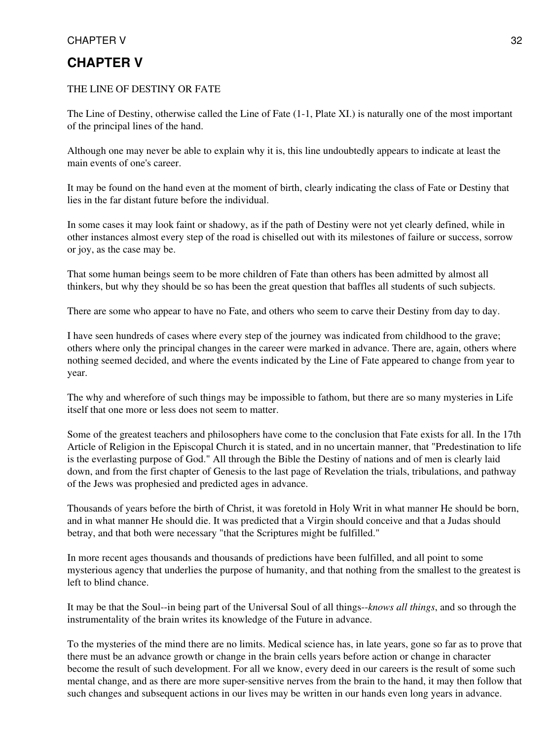# CHAPTER V

THE LINE OF DESTINY OR FATE

The Line of Destiny, otherwise called the Line of Fate (1-1, Plate XI.) is naturally one of the most important of the principal lines of the hand.

Although one may never be able to explain why it is, this line undoubtedly appears to indicate at least the main events of one's career.

It may be found on the hand even at the moment of birth, clearly indicating the class of Fate or Destiny that lies in the far distant future before the individual.

In some cases it may look faint or shadowy, as if the path of Destiny were not yet clearly defined, while in other instances almost every step of the road is chiselled out with its milestones of failure or success, sorrow or joy, as the case may be.

That some human beings seem to be more children of Fate than others has been admitted by almost all thinkers, but why they should be so has been the great question that baffles all students of such subjects.

There are some who appear to have no Fate, and others who seem to carve their Destiny from day to day.

I have seen hundreds of cases where every step of the journey was indicated from childhood to the grave; others where only the principal changes in the career were marked in advance. There are, again, others where nothing seemed decided, and where the events indicated by the Line of Fate appeared to change from year to year.

The why and wherefore of such things may be impossible to fathom, but there are so many mysteries in Life itself that one more or less does not seem to matter.

Some of the greatest teachers and philosophers have come to the conclusion that Fate exists for all. In the 17th Article of Religion in the Episcopal Church it is stated, and in no uncertain manner, that "Predestination to life is the everlasting purpose of God." All through the Bible the Destiny of nations and of men is clearly laid down, and from the first chapter of Genesis to the last page of Revelation the trials, tribulations, and pathway of the Jews was prophesied and predicted ages in advance.

Thousands of years before the birth of Christ, it was foretold in Holy Writ in what manner He should be born, and in what manner He should die. It was predicted that a Virgin should conceive and that a Judas should betray, and that both were necessary "that the Scriptures might be fulfilled."

In more recent ages thousands and thousands of predictions have been fulfilled, and all point to some mysterious agency that underlies the purpose of humanity, and that nothing from the smallest to the greatest is left to blind chance.

It may be that the Soul--in being part of the Universal Soul of all things--*knows all things*, and so through the instrumentality of the brain writes its knowledge of the Future in advance.

To the mysteries of the mind there are no limits. Medical science has, in late years, gone so far as to prove that there must be an advance growth or change in the brain cells years before action or change in character become the result of such development. For all we know, every deed in our careers is the result of some such mental change, and as there are more super-sensitive nerves from the brain to the hand, it may then follow that such changes and subsequent actions in our lives may be written in our hands even long years in advance.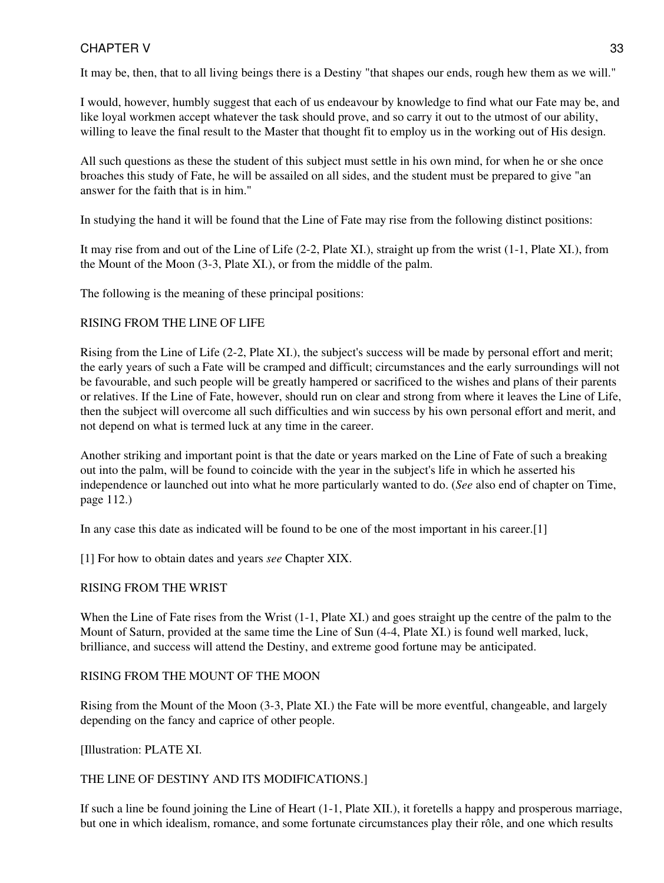It may be, then, that to all living beings there is a Destiny "that shapes our ends, rough hew them as we will."

I would, however, humbly suggest that each of us endeavour by knowledge to find what our Fate may be, and like loyal workmen accept whatever the task should prove, and so carry it out to the utmost of our ability, willing to leave the final result to the Master that thought fit to employ us in the working out of His design.

All such questions as these the student of this subject must settle in his own mind, for when he or she once broaches this study of Fate, he will be assailed on all sides, and the student must be prepared to give "an answer for the faith that is in him."

In studying the hand it will be found that the Line of Fate may rise from the following distinct positions:

It may rise from and out of the Line of Life (2-2, Plate XI.), straight up from the wrist (1-1, Plate XI.), from the Mount of the Moon (3-3, Plate XI.), or from the middle of the palm.

The following is the meaning of these principal positions:

## RISING FROM THE LINE OF LIFE

Rising from the Line of Life (2-2, Plate XI.), the subject's success will be made by personal effort and merit; the early years of such a Fate will be cramped and difficult; circumstances and the early surroundings will not be favourable, and such people will be greatly hampered or sacrificed to the wishes and plans of their parents or relatives. If the Line of Fate, however, should run on clear and strong from where it leaves the Line of Life, then the subject will overcome all such difficulties and win success by his own personal effort and merit, and not depend on what is termed luck at any time in the career.

Another striking and important point is that the date or years marked on the Line of Fate of such a breaking out into the palm, will be found to coincide with the year in the subject's life in which he asserted his independence or launched out into what he more particularly wanted to do. (*See* also end of chapter on Time, page 112.)

In any case this date as indicated will be found to be one of the most important in his career.[1]

[1] For how to obtain dates and years *see* Chapter XIX.

## RISING FROM THE WRIST

When the Line of Fate rises from the Wrist (1-1, Plate XI.) and goes straight up the centre of the palm to the Mount of Saturn, provided at the same time the Line of Sun (4-4, Plate XI.) is found well marked, luck, brilliance, and success will attend the Destiny, and extreme good fortune may be anticipated.

## RISING FROM THE MOUNT OF THE MOON

Rising from the Mount of the Moon (3-3, Plate XI.) the Fate will be more eventful, changeable, and largely depending on the fancy and caprice of other people.

[Illustration: PLATE XI.

THE LINE OF DESTINY AND ITS MODIFICATIONS.]

If such a line be found joining the Line of Heart (1-1, Plate XII.), it foretells a happy and prosperous marriage, but one in which idealism, romance, and some fortunate circumstances play their rôle, and one which results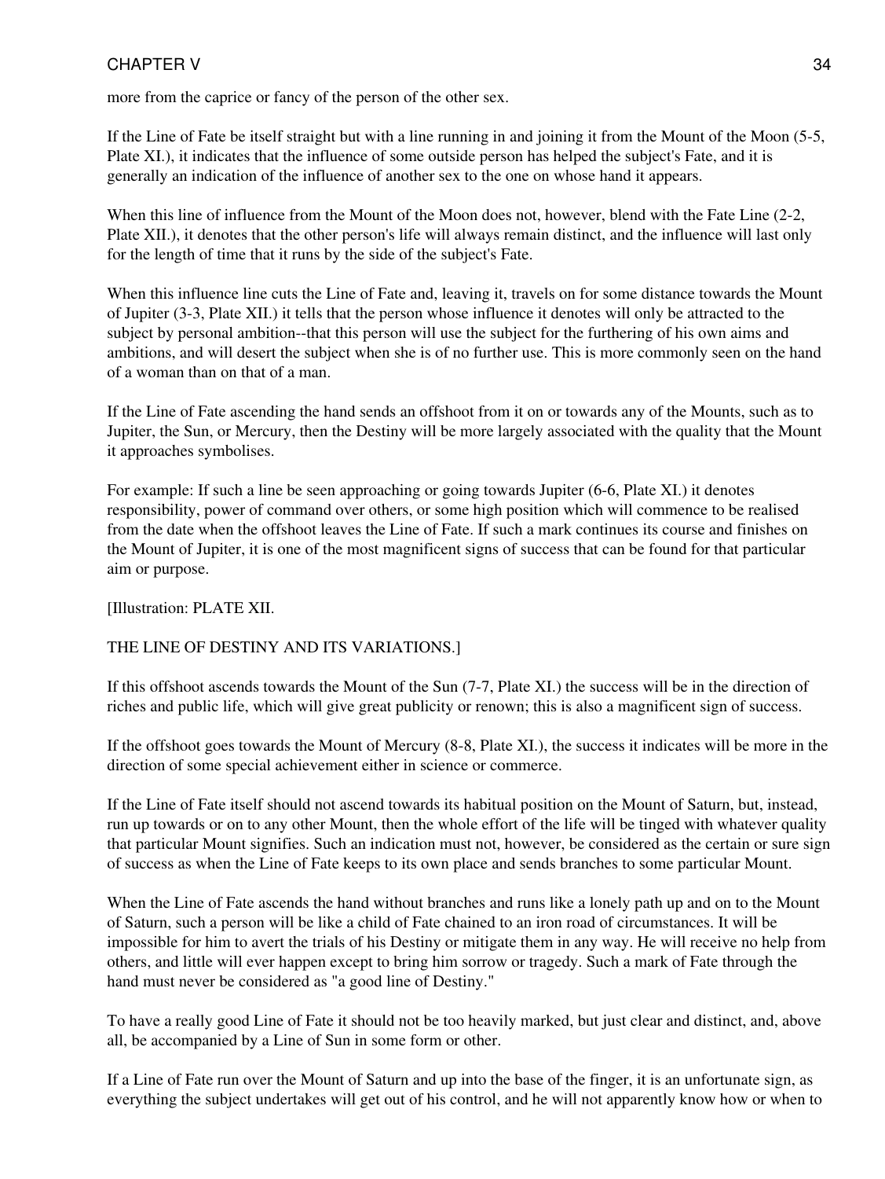more from the caprice or fancy of the person of the other sex.

If the Line of Fate be itself straight but with a line running in and joining it from the Mount of the Moon (5-5, Plate XI.), it indicates that the influence of some outside person has helped the subject's Fate, and it is generally an indication of the influence of another sex to the one on whose hand it appears.

When this line of influence from the Mount of the Moon does not, however, blend with the Fate Line (2-2, Plate XII.), it denotes that the other person's life will always remain distinct, and the influence will last only for the length of time that it runs by the side of the subject's Fate.

When this influence line cuts the Line of Fate and, leaving it, travels on for some distance towards the Mount of Jupiter (3-3, Plate XII.) it tells that the person whose influence it denotes will only be attracted to the subject by personal ambition--that this person will use the subject for the furthering of his own aims and ambitions, and will desert the subject when she is of no further use. This is more commonly seen on the hand of a woman than on that of a man.

If the Line of Fate ascending the hand sends an offshoot from it on or towards any of the Mounts, such as to Jupiter, the Sun, or Mercury, then the Destiny will be more largely associated with the quality that the Mount it approaches symbolises.

For example: If such a line be seen approaching or going towards Jupiter (6-6, Plate XI.) it denotes responsibility, power of command over others, or some high position which will commence to be realised from the date when the offshoot leaves the Line of Fate. If such a mark continues its course and finishes on the Mount of Jupiter, it is one of the most magnificent signs of success that can be found for that particular aim or purpose.

[Illustration: PLATE XII.

THE LINE OF DESTINY AND ITS VARIATIONS.]

If this offshoot ascends towards the Mount of the Sun (7-7, Plate XI.) the success will be in the direction of riches and public life, which will give great publicity or renown; this is also a magnificent sign of success.

If the offshoot goes towards the Mount of Mercury (8-8, Plate XI.), the success it indicates will be more in the direction of some special achievement either in science or commerce.

If the Line of Fate itself should not ascend towards its habitual position on the Mount of Saturn, but, instead, run up towards or on to any other Mount, then the whole effort of the life will be tinged with whatever quality that particular Mount signifies. Such an indication must not, however, be considered as the certain or sure sign of success as when the Line of Fate keeps to its own place and sends branches to some particular Mount.

When the Line of Fate ascends the hand without branches and runs like a lonely path up and on to the Mount of Saturn, such a person will be like a child of Fate chained to an iron road of circumstances. It will be impossible for him to avert the trials of his Destiny or mitigate them in any way. He will receive no help from others, and little will ever happen except to bring him sorrow or tragedy. Such a mark of Fate through the hand must never be considered as "a good line of Destiny."

To have a really good Line of Fate it should not be too heavily marked, but just clear and distinct, and, above all, be accompanied by a Line of Sun in some form or other.

If a Line of Fate run over the Mount of Saturn and up into the base of the finger, it is an unfortunate sign, as everything the subject undertakes will get out of his control, and he will not apparently know how or when to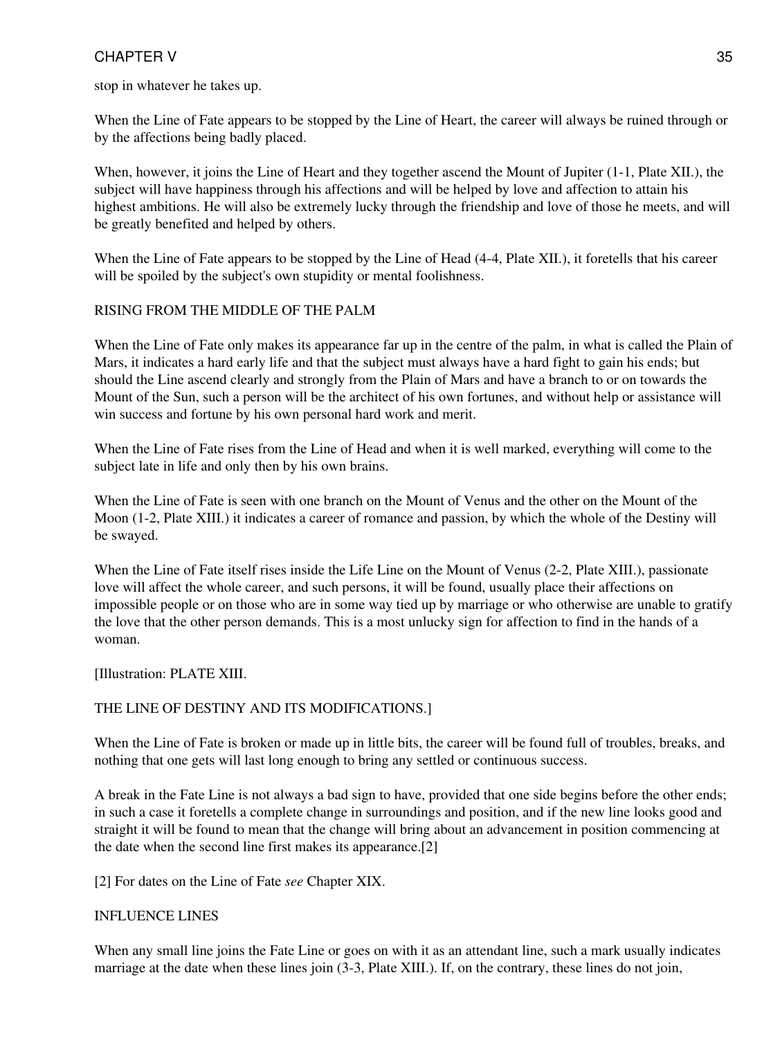stop in whatever he takes up.

When the Line of Fate appears to be stopped by the Line of Heart, the career will always be ruined through or by the affections being badly placed.

When, however, it joins the Line of Heart and they together ascend the Mount of Jupiter (1-1, Plate XII.), the subject will have happiness through his affections and will be helped by love and affection to attain his highest ambitions. He will also be extremely lucky through the friendship and love of those he meets, and will be greatly benefited and helped by others.

When the Line of Fate appears to be stopped by the Line of Head (4-4, Plate XII.), it foretells that his career will be spoiled by the subject's own stupidity or mental foolishness.

## RISING FROM THE MIDDLE OF THE PALM

When the Line of Fate only makes its appearance far up in the centre of the palm, in what is called the Plain of Mars, it indicates a hard early life and that the subject must always have a hard fight to gain his ends; but should the Line ascend clearly and strongly from the Plain of Mars and have a branch to or on towards the Mount of the Sun, such a person will be the architect of his own fortunes, and without help or assistance will win success and fortune by his own personal hard work and merit.

When the Line of Fate rises from the Line of Head and when it is well marked, everything will come to the subject late in life and only then by his own brains.

When the Line of Fate is seen with one branch on the Mount of Venus and the other on the Mount of the Moon (1-2, Plate XIII.) it indicates a career of romance and passion, by which the whole of the Destiny will be swayed.

When the Line of Fate itself rises inside the Life Line on the Mount of Venus (2-2, Plate XIII.), passionate love will affect the whole career, and such persons, it will be found, usually place their affections on impossible people or on those who are in some way tied up by marriage or who otherwise are unable to gratify the love that the other person demands. This is a most unlucky sign for affection to find in the hands of a woman.

[Illustration: PLATE XIII.

THE LINE OF DESTINY AND ITS MODIFICATIONS.]

When the Line of Fate is broken or made up in little bits, the career will be found full of troubles, breaks, and nothing that one gets will last long enough to bring any settled or continuous success.

A break in the Fate Line is not always a bad sign to have, provided that one side begins before the other ends; in such a case it foretells a complete change in surroundings and position, and if the new line looks good and straight it will be found to mean that the change will bring about an advancement in position commencing at the date when the second line first makes its appearance.[2]

[2] For dates on the Line of Fate *see* Chapter XIX.

## INFLUENCE LINES

When any small line joins the Fate Line or goes on with it as an attendant line, such a mark usually indicates marriage at the date when these lines join (3-3, Plate XIII.). If, on the contrary, these lines do not join,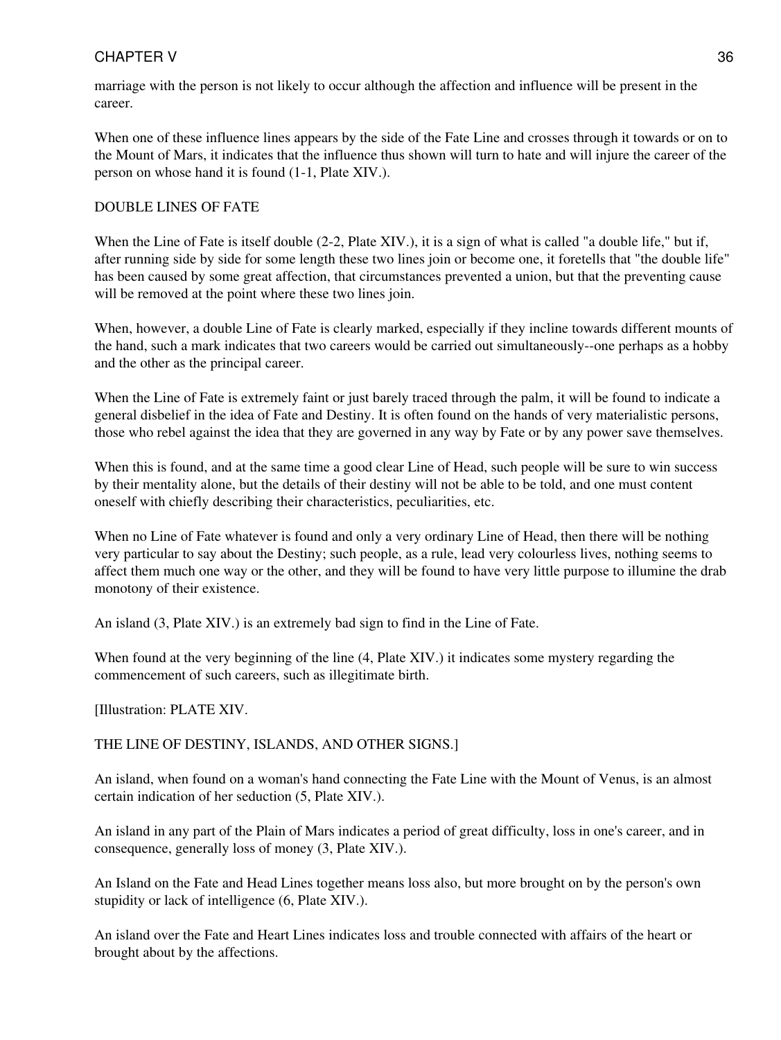marriage with the person is not likely to occur although the affection and influence will be present in the career.

When one of these influence lines appears by the side of the Fate Line and crosses through it towards or on to the Mount of Mars, it indicates that the influence thus shown will turn to hate and will injure the career of the person on whose hand it is found (1-1, Plate XIV.).

## DOUBLE LINES OF FATE

When the Line of Fate is itself double (2-2, Plate XIV.), it is a sign of what is called "a double life," but if, after running side by side for some length these two lines join or become one, it foretells that "the double life" has been caused by some great affection, that circumstances prevented a union, but that the preventing cause will be removed at the point where these two lines join.

When, however, a double Line of Fate is clearly marked, especially if they incline towards different mounts of the hand, such a mark indicates that two careers would be carried out simultaneously--one perhaps as a hobby and the other as the principal career.

When the Line of Fate is extremely faint or just barely traced through the palm, it will be found to indicate a general disbelief in the idea of Fate and Destiny. It is often found on the hands of very materialistic persons, those who rebel against the idea that they are governed in any way by Fate or by any power save themselves.

When this is found, and at the same time a good clear Line of Head, such people will be sure to win success by their mentality alone, but the details of their destiny will not be able to be told, and one must content oneself with chiefly describing their characteristics, peculiarities, etc.

When no Line of Fate whatever is found and only a very ordinary Line of Head, then there will be nothing very particular to say about the Destiny; such people, as a rule, lead very colourless lives, nothing seems to affect them much one way or the other, and they will be found to have very little purpose to illumine the drab monotony of their existence.

An island (3, Plate XIV.) is an extremely bad sign to find in the Line of Fate.

When found at the very beginning of the line (4, Plate XIV.) it indicates some mystery regarding the commencement of such careers, such as illegitimate birth.

[Illustration: PLATE XIV.

THE LINE OF DESTINY, ISLANDS, AND OTHER SIGNS.]

An island, when found on a woman's hand connecting the Fate Line with the Mount of Venus, is an almost certain indication of her seduction (5, Plate XIV.).

An island in any part of the Plain of Mars indicates a period of great difficulty, loss in one's career, and in consequence, generally loss of money (3, Plate XIV.).

An Island on the Fate and Head Lines together means loss also, but more brought on by the person's own stupidity or lack of intelligence (6, Plate XIV.).

An island over the Fate and Heart Lines indicates loss and trouble connected with affairs of the heart or brought about by the affections.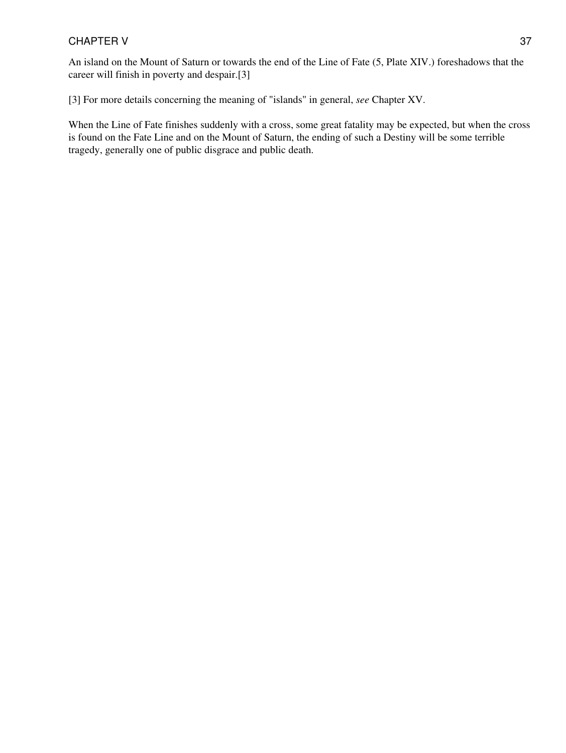An island on the Mount of Saturn or towards the end of the Line of Fate (5, Plate XIV.) foreshadows that the career will finish in poverty and despair.[3]

[3] For more details concerning the meaning of "islands" in general, *see* Chapter XV.

When the Line of Fate finishes suddenly with a cross, some great fatality may be expected, but when the cross is found on the Fate Line and on the Mount of Saturn, the ending of such a Destiny will be some terrible tragedy, generally one of public disgrace and public death.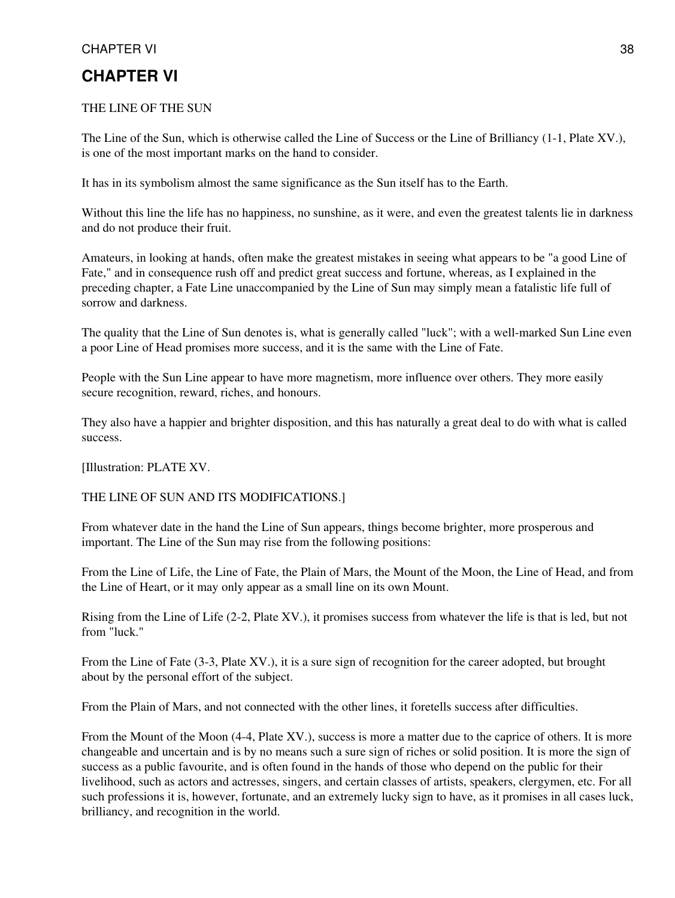# CHAPTER VI

THE LINE OF THE SUN

The Line of the Sun, which is otherwise called the Line of Success or the Line of Brilliancy (1-1, Plate XV.), is one of the most important marks on the hand to consider.

It has in its symbolism almost the same significance as the Sun itself has to the Earth.

Without this line the life has no happiness, no sunshine, as it were, and even the greatest talents lie in darkness and do not produce their fruit.

Amateurs, in looking at hands, often make the greatest mistakes in seeing what appears to be "a good Line of Fate," and in consequence rush off and predict great success and fortune, whereas, as I explained in the preceding chapter, a Fate Line unaccompanied by the Line of Sun may simply mean a fatalistic life full of sorrow and darkness.

The quality that the Line of Sun denotes is, what is generally called "luck"; with a well-marked Sun Line even a poor Line of Head promises more success, and it is the same with the Line of Fate.

People with the Sun Line appear to have more magnetism, more influence over others. They more easily secure recognition, reward, riches, and honours.

They also have a happier and brighter disposition, and this has naturally a great deal to do with what is called success.

[Illustration: PLATE XV.

THE LINE OF SUN AND ITS MODIFICATIONS.]

From whatever date in the hand the Line of Sun appears, things become brighter, more prosperous and important. The Line of the Sun may rise from the following positions:

From the Line of Life, the Line of Fate, the Plain of Mars, the Mount of the Moon, the Line of Head, and from the Line of Heart, or it may only appear as a small line on its own Mount.

Rising from the Line of Life (2-2, Plate XV.), it promises success from whatever the life is that is led, but not from "luck."

From the Line of Fate (3-3, Plate XV.), it is a sure sign of recognition for the career adopted, but brought about by the personal effort of the subject.

From the Plain of Mars, and not connected with the other lines, it foretells success after difficulties.

From the Mount of the Moon (4-4, Plate XV.), success is more a matter due to the caprice of others. It is more changeable and uncertain and is by no means such a sure sign of riches or solid position. It is more the sign of success as a public favourite, and is often found in the hands of those who depend on the public for their livelihood, such as actors and actresses, singers, and certain classes of artists, speakers, clergymen, etc. For all such professions it is, however, fortunate, and an extremely lucky sign to have, as it promises in all cases luck, brilliancy, and recognition in the world.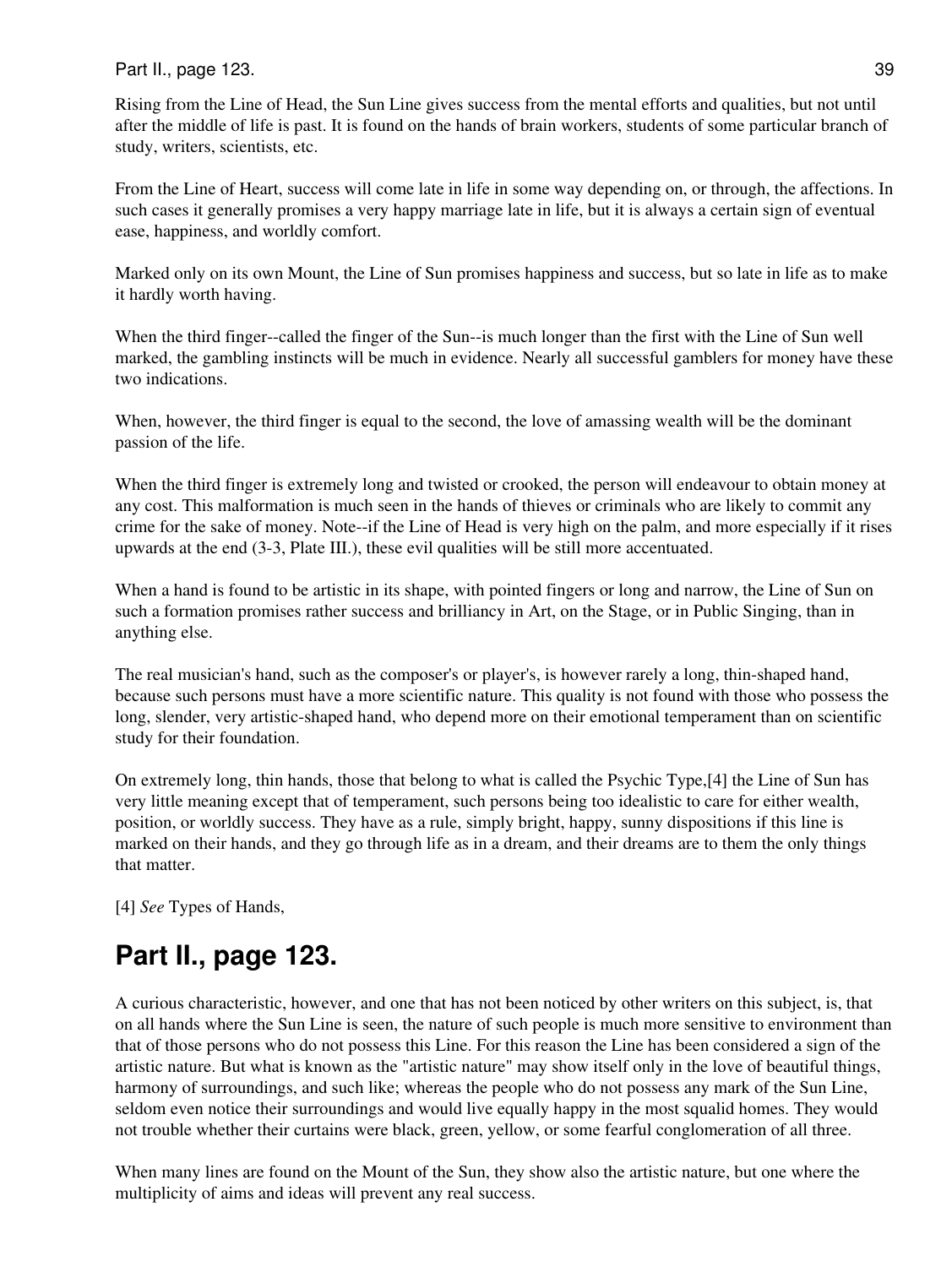Rising from the Line of Head, the Sun Line gives success from the mental efforts and qualities, but not until after the middle of life is past. It is found on the hands of brain workers, students of some particular branch of study, writers, scientists, etc.

From the Line of Heart, success will come late in life in some way depending on, or through, the affections. In such cases it generally promises a very happy marriage late in life, but it is always a certain sign of eventual ease, happiness, and worldly comfort.

Marked only on its own Mount, the Line of Sun promises happiness and success, but so late in life as to make it hardly worth having.

When the third finger--called the finger of the Sun--is much longer than the first with the Line of Sun well marked, the gambling instincts will be much in evidence. Nearly all successful gamblers for money have these two indications.

When, however, the third finger is equal to the second, the love of amassing wealth will be the dominant passion of the life.

When the third finger is extremely long and twisted or crooked, the person will endeavour to obtain money at any cost. This malformation is much seen in the hands of thieves or criminals who are likely to commit any crime for the sake of money. Note--if the Line of Head is very high on the palm, and more especially if it rises upwards at the end (3-3, Plate III.), these evil qualities will be still more accentuated.

When a hand is found to be artistic in its shape, with pointed fingers or long and narrow, the Line of Sun on such a formation promises rather success and brilliancy in Art, on the Stage, or in Public Singing, than in anything else.

The real musician's hand, such as the composer's or player's, is however rarely a long, thin-shaped hand, because such persons must have a more scientific nature. This quality is not found with those who possess the long, slender, very artistic-shaped hand, who depend more on their emotional temperament than on scientific study for their foundation.

On extremely long, thin hands, those that belong to what is called the Psychic Type,[4] the Line of Sun has very little meaning except that of temperament, such persons being too idealistic to care for either wealth, position, or worldly success. They have as a rule, simply bright, happy, sunny dispositions if this line is marked on their hands, and they go through life as in a dream, and their dreams are to them the only things that matter.

[4] *See* Types of Hands,

## Part II., page 123.

A curious characteristic, however, and one that has not been noticed by other writers on this subject, is, that on all hands where the Sun Line is seen, the nature of such people is much more sensitive to environment than that of those persons who do not possess this Line. For this reason the Line has been considered a sign of the artistic nature. But what is known as the "artistic nature" may show itself only in the love of beautiful things, harmony of surroundings, and such like; whereas the people who do not possess any mark of the Sun Line, seldom even notice their surroundings and would live equally happy in the most squalid homes. They would not trouble whether their curtains were black, green, yellow, or some fearful conglomeration of all three.

When many lines are found on the Mount of the Sun, they show also the artistic nature, but one where the multiplicity of aims and ideas will prevent any real success.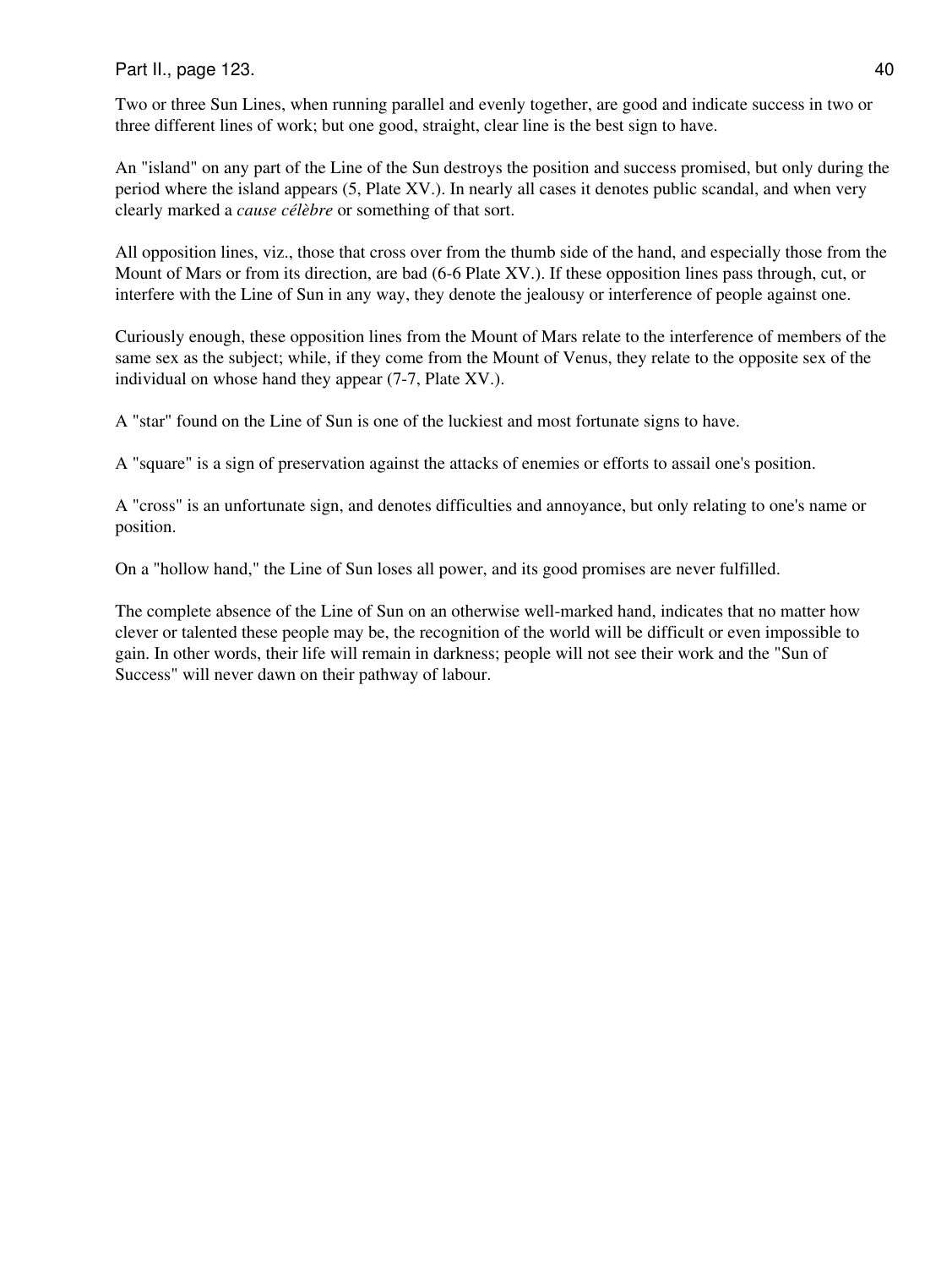Two or three Sun Lines, when running parallel and evenly together, are good and indicate success in two or three different lines of work; but one good, straight, clear line is the best sign to have.

An "island" on any part of the Line of the Sun destroys the position and success promised, but only during the period where the island appears (5, Plate XV.). In nearly all cases it denotes public scandal, and when very clearly marked a *cause célèbre* or something of that sort.

All opposition lines, viz., those that cross over from the thumb side of the hand, and especially those from the Mount of Mars or from its direction, are bad (6-6 Plate XV.). If these opposition lines pass through, cut, or interfere with the Line of Sun in any way, they denote the jealousy or interference of people against one.

Curiously enough, these opposition lines from the Mount of Mars relate to the interference of members of the same sex as the subject; while, if they come from the Mount of Venus, they relate to the opposite sex of the individual on whose hand they appear (7-7, Plate XV.).

A "star" found on the Line of Sun is one of the luckiest and most fortunate signs to have.

A "square" is a sign of preservation against the attacks of enemies or efforts to assail one's position.

A "cross" is an unfortunate sign, and denotes difficulties and annoyance, but only relating to one's name or position.

On a "hollow hand," the Line of Sun loses all power, and its good promises are never fulfilled.

The complete absence of the Line of Sun on an otherwise well-marked hand, indicates that no matter how clever or talented these people may be, the recognition of the world will be difficult or even impossible to gain. In other words, their life will remain in darkness; people will not see their work and the "Sun of Success" will never dawn on their pathway of labour.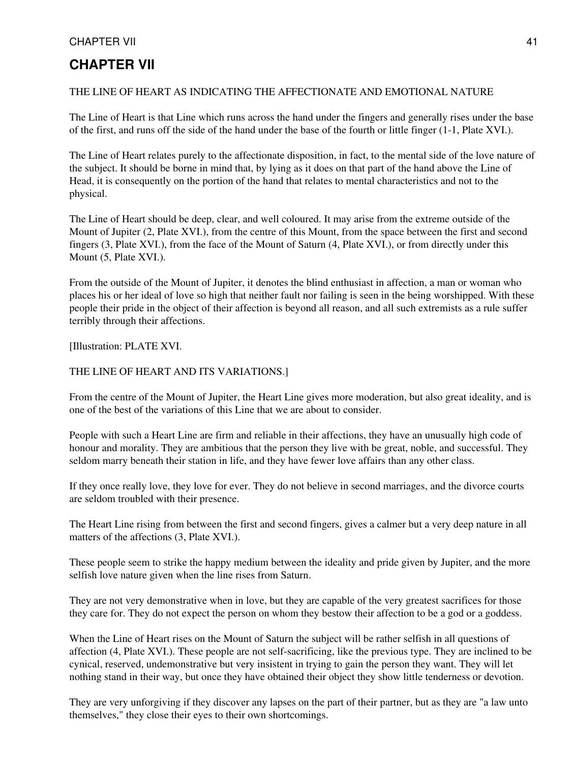# CHAPTER VII

THE LINE OF HEART AS INDICATING THE AFFECTIONATE AND EMOTIONAL NATURE

The Line of Heart is that Line which runs across the hand under the fingers and generally rises under the base of the first, and runs off the side of the hand under the base of the fourth or little finger (1-1, Plate XVI.).

The Line of Heart relates purely to the affectionate disposition, in fact, to the mental side of the love nature of the subject. It should be borne in mind that, by lying as it does on that part of the hand above the Line of Head, it is consequently on the portion of the hand that relates to mental characteristics and not to the physical.

The Line of Heart should be deep, clear, and well coloured. It may arise from the extreme outside of the Mount of Jupiter (2, Plate XVI.), from the centre of this Mount, from the space between the first and second fingers (3, Plate XVI.), from the face of the Mount of Saturn (4, Plate XVI.), or from directly under this Mount (5, Plate XVI.).

From the outside of the Mount of Jupiter, it denotes the blind enthusiast in affection, a man or woman who places his or her ideal of love so high that neither fault nor failing is seen in the being worshipped. With these people their pride in the object of their affection is beyond all reason, and all such extremists as a rule suffer terribly through their affections.

[Illustration: PLATE XVI.

THE LINE OF HEART AND ITS VARIATIONS.]

From the centre of the Mount of Jupiter, the Heart Line gives more moderation, but also great ideality, and is one of the best of the variations of this Line that we are about to consider.

People with such a Heart Line are firm and reliable in their affections, they have an unusually high code of honour and morality. They are ambitious that the person they live with be great, noble, and successful. They seldom marry beneath their station in life, and they have fewer love affairs than any other class.

If they once really love, they love for ever. They do not believe in second marriages, and the divorce courts are seldom troubled with their presence.

The Heart Line rising from between the first and second fingers, gives a calmer but a very deep nature in all matters of the affections (3, Plate XVI.).

These people seem to strike the happy medium between the ideality and pride given by Jupiter, and the more selfish love nature given when the line rises from Saturn.

They are not very demonstrative when in love, but they are capable of the very greatest sacrifices for those they care for. They do not expect the person on whom they bestow their affection to be a god or a goddess.

When the Line of Heart rises on the Mount of Saturn the subject will be rather selfish in all questions of affection (4, Plate XVI.). These people are not self-sacrificing, like the previous type. They are inclined to be cynical, reserved, undemonstrative but very insistent in trying to gain the person they want. They will let nothing stand in their way, but once they have obtained their object they show little tenderness or devotion.

They are very unforgiving if they discover any lapses on the part of their partner, but as they are "a law unto themselves," they close their eyes to their own shortcomings.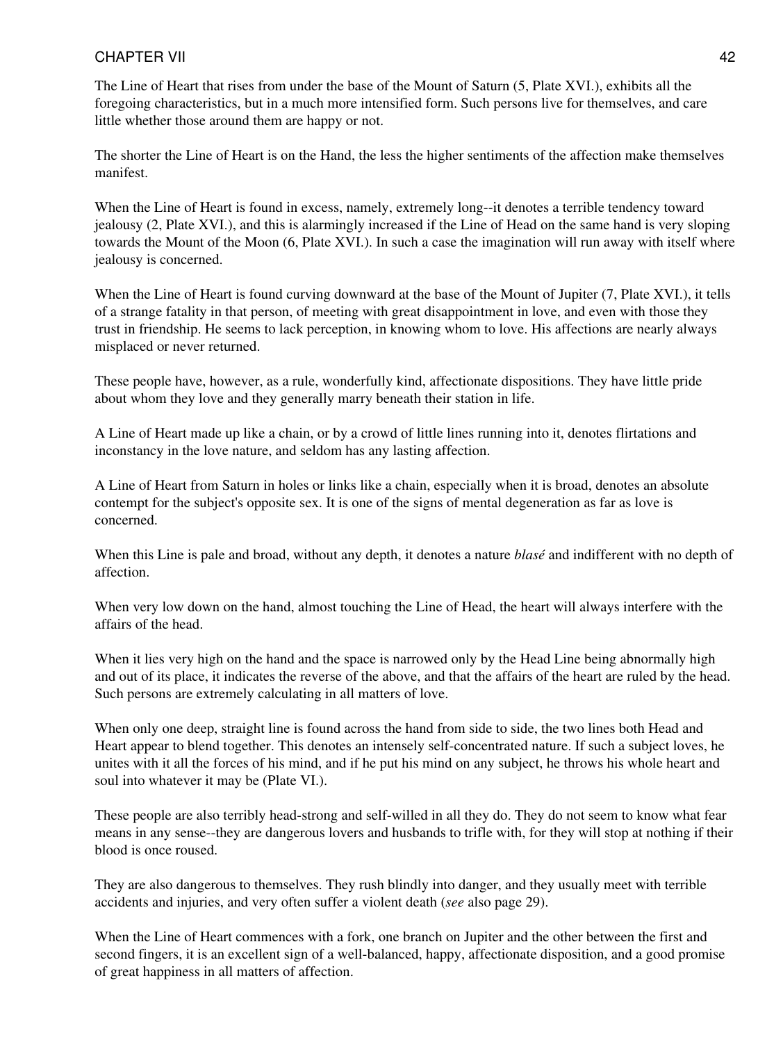The Line of Heart that rises from under the base of the Mount of Saturn (5, Plate XVI.), exhibits all the foregoing characteristics, but in a much more intensified form. Such persons live for themselves, and care little whether those around them are happy or not.

The shorter the Line of Heart is on the Hand, the less the higher sentiments of the affection make themselves manifest.

When the Line of Heart is found in excess, namely, extremely long--it denotes a terrible tendency toward jealousy (2, Plate XVI.), and this is alarmingly increased if the Line of Head on the same hand is very sloping towards the Mount of the Moon (6, Plate XVI.). In such a case the imagination will run away with itself where jealousy is concerned.

When the Line of Heart is found curving downward at the base of the Mount of Jupiter (7, Plate XVI.), it tells of a strange fatality in that person, of meeting with great disappointment in love, and even with those they trust in friendship. He seems to lack perception, in knowing whom to love. His affections are nearly always misplaced or never returned.

These people have, however, as a rule, wonderfully kind, affectionate dispositions. They have little pride about whom they love and they generally marry beneath their station in life.

A Line of Heart made up like a chain, or by a crowd of little lines running into it, denotes flirtations and inconstancy in the love nature, and seldom has any lasting affection.

A Line of Heart from Saturn in holes or links like a chain, especially when it is broad, denotes an absolute contempt for the subject's opposite sex. It is one of the signs of mental degeneration as far as love is concerned.

When this Line is pale and broad, without any depth, it denotes a nature *blasé* and indifferent with no depth of affection.

When very low down on the hand, almost touching the Line of Head, the heart will always interfere with the affairs of the head.

When it lies very high on the hand and the space is narrowed only by the Head Line being abnormally high and out of its place, it indicates the reverse of the above, and that the affairs of the heart are ruled by the head. Such persons are extremely calculating in all matters of love.

When only one deep, straight line is found across the hand from side to side, the two lines both Head and Heart appear to blend together. This denotes an intensely self-concentrated nature. If such a subject loves, he unites with it all the forces of his mind, and if he put his mind on any subject, he throws his whole heart and soul into whatever it may be (Plate VI.).

These people are also terribly head-strong and self-willed in all they do. They do not seem to know what fear means in any sense--they are dangerous lovers and husbands to trifle with, for they will stop at nothing if their blood is once roused.

They are also dangerous to themselves. They rush blindly into danger, and they usually meet with terrible accidents and injuries, and very often suffer a violent death (*see* also page 29).

When the Line of Heart commences with a fork, one branch on Jupiter and the other between the first and second fingers, it is an excellent sign of a well-balanced, happy, affectionate disposition, and a good promise of great happiness in all matters of affection.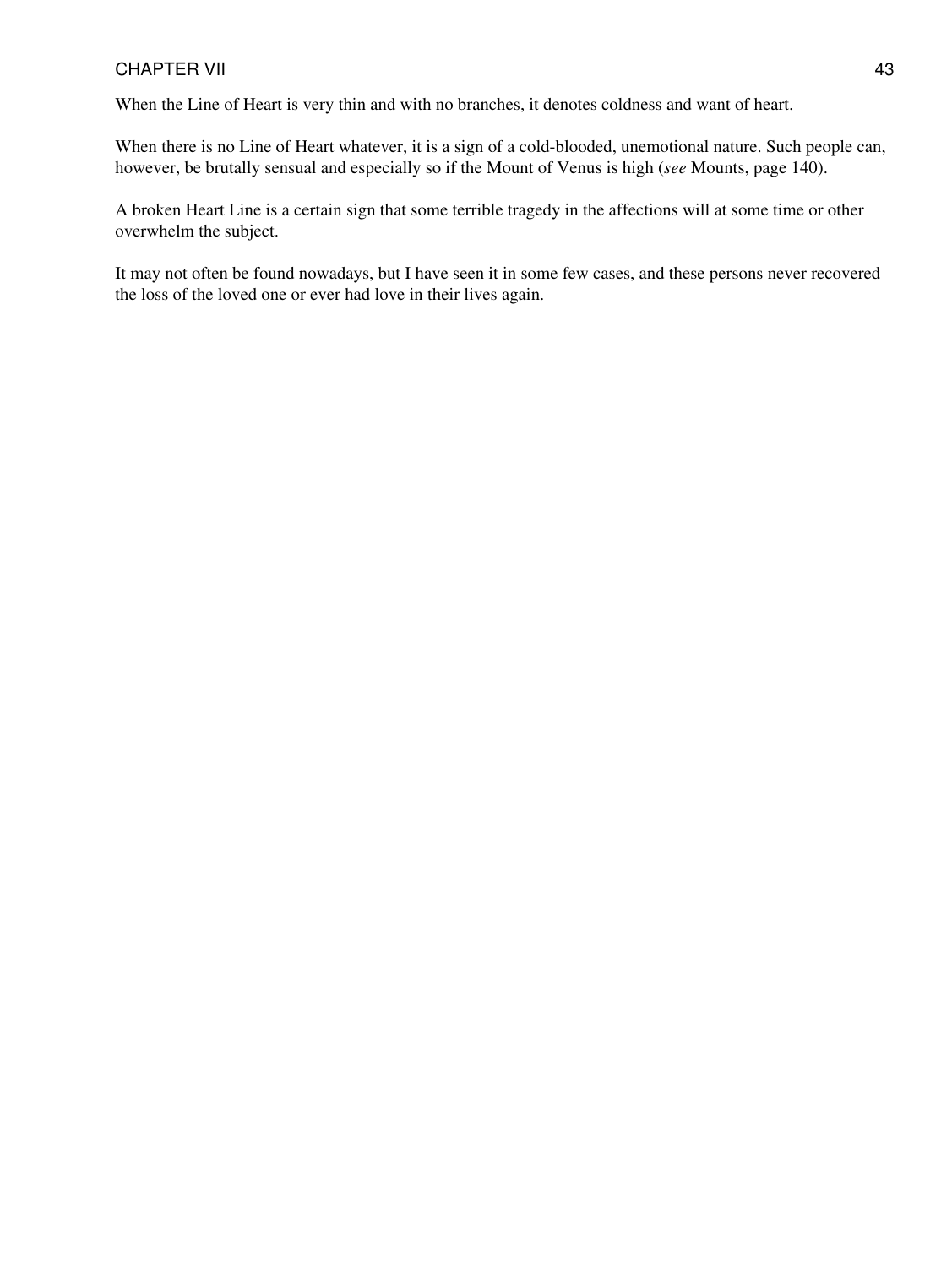When the Line of Heart is very thin and with no branches, it denotes coldness and want of heart.

When there is no Line of Heart whatever, it is a sign of a cold-blooded, unemotional nature. Such people can, however, be brutally sensual and especially so if the Mount of Venus is high (*see* Mounts, page 140).

A broken Heart Line is a certain sign that some terrible tragedy in the affections will at some time or other overwhelm the subject.

It may not often be found nowadays, but I have seen it in some few cases, and these persons never recovered the loss of the loved one or ever had love in their lives again.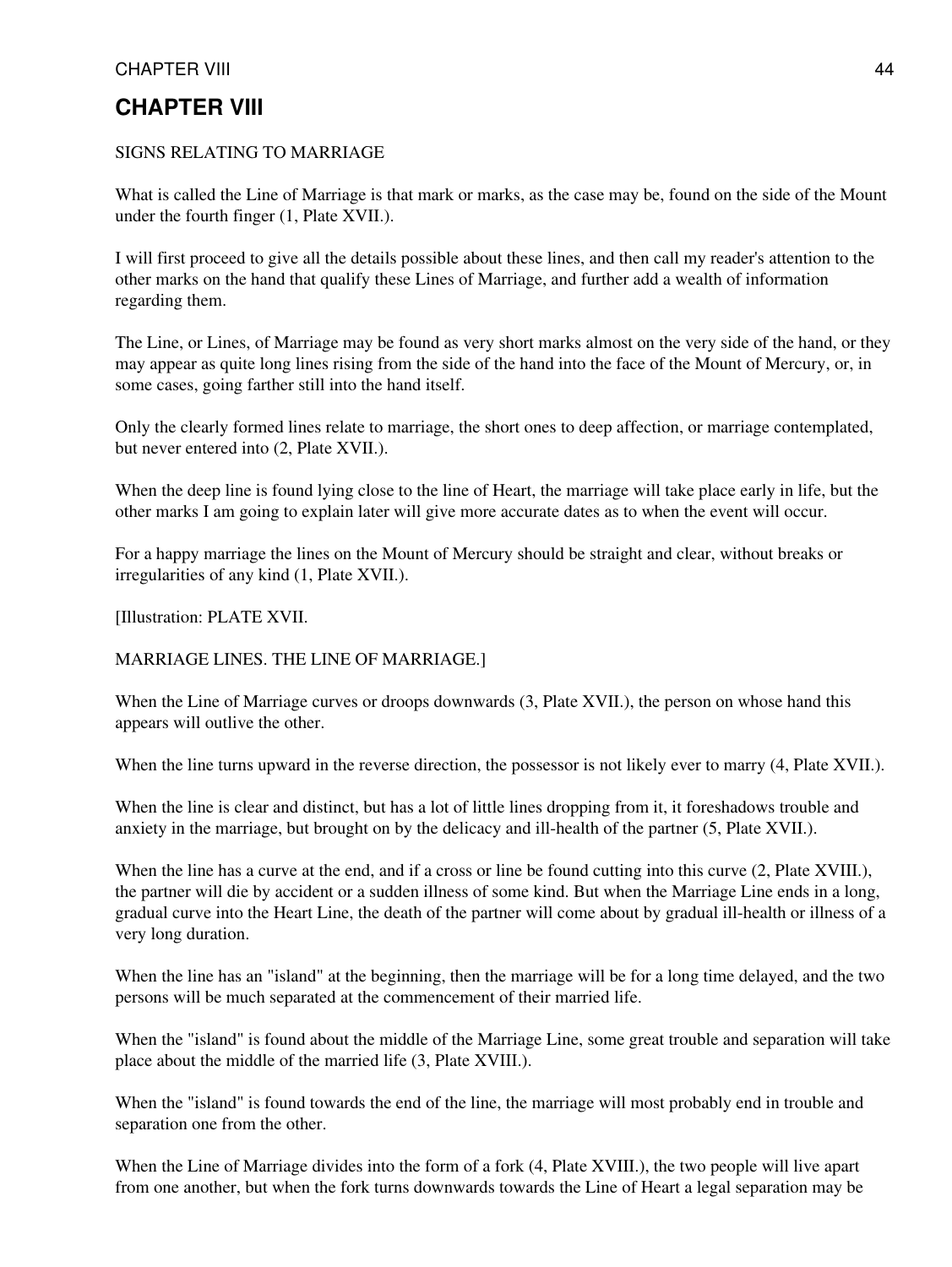# CHAPTER VIII

SIGNS RELATING TO MARRIAGE

What is called the Line of Marriage is that mark or marks, as the case may be, found on the side of the Mount under the fourth finger (1, Plate XVII.).

I will first proceed to give all the details possible about these lines, and then call my reader's attention to the other marks on the hand that qualify these Lines of Marriage, and further add a wealth of information regarding them.

The Line, or Lines, of Marriage may be found as very short marks almost on the very side of the hand, or they may appear as quite long lines rising from the side of the hand into the face of the Mount of Mercury, or, in some cases, going farther still into the hand itself.

Only the clearly formed lines relate to marriage, the short ones to deep affection, or marriage contemplated, but never entered into (2, Plate XVII.).

When the deep line is found lying close to the line of Heart, the marriage will take place early in life, but the other marks I am going to explain later will give more accurate dates as to when the event will occur.

For a happy marriage the lines on the Mount of Mercury should be straight and clear, without breaks or irregularities of any kind (1, Plate XVII.).

[Illustration: PLATE XVII.

MARRIAGE LINES. THE LINE OF MARRIAGE.]

When the Line of Marriage curves or droops downwards (3, Plate XVII.), the person on whose hand this appears will outlive the other.

When the line turns upward in the reverse direction, the possessor is not likely ever to marry (4, Plate XVII.).

When the line is clear and distinct, but has a lot of little lines dropping from it, it foreshadows trouble and anxiety in the marriage, but brought on by the delicacy and ill-health of the partner (5, Plate XVII.).

When the line has a curve at the end, and if a cross or line be found cutting into this curve (2, Plate XVIII.), the partner will die by accident or a sudden illness of some kind. But when the Marriage Line ends in a long, gradual curve into the Heart Line, the death of the partner will come about by gradual ill-health or illness of a very long duration.

When the line has an "island" at the beginning, then the marriage will be for a long time delayed, and the two persons will be much separated at the commencement of their married life.

When the "island" is found about the middle of the Marriage Line, some great trouble and separation will take place about the middle of the married life (3, Plate XVIII.).

When the "island" is found towards the end of the line, the marriage will most probably end in trouble and separation one from the other.

When the Line of Marriage divides into the form of a fork (4, Plate XVIII.), the two people will live apart from one another, but when the fork turns downwards towards the Line of Heart a legal separation may be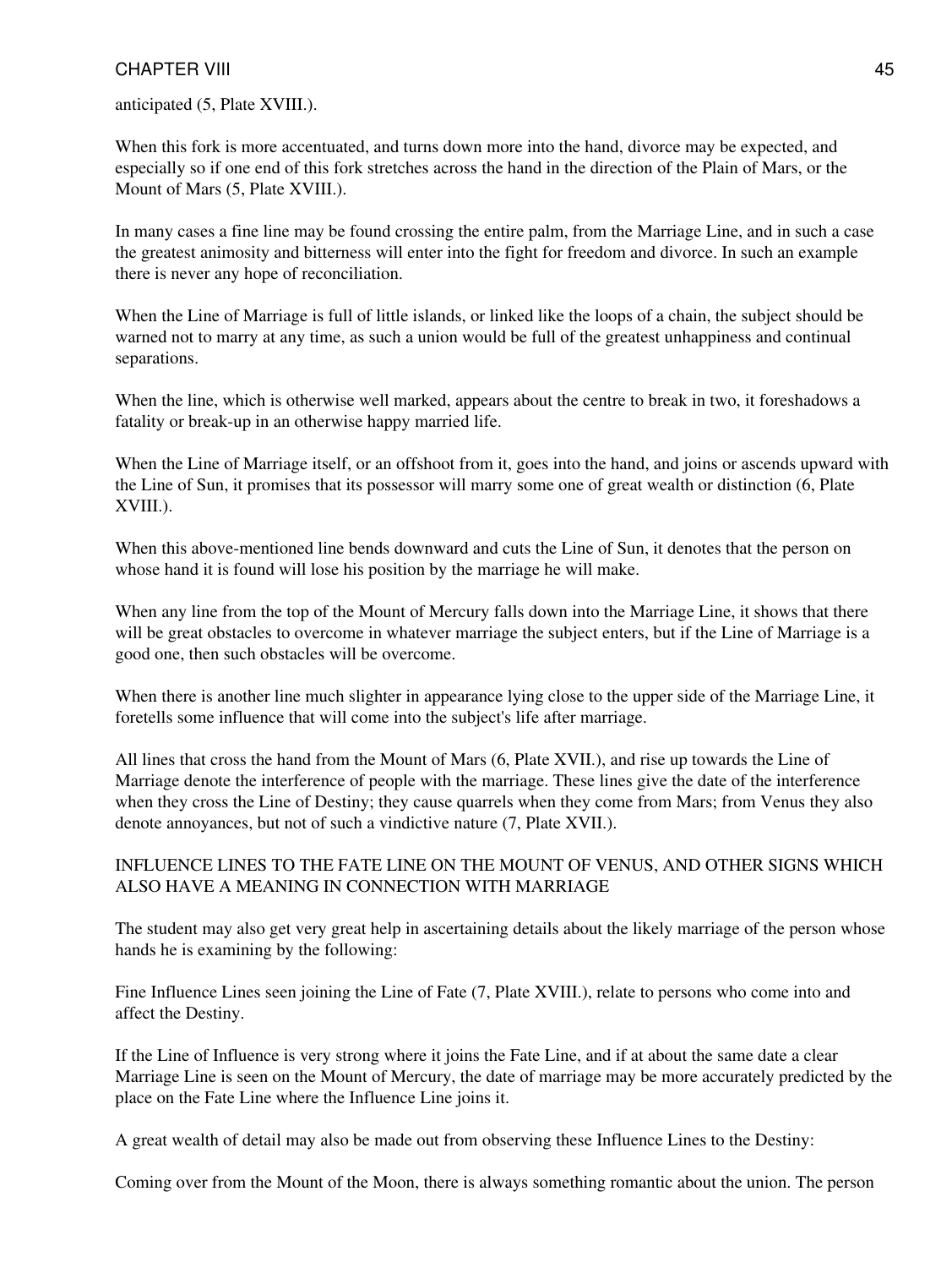anticipated (5, Plate XVIII.).

When this fork is more accentuated, and turns down more into the hand, divorce may be expected, and especially so if one end of this fork stretches across the hand in the direction of the Plain of Mars, or the Mount of Mars (5, Plate XVIII.).

In many cases a fine line may be found crossing the entire palm, from the Marriage Line, and in such a case the greatest animosity and bitterness will enter into the fight for freedom and divorce. In such an example there is never any hope of reconciliation.

When the Line of Marriage is full of little islands, or linked like the loops of a chain, the subject should be warned not to marry at any time, as such a union would be full of the greatest unhappiness and continual separations.

When the line, which is otherwise well marked, appears about the centre to break in two, it foreshadows a fatality or break-up in an otherwise happy married life.

When the Line of Marriage itself, or an offshoot from it, goes into the hand, and joins or ascends upward with the Line of Sun, it promises that its possessor will marry some one of great wealth or distinction (6, Plate XVIII.).

When this above-mentioned line bends downward and cuts the Line of Sun, it denotes that the person on whose hand it is found will lose his position by the marriage he will make.

When any line from the top of the Mount of Mercury falls down into the Marriage Line, it shows that there will be great obstacles to overcome in whatever marriage the subject enters, but if the Line of Marriage is a good one, then such obstacles will be overcome.

When there is another line much slighter in appearance lying close to the upper side of the Marriage Line, it foretells some influence that will come into the subject's life after marriage.

All lines that cross the hand from the Mount of Mars (6, Plate XVII.), and rise up towards the Line of Marriage denote the interference of people with the marriage. These lines give the date of the interference when they cross the Line of Destiny; they cause quarrels when they come from Mars; from Venus they also denote annoyances, but not of such a vindictive nature (7, Plate XVII.).

## INFLUENCE LINES TO THE FATE LINE ON THE MOUNT OF VENUS, AND OTHER SIGNS WHICH ALSO HAVE A MEANING IN CONNECTION WITH MARRIAGE

The student may also get very great help in ascertaining details about the likely marriage of the person whose hands he is examining by the following:

Fine Influence Lines seen joining the Line of Fate (7, Plate XVIII.), relate to persons who come into and affect the Destiny.

If the Line of Influence is very strong where it joins the Fate Line, and if at about the same date a clear Marriage Line is seen on the Mount of Mercury, the date of marriage may be more accurately predicted by the place on the Fate Line where the Influence Line joins it.

A great wealth of detail may also be made out from observing these Influence Lines to the Destiny:

Coming over from the Mount of the Moon, there is always something romantic about the union. The person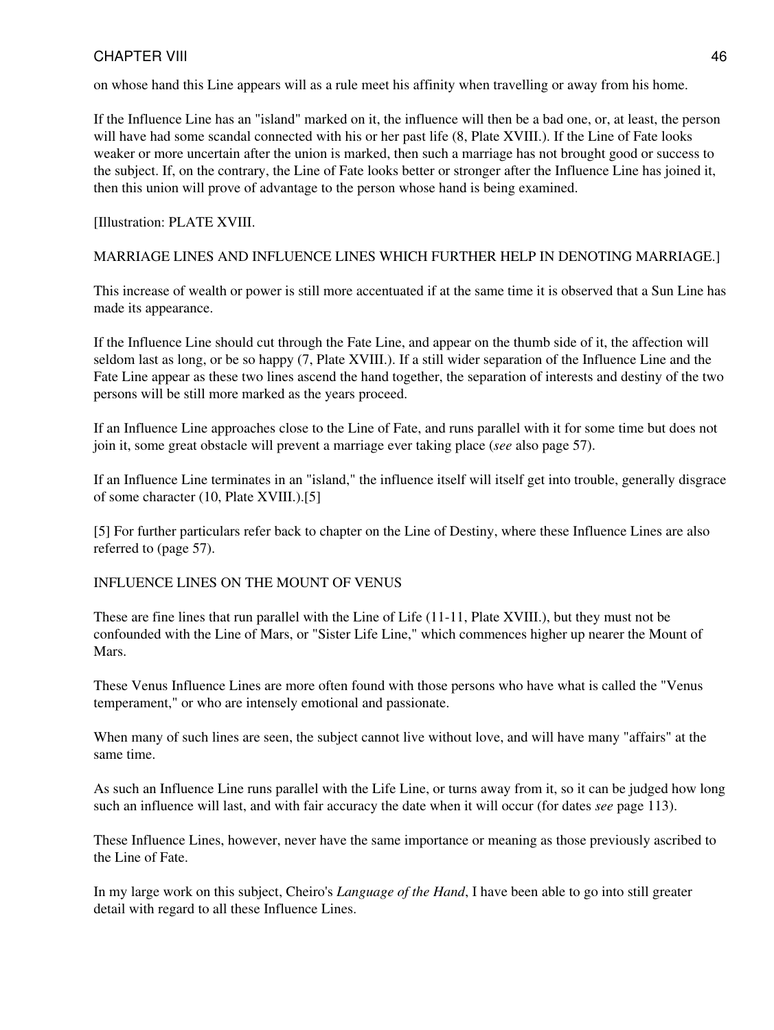on whose hand this Line appears will as a rule meet his affinity when travelling or away from his home.

If the Influence Line has an "island" marked on it, the influence will then be a bad one, or, at least, the person will have had some scandal connected with his or her past life (8, Plate XVIII.). If the Line of Fate looks weaker or more uncertain after the union is marked, then such a marriage has not brought good or success to the subject. If, on the contrary, the Line of Fate looks better or stronger after the Influence Line has joined it, then this union will prove of advantage to the person whose hand is being examined.

[Illustration: PLATE XVIII.

MARRIAGE LINES AND INFLUENCE LINES WHICH FURTHER HELP IN DENOTING MARRIAGE.]

This increase of wealth or power is still more accentuated if at the same time it is observed that a Sun Line has made its appearance.

If the Influence Line should cut through the Fate Line, and appear on the thumb side of it, the affection will seldom last as long, or be so happy (7, Plate XVIII.). If a still wider separation of the Influence Line and the Fate Line appear as these two lines ascend the hand together, the separation of interests and destiny of the two persons will be still more marked as the years proceed.

If an Influence Line approaches close to the Line of Fate, and runs parallel with it for some time but does not join it, some great obstacle will prevent a marriage ever taking place (*see* also page 57).

If an Influence Line terminates in an "island," the influence itself will itself get into trouble, generally disgrace of some character (10, Plate XVIII.).[5]

[5] For further particulars refer back to chapter on the Line of Destiny, where these Influence Lines are also referred to (page 57).

## INFLUENCE LINES ON THE MOUNT OF VENUS

These are fine lines that run parallel with the Line of Life (11-11, Plate XVIII.), but they must not be confounded with the Line of Mars, or "Sister Life Line," which commences higher up nearer the Mount of Mars.

These Venus Influence Lines are more often found with those persons who have what is called the "Venus temperament," or who are intensely emotional and passionate.

When many of such lines are seen, the subject cannot live without love, and will have many "affairs" at the same time.

As such an Influence Line runs parallel with the Life Line, or turns away from it, so it can be judged how long such an influence will last, and with fair accuracy the date when it will occur (for dates *see* page 113).

These Influence Lines, however, never have the same importance or meaning as those previously ascribed to the Line of Fate.

In my large work on this subject, Cheiro's *Language of the Hand*, I have been able to go into still greater detail with regard to all these Influence Lines.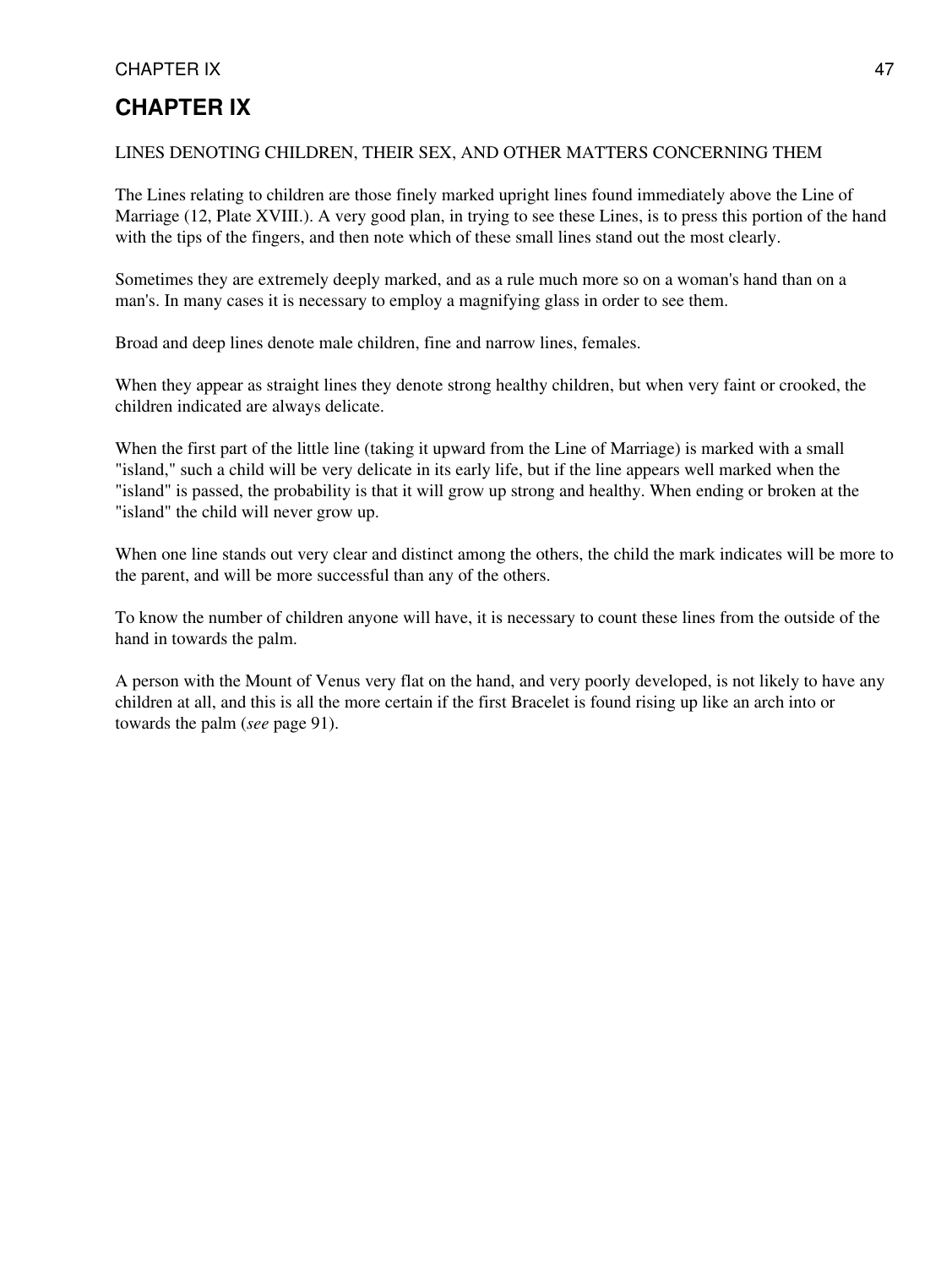# CHAPTER IX

LINES DENOTING CHILDREN, THEIR SEX, AND OTHER MATTERS CONCERNING THEM

The Lines relating to children are those finely marked upright lines found immediately above the Line of Marriage (12, Plate XVIII.). A very good plan, in trying to see these Lines, is to press this portion of the hand with the tips of the fingers, and then note which of these small lines stand out the most clearly.

Sometimes they are extremely deeply marked, and as a rule much more so on a woman's hand than on a man's. In many cases it is necessary to employ a magnifying glass in order to see them.

Broad and deep lines denote male children, fine and narrow lines, females.

When they appear as straight lines they denote strong healthy children, but when very faint or crooked, the children indicated are always delicate.

When the first part of the little line (taking it upward from the Line of Marriage) is marked with a small "island," such a child will be very delicate in its early life, but if the line appears well marked when the "island" is passed, the probability is that it will grow up strong and healthy. When ending or broken at the "island" the child will never grow up.

When one line stands out very clear and distinct among the others, the child the mark indicates will be more to the parent, and will be more successful than any of the others.

To know the number of children anyone will have, it is necessary to count these lines from the outside of the hand in towards the palm.

A person with the Mount of Venus very flat on the hand, and very poorly developed, is not likely to have any children at all, and this is all the more certain if the first Bracelet is found rising up like an arch into or towards the palm (*see* page 91).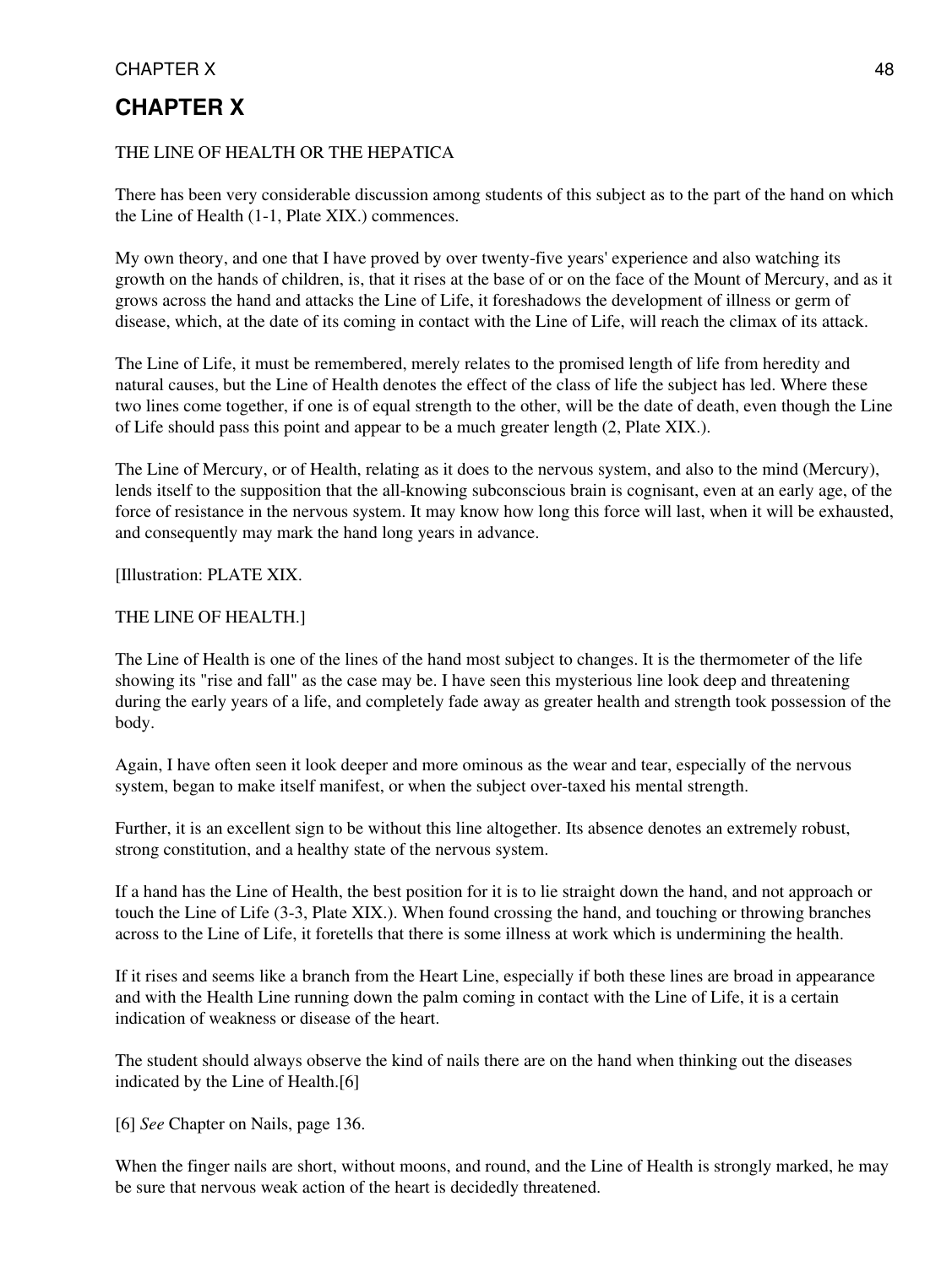# CHAPTER X

THE LINE OF HEALTH OR THE HEPATICA

There has been very considerable discussion among students of this subject as to the part of the hand on which the Line of Health (1-1, Plate XIX.) commences.

My own theory, and one that I have proved by over twenty-five years' experience and also watching its growth on the hands of children, is, that it rises at the base of or on the face of the Mount of Mercury, and as it grows across the hand and attacks the Line of Life, it foreshadows the development of illness or germ of disease, which, at the date of its coming in contact with the Line of Life, will reach the climax of its attack.

The Line of Life, it must be remembered, merely relates to the promised length of life from heredity and natural causes, but the Line of Health denotes the effect of the class of life the subject has led. Where these two lines come together, if one is of equal strength to the other, will be the date of death, even though the Line of Life should pass this point and appear to be a much greater length (2, Plate XIX.).

The Line of Mercury, or of Health, relating as it does to the nervous system, and also to the mind (Mercury), lends itself to the supposition that the all-knowing subconscious brain is cognisant, even at an early age, of the force of resistance in the nervous system. It may know how long this force will last, when it will be exhausted, and consequently may mark the hand long years in advance.

[Illustration: PLATE XIX.

THE LINE OF HEALTH.]

The Line of Health is one of the lines of the hand most subject to changes. It is the thermometer of the life showing its "rise and fall" as the case may be. I have seen this mysterious line look deep and threatening during the early years of a life, and completely fade away as greater health and strength took possession of the body.

Again, I have often seen it look deeper and more ominous as the wear and tear, especially of the nervous system, began to make itself manifest, or when the subject over-taxed his mental strength.

Further, it is an excellent sign to be without this line altogether. Its absence denotes an extremely robust, strong constitution, and a healthy state of the nervous system.

If a hand has the Line of Health, the best position for it is to lie straight down the hand, and not approach or touch the Line of Life (3-3, Plate XIX.). When found crossing the hand, and touching or throwing branches across to the Line of Life, it foretells that there is some illness at work which is undermining the health.

If it rises and seems like a branch from the Heart Line, especially if both these lines are broad in appearance and with the Health Line running down the palm coming in contact with the Line of Life, it is a certain indication of weakness or disease of the heart.

The student should always observe the kind of nails there are on the hand when thinking out the diseases indicated by the Line of Health.[6]

[6] *See* Chapter on Nails, page 136.

When the finger nails are short, without moons, and round, and the Line of Health is strongly marked, he may be sure that nervous weak action of the heart is decidedly threatened.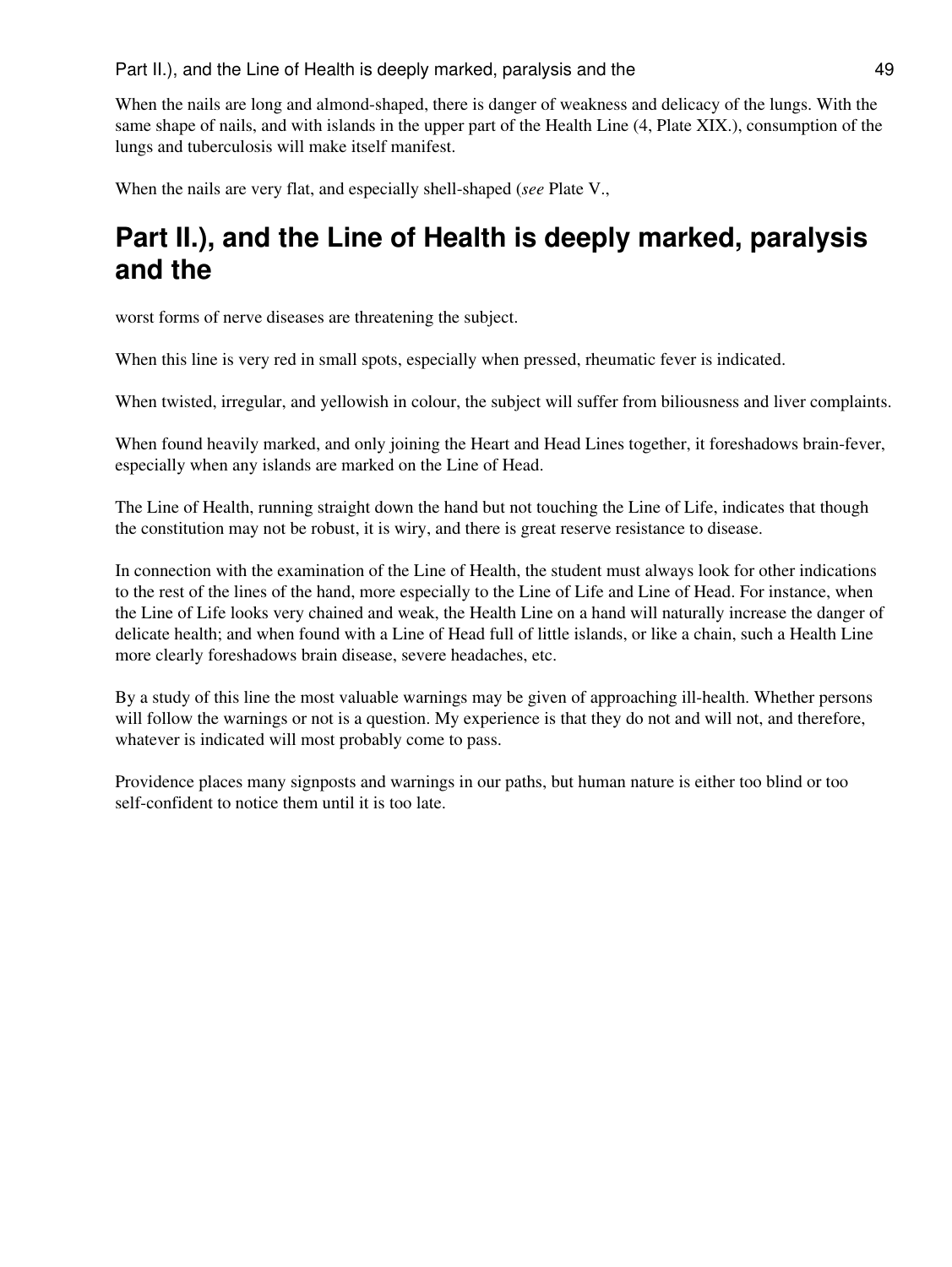When the nails are long and almond-shaped, there is danger of weakness and delicacy of the lungs. With the same shape of nails, and with islands in the upper part of the Health Line (4, Plate XIX.), consumption of the lungs and tuberculosis will make itself manifest.

When the nails are very flat, and especially shell-shaped (*see* Plate V.,

## Part II.), and the Line of Health is deeply marked, paralysis and the

worst forms of nerve diseases are threatening the subject.

When this line is very red in small spots, especially when pressed, rheumatic fever is indicated.

When twisted, irregular, and yellowish in colour, the subject will suffer from biliousness and liver complaints.

When found heavily marked, and only joining the Heart and Head Lines together, it foreshadows brain-fever, especially when any islands are marked on the Line of Head.

The Line of Health, running straight down the hand but not touching the Line of Life, indicates that though the constitution may not be robust, it is wiry, and there is great reserve resistance to disease.

In connection with the examination of the Line of Health, the student must always look for other indications to the rest of the lines of the hand, more especially to the Line of Life and Line of Head. For instance, when the Line of Life looks very chained and weak, the Health Line on a hand will naturally increase the danger of delicate health; and when found with a Line of Head full of little islands, or like a chain, such a Health Line more clearly foreshadows brain disease, severe headaches, etc.

By a study of this line the most valuable warnings may be given of approaching ill-health. Whether persons will follow the warnings or not is a question. My experience is that they do not and will not, and therefore, whatever is indicated will most probably come to pass.

Providence places many signposts and warnings in our paths, but human nature is either too blind or too self-confident to notice them until it is too late.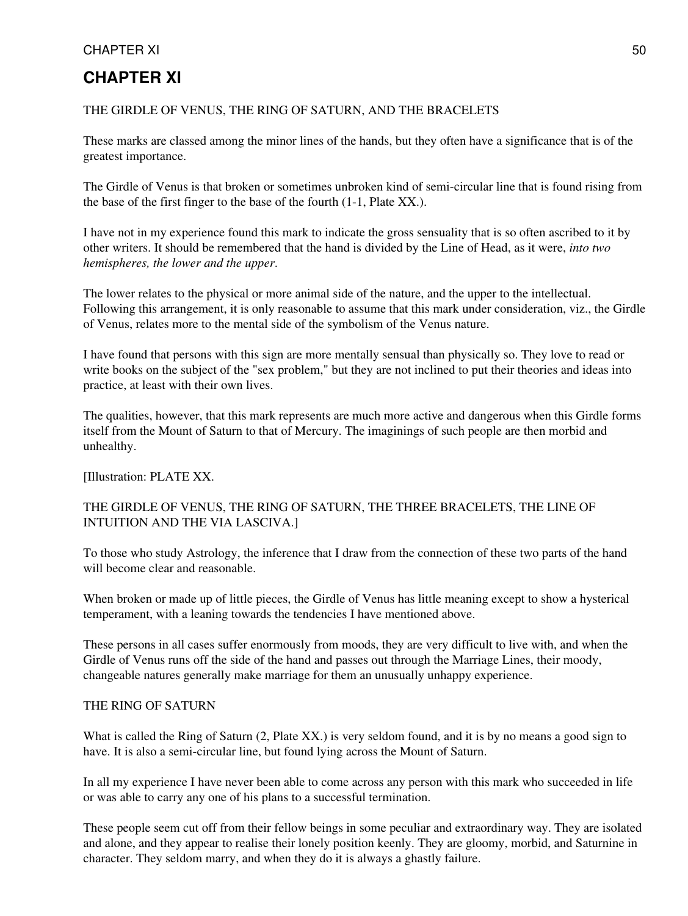# CHAPTER XI

THE GIRDLE OF VENUS, THE RING OF SATURN, AND THE BRACELETS

These marks are classed among the minor lines of the hands, but they often have a significance that is of the greatest importance.

The Girdle of Venus is that broken or sometimes unbroken kind of semi-circular line that is found rising from the base of the first finger to the base of the fourth (1-1, Plate XX.).

I have not in my experience found this mark to indicate the gross sensuality that is so often ascribed to it by other writers. It should be remembered that the hand is divided by the Line of Head, as it were, *into two hemispheres, the lower and the upper*.

The lower relates to the physical or more animal side of the nature, and the upper to the intellectual. Following this arrangement, it is only reasonable to assume that this mark under consideration, viz., the Girdle of Venus, relates more to the mental side of the symbolism of the Venus nature.

I have found that persons with this sign are more mentally sensual than physically so. They love to read or write books on the subject of the "sex problem," but they are not inclined to put their theories and ideas into practice, at least with their own lives.

The qualities, however, that this mark represents are much more active and dangerous when this Girdle forms itself from the Mount of Saturn to that of Mercury. The imaginings of such people are then morbid and unhealthy.

[Illustration: PLATE XX.

THE GIRDLE OF VENUS, THE RING OF SATURN, THE THREE BRACELETS, THE LINE OF INTUITION AND THE VIA LASCIVA.]

To those who study Astrology, the inference that I draw from the connection of these two parts of the hand will become clear and reasonable.

When broken or made up of little pieces, the Girdle of Venus has little meaning except to show a hysterical temperament, with a leaning towards the tendencies I have mentioned above.

These persons in all cases suffer enormously from moods, they are very difficult to live with, and when the Girdle of Venus runs off the side of the hand and passes out through the Marriage Lines, their moody, changeable natures generally make marriage for them an unusually unhappy experience.

THE RING OF SATURN

What is called the Ring of Saturn (2, Plate XX.) is very seldom found, and it is by no means a good sign to have. It is also a semi-circular line, but found lying across the Mount of Saturn.

In all my experience I have never been able to come across any person with this mark who succeeded in life or was able to carry any one of his plans to a successful termination.

These people seem cut off from their fellow beings in some peculiar and extraordinary way. They are isolated and alone, and they appear to realise their lonely position keenly. They are gloomy, morbid, and Saturnine in character. They seldom marry, and when they do it is always a ghastly failure.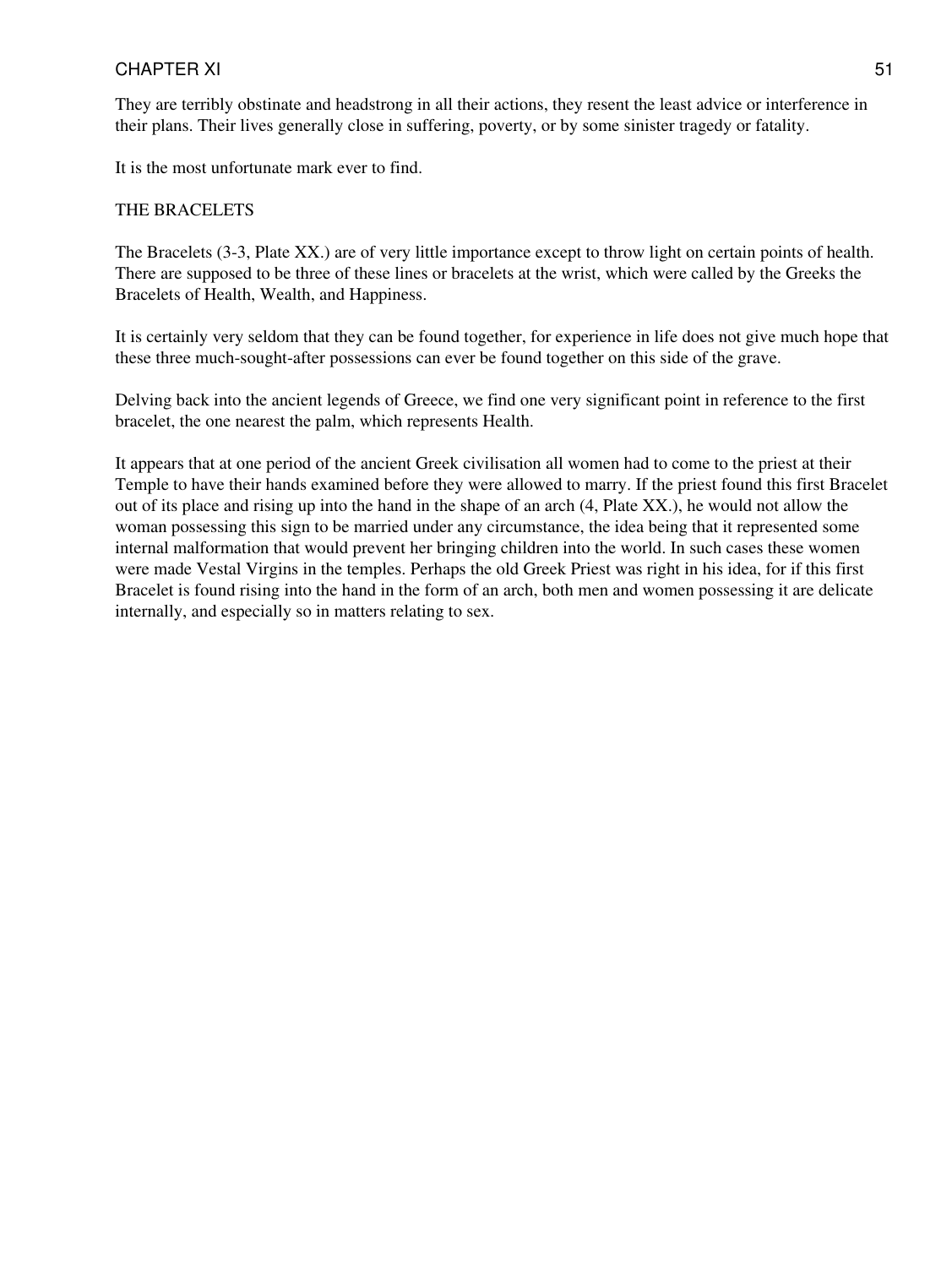They are terribly obstinate and headstrong in all their actions, they resent the least advice or interference in their plans. Their lives generally close in suffering, poverty, or by some sinister tragedy or fatality.

It is the most unfortunate mark ever to find.

## THE BRACELETS

The Bracelets (3-3, Plate XX.) are of very little importance except to throw light on certain points of health. There are supposed to be three of these lines or bracelets at the wrist, which were called by the Greeks the Bracelets of Health, Wealth, and Happiness.

It is certainly very seldom that they can be found together, for experience in life does not give much hope that these three much-sought-after possessions can ever be found together on this side of the grave.

Delving back into the ancient legends of Greece, we find one very significant point in reference to the first bracelet, the one nearest the palm, which represents Health.

It appears that at one period of the ancient Greek civilisation all women had to come to the priest at their Temple to have their hands examined before they were allowed to marry. If the priest found this first Bracelet out of its place and rising up into the hand in the shape of an arch (4, Plate XX.), he would not allow the woman possessing this sign to be married under any circumstance, the idea being that it represented some internal malformation that would prevent her bringing children into the world. In such cases these women were made Vestal Virgins in the temples. Perhaps the old Greek Priest was right in his idea, for if this first Bracelet is found rising into the hand in the form of an arch, both men and women possessing it are delicate internally, and especially so in matters relating to sex.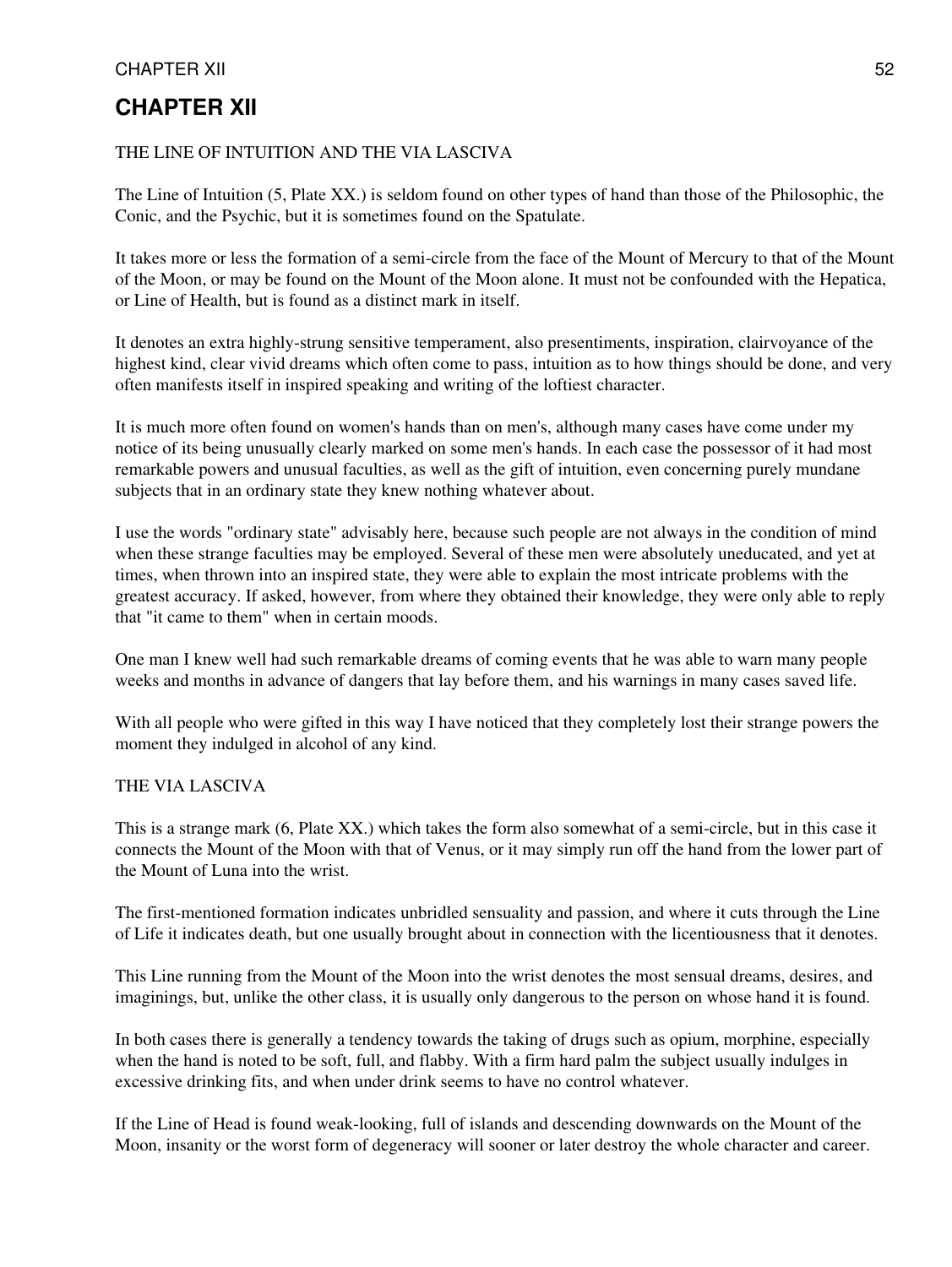# CHAPTER XII

THE LINE OF INTUITION AND THE VIA LASCIVA

The Line of Intuition (5, Plate XX.) is seldom found on other types of hand than those of the Philosophic, the Conic, and the Psychic, but it is sometimes found on the Spatulate.

It takes more or less the formation of a semi-circle from the face of the Mount of Mercury to that of the Mount of the Moon, or may be found on the Mount of the Moon alone. It must not be confounded with the Hepatica, or Line of Health, but is found as a distinct mark in itself.

It denotes an extra highly-strung sensitive temperament, also presentiments, inspiration, clairvoyance of the highest kind, clear vivid dreams which often come to pass, intuition as to how things should be done, and very often manifests itself in inspired speaking and writing of the loftiest character.

It is much more often found on women's hands than on men's, although many cases have come under my notice of its being unusually clearly marked on some men's hands. In each case the possessor of it had most remarkable powers and unusual faculties, as well as the gift of intuition, even concerning purely mundane subjects that in an ordinary state they knew nothing whatever about.

I use the words "ordinary state" advisably here, because such people are not always in the condition of mind when these strange faculties may be employed. Several of these men were absolutely uneducated, and yet at times, when thrown into an inspired state, they were able to explain the most intricate problems with the greatest accuracy. If asked, however, from where they obtained their knowledge, they were only able to reply that "it came to them" when in certain moods.

One man I knew well had such remarkable dreams of coming events that he was able to warn many people weeks and months in advance of dangers that lay before them, and his warnings in many cases saved life.

With all people who were gifted in this way I have noticed that they completely lost their strange powers the moment they indulged in alcohol of any kind.

THE VIA LASCIVA

This is a strange mark (6, Plate XX.) which takes the form also somewhat of a semi-circle, but in this case it connects the Mount of the Moon with that of Venus, or it may simply run off the hand from the lower part of the Mount of Luna into the wrist.

The first-mentioned formation indicates unbridled sensuality and passion, and where it cuts through the Line of Life it indicates death, but one usually brought about in connection with the licentiousness that it denotes.

This Line running from the Mount of the Moon into the wrist denotes the most sensual dreams, desires, and imaginings, but, unlike the other class, it is usually only dangerous to the person on whose hand it is found.

In both cases there is generally a tendency towards the taking of drugs such as opium, morphine, especially when the hand is noted to be soft, full, and flabby. With a firm hard palm the subject usually indulges in excessive drinking fits, and when under drink seems to have no control whatever.

If the Line of Head is found weak-looking, full of islands and descending downwards on the Mount of the Moon, insanity or the worst form of degeneracy will sooner or later destroy the whole character and career.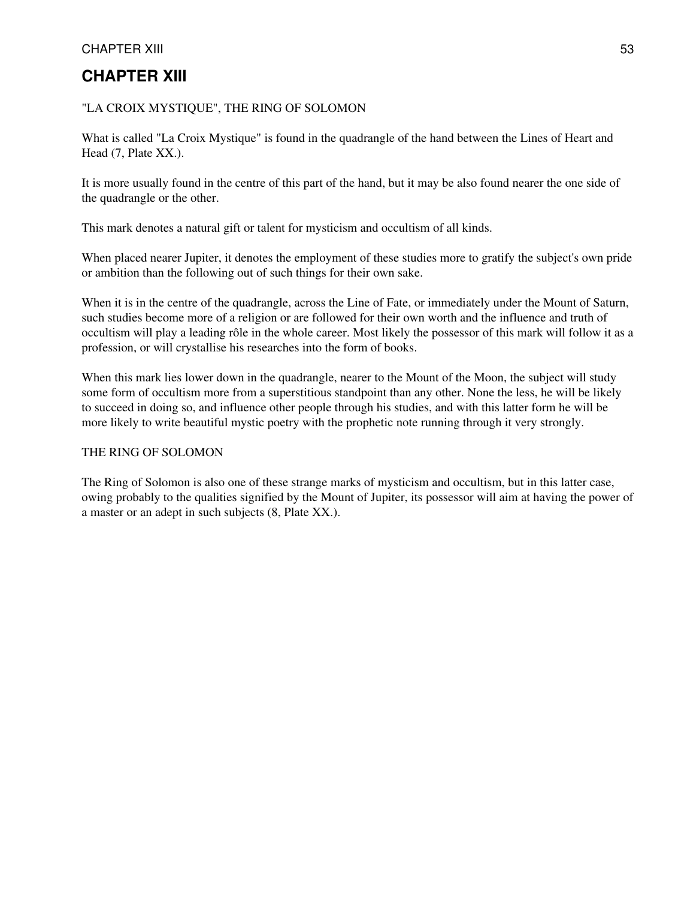# CHAPTER XIII

"LA CROIX MYSTIQUE", THE RING OF SOLOMON

What is called "La Croix Mystique" is found in the quadrangle of the hand between the Lines of Heart and Head (7, Plate XX.).

It is more usually found in the centre of this part of the hand, but it may be also found nearer the one side of the quadrangle or the other.

This mark denotes a natural gift or talent for mysticism and occultism of all kinds.

When placed nearer Jupiter, it denotes the employment of these studies more to gratify the subject's own pride or ambition than the following out of such things for their own sake.

When it is in the centre of the quadrangle, across the Line of Fate, or immediately under the Mount of Saturn, such studies become more of a religion or are followed for their own worth and the influence and truth of occultism will play a leading rôle in the whole career. Most likely the possessor of this mark will follow it as a profession, or will crystallise his researches into the form of books.

When this mark lies lower down in the quadrangle, nearer to the Mount of the Moon, the subject will study some form of occultism more from a superstitious standpoint than any other. None the less, he will be likely to succeed in doing so, and influence other people through his studies, and with this latter form he will be more likely to write beautiful mystic poetry with the prophetic note running through it very strongly.

THE RING OF SOLOMON

The Ring of Solomon is also one of these strange marks of mysticism and occultism, but in this latter case, owing probably to the qualities signified by the Mount of Jupiter, its possessor will aim at having the power of a master or an adept in such subjects (8, Plate XX.).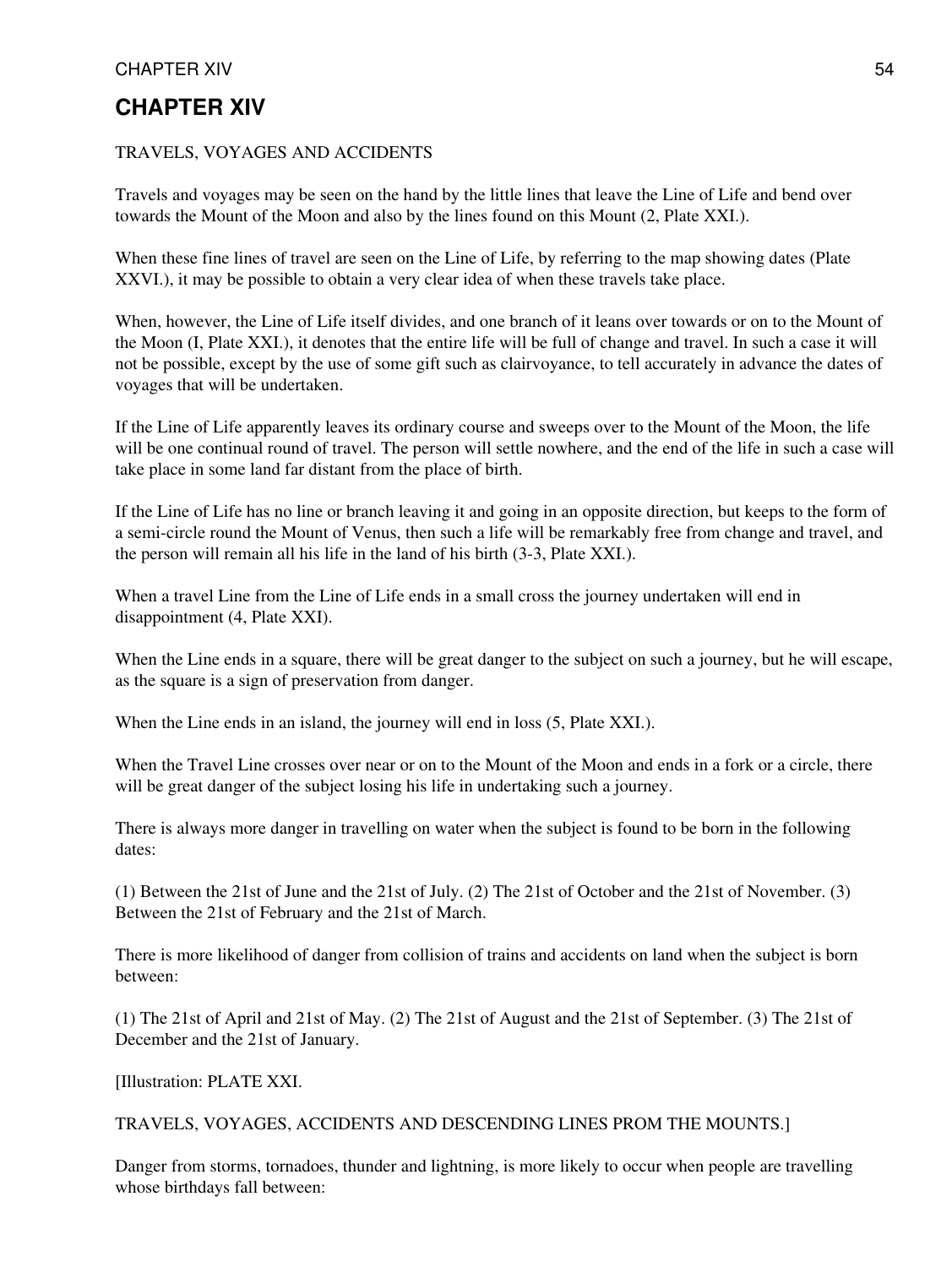# CHAPTER XIV

TRAVELS, VOYAGES AND ACCIDENTS

Travels and voyages may be seen on the hand by the little lines that leave the Line of Life and bend over towards the Mount of the Moon and also by the lines found on this Mount (2, Plate XXI.).

When these fine lines of travel are seen on the Line of Life, by referring to the map showing dates (Plate XXVI.), it may be possible to obtain a very clear idea of when these travels take place.

When, however, the Line of Life itself divides, and one branch of it leans over towards or on to the Mount of the Moon (I, Plate XXI.), it denotes that the entire life will be full of change and travel. In such a case it will not be possible, except by the use of some gift such as clairvoyance, to tell accurately in advance the dates of voyages that will be undertaken.

If the Line of Life apparently leaves its ordinary course and sweeps over to the Mount of the Moon, the life will be one continual round of travel. The person will settle nowhere, and the end of the life in such a case will take place in some land far distant from the place of birth.

If the Line of Life has no line or branch leaving it and going in an opposite direction, but keeps to the form of a semi-circle round the Mount of Venus, then such a life will be remarkably free from change and travel, and the person will remain all his life in the land of his birth (3-3, Plate XXI.).

When a travel Line from the Line of Life ends in a small cross the journey undertaken will end in disappointment (4, Plate XXI).

When the Line ends in a square, there will be great danger to the subject on such a journey, but he will escape, as the square is a sign of preservation from danger.

When the Line ends in an island, the journey will end in loss (5, Plate XXI.).

When the Travel Line crosses over near or on to the Mount of the Moon and ends in a fork or a circle, there will be great danger of the subject losing his life in undertaking such a journey.

There is always more danger in travelling on water when the subject is found to be born in the following dates:

(1) Between the 21st of June and the 21st of July. (2) The 21st of October and the 21st of November. (3) Between the 21st of February and the 21st of March.

There is more likelihood of danger from collision of trains and accidents on land when the subject is born between:

(1) The 21st of April and 21st of May. (2) The 21st of August and the 21st of September. (3) The 21st of December and the 21st of January.

[Illustration: PLATE XXI.

TRAVELS, VOYAGES, ACCIDENTS AND DESCENDING LINES PROM THE MOUNTS.]

Danger from storms, tornadoes, thunder and lightning, is more likely to occur when people are travelling whose birthdays fall between: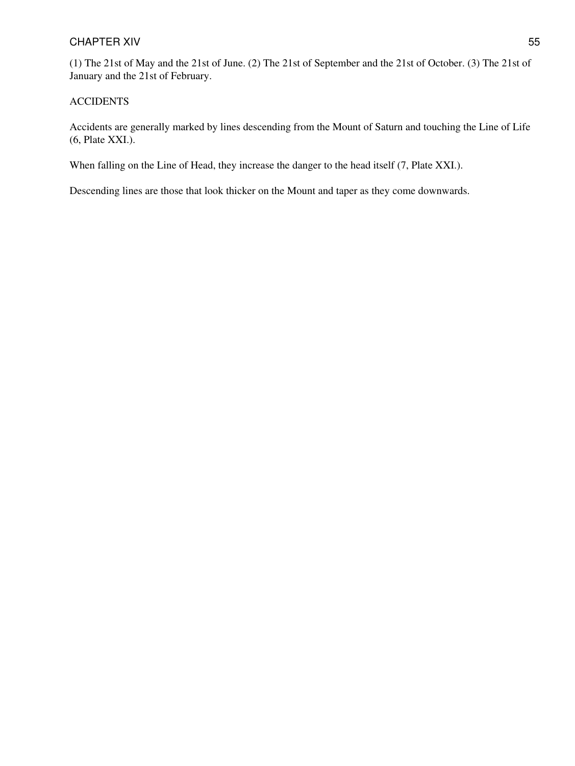(1) The 21st of May and the 21st of June. (2) The 21st of September and the 21st of October. (3) The 21st of January and the 21st of February.

## ACCIDENTS

Accidents are generally marked by lines descending from the Mount of Saturn and touching the Line of Life (6, Plate XXI.).

When falling on the Line of Head, they increase the danger to the head itself (7, Plate XXI.).

Descending lines are those that look thicker on the Mount and taper as they come downwards.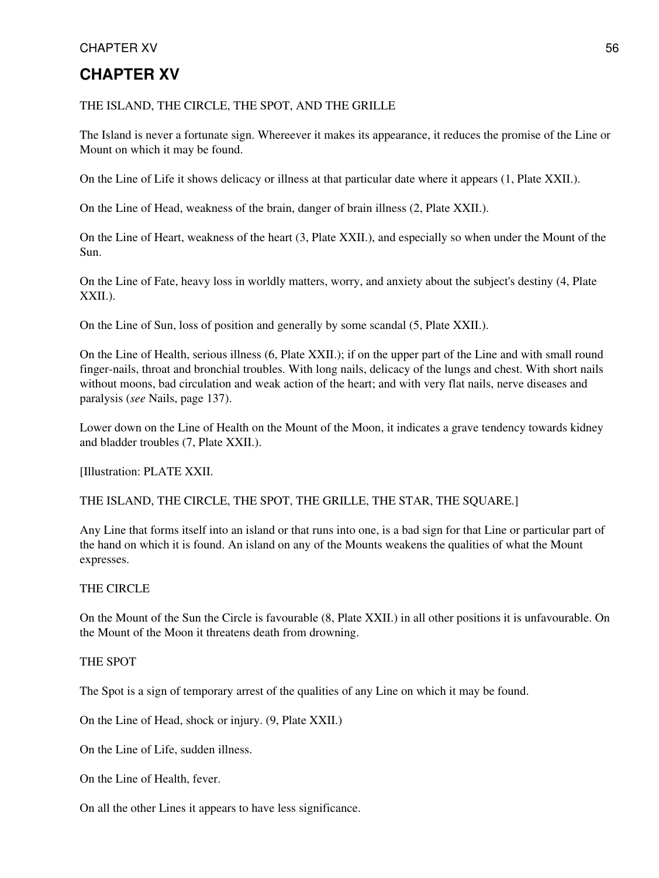# CHAPTER XV

THE ISLAND, THE CIRCLE, THE SPOT, AND THE GRILLE

The Island is never a fortunate sign. Whereever it makes its appearance, it reduces the promise of the Line or Mount on which it may be found.

On the Line of Life it shows delicacy or illness at that particular date where it appears (1, Plate XXII.).

On the Line of Head, weakness of the brain, danger of brain illness (2, Plate XXII.).

On the Line of Heart, weakness of the heart (3, Plate XXII.), and especially so when under the Mount of the Sun.

On the Line of Fate, heavy loss in worldly matters, worry, and anxiety about the subject's destiny (4, Plate XXII.).

On the Line of Sun, loss of position and generally by some scandal (5, Plate XXII.).

On the Line of Health, serious illness (6, Plate XXII.); if on the upper part of the Line and with small round finger-nails, throat and bronchial troubles. With long nails, delicacy of the lungs and chest. With short nails without moons, bad circulation and weak action of the heart; and with very flat nails, nerve diseases and paralysis (*see* Nails, page 137).

Lower down on the Line of Health on the Mount of the Moon, it indicates a grave tendency towards kidney and bladder troubles (7, Plate XXII.).

[Illustration: PLATE XXII.

THE ISLAND, THE CIRCLE, THE SPOT, THE GRILLE, THE STAR, THE SQUARE.]

Any Line that forms itself into an island or that runs into one, is a bad sign for that Line or particular part of the hand on which it is found. An island on any of the Mounts weakens the qualities of what the Mount expresses.

THE CIRCLE

On the Mount of the Sun the Circle is favourable (8, Plate XXII.) in all other positions it is unfavourable. On the Mount of the Moon it threatens death from drowning.

THE SPOT

The Spot is a sign of temporary arrest of the qualities of any Line on which it may be found.

On the Line of Head, shock or injury. (9, Plate XXII.)

On the Line of Life, sudden illness.

On the Line of Health, fever.

On all the other Lines it appears to have less significance.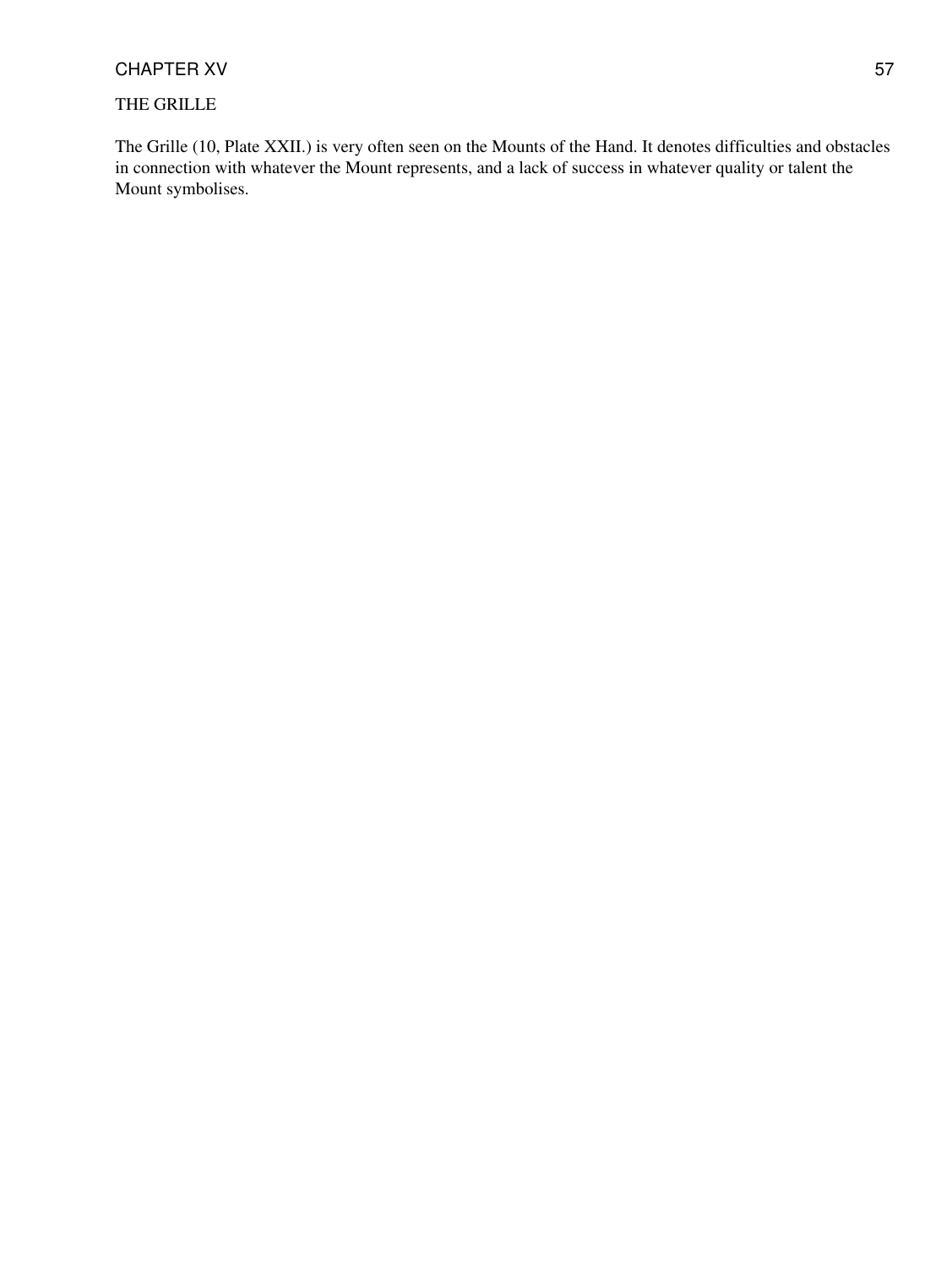## THE GRILLE

The Grille (10, Plate XXII.) is very often seen on the Mounts of the Hand. It denotes difficulties and obstacles in connection with whatever the Mount represents, and a lack of success in whatever quality or talent the Mount symbolises.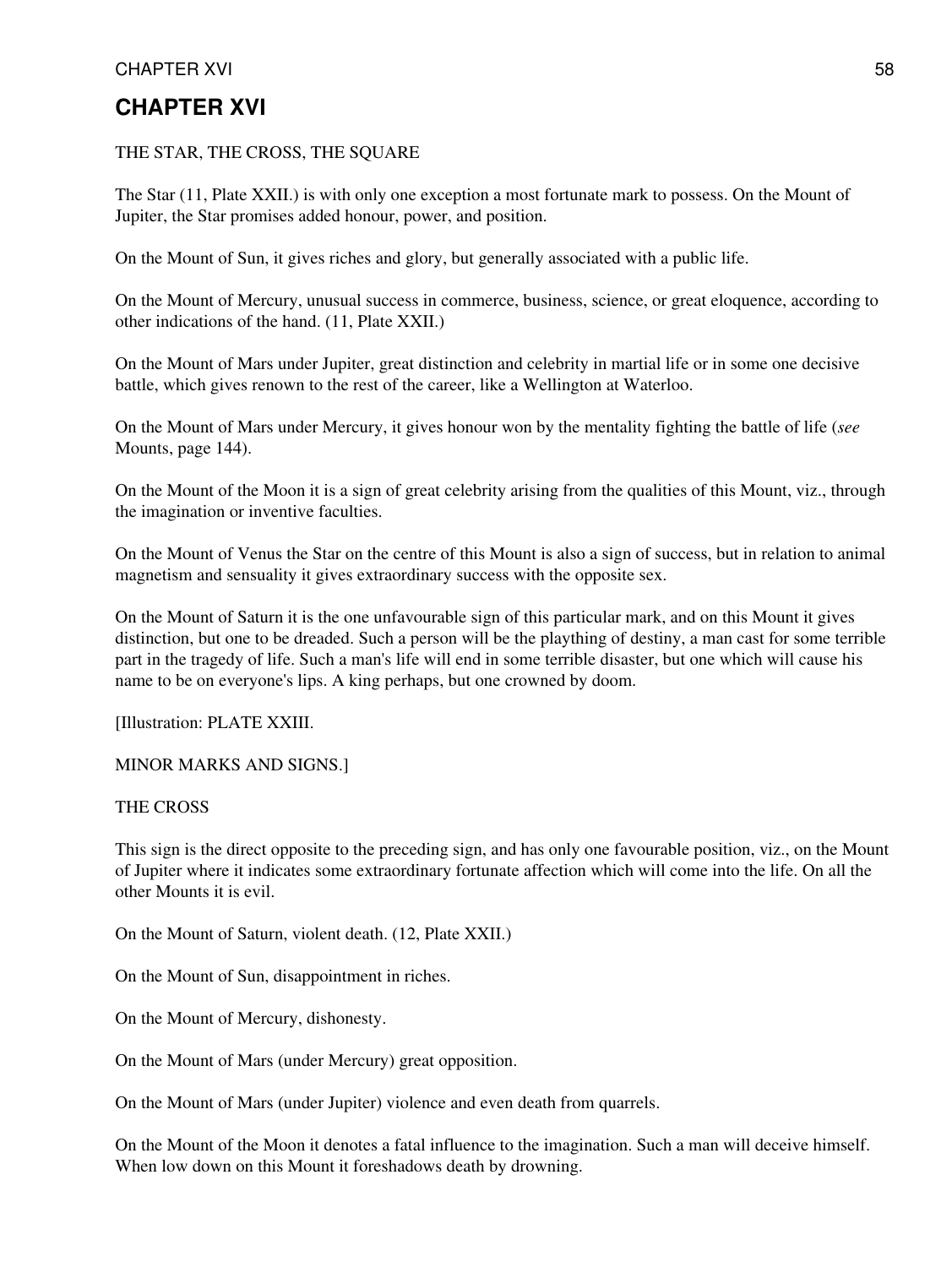# CHAPTER XVI

THE STAR, THE CROSS, THE SQUARE

The Star (11, Plate XXII.) is with only one exception a most fortunate mark to possess. On the Mount of Jupiter, the Star promises added honour, power, and position.

On the Mount of Sun, it gives riches and glory, but generally associated with a public life.

On the Mount of Mercury, unusual success in commerce, business, science, or great eloquence, according to other indications of the hand. (11, Plate XXII.)

On the Mount of Mars under Jupiter, great distinction and celebrity in martial life or in some one decisive battle, which gives renown to the rest of the career, like a Wellington at Waterloo.

On the Mount of Mars under Mercury, it gives honour won by the mentality fighting the battle of life (*see* Mounts, page 144).

On the Mount of the Moon it is a sign of great celebrity arising from the qualities of this Mount, viz., through the imagination or inventive faculties.

On the Mount of Venus the Star on the centre of this Mount is also a sign of success, but in relation to animal magnetism and sensuality it gives extraordinary success with the opposite sex.

On the Mount of Saturn it is the one unfavourable sign of this particular mark, and on this Mount it gives distinction, but one to be dreaded. Such a person will be the plaything of destiny, a man cast for some terrible part in the tragedy of life. Such a man's life will end in some terrible disaster, but one which will cause his name to be on everyone's lips. A king perhaps, but one crowned by doom.

[Illustration: PLATE XXIII.

MINOR MARKS AND SIGNS.]

THE CROSS

This sign is the direct opposite to the preceding sign, and has only one favourable position, viz., on the Mount of Jupiter where it indicates some extraordinary fortunate affection which will come into the life. On all the other Mounts it is evil.

On the Mount of Saturn, violent death. (12, Plate XXII.)

On the Mount of Sun, disappointment in riches.

On the Mount of Mercury, dishonesty.

On the Mount of Mars (under Mercury) great opposition.

On the Mount of Mars (under Jupiter) violence and even death from quarrels.

On the Mount of the Moon it denotes a fatal influence to the imagination. Such a man will deceive himself. When low down on this Mount it foreshadows death by drowning.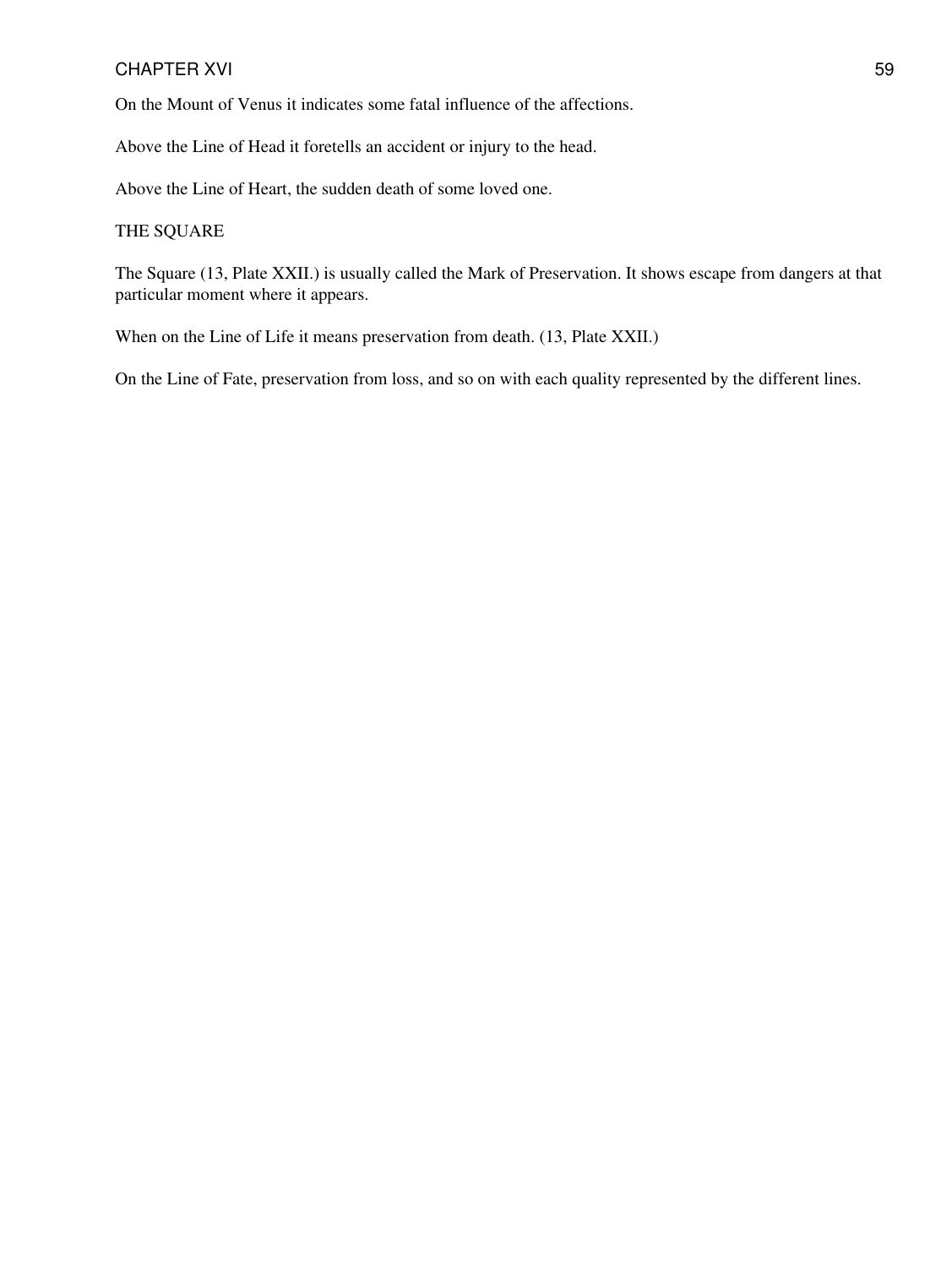On the Mount of Venus it indicates some fatal influence of the affections.

Above the Line of Head it foretells an accident or injury to the head.

Above the Line of Heart, the sudden death of some loved one.

## THE SQUARE

The Square (13, Plate XXII.) is usually called the Mark of Preservation. It shows escape from dangers at that particular moment where it appears.

When on the Line of Life it means preservation from death. (13, Plate XXII.)

On the Line of Fate, preservation from loss, and so on with each quality represented by the different lines.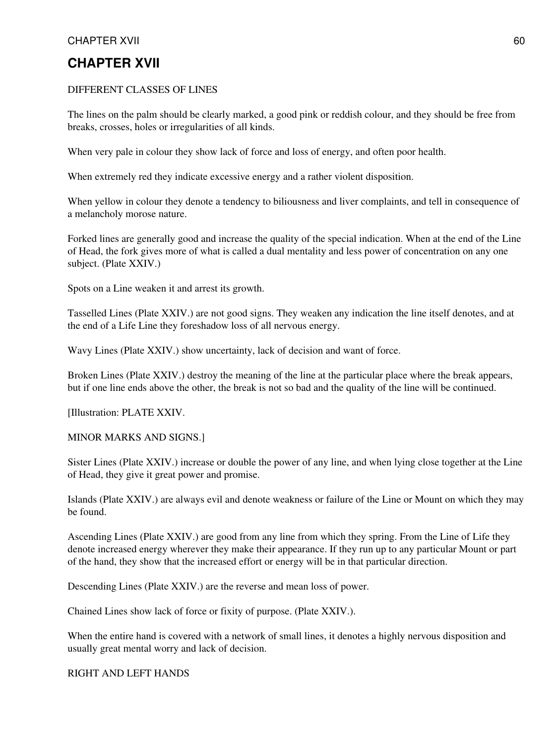# CHAPTER XVII

DIFFERENT CLASSES OF LINES

The lines on the palm should be clearly marked, a good pink or reddish colour, and they should be free from breaks, crosses, holes or irregularities of all kinds.

When very pale in colour they show lack of force and loss of energy, and often poor health.

When extremely red they indicate excessive energy and a rather violent disposition.

When yellow in colour they denote a tendency to biliousness and liver complaints, and tell in consequence of a melancholy morose nature.

Forked lines are generally good and increase the quality of the special indication. When at the end of the Line of Head, the fork gives more of what is called a dual mentality and less power of concentration on any one subject. (Plate XXIV.)

Spots on a Line weaken it and arrest its growth.

Tasselled Lines (Plate XXIV.) are not good signs. They weaken any indication the line itself denotes, and at the end of a Life Line they foreshadow loss of all nervous energy.

Wavy Lines (Plate XXIV.) show uncertainty, lack of decision and want of force.

Broken Lines (Plate XXIV.) destroy the meaning of the line at the particular place where the break appears, but if one line ends above the other, the break is not so bad and the quality of the line will be continued.

[Illustration: PLATE XXIV.

MINOR MARKS AND SIGNS.]

Sister Lines (Plate XXIV.) increase or double the power of any line, and when lying close together at the Line of Head, they give it great power and promise.

Islands (Plate XXIV.) are always evil and denote weakness or failure of the Line or Mount on which they may be found.

Ascending Lines (Plate XXIV.) are good from any line from which they spring. From the Line of Life they denote increased energy wherever they make their appearance. If they run up to any particular Mount or part of the hand, they show that the increased effort or energy will be in that particular direction.

Descending Lines (Plate XXIV.) are the reverse and mean loss of power.

Chained Lines show lack of force or fixity of purpose. (Plate XXIV.).

When the entire hand is covered with a network of small lines, it denotes a highly nervous disposition and usually great mental worry and lack of decision.

RIGHT AND LEFT HANDS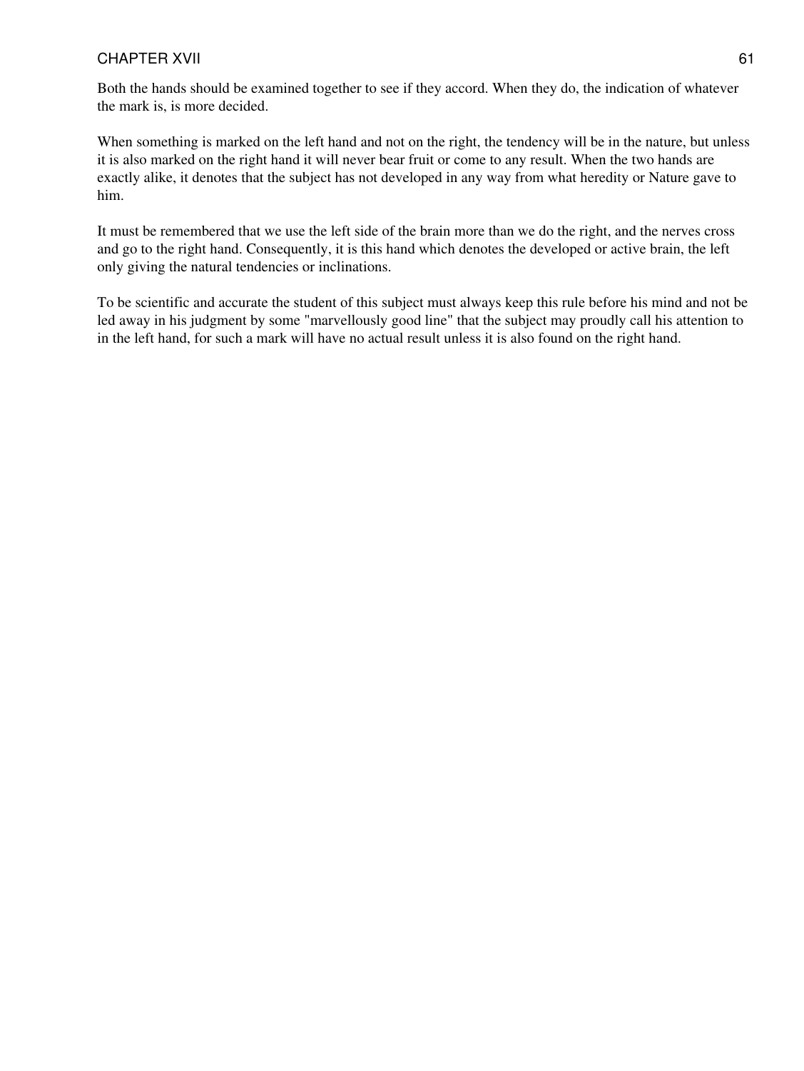Both the hands should be examined together to see if they accord. When they do, the indication of whatever the mark is, is more decided.

When something is marked on the left hand and not on the right, the tendency will be in the nature, but unless it is also marked on the right hand it will never bear fruit or come to any result. When the two hands are exactly alike, it denotes that the subject has not developed in any way from what heredity or Nature gave to him.

It must be remembered that we use the left side of the brain more than we do the right, and the nerves cross and go to the right hand. Consequently, it is this hand which denotes the developed or active brain, the left only giving the natural tendencies or inclinations.

To be scientific and accurate the student of this subject must always keep this rule before his mind and not be led away in his judgment by some "marvellously good line" that the subject may proudly call his attention to in the left hand, for such a mark will have no actual result unless it is also found on the right hand.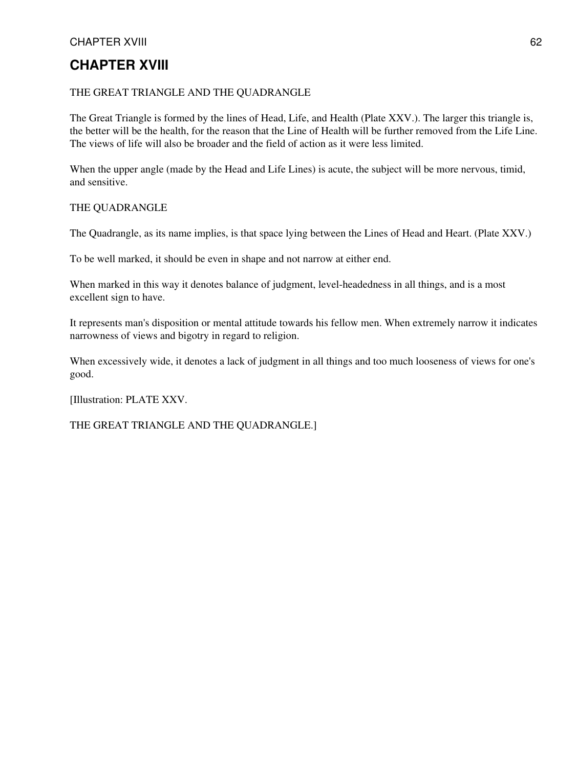# CHAPTER XVIII

THE GREAT TRIANGLE AND THE QUADRANGLE

The Great Triangle is formed by the lines of Head, Life, and Health (Plate XXV.). The larger this triangle is, the better will be the health, for the reason that the Line of Health will be further removed from the Life Line. The views of life will also be broader and the field of action as it were less limited.

When the upper angle (made by the Head and Life Lines) is acute, the subject will be more nervous, timid, and sensitive.

THE QUADRANGLE

The Quadrangle, as its name implies, is that space lying between the Lines of Head and Heart. (Plate XXV.)

To be well marked, it should be even in shape and not narrow at either end.

When marked in this way it denotes balance of judgment, level-headedness in all things, and is a most excellent sign to have.

It represents man's disposition or mental attitude towards his fellow men. When extremely narrow it indicates narrowness of views and bigotry in regard to religion.

When excessively wide, it denotes a lack of judgment in all things and too much looseness of views for one's good.

[Illustration: PLATE XXV.

THE GREAT TRIANGLE AND THE QUADRANGLE.]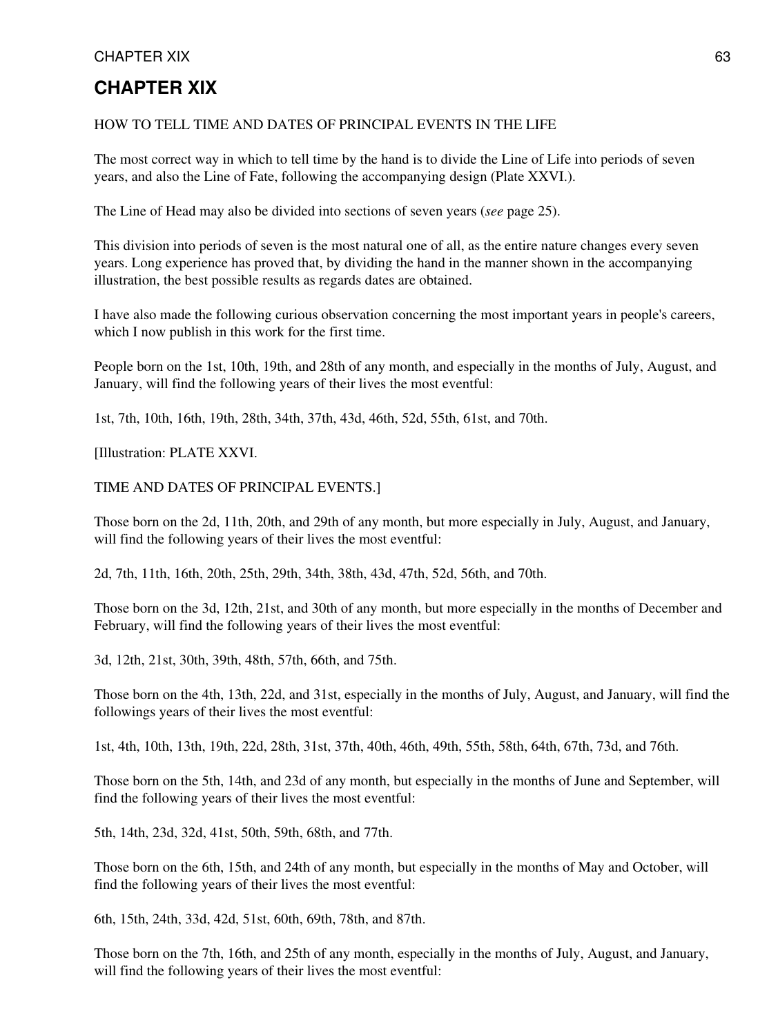# CHAPTER XIX

HOW TO TELL TIME AND DATES OF PRINCIPAL EVENTS IN THE LIFE

The most correct way in which to tell time by the hand is to divide the Line of Life into periods of seven years, and also the Line of Fate, following the accompanying design (Plate XXVI.).

The Line of Head may also be divided into sections of seven years (*see* page 25).

This division into periods of seven is the most natural one of all, as the entire nature changes every seven years. Long experience has proved that, by dividing the hand in the manner shown in the accompanying illustration, the best possible results as regards dates are obtained.

I have also made the following curious observation concerning the most important years in people's careers, which I now publish in this work for the first time.

People born on the 1st, 10th, 19th, and 28th of any month, and especially in the months of July, August, and January, will find the following years of their lives the most eventful:

1st, 7th, 10th, 16th, 19th, 28th, 34th, 37th, 43d, 46th, 52d, 55th, 61st, and 70th.

[Illustration: PLATE XXVI.

TIME AND DATES OF PRINCIPAL EVENTS.]

Those born on the 2d, 11th, 20th, and 29th of any month, but more especially in July, August, and January, will find the following years of their lives the most eventful:

2d, 7th, 11th, 16th, 20th, 25th, 29th, 34th, 38th, 43d, 47th, 52d, 56th, and 70th.

Those born on the 3d, 12th, 21st, and 30th of any month, but more especially in the months of December and February, will find the following years of their lives the most eventful:

3d, 12th, 21st, 30th, 39th, 48th, 57th, 66th, and 75th.

Those born on the 4th, 13th, 22d, and 31st, especially in the months of July, August, and January, will find the followings years of their lives the most eventful:

1st, 4th, 10th, 13th, 19th, 22d, 28th, 31st, 37th, 40th, 46th, 49th, 55th, 58th, 64th, 67th, 73d, and 76th.

Those born on the 5th, 14th, and 23d of any month, but especially in the months of June and September, will find the following years of their lives the most eventful:

5th, 14th, 23d, 32d, 41st, 50th, 59th, 68th, and 77th.

Those born on the 6th, 15th, and 24th of any month, but especially in the months of May and October, will find the following years of their lives the most eventful:

6th, 15th, 24th, 33d, 42d, 51st, 60th, 69th, 78th, and 87th.

Those born on the 7th, 16th, and 25th of any month, especially in the months of July, August, and January, will find the following years of their lives the most eventful: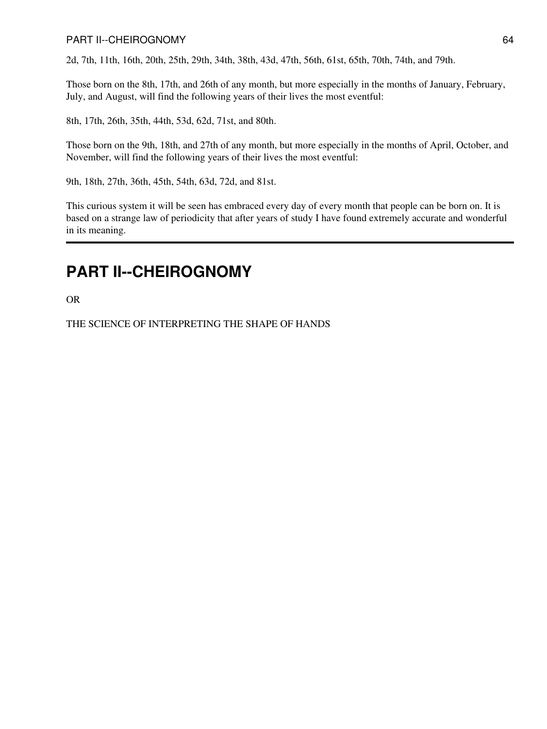2d, 7th, 11th, 16th, 20th, 25th, 29th, 34th, 38th, 43d, 47th, 56th, 61st, 65th, 70th, 74th, and 79th.

Those born on the 8th, 17th, and 26th of any month, but more especially in the months of January, February, July, and August, will find the following years of their lives the most eventful:

8th, 17th, 26th, 35th, 44th, 53d, 62d, 71st, and 80th.

Those born on the 9th, 18th, and 27th of any month, but more especially in the months of April, October, and November, will find the following years of their lives the most eventful:

9th, 18th, 27th, 36th, 45th, 54th, 63d, 72d, and 81st.

This curious system it will be seen has embraced every day of every month that people can be born on. It is based on a strange law of periodicity that after years of study I have found extremely accurate and wonderful in its meaning.

---

# PART II--CHEIROGNOMY

OR

THE SCIENCE OF INTERPRETING THE SHAPE OF HANDS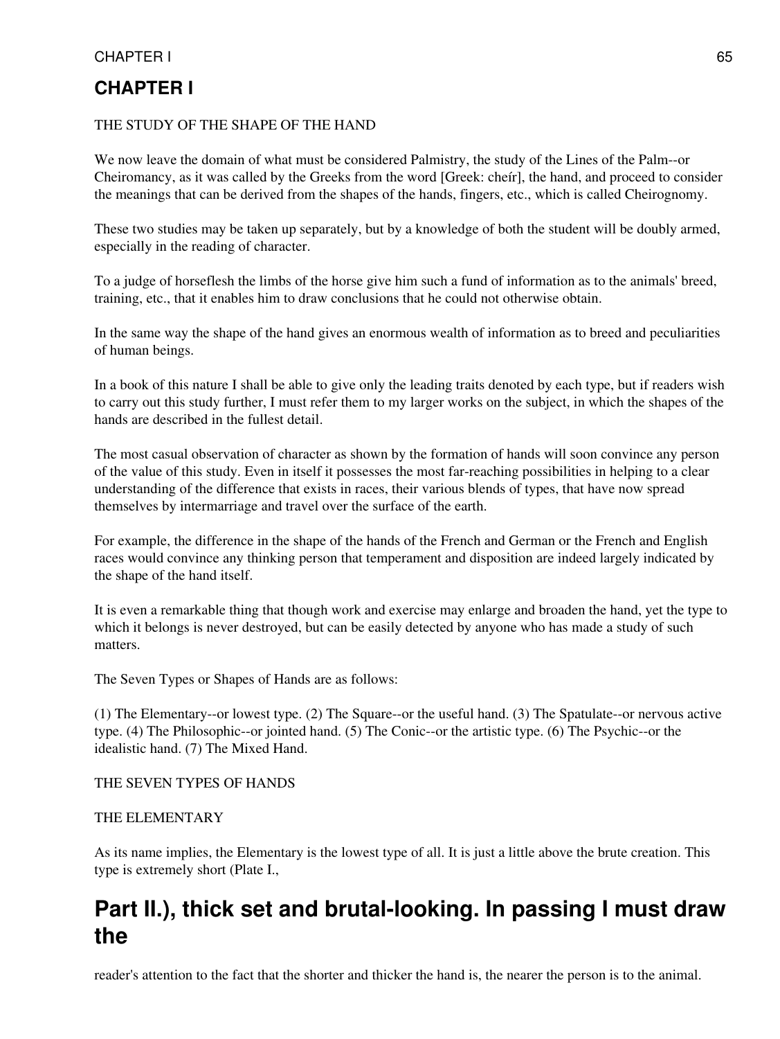# CHAPTER I

THE STUDY OF THE SHAPE OF THE HAND

We now leave the domain of what must be considered Palmistry, the study of the Lines of the Palm--or Cheiromancy, as it was called by the Greeks from the word [Greek: cheír], the hand, and proceed to consider the meanings that can be derived from the shapes of the hands, fingers, etc., which is called Cheirognomy.

These two studies may be taken up separately, but by a knowledge of both the student will be doubly armed, especially in the reading of character.

To a judge of horseflesh the limbs of the horse give him such a fund of information as to the animals' breed, training, etc., that it enables him to draw conclusions that he could not otherwise obtain.

In the same way the shape of the hand gives an enormous wealth of information as to breed and peculiarities of human beings.

In a book of this nature I shall be able to give only the leading traits denoted by each type, but if readers wish to carry out this study further, I must refer them to my larger works on the subject, in which the shapes of the hands are described in the fullest detail.

The most casual observation of character as shown by the formation of hands will soon convince any person of the value of this study. Even in itself it possesses the most far-reaching possibilities in helping to a clear understanding of the difference that exists in races, their various blends of types, that have now spread themselves by intermarriage and travel over the surface of the earth.

For example, the difference in the shape of the hands of the French and German or the French and English races would convince any thinking person that temperament and disposition are indeed largely indicated by the shape of the hand itself.

It is even a remarkable thing that though work and exercise may enlarge and broaden the hand, yet the type to which it belongs is never destroyed, but can be easily detected by anyone who has made a study of such matters.

The Seven Types or Shapes of Hands are as follows:

(1) The Elementary--or lowest type. (2) The Square--or the useful hand. (3) The Spatulate--or nervous active type. (4) The Philosophic--or jointed hand. (5) The Conic--or the artistic type. (6) The Psychic--or the idealistic hand. (7) The Mixed Hand.

THE SEVEN TYPES OF HANDS

THE ELEMENTARY

As its name implies, the Elementary is the lowest type of all. It is just a little above the brute creation. This type is extremely short (Plate I.,

Part II.), thick set and brutal-looking. In passing I must draw the reader's attention to the fact that the shorter and thicker the hand is, the nearer the person is to the animal.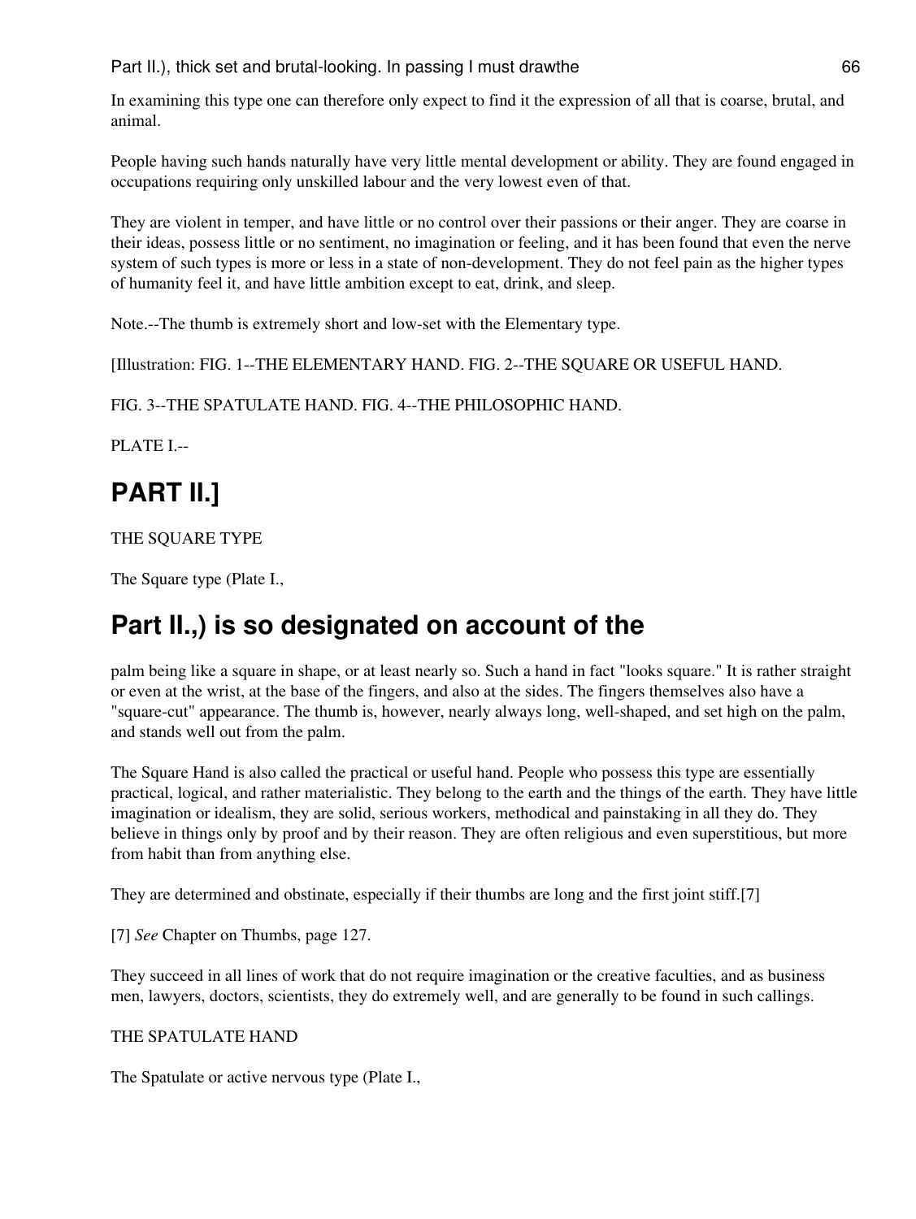In examining this type one can therefore only expect to find it the expression of all that is coarse, brutal, and animal.

People having such hands naturally have very little mental development or ability. They are found engaged in occupations requiring only unskilled labour and the very lowest even of that.

They are violent in temper, and have little or no control over their passions or their anger. They are coarse in their ideas, possess little or no sentiment, no imagination or feeling, and it has been found that even the nerve system of such types is more or less in a state of non-development. They do not feel pain as the higher types of humanity feel it, and have little ambition except to eat, drink, and sleep.

Note.--The thumb is extremely short and low-set with the Elementary type.

[Illustration: FIG. 1--THE ELEMENTARY HAND. FIG. 2--THE SQUARE OR USEFUL HAND.

FIG. 3--THE SPATULATE HAND. FIG. 4--THE PHILOSOPHIC HAND.

PLATE I.--

## PART II.]

THE SQUARE TYPE

The Square type (Plate I.,

## Part II.,) is so designated on account of the

palm being like a square in shape, or at least nearly so. Such a hand in fact "looks square." It is rather straight or even at the wrist, at the base of the fingers, and also at the sides. The fingers themselves also have a "square-cut" appearance. The thumb is, however, nearly always long, well-shaped, and set high on the palm, and stands well out from the palm.

The Square Hand is also called the practical or useful hand. People who possess this type are essentially practical, logical, and rather materialistic. They belong to the earth and the things of the earth. They have little imagination or idealism, they are solid, serious workers, methodical and painstaking in all they do. They believe in things only by proof and by their reason. They are often religious and even superstitious, but more from habit than from anything else.

They are determined and obstinate, especially if their thumbs are long and the first joint stiff.[7]

[7] *See* Chapter on Thumbs, page 127.

They succeed in all lines of work that do not require imagination or the creative faculties, and as business men, lawyers, doctors, scientists, they do extremely well, and are generally to be found in such callings.

THE SPATULATE HAND

The Spatulate or active nervous type (Plate I.,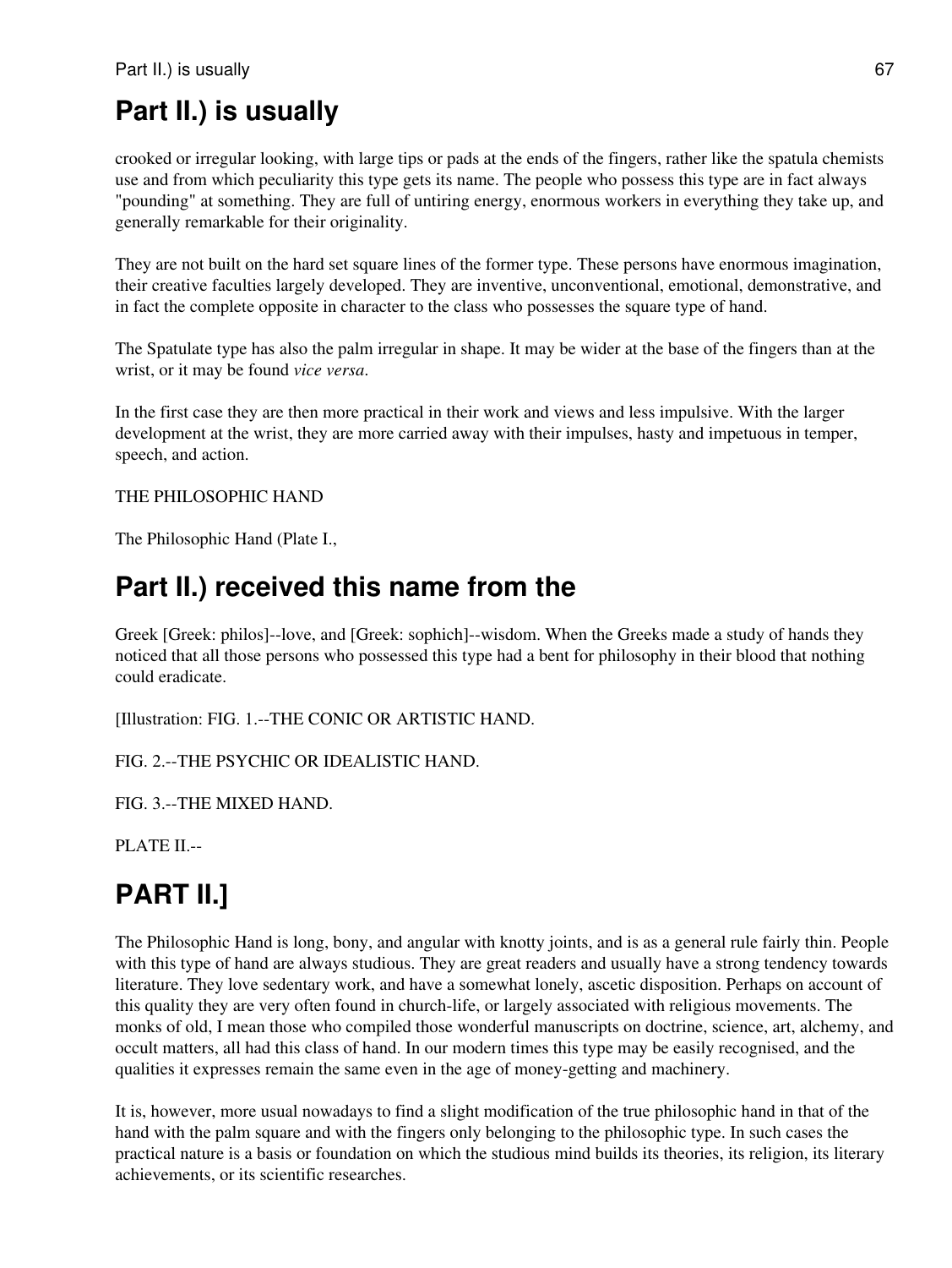## Part II.) is usually

crooked or irregular looking, with large tips or pads at the ends of the fingers, rather like the spatula chemists use and from which peculiarity this type gets its name. The people who possess this type are in fact always "pounding" at something. They are full of untiring energy, enormous workers in everything they take up, and generally remarkable for their originality.

They are not built on the hard set square lines of the former type. These persons have enormous imagination, their creative faculties largely developed. They are inventive, unconventional, emotional, demonstrative, and in fact the complete opposite in character to the class who possesses the square type of hand.

The Spatulate type has also the palm irregular in shape. It may be wider at the base of the fingers than at the wrist, or it may be found *vice versa*.

In the first case they are then more practical in their work and views and less impulsive. With the larger development at the wrist, they are more carried away with their impulses, hasty and impetuous in temper, speech, and action.

THE PHILOSOPHIC HAND

The Philosophic Hand (Plate I.,

## Part II.) received this name from the

Greek [Greek: philos]--love, and [Greek: sophich]--wisdom. When the Greeks made a study of hands they noticed that all those persons who possessed this type had a bent for philosophy in their blood that nothing could eradicate.

[Illustration: FIG. 1.--THE CONIC OR ARTISTIC HAND.

FIG. 2.--THE PSYCHIC OR IDEALISTIC HAND.

FIG. 3.--THE MIXED HAND.

PLATE II.--

## PART II.]

The Philosophic Hand is long, bony, and angular with knotty joints, and is as a general rule fairly thin. People with this type of hand are always studious. They are great readers and usually have a strong tendency towards literature. They love sedentary work, and have a somewhat lonely, ascetic disposition. Perhaps on account of this quality they are very often found in church-life, or largely associated with religious movements. The monks of old, I mean those who compiled those wonderful manuscripts on doctrine, science, art, alchemy, and occult matters, all had this class of hand. In our modern times this type may be easily recognised, and the qualities it expresses remain the same even in the age of money-getting and machinery.

It is, however, more usual nowadays to find a slight modification of the true philosophic hand in that of the hand with the palm square and with the fingers only belonging to the philosophic type. In such cases the practical nature is a basis or foundation on which the studious mind builds its theories, its religion, its literary achievements, or its scientific researches.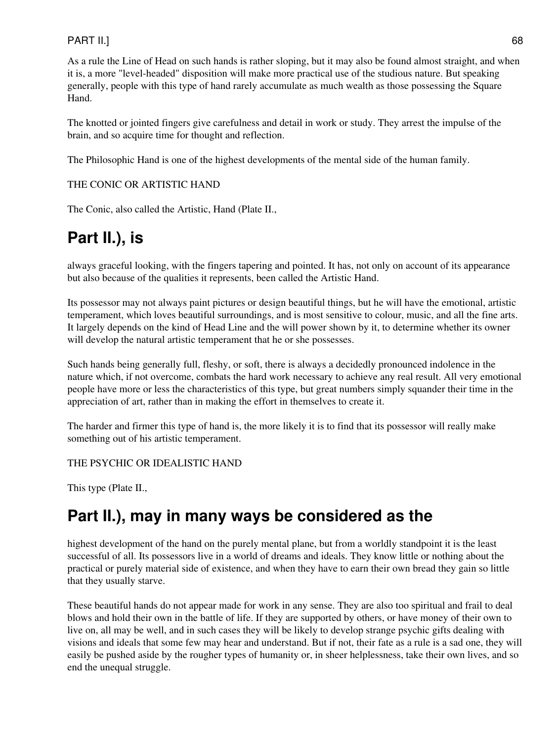As a rule the Line of Head on such hands is rather sloping, but it may also be found almost straight, and when it is, a more "level-headed" disposition will make more practical use of the studious nature. But speaking generally, people with this type of hand rarely accumulate as much wealth as those possessing the Square Hand.

The knotted or jointed fingers give carefulness and detail in work or study. They arrest the impulse of the brain, and so acquire time for thought and reflection.

The Philosophic Hand is one of the highest developments of the mental side of the human family.

THE CONIC OR ARTISTIC HAND

The Conic, also called the Artistic, Hand (Plate II., Part II.), is always graceful looking, with the fingers tapering and pointed. It has, not only on account of its appearance but also because of the qualities it represents, been called the Artistic Hand.

Its possessor may not always paint pictures or design beautiful things, but he will have the emotional, artistic temperament, which loves beautiful surroundings, and is most sensitive to colour, music, and all the fine arts. It largely depends on the kind of Head Line and the will power shown by it, to determine whether its owner will develop the natural artistic temperament that he or she possesses.

Such hands being generally full, fleshy, or soft, there is always a decidedly pronounced indolence in the nature which, if not overcome, combats the hard work necessary to achieve any real result. All very emotional people have more or less the characteristics of this type, but great numbers simply squander their time in the appreciation of art, rather than in making the effort in themselves to create it.

The harder and firmer this type of hand is, the more likely it is to find that its possessor will really make something out of his artistic temperament.

THE PSYCHIC OR IDEALISTIC HAND

This type (Plate II., Part II.), may in many ways be considered as the highest development of the hand on the purely mental plane, but from a worldly standpoint it is the least successful of all. Its possessors live in a world of dreams and ideals. They know little or nothing about the practical or purely material side of existence, and when they have to earn their own bread they gain so little that they usually starve.

These beautiful hands do not appear made for work in any sense. They are also too spiritual and frail to deal blows and hold their own in the battle of life. If they are supported by others, or have money of their own to live on, all may be well, and in such cases they will be likely to develop strange psychic gifts dealing with visions and ideals that some few may hear and understand. But if not, their fate as a rule is a sad one, they will easily be pushed aside by the rougher types of humanity or, in sheer helplessness, take their own lives, and so end the unequal struggle.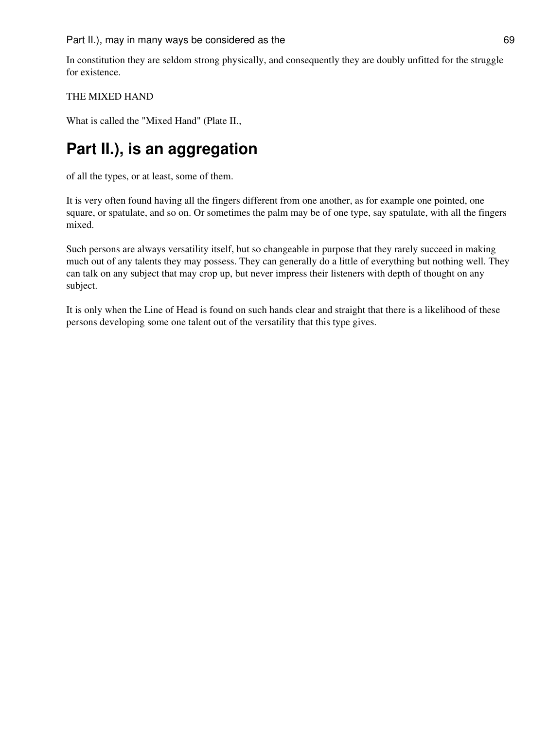In constitution they are seldom strong physically, and consequently they are doubly unfitted for the struggle for existence.

THE MIXED HAND

What is called the "Mixed Hand" (Plate II.,

## Part II.), is an aggregation

of all the types, or at least, some of them.

It is very often found having all the fingers different from one another, as for example one pointed, one square, or spatulate, and so on. Or sometimes the palm may be of one type, say spatulate, with all the fingers mixed.

Such persons are always versatility itself, but so changeable in purpose that they rarely succeed in making much out of any talents they may possess. They can generally do a little of everything but nothing well. They can talk on any subject that may crop up, but never impress their listeners with depth of thought on any subject.

It is only when the Line of Head is found on such hands clear and straight that there is a likelihood of these persons developing some one talent out of the versatility that this type gives.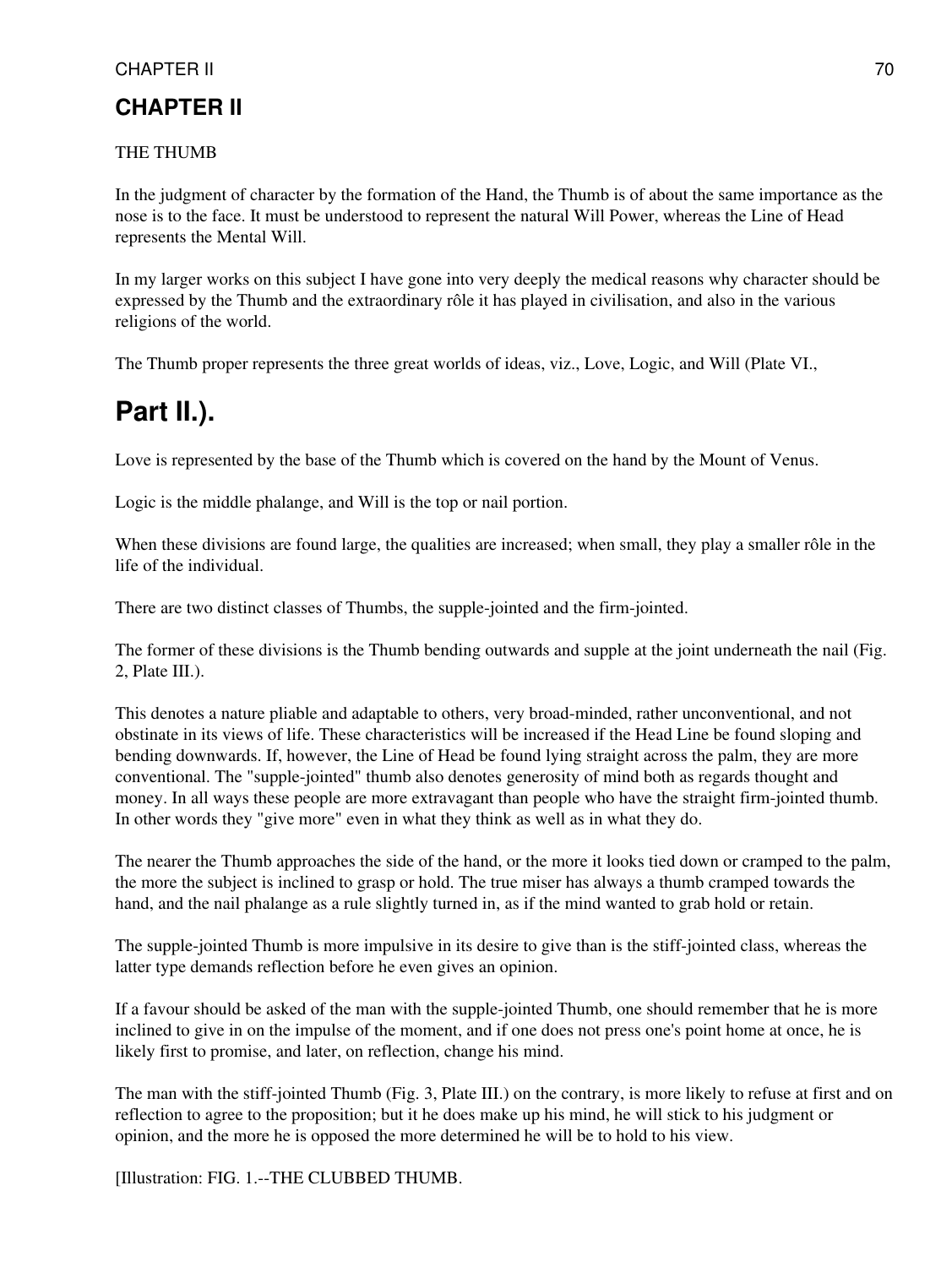## CHAPTER II

THE THUMB

In the judgment of character by the formation of the Hand, the Thumb is of about the same importance as the nose is to the face. It must be understood to represent the natural Will Power, whereas the Line of Head represents the Mental Will.

In my larger works on this subject I have gone into very deeply the medical reasons why character should be expressed by the Thumb and the extraordinary rôle it has played in civilisation, and also in the various religions of the world.

The Thumb proper represents the three great worlds of ideas, viz., Love, Logic, and Will (Plate VI.,

# Part II.).

Love is represented by the base of the Thumb which is covered on the hand by the Mount of Venus.

Logic is the middle phalange, and Will is the top or nail portion.

When these divisions are found large, the qualities are increased; when small, they play a smaller rôle in the life of the individual.

There are two distinct classes of Thumbs, the supple-jointed and the firm-jointed.

The former of these divisions is the Thumb bending outwards and supple at the joint underneath the nail (Fig. 2, Plate III.).

This denotes a nature pliable and adaptable to others, very broad-minded, rather unconventional, and not obstinate in its views of life. These characteristics will be increased if the Head Line be found sloping and bending downwards. If, however, the Line of Head be found lying straight across the palm, they are more conventional. The "supple-jointed" thumb also denotes generosity of mind both as regards thought and money. In all ways these people are more extravagant than people who have the straight firm-jointed thumb. In other words they "give more" even in what they think as well as in what they do.

The nearer the Thumb approaches the side of the hand, or the more it looks tied down or cramped to the palm, the more the subject is inclined to grasp or hold. The true miser has always a thumb cramped towards the hand, and the nail phalange as a rule slightly turned in, as if the mind wanted to grab hold or retain.

The supple-jointed Thumb is more impulsive in its desire to give than is the stiff-jointed class, whereas the latter type demands reflection before he even gives an opinion.

If a favour should be asked of the man with the supple-jointed Thumb, one should remember that he is more inclined to give in on the impulse of the moment, and if one does not press one's point home at once, he is likely first to promise, and later, on reflection, change his mind.

The man with the stiff-jointed Thumb (Fig. 3, Plate III.) on the contrary, is more likely to refuse at first and on reflection to agree to the proposition; but it he does make up his mind, he will stick to his judgment or opinion, and the more he is opposed the more determined he will be to hold to his view.

[Illustration: FIG. 1.--THE CLUBBED THUMB.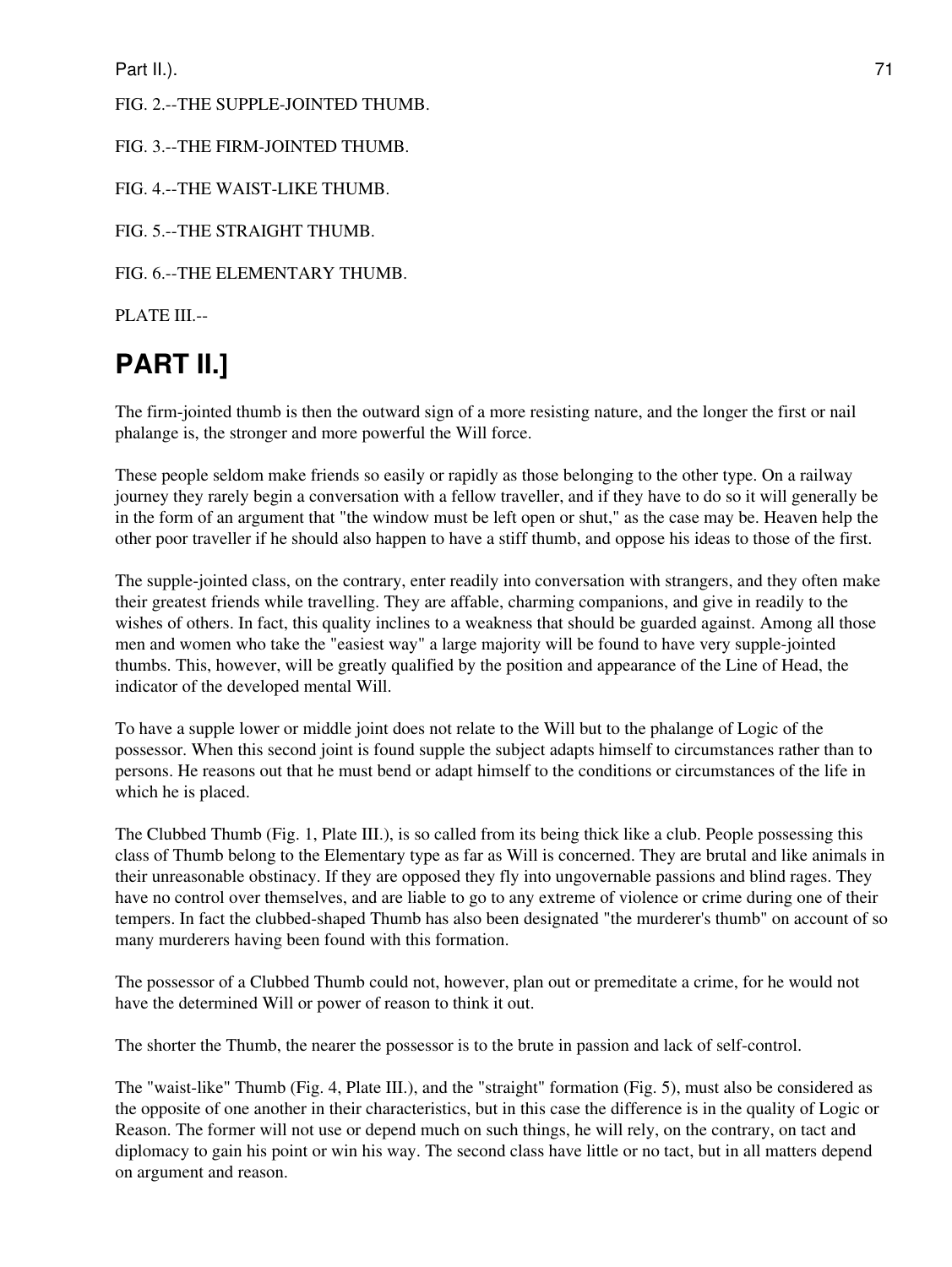Part II.).

FIG. 2.--THE SUPPLE-JOINTED THUMB.

FIG. 3.--THE FIRM-JOINTED THUMB.

FIG. 4.--THE WAIST-LIKE THUMB.

FIG. 5.--THE STRAIGHT THUMB.

FIG. 6.--THE ELEMENTARY THUMB.

PLATE III.--

## PART II.]

The firm-jointed thumb is then the outward sign of a more resisting nature, and the longer the first or nail phalange is, the stronger and more powerful the Will force.

These people seldom make friends so easily or rapidly as those belonging to the other type. On a railway journey they rarely begin a conversation with a fellow traveller, and if they have to do so it will generally be in the form of an argument that "the window must be left open or shut," as the case may be. Heaven help the other poor traveller if he should also happen to have a stiff thumb, and oppose his ideas to those of the first.

The supple-jointed class, on the contrary, enter readily into conversation with strangers, and they often make their greatest friends while travelling. They are affable, charming companions, and give in readily to the wishes of others. In fact, this quality inclines to a weakness that should be guarded against. Among all those men and women who take the "easiest way" a large majority will be found to have very supple-jointed thumbs. This, however, will be greatly qualified by the position and appearance of the Line of Head, the indicator of the developed mental Will.

To have a supple lower or middle joint does not relate to the Will but to the phalange of Logic of the possessor. When this second joint is found supple the subject adapts himself to circumstances rather than to persons. He reasons out that he must bend or adapt himself to the conditions or circumstances of the life in which he is placed.

The Clubbed Thumb (Fig. 1, Plate III.), is so called from its being thick like a club. People possessing this class of Thumb belong to the Elementary type as far as Will is concerned. They are brutal and like animals in their unreasonable obstinacy. If they are opposed they fly into ungovernable passions and blind rages. They have no control over themselves, and are liable to go to any extreme of violence or crime during one of their tempers. In fact the clubbed-shaped Thumb has also been designated "the murderer's thumb" on account of so many murderers having been found with this formation.

The possessor of a Clubbed Thumb could not, however, plan out or premeditate a crime, for he would not have the determined Will or power of reason to think it out.

The shorter the Thumb, the nearer the possessor is to the brute in passion and lack of self-control.

The "waist-like" Thumb (Fig. 4, Plate III.), and the "straight" formation (Fig. 5), must also be considered as the opposite of one another in their characteristics, but in this case the difference is in the quality of Logic or Reason. The former will not use or depend much on such things, he will rely, on the contrary, on tact and diplomacy to gain his point or win his way. The second class have little or no tact, but in all matters depend on argument and reason.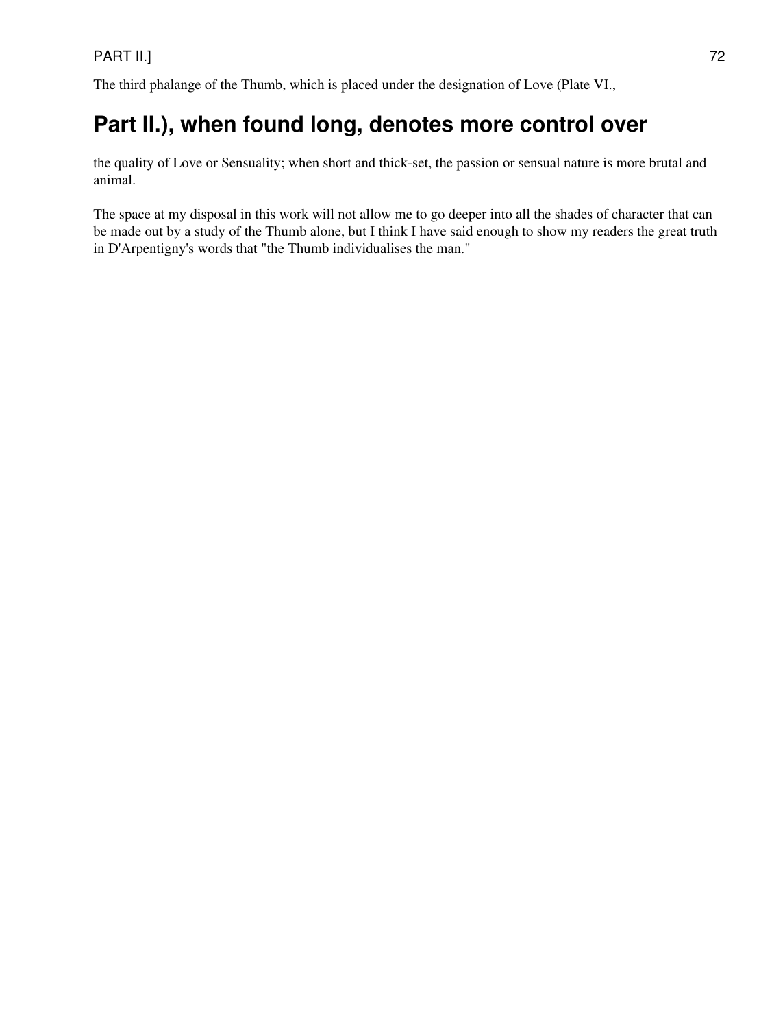The third phalange of the Thumb, which is placed under the designation of Love (Plate VI.,

## Part II.), when found long, denotes more control over

the quality of Love or Sensuality; when short and thick-set, the passion or sensual nature is more brutal and animal.

The space at my disposal in this work will not allow me to go deeper into all the shades of character that can be made out by a study of the Thumb alone, but I think I have said enough to show my readers the great truth in D'Arpentigny's words that "the Thumb individualises the man."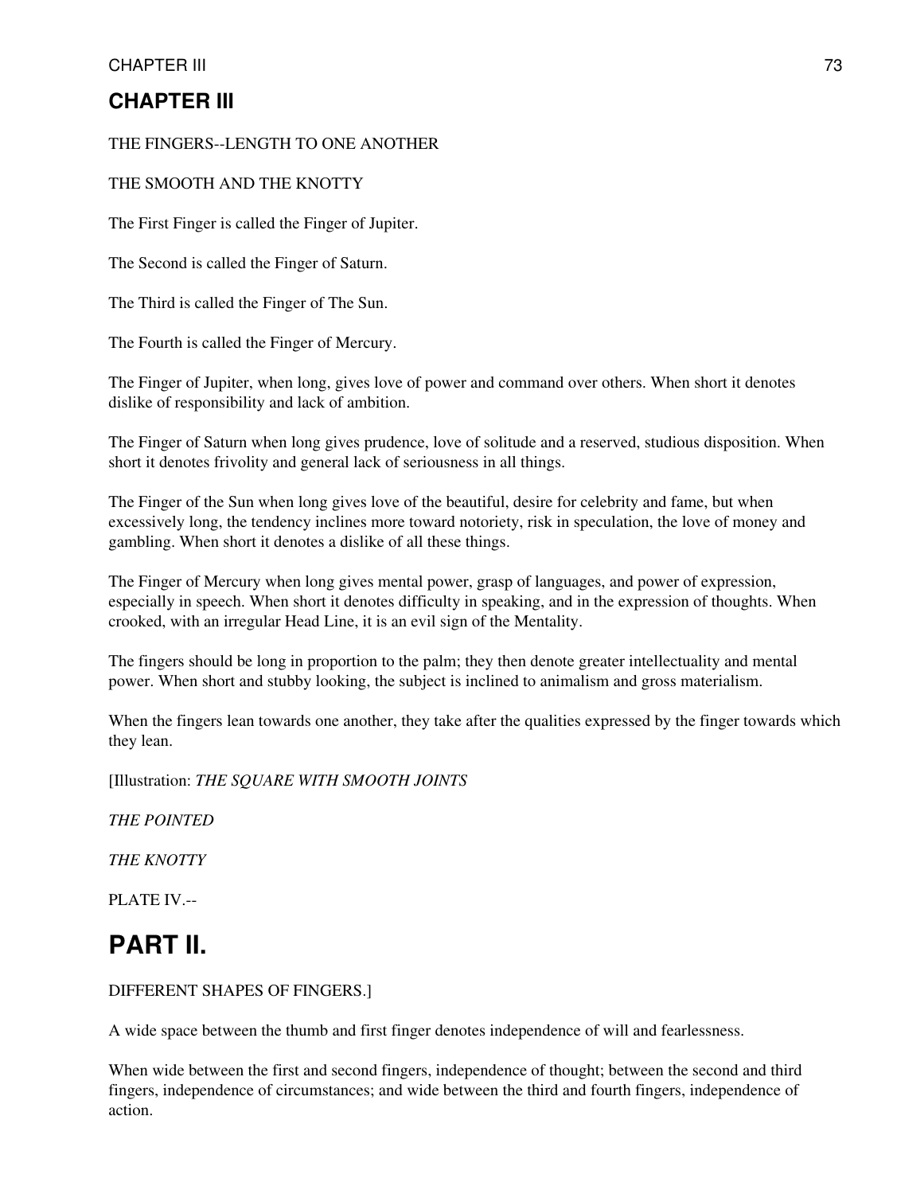## CHAPTER III

THE FINGERS--LENGTH TO ONE ANOTHER

THE SMOOTH AND THE KNOTTY

The First Finger is called the Finger of Jupiter.

The Second is called the Finger of Saturn.

The Third is called the Finger of The Sun.

The Fourth is called the Finger of Mercury.

The Finger of Jupiter, when long, gives love of power and command over others. When short it denotes dislike of responsibility and lack of ambition.

The Finger of Saturn when long gives prudence, love of solitude and a reserved, studious disposition. When short it denotes frivolity and general lack of seriousness in all things.

The Finger of the Sun when long gives love of the beautiful, desire for celebrity and fame, but when excessively long, the tendency inclines more toward notoriety, risk in speculation, the love of money and gambling. When short it denotes a dislike of all these things.

The Finger of Mercury when long gives mental power, grasp of languages, and power of expression, especially in speech. When short it denotes difficulty in speaking, and in the expression of thoughts. When crooked, with an irregular Head Line, it is an evil sign of the Mentality.

The fingers should be long in proportion to the palm; they then denote greater intellectuality and mental power. When short and stubby looking, the subject is inclined to animalism and gross materialism.

When the fingers lean towards one another, they take after the qualities expressed by the finger towards which they lean.

[Illustration: *THE SQUARE WITH SMOOTH JOINTS*

*THE POINTED*

*THE KNOTTY*

PLATE IV.--

# PART II.

DIFFERENT SHAPES OF FINGERS.]

A wide space between the thumb and first finger denotes independence of will and fearlessness.

When wide between the first and second fingers, independence of thought; between the second and third fingers, independence of circumstances; and wide between the third and fourth fingers, independence of action.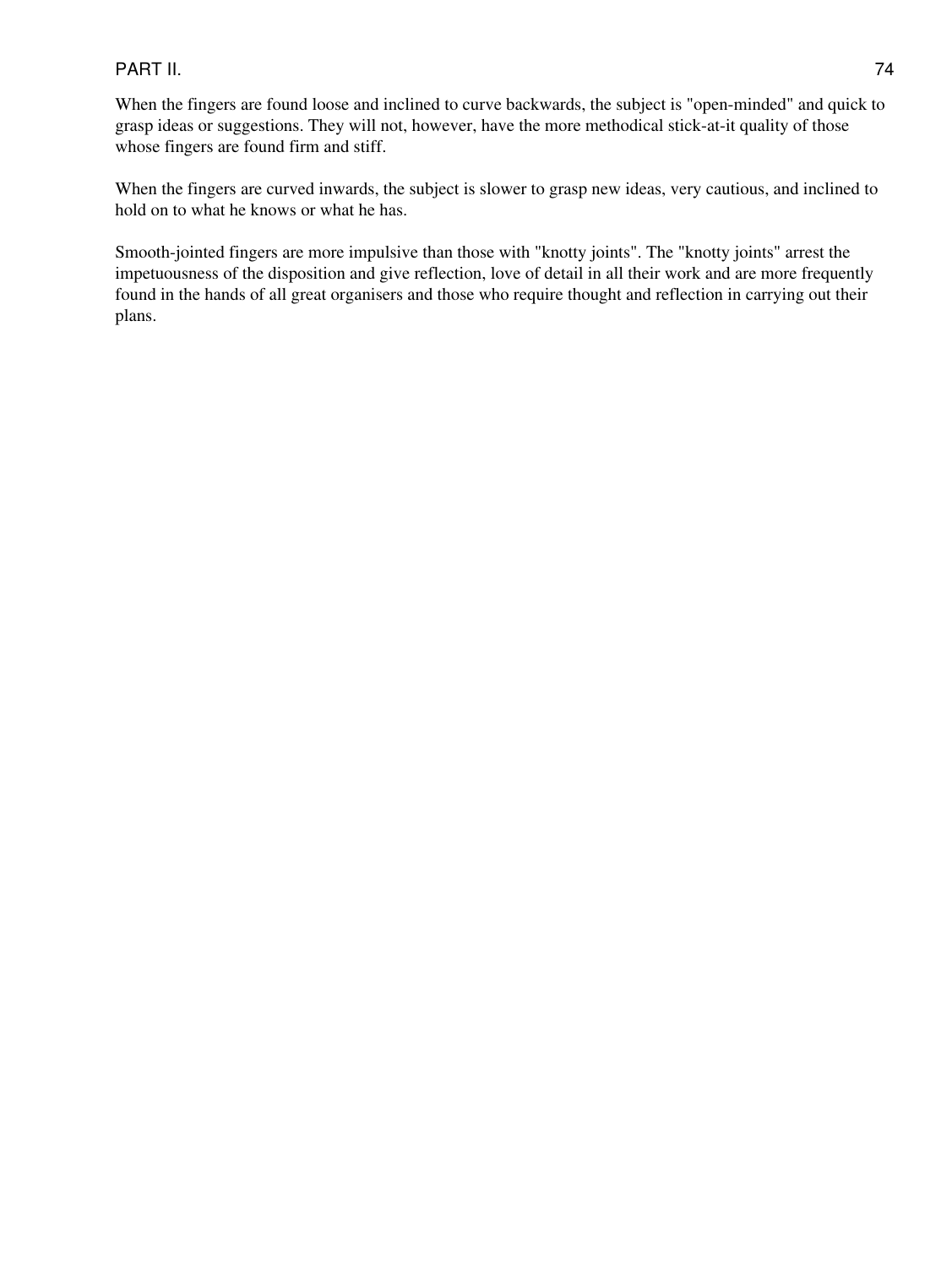When the fingers are found loose and inclined to curve backwards, the subject is "open-minded" and quick to grasp ideas or suggestions. They will not, however, have the more methodical stick-at-it quality of those whose fingers are found firm and stiff.

When the fingers are curved inwards, the subject is slower to grasp new ideas, very cautious, and inclined to hold on to what he knows or what he has.

Smooth-jointed fingers are more impulsive than those with "knotty joints". The "knotty joints" arrest the impetuousness of the disposition and give reflection, love of detail in all their work and are more frequently found in the hands of all great organisers and those who require thought and reflection in carrying out their plans.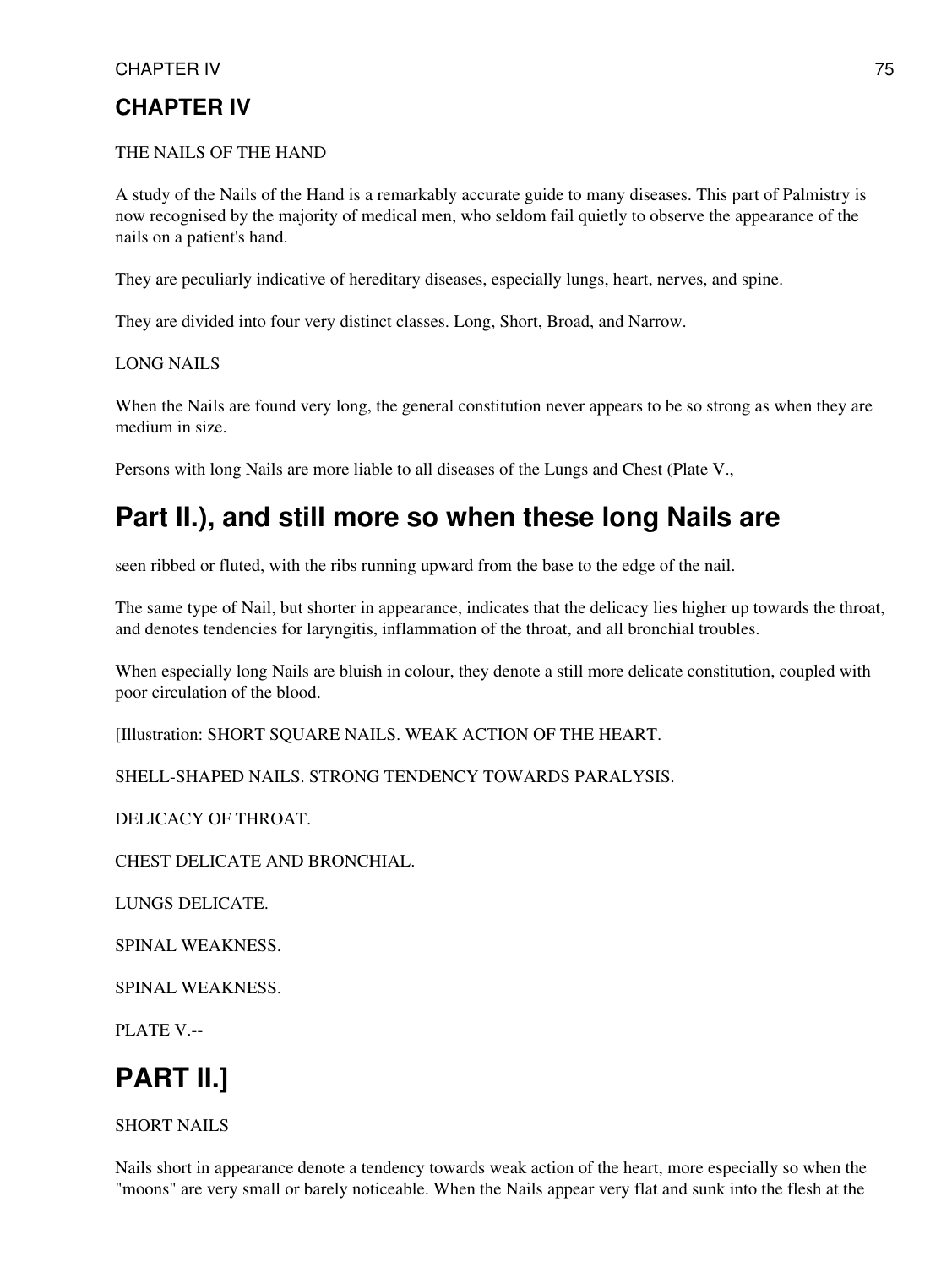## CHAPTER IV

THE NAILS OF THE HAND

A study of the Nails of the Hand is a remarkably accurate guide to many diseases. This part of Palmistry is now recognised by the majority of medical men, who seldom fail quietly to observe the appearance of the nails on a patient's hand.

They are peculiarly indicative of hereditary diseases, especially lungs, heart, nerves, and spine.

They are divided into four very distinct classes. Long, Short, Broad, and Narrow.

LONG NAILS

When the Nails are found very long, the general constitution never appears to be so strong as when they are medium in size.

Persons with long Nails are more liable to all diseases of the Lungs and Chest (Plate V.,

## Part II.), and still more so when these long Nails are

seen ribbed or fluted, with the ribs running upward from the base to the edge of the nail.

The same type of Nail, but shorter in appearance, indicates that the delicacy lies higher up towards the throat, and denotes tendencies for laryngitis, inflammation of the throat, and all bronchial troubles.

When especially long Nails are bluish in colour, they denote a still more delicate constitution, coupled with poor circulation of the blood.

[Illustration: SHORT SQUARE NAILS. WEAK ACTION OF THE HEART.

SHELL-SHAPED NAILS. STRONG TENDENCY TOWARDS PARALYSIS.

DELICACY OF THROAT.

CHEST DELICATE AND BRONCHIAL.

LUNGS DELICATE.

SPINAL WEAKNESS.

SPINAL WEAKNESS.

PLATE V.--

## PART II.]

SHORT NAILS

Nails short in appearance denote a tendency towards weak action of the heart, more especially so when the "moons" are very small or barely noticeable. When the Nails appear very flat and sunk into the flesh at the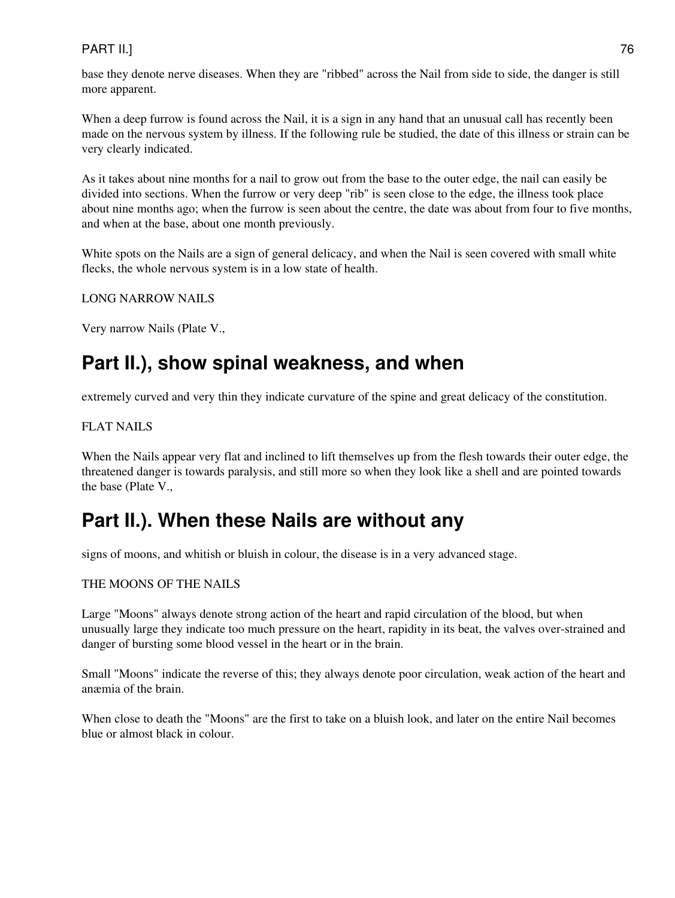base they denote nerve diseases. When they are "ribbed" across the Nail from side to side, the danger is still more apparent.

When a deep furrow is found across the Nail, it is a sign in any hand that an unusual call has recently been made on the nervous system by illness. If the following rule be studied, the date of this illness or strain can be very clearly indicated.

As it takes about nine months for a nail to grow out from the base to the outer edge, the nail can easily be divided into sections. When the furrow or very deep "rib" is seen close to the edge, the illness took place about nine months ago; when the furrow is seen about the centre, the date was about from four to five months, and when at the base, about one month previously.

White spots on the Nails are a sign of general delicacy, and when the Nail is seen covered with small white flecks, the whole nervous system is in a low state of health.

LONG NARROW NAILS

Very narrow Nails (Plate V., Part II.), show spinal weakness, and when extremely curved and very thin they indicate curvature of the spine and great delicacy of the constitution.

FLAT NAILS

When the Nails appear very flat and inclined to lift themselves up from the flesh towards their outer edge, the threatened danger is towards paralysis, and still more so when they look like a shell and are pointed towards the base (Plate V., Part II.). When these Nails are without any signs of moons, and whitish or bluish in colour, the disease is in a very advanced stage.

THE MOONS OF THE NAILS

Large "Moons" always denote strong action of the heart and rapid circulation of the blood, but when unusually large they indicate too much pressure on the heart, rapidity in its beat, the valves over-strained and danger of bursting some blood vessel in the heart or in the brain.

Small "Moons" indicate the reverse of this; they always denote poor circulation, weak action of the heart and anæmia of the brain.

When close to death the "Moons" are the first to take on a bluish look, and later on the entire Nail becomes blue or almost black in colour.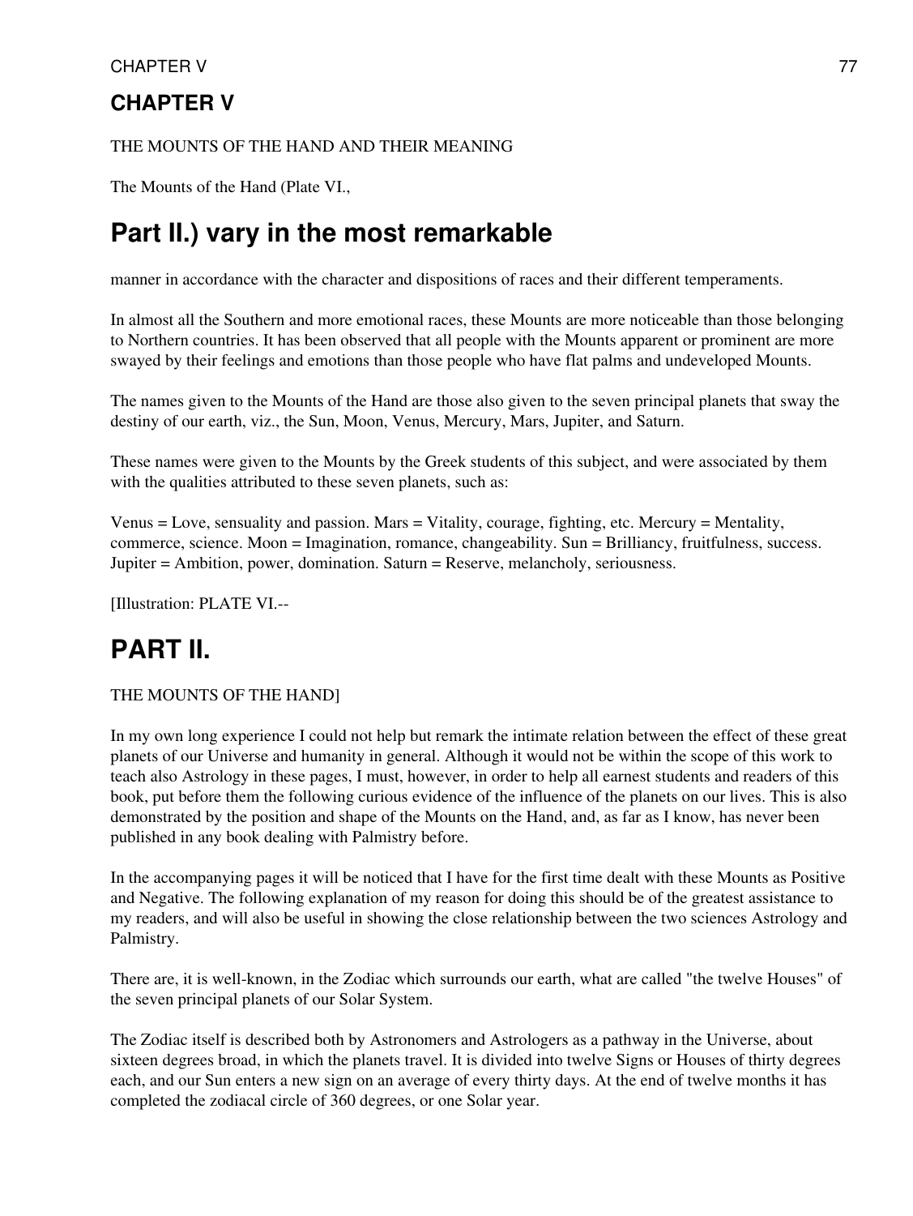## CHAPTER V

THE MOUNTS OF THE HAND AND THEIR MEANING

The Mounts of the Hand (Plate VI.,

# Part II.) vary in the most remarkable

manner in accordance with the character and dispositions of races and their different temperaments.

In almost all the Southern and more emotional races, these Mounts are more noticeable than those belonging to Northern countries. It has been observed that all people with the Mounts apparent or prominent are more swayed by their feelings and emotions than those people who have flat palms and undeveloped Mounts.

The names given to the Mounts of the Hand are those also given to the seven principal planets that sway the destiny of our earth, viz., the Sun, Moon, Venus, Mercury, Mars, Jupiter, and Saturn.

These names were given to the Mounts by the Greek students of this subject, and were associated by them with the qualities attributed to these seven planets, such as:

Venus = Love, sensuality and passion. Mars = Vitality, courage, fighting, etc. Mercury = Mentality, commerce, science. Moon = Imagination, romance, changeability. Sun = Brilliancy, fruitfulness, success. Jupiter = Ambition, power, domination. Saturn = Reserve, melancholy, seriousness.

[Illustration: PLATE VI.--

# PART II.

THE MOUNTS OF THE HAND]

In my own long experience I could not help but remark the intimate relation between the effect of these great planets of our Universe and humanity in general. Although it would not be within the scope of this work to teach also Astrology in these pages, I must, however, in order to help all earnest students and readers of this book, put before them the following curious evidence of the influence of the planets on our lives. This is also demonstrated by the position and shape of the Mounts on the Hand, and, as far as I know, has never been published in any book dealing with Palmistry before.

In the accompanying pages it will be noticed that I have for the first time dealt with these Mounts as Positive and Negative. The following explanation of my reason for doing this should be of the greatest assistance to my readers, and will also be useful in showing the close relationship between the two sciences Astrology and Palmistry.

There are, it is well-known, in the Zodiac which surrounds our earth, what are called "the twelve Houses" of the seven principal planets of our Solar System.

The Zodiac itself is described both by Astronomers and Astrologers as a pathway in the Universe, about sixteen degrees broad, in which the planets travel. It is divided into twelve Signs or Houses of thirty degrees each, and our Sun enters a new sign on an average of every thirty days. At the end of twelve months it has completed the zodiacal circle of 360 degrees, or one Solar year.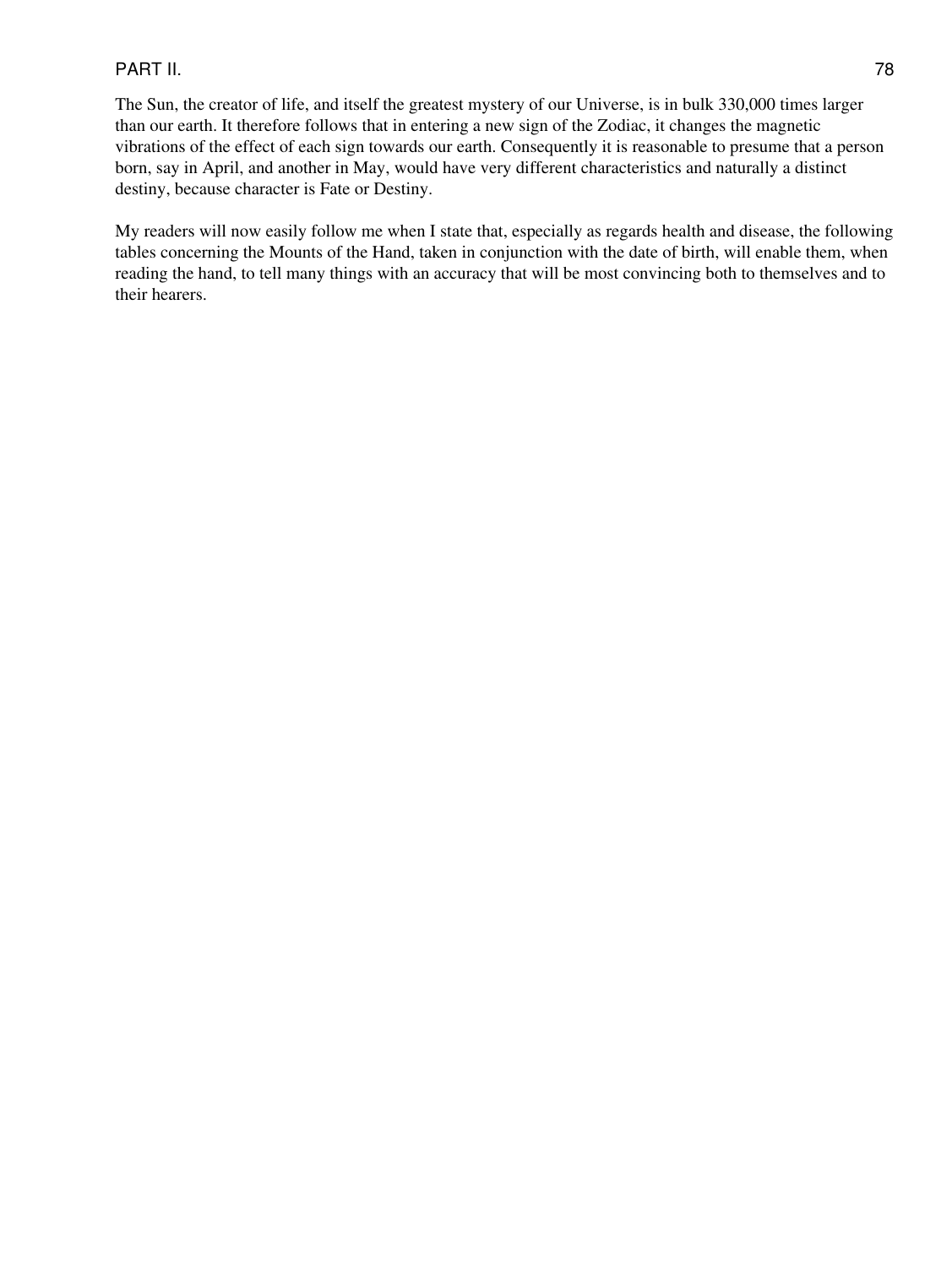The Sun, the creator of life, and itself the greatest mystery of our Universe, is in bulk 330,000 times larger than our earth. It therefore follows that in entering a new sign of the Zodiac, it changes the magnetic vibrations of the effect of each sign towards our earth. Consequently it is reasonable to presume that a person born, say in April, and another in May, would have very different characteristics and naturally a distinct destiny, because character is Fate or Destiny.

My readers will now easily follow me when I state that, especially as regards health and disease, the following tables concerning the Mounts of the Hand, taken in conjunction with the date of birth, will enable them, when reading the hand, to tell many things with an accuracy that will be most convincing both to themselves and to their hearers.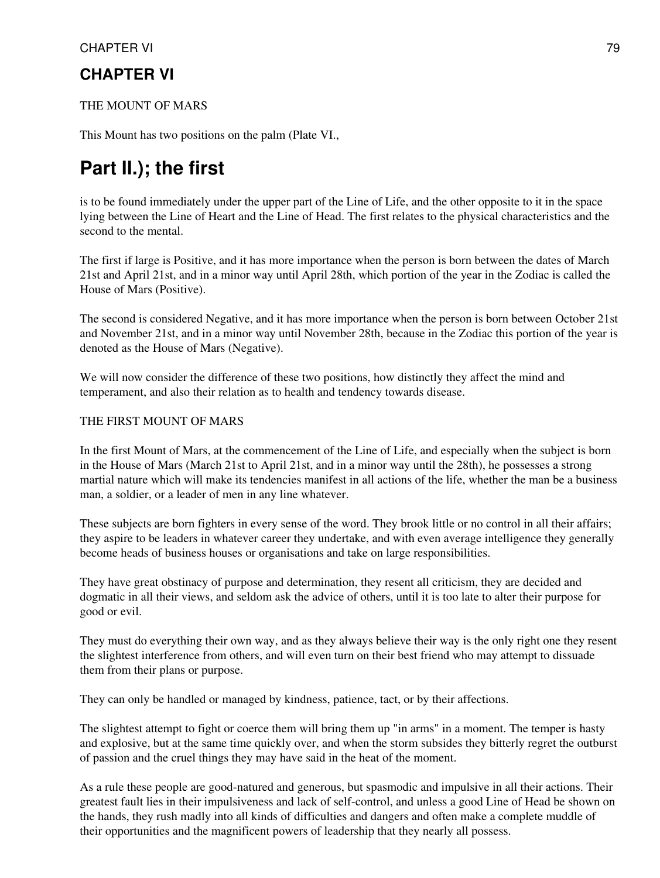## CHAPTER VI

THE MOUNT OF MARS

This Mount has two positions on the palm (Plate VI.,

# Part II.); the first

is to be found immediately under the upper part of the Line of Life, and the other opposite to it in the space lying between the Line of Heart and the Line of Head. The first relates to the physical characteristics and the second to the mental.

The first if large is Positive, and it has more importance when the person is born between the dates of March 21st and April 21st, and in a minor way until April 28th, which portion of the year in the Zodiac is called the House of Mars (Positive).

The second is considered Negative, and it has more importance when the person is born between October 21st and November 21st, and in a minor way until November 28th, because in the Zodiac this portion of the year is denoted as the House of Mars (Negative).

We will now consider the difference of these two positions, how distinctly they affect the mind and temperament, and also their relation as to health and tendency towards disease.

THE FIRST MOUNT OF MARS

In the first Mount of Mars, at the commencement of the Line of Life, and especially when the subject is born in the House of Mars (March 21st to April 21st, and in a minor way until the 28th), he possesses a strong martial nature which will make its tendencies manifest in all actions of the life, whether the man be a business man, a soldier, or a leader of men in any line whatever.

These subjects are born fighters in every sense of the word. They brook little or no control in all their affairs; they aspire to be leaders in whatever career they undertake, and with even average intelligence they generally become heads of business houses or organisations and take on large responsibilities.

They have great obstinacy of purpose and determination, they resent all criticism, they are decided and dogmatic in all their views, and seldom ask the advice of others, until it is too late to alter their purpose for good or evil.

They must do everything their own way, and as they always believe their way is the only right one they resent the slightest interference from others, and will even turn on their best friend who may attempt to dissuade them from their plans or purpose.

They can only be handled or managed by kindness, patience, tact, or by their affections.

The slightest attempt to fight or coerce them will bring them up "in arms" in a moment. The temper is hasty and explosive, but at the same time quickly over, and when the storm subsides they bitterly regret the outburst of passion and the cruel things they may have said in the heat of the moment.

As a rule these people are good-natured and generous, but spasmodic and impulsive in all their actions. Their greatest fault lies in their impulsiveness and lack of self-control, and unless a good Line of Head be shown on the hands, they rush madly into all kinds of difficulties and dangers and often make a complete muddle of their opportunities and the magnificent powers of leadership that they nearly all possess.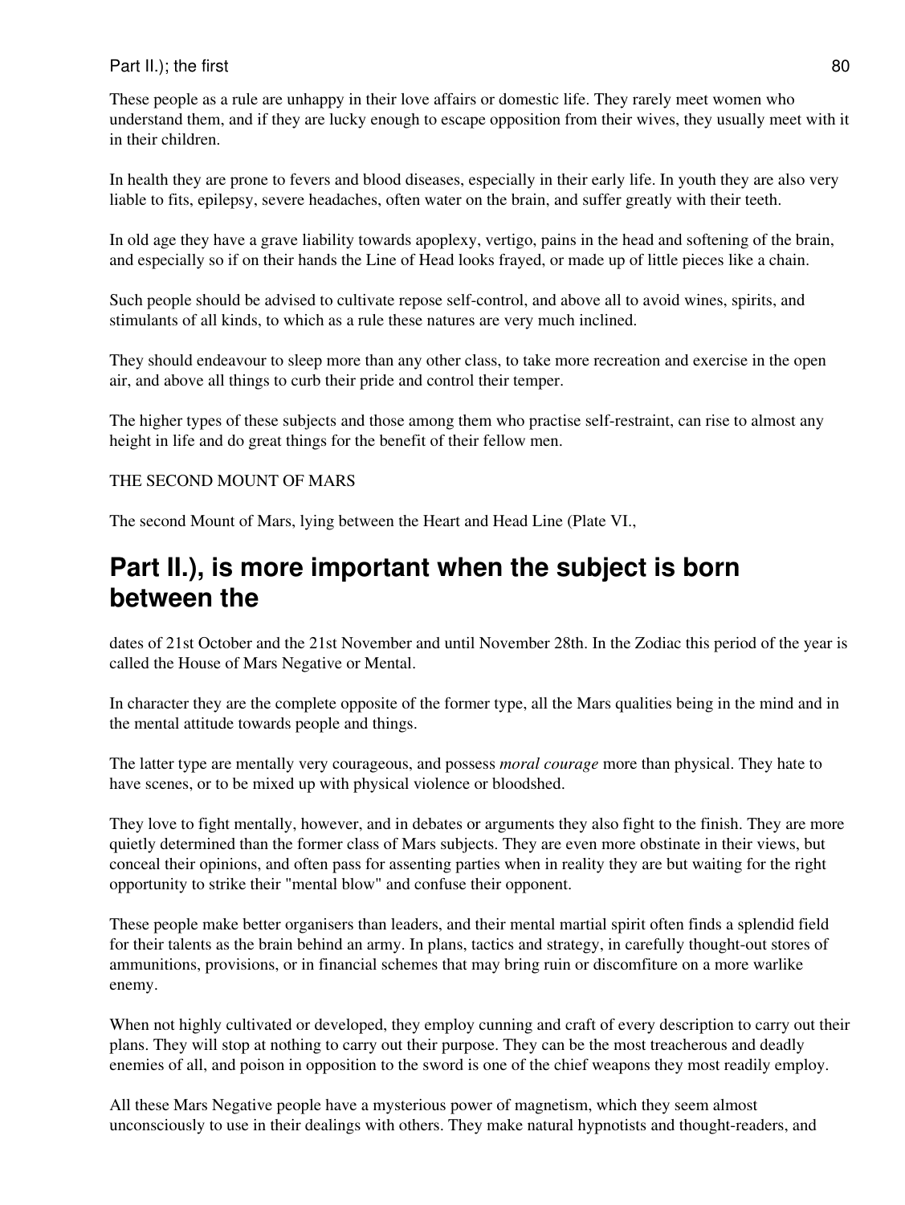These people as a rule are unhappy in their love affairs or domestic life. They rarely meet women who understand them, and if they are lucky enough to escape opposition from their wives, they usually meet with it in their children.

In health they are prone to fevers and blood diseases, especially in their early life. In youth they are also very liable to fits, epilepsy, severe headaches, often water on the brain, and suffer greatly with their teeth.

In old age they have a grave liability towards apoplexy, vertigo, pains in the head and softening of the brain, and especially so if on their hands the Line of Head looks frayed, or made up of little pieces like a chain.

Such people should be advised to cultivate repose self-control, and above all to avoid wines, spirits, and stimulants of all kinds, to which as a rule these natures are very much inclined.

They should endeavour to sleep more than any other class, to take more recreation and exercise in the open air, and above all things to curb their pride and control their temper.

The higher types of these subjects and those among them who practise self-restraint, can rise to almost any height in life and do great things for the benefit of their fellow men.

THE SECOND MOUNT OF MARS

The second Mount of Mars, lying between the Heart and Head Line (Plate VI.,

## Part II.), is more important when the subject is born between the

dates of 21st October and the 21st November and until November 28th. In the Zodiac this period of the year is called the House of Mars Negative or Mental.

In character they are the complete opposite of the former type, all the Mars qualities being in the mind and in the mental attitude towards people and things.

The latter type are mentally very courageous, and possess *moral courage* more than physical. They hate to have scenes, or to be mixed up with physical violence or bloodshed.

They love to fight mentally, however, and in debates or arguments they also fight to the finish. They are more quietly determined than the former class of Mars subjects. They are even more obstinate in their views, but conceal their opinions, and often pass for assenting parties when in reality they are but waiting for the right opportunity to strike their "mental blow" and confuse their opponent.

These people make better organisers than leaders, and their mental martial spirit often finds a splendid field for their talents as the brain behind an army. In plans, tactics and strategy, in carefully thought-out stores of ammunitions, provisions, or in financial schemes that may bring ruin or discomfiture on a more warlike enemy.

When not highly cultivated or developed, they employ cunning and craft of every description to carry out their plans. They will stop at nothing to carry out their purpose. They can be the most treacherous and deadly enemies of all, and poison in opposition to the sword is one of the chief weapons they most readily employ.

All these Mars Negative people have a mysterious power of magnetism, which they seem almost unconsciously to use in their dealings with others. They make natural hypnotists and thought-readers, and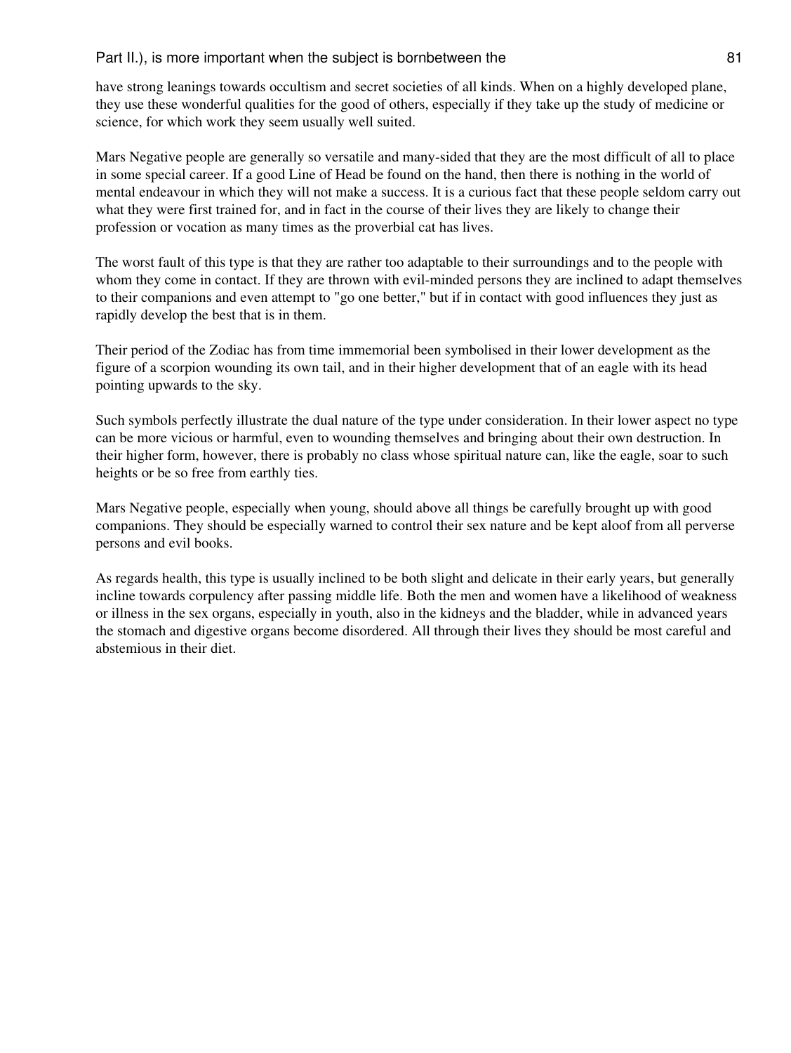have strong leanings towards occultism and secret societies of all kinds. When on a highly developed plane, they use these wonderful qualities for the good of others, especially if they take up the study of medicine or science, for which work they seem usually well suited.

Mars Negative people are generally so versatile and many-sided that they are the most difficult of all to place in some special career. If a good Line of Head be found on the hand, then there is nothing in the world of mental endeavour in which they will not make a success. It is a curious fact that these people seldom carry out what they were first trained for, and in fact in the course of their lives they are likely to change their profession or vocation as many times as the proverbial cat has lives.

The worst fault of this type is that they are rather too adaptable to their surroundings and to the people with whom they come in contact. If they are thrown with evil-minded persons they are inclined to adapt themselves to their companions and even attempt to "go one better," but if in contact with good influences they just as rapidly develop the best that is in them.

Their period of the Zodiac has from time immemorial been symbolised in their lower development as the figure of a scorpion wounding its own tail, and in their higher development that of an eagle with its head pointing upwards to the sky.

Such symbols perfectly illustrate the dual nature of the type under consideration. In their lower aspect no type can be more vicious or harmful, even to wounding themselves and bringing about their own destruction. In their higher form, however, there is probably no class whose spiritual nature can, like the eagle, soar to such heights or be so free from earthly ties.

Mars Negative people, especially when young, should above all things be carefully brought up with good companions. They should be especially warned to control their sex nature and be kept aloof from all perverse persons and evil books.

As regards health, this type is usually inclined to be both slight and delicate in their early years, but generally incline towards corpulency after passing middle life. Both the men and women have a likelihood of weakness or illness in the sex organs, especially in youth, also in the kidneys and the bladder, while in advanced years the stomach and digestive organs become disordered. All through their lives they should be most careful and abstemious in their diet.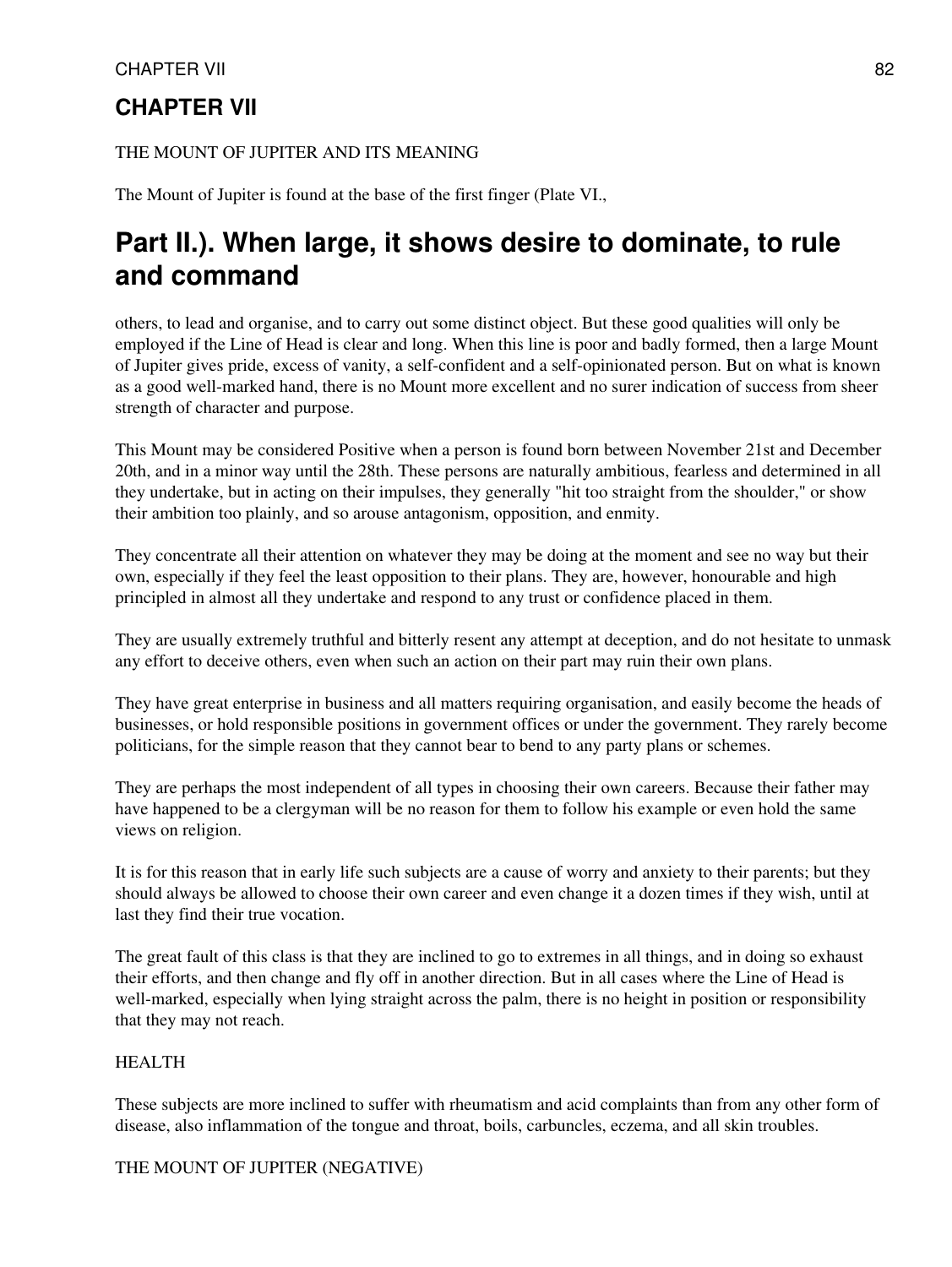## CHAPTER VII

THE MOUNT OF JUPITER AND ITS MEANING

The Mount of Jupiter is found at the base of the first finger (Plate VI.,

# Part II.). When large, it shows desire to dominate, to rule and command

others, to lead and organise, and to carry out some distinct object. But these good qualities will only be employed if the Line of Head is clear and long. When this line is poor and badly formed, then a large Mount of Jupiter gives pride, excess of vanity, a self-confident and a self-opinionated person. But on what is known as a good well-marked hand, there is no Mount more excellent and no surer indication of success from sheer strength of character and purpose.

This Mount may be considered Positive when a person is found born between November 21st and December 20th, and in a minor way until the 28th. These persons are naturally ambitious, fearless and determined in all they undertake, but in acting on their impulses, they generally "hit too straight from the shoulder," or show their ambition too plainly, and so arouse antagonism, opposition, and enmity.

They concentrate all their attention on whatever they may be doing at the moment and see no way but their own, especially if they feel the least opposition to their plans. They are, however, honourable and high principled in almost all they undertake and respond to any trust or confidence placed in them.

They are usually extremely truthful and bitterly resent any attempt at deception, and do not hesitate to unmask any effort to deceive others, even when such an action on their part may ruin their own plans.

They have great enterprise in business and all matters requiring organisation, and easily become the heads of businesses, or hold responsible positions in government offices or under the government. They rarely become politicians, for the simple reason that they cannot bear to bend to any party plans or schemes.

They are perhaps the most independent of all types in choosing their own careers. Because their father may have happened to be a clergyman will be no reason for them to follow his example or even hold the same views on religion.

It is for this reason that in early life such subjects are a cause of worry and anxiety to their parents; but they should always be allowed to choose their own career and even change it a dozen times if they wish, until at last they find their true vocation.

The great fault of this class is that they are inclined to go to extremes in all things, and in doing so exhaust their efforts, and then change and fly off in another direction. But in all cases where the Line of Head is well-marked, especially when lying straight across the palm, there is no height in position or responsibility that they may not reach.

HEALTH

These subjects are more inclined to suffer with rheumatism and acid complaints than from any other form of disease, also inflammation of the tongue and throat, boils, carbuncles, eczema, and all skin troubles.

THE MOUNT OF JUPITER (NEGATIVE)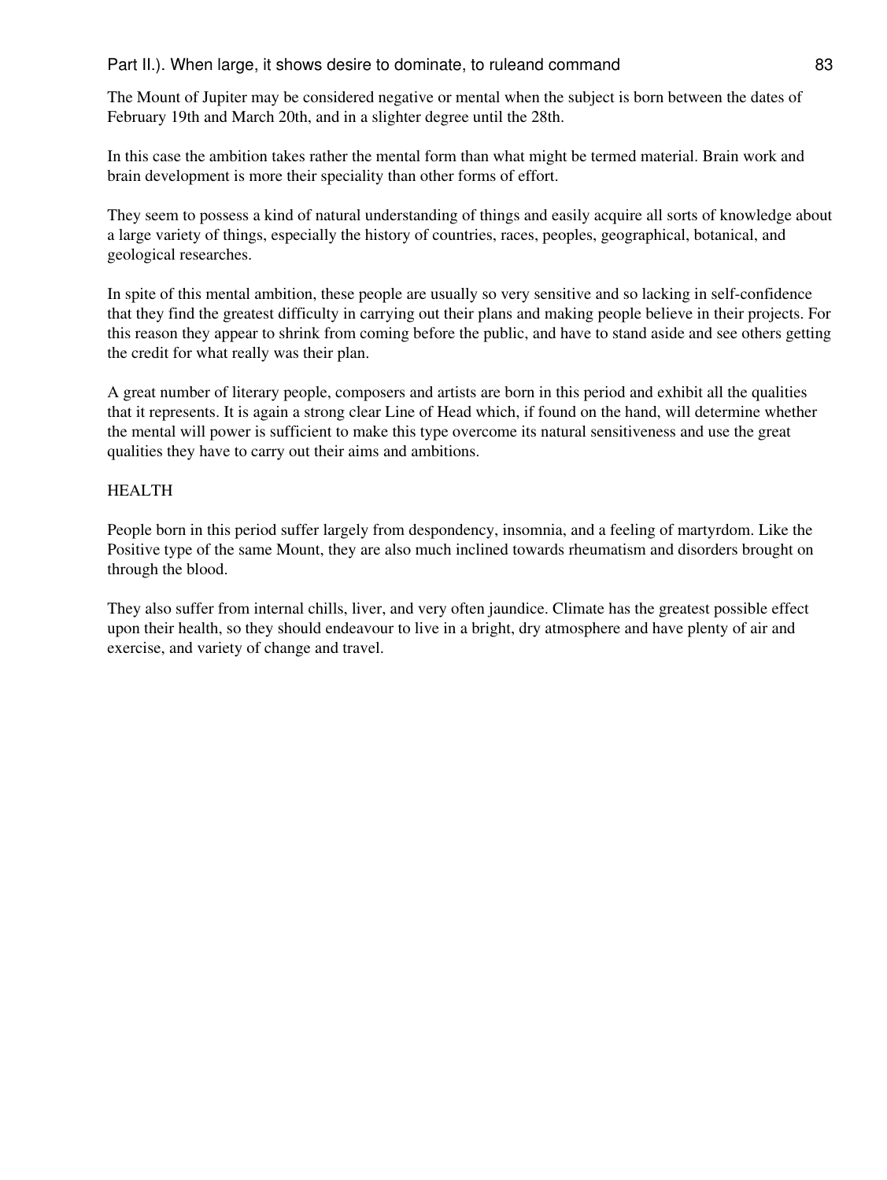The Mount of Jupiter may be considered negative or mental when the subject is born between the dates of February 19th and March 20th, and in a slighter degree until the 28th.

In this case the ambition takes rather the mental form than what might be termed material. Brain work and brain development is more their speciality than other forms of effort.

They seem to possess a kind of natural understanding of things and easily acquire all sorts of knowledge about a large variety of things, especially the history of countries, races, peoples, geographical, botanical, and geological researches.

In spite of this mental ambition, these people are usually so very sensitive and so lacking in self-confidence that they find the greatest difficulty in carrying out their plans and making people believe in their projects. For this reason they appear to shrink from coming before the public, and have to stand aside and see others getting the credit for what really was their plan.

A great number of literary people, composers and artists are born in this period and exhibit all the qualities that it represents. It is again a strong clear Line of Head which, if found on the hand, will determine whether the mental will power is sufficient to make this type overcome its natural sensitiveness and use the great qualities they have to carry out their aims and ambitions.

## HEALTH

People born in this period suffer largely from despondency, insomnia, and a feeling of martyrdom. Like the Positive type of the same Mount, they are also much inclined towards rheumatism and disorders brought on through the blood.

They also suffer from internal chills, liver, and very often jaundice. Climate has the greatest possible effect upon their health, so they should endeavour to live in a bright, dry atmosphere and have plenty of air and exercise, and variety of change and travel.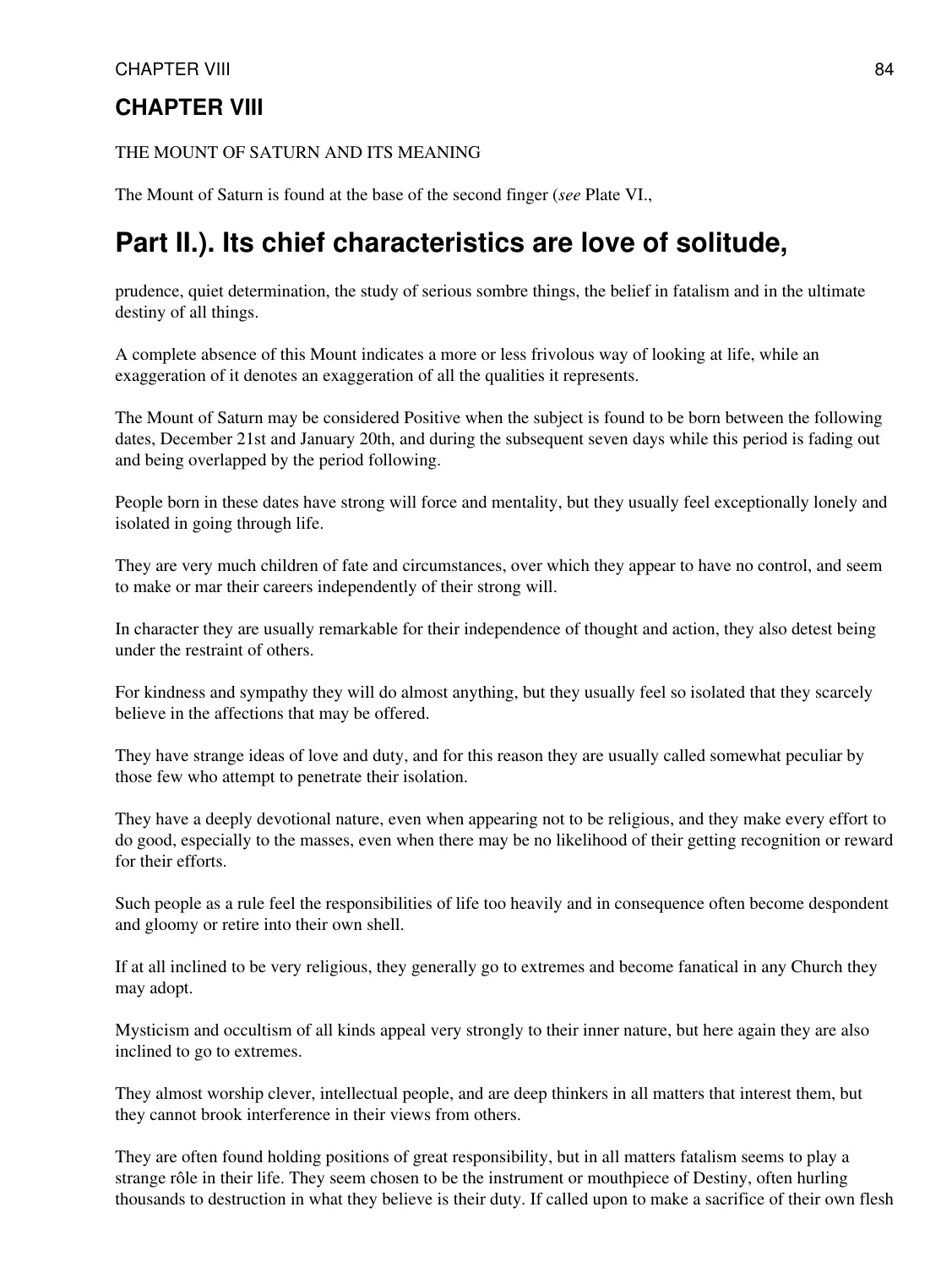## CHAPTER VIII

THE MOUNT OF SATURN AND ITS MEANING

The Mount of Saturn is found at the base of the second finger (*see* Plate VI.,

# Part II.). Its chief characteristics are love of solitude,

prudence, quiet determination, the study of serious sombre things, the belief in fatalism and in the ultimate destiny of all things.

A complete absence of this Mount indicates a more or less frivolous way of looking at life, while an exaggeration of it denotes an exaggeration of all the qualities it represents.

The Mount of Saturn may be considered Positive when the subject is found to be born between the following dates, December 21st and January 20th, and during the subsequent seven days while this period is fading out and being overlapped by the period following.

People born in these dates have strong will force and mentality, but they usually feel exceptionally lonely and isolated in going through life.

They are very much children of fate and circumstances, over which they appear to have no control, and seem to make or mar their careers independently of their strong will.

In character they are usually remarkable for their independence of thought and action, they also detest being under the restraint of others.

For kindness and sympathy they will do almost anything, but they usually feel so isolated that they scarcely believe in the affections that may be offered.

They have strange ideas of love and duty, and for this reason they are usually called somewhat peculiar by those few who attempt to penetrate their isolation.

They have a deeply devotional nature, even when appearing not to be religious, and they make every effort to do good, especially to the masses, even when there may be no likelihood of their getting recognition or reward for their efforts.

Such people as a rule feel the responsibilities of life too heavily and in consequence often become despondent and gloomy or retire into their own shell.

If at all inclined to be very religious, they generally go to extremes and become fanatical in any Church they may adopt.

Mysticism and occultism of all kinds appeal very strongly to their inner nature, but here again they are also inclined to go to extremes.

They almost worship clever, intellectual people, and are deep thinkers in all matters that interest them, but they cannot brook interference in their views from others.

They are often found holding positions of great responsibility, but in all matters fatalism seems to play a strange rôle in their life. They seem chosen to be the instrument or mouthpiece of Destiny, often hurling thousands to destruction in what they believe is their duty. If called upon to make a sacrifice of their own flesh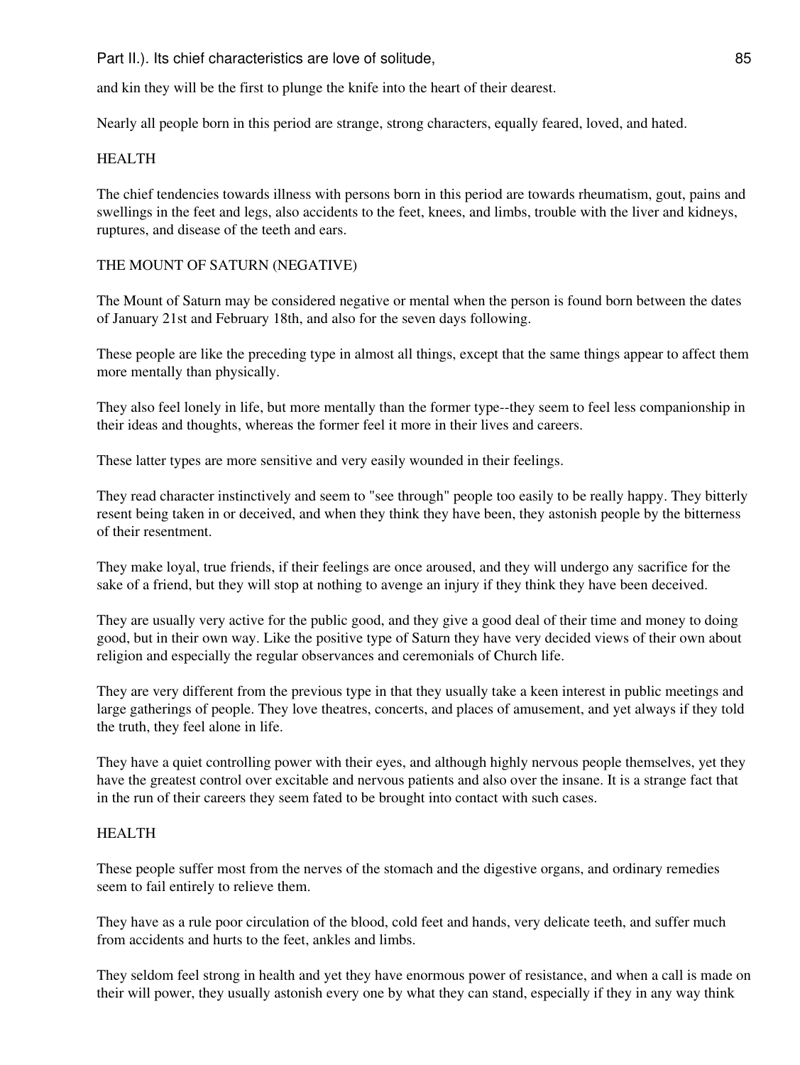and kin they will be the first to plunge the knife into the heart of their dearest.

Nearly all people born in this period are strange, strong characters, equally feared, loved, and hated.

HEALTH

The chief tendencies towards illness with persons born in this period are towards rheumatism, gout, pains and swellings in the feet and legs, also accidents to the feet, knees, and limbs, trouble with the liver and kidneys, ruptures, and disease of the teeth and ears.

THE MOUNT OF SATURN (NEGATIVE)

The Mount of Saturn may be considered negative or mental when the person is found born between the dates of January 21st and February 18th, and also for the seven days following.

These people are like the preceding type in almost all things, except that the same things appear to affect them more mentally than physically.

They also feel lonely in life, but more mentally than the former type--they seem to feel less companionship in their ideas and thoughts, whereas the former feel it more in their lives and careers.

These latter types are more sensitive and very easily wounded in their feelings.

They read character instinctively and seem to "see through" people too easily to be really happy. They bitterly resent being taken in or deceived, and when they think they have been, they astonish people by the bitterness of their resentment.

They make loyal, true friends, if their feelings are once aroused, and they will undergo any sacrifice for the sake of a friend, but they will stop at nothing to avenge an injury if they think they have been deceived.

They are usually very active for the public good, and they give a good deal of their time and money to doing good, but in their own way. Like the positive type of Saturn they have very decided views of their own about religion and especially the regular observances and ceremonials of Church life.

They are very different from the previous type in that they usually take a keen interest in public meetings and large gatherings of people. They love theatres, concerts, and places of amusement, and yet always if they told the truth, they feel alone in life.

They have a quiet controlling power with their eyes, and although highly nervous people themselves, yet they have the greatest control over excitable and nervous patients and also over the insane. It is a strange fact that in the run of their careers they seem fated to be brought into contact with such cases.

HEALTH

These people suffer most from the nerves of the stomach and the digestive organs, and ordinary remedies seem to fail entirely to relieve them.

They have as a rule poor circulation of the blood, cold feet and hands, very delicate teeth, and suffer much from accidents and hurts to the feet, ankles and limbs.

They seldom feel strong in health and yet they have enormous power of resistance, and when a call is made on their will power, they usually astonish every one by what they can stand, especially if they in any way think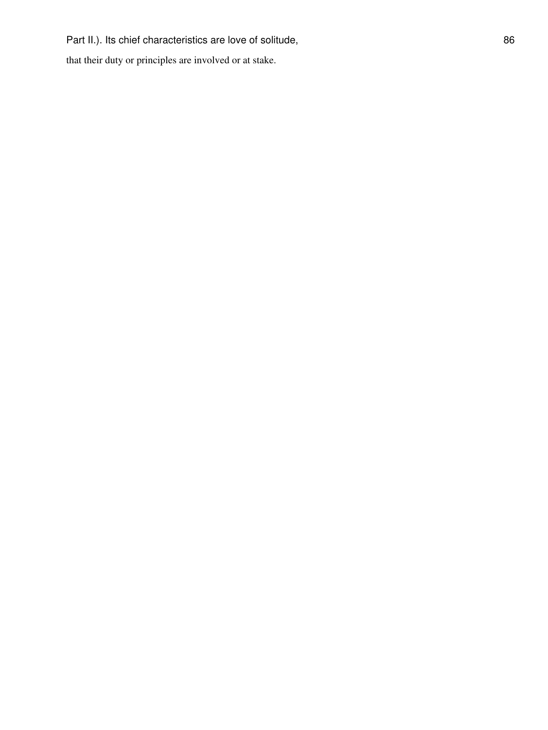Part II.). Its chief characteristics are love of solitude,

that their duty or principles are involved or at stake.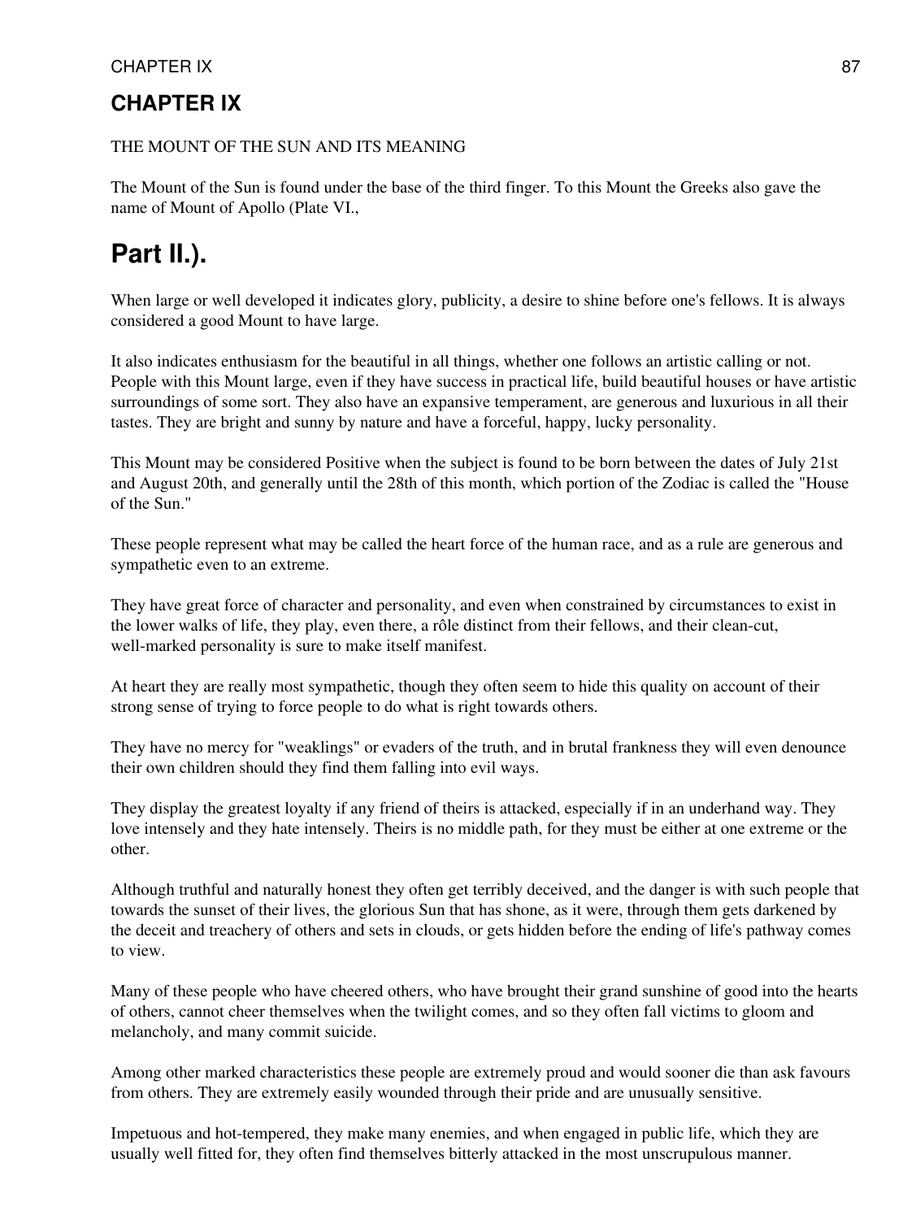## CHAPTER IX

THE MOUNT OF THE SUN AND ITS MEANING

The Mount of the Sun is found under the base of the third finger. To this Mount the Greeks also gave the name of Mount of Apollo (Plate VI.,

# Part II.).

When large or well developed it indicates glory, publicity, a desire to shine before one's fellows. It is always considered a good Mount to have large.

It also indicates enthusiasm for the beautiful in all things, whether one follows an artistic calling or not. People with this Mount large, even if they have success in practical life, build beautiful houses or have artistic surroundings of some sort. They also have an expansive temperament, are generous and luxurious in all their tastes. They are bright and sunny by nature and have a forceful, happy, lucky personality.

This Mount may be considered Positive when the subject is found to be born between the dates of July 21st and August 20th, and generally until the 28th of this month, which portion of the Zodiac is called the "House of the Sun."

These people represent what may be called the heart force of the human race, and as a rule are generous and sympathetic even to an extreme.

They have great force of character and personality, and even when constrained by circumstances to exist in the lower walks of life, they play, even there, a rôle distinct from their fellows, and their clean-cut, well-marked personality is sure to make itself manifest.

At heart they are really most sympathetic, though they often seem to hide this quality on account of their strong sense of trying to force people to do what is right towards others.

They have no mercy for "weaklings" or evaders of the truth, and in brutal frankness they will even denounce their own children should they find them falling into evil ways.

They display the greatest loyalty if any friend of theirs is attacked, especially if in an underhand way. They love intensely and they hate intensely. Theirs is no middle path, for they must be either at one extreme or the other.

Although truthful and naturally honest they often get terribly deceived, and the danger is with such people that towards the sunset of their lives, the glorious Sun that has shone, as it were, through them gets darkened by the deceit and treachery of others and sets in clouds, or gets hidden before the ending of life's pathway comes to view.

Many of these people who have cheered others, who have brought their grand sunshine of good into the hearts of others, cannot cheer themselves when the twilight comes, and so they often fall victims to gloom and melancholy, and many commit suicide.

Among other marked characteristics these people are extremely proud and would sooner die than ask favours from others. They are extremely easily wounded through their pride and are unusually sensitive.

Impetuous and hot-tempered, they make many enemies, and when engaged in public life, which they are usually well fitted for, they often find themselves bitterly attacked in the most unscrupulous manner.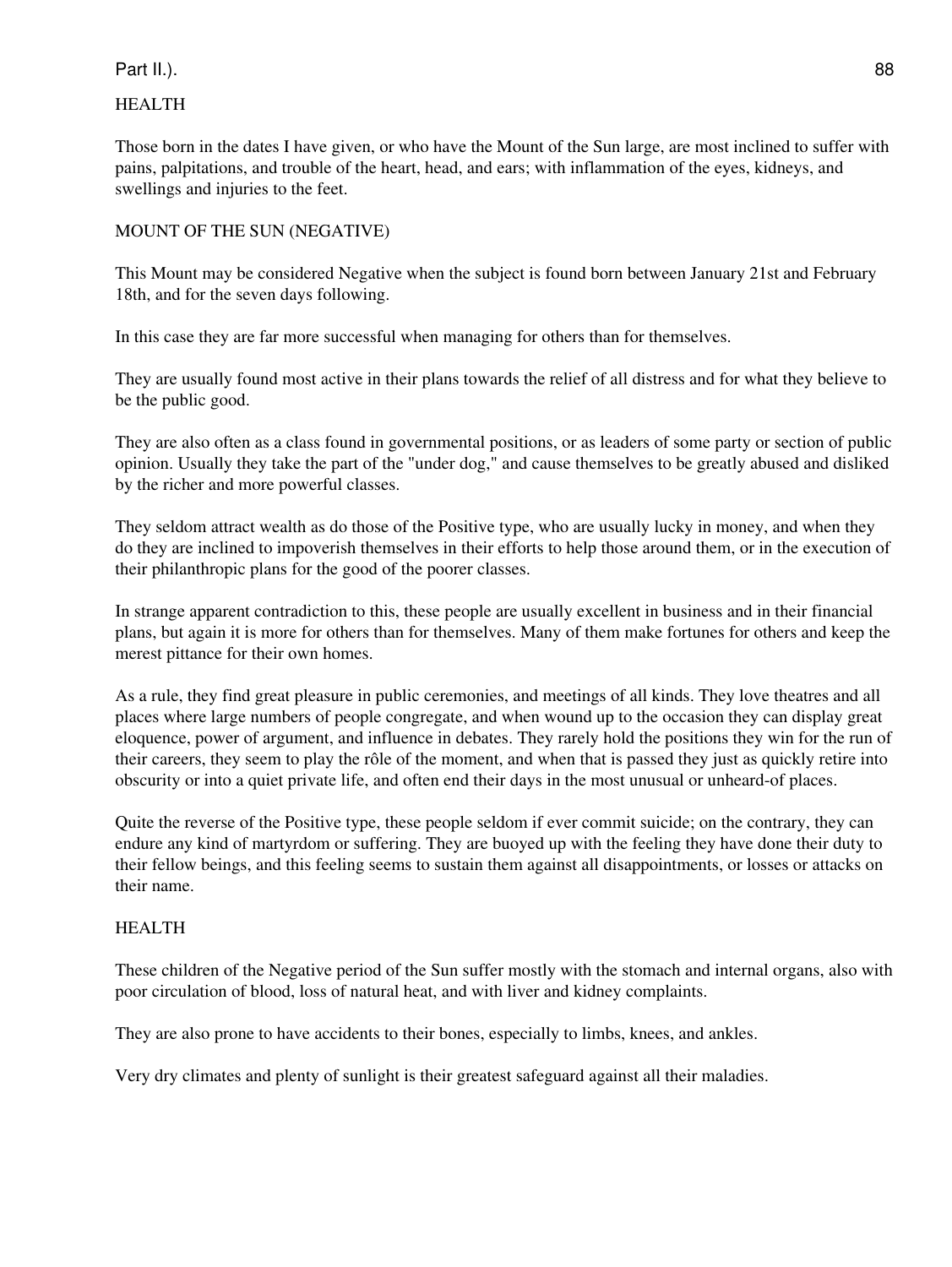Part II.).

## HEALTH

Those born in the dates I have given, or who have the Mount of the Sun large, are most inclined to suffer with pains, palpitations, and trouble of the heart, head, and ears; with inflammation of the eyes, kidneys, and swellings and injuries to the feet.

## MOUNT OF THE SUN (NEGATIVE)

This Mount may be considered Negative when the subject is found born between January 21st and February 18th, and for the seven days following.

In this case they are far more successful when managing for others than for themselves.

They are usually found most active in their plans towards the relief of all distress and for what they believe to be the public good.

They are also often as a class found in governmental positions, or as leaders of some party or section of public opinion. Usually they take the part of the "under dog," and cause themselves to be greatly abused and disliked by the richer and more powerful classes.

They seldom attract wealth as do those of the Positive type, who are usually lucky in money, and when they do they are inclined to impoverish themselves in their efforts to help those around them, or in the execution of their philanthropic plans for the good of the poorer classes.

In strange apparent contradiction to this, these people are usually excellent in business and in their financial plans, but again it is more for others than for themselves. Many of them make fortunes for others and keep the merest pittance for their own homes.

As a rule, they find great pleasure in public ceremonies, and meetings of all kinds. They love theatres and all places where large numbers of people congregate, and when wound up to the occasion they can display great eloquence, power of argument, and influence in debates. They rarely hold the positions they win for the run of their careers, they seem to play the rôle of the moment, and when that is passed they just as quickly retire into obscurity or into a quiet private life, and often end their days in the most unusual or unheard-of places.

Quite the reverse of the Positive type, these people seldom if ever commit suicide; on the contrary, they can endure any kind of martyrdom or suffering. They are buoyed up with the feeling they have done their duty to their fellow beings, and this feeling seems to sustain them against all disappointments, or losses or attacks on their name.

## HEALTH

These children of the Negative period of the Sun suffer mostly with the stomach and internal organs, also with poor circulation of blood, loss of natural heat, and with liver and kidney complaints.

They are also prone to have accidents to their bones, especially to limbs, knees, and ankles.

Very dry climates and plenty of sunlight is their greatest safeguard against all their maladies.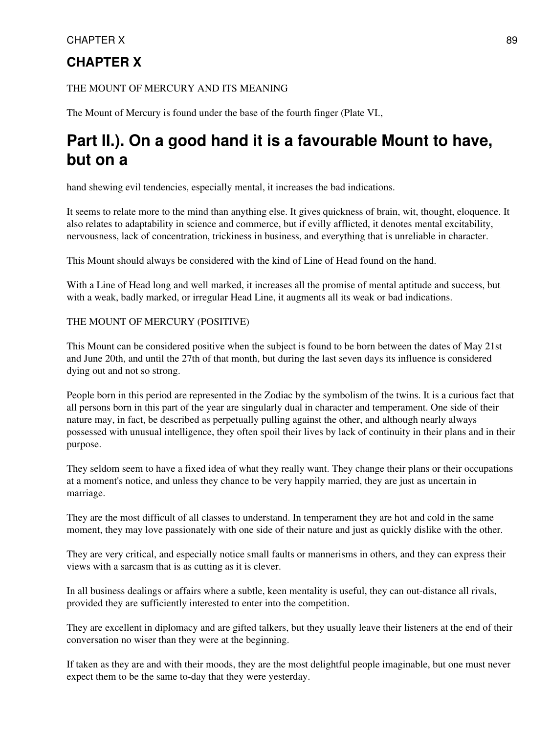## CHAPTER X

THE MOUNT OF MERCURY AND ITS MEANING

The Mount of Mercury is found under the base of the fourth finger (Plate VI.,

Part II.). On a good hand it is a favourable Mount to have, but on a

hand shewing evil tendencies, especially mental, it increases the bad indications.

It seems to relate more to the mind than anything else. It gives quickness of brain, wit, thought, eloquence. It also relates to adaptability in science and commerce, but if evilly afflicted, it denotes mental excitability, nervousness, lack of concentration, trickiness in business, and everything that is unreliable in character.

This Mount should always be considered with the kind of Line of Head found on the hand.

With a Line of Head long and well marked, it increases all the promise of mental aptitude and success, but with a weak, badly marked, or irregular Head Line, it augments all its weak or bad indications.

THE MOUNT OF MERCURY (POSITIVE)

This Mount can be considered positive when the subject is found to be born between the dates of May 21st and June 20th, and until the 27th of that month, but during the last seven days its influence is considered dying out and not so strong.

People born in this period are represented in the Zodiac by the symbolism of the twins. It is a curious fact that all persons born in this part of the year are singularly dual in character and temperament. One side of their nature may, in fact, be described as perpetually pulling against the other, and although nearly always possessed with unusual intelligence, they often spoil their lives by lack of continuity in their plans and in their purpose.

They seldom seem to have a fixed idea of what they really want. They change their plans or their occupations at a moment's notice, and unless they chance to be very happily married, they are just as uncertain in marriage.

They are the most difficult of all classes to understand. In temperament they are hot and cold in the same moment, they may love passionately with one side of their nature and just as quickly dislike with the other.

They are very critical, and especially notice small faults or mannerisms in others, and they can express their views with a sarcasm that is as cutting as it is clever.

In all business dealings or affairs where a subtle, keen mentality is useful, they can out-distance all rivals, provided they are sufficiently interested to enter into the competition.

They are excellent in diplomacy and are gifted talkers, but they usually leave their listeners at the end of their conversation no wiser than they were at the beginning.

If taken as they are and with their moods, they are the most delightful people imaginable, but one must never expect them to be the same to-day that they were yesterday.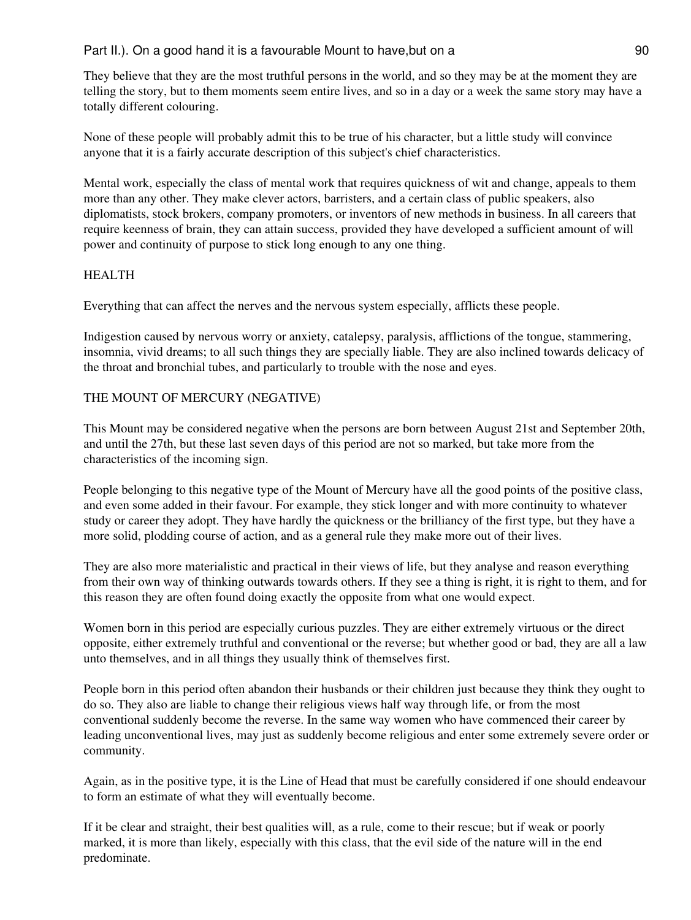They believe that they are the most truthful persons in the world, and so they may be at the moment they are telling the story, but to them moments seem entire lives, and so in a day or a week the same story may have a totally different colouring.

None of these people will probably admit this to be true of his character, but a little study will convince anyone that it is a fairly accurate description of this subject's chief characteristics.

Mental work, especially the class of mental work that requires quickness of wit and change, appeals to them more than any other. They make clever actors, barristers, and a certain class of public speakers, also diplomatists, stock brokers, company promoters, or inventors of new methods in business. In all careers that require keenness of brain, they can attain success, provided they have developed a sufficient amount of will power and continuity of purpose to stick long enough to any one thing.

## HEALTH

Everything that can affect the nerves and the nervous system especially, afflicts these people.

Indigestion caused by nervous worry or anxiety, catalepsy, paralysis, afflictions of the tongue, stammering, insomnia, vivid dreams; to all such things they are specially liable. They are also inclined towards delicacy of the throat and bronchial tubes, and particularly to trouble with the nose and eyes.

## THE MOUNT OF MERCURY (NEGATIVE)

This Mount may be considered negative when the persons are born between August 21st and September 20th, and until the 27th, but these last seven days of this period are not so marked, but take more from the characteristics of the incoming sign.

People belonging to this negative type of the Mount of Mercury have all the good points of the positive class, and even some added in their favour. For example, they stick longer and with more continuity to whatever study or career they adopt. They have hardly the quickness or the brilliancy of the first type, but they have a more solid, plodding course of action, and as a general rule they make more out of their lives.

They are also more materialistic and practical in their views of life, but they analyse and reason everything from their own way of thinking outwards towards others. If they see a thing is right, it is right to them, and for this reason they are often found doing exactly the opposite from what one would expect.

Women born in this period are especially curious puzzles. They are either extremely virtuous or the direct opposite, either extremely truthful and conventional or the reverse; but whether good or bad, they are all a law unto themselves, and in all things they usually think of themselves first.

People born in this period often abandon their husbands or their children just because they think they ought to do so. They also are liable to change their religious views half way through life, or from the most conventional suddenly become the reverse. In the same way women who have commenced their career by leading unconventional lives, may just as suddenly become religious and enter some extremely severe order or community.

Again, as in the positive type, it is the Line of Head that must be carefully considered if one should endeavour to form an estimate of what they will eventually become.

If it be clear and straight, their best qualities will, as a rule, come to their rescue; but if weak or poorly marked, it is more than likely, especially with this class, that the evil side of the nature will in the end predominate.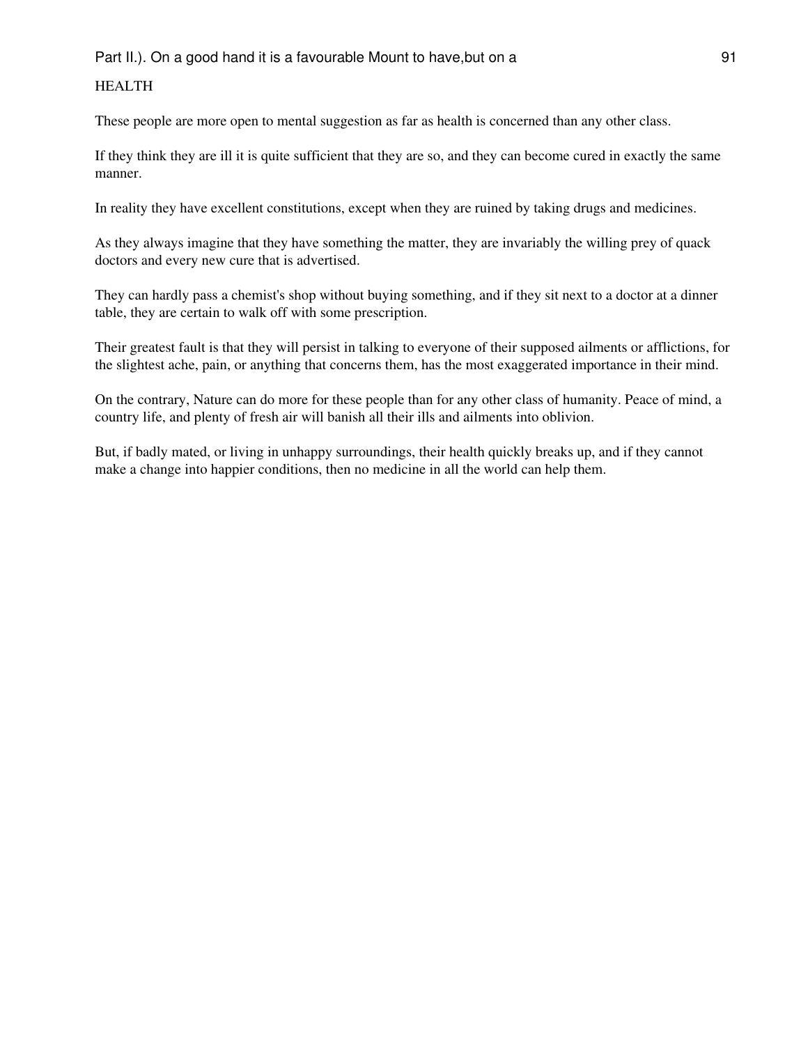## HEALTH

These people are more open to mental suggestion as far as health is concerned than any other class.

If they think they are ill it is quite sufficient that they are so, and they can become cured in exactly the same manner.

In reality they have excellent constitutions, except when they are ruined by taking drugs and medicines.

As they always imagine that they have something the matter, they are invariably the willing prey of quack doctors and every new cure that is advertised.

They can hardly pass a chemist's shop without buying something, and if they sit next to a doctor at a dinner table, they are certain to walk off with some prescription.

Their greatest fault is that they will persist in talking to everyone of their supposed ailments or afflictions, for the slightest ache, pain, or anything that concerns them, has the most exaggerated importance in their mind.

On the contrary, Nature can do more for these people than for any other class of humanity. Peace of mind, a country life, and plenty of fresh air will banish all their ills and ailments into oblivion.

But, if badly mated, or living in unhappy surroundings, their health quickly breaks up, and if they cannot make a change into happier conditions, then no medicine in all the world can help them.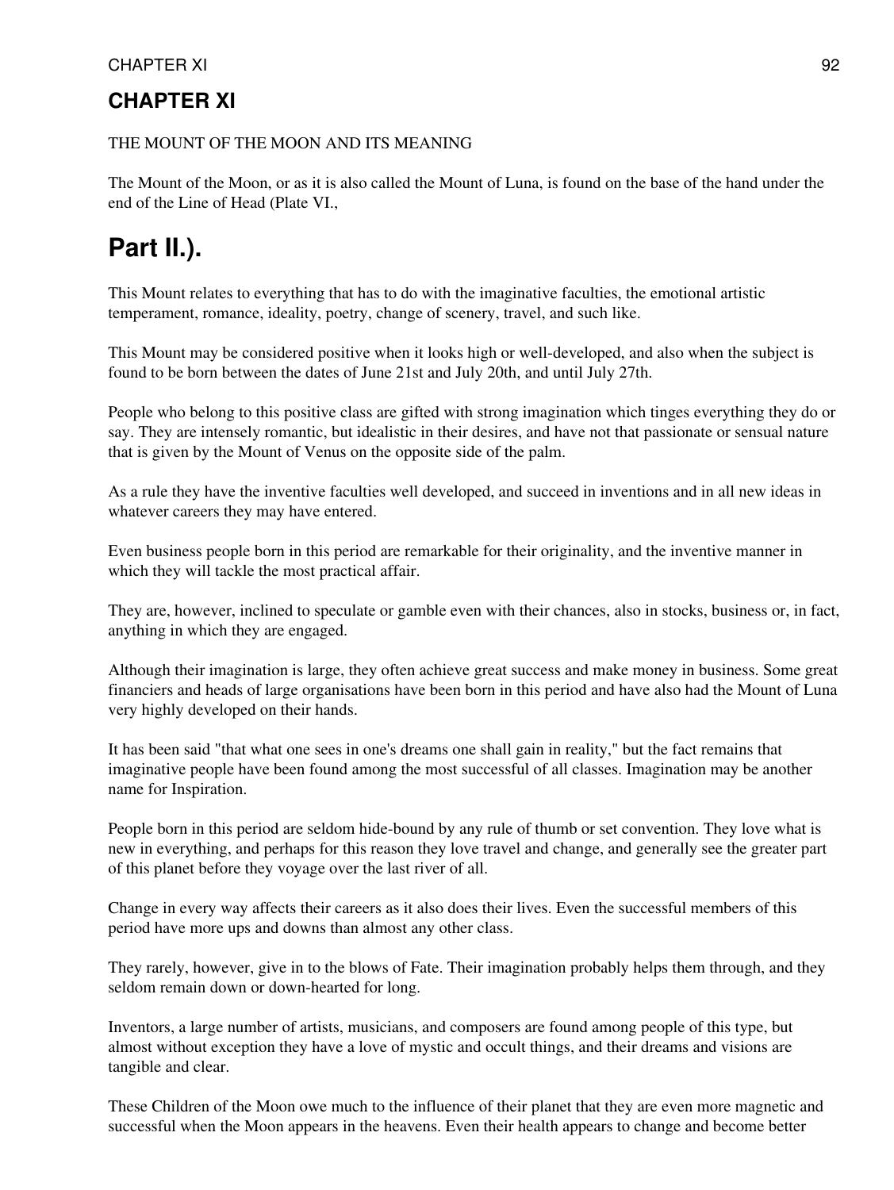## CHAPTER XI

THE MOUNT OF THE MOON AND ITS MEANING

The Mount of the Moon, or as it is also called the Mount of Luna, is found on the base of the hand under the end of the Line of Head (Plate VI.,

# Part II.).

This Mount relates to everything that has to do with the imaginative faculties, the emotional artistic temperament, romance, ideality, poetry, change of scenery, travel, and such like.

This Mount may be considered positive when it looks high or well-developed, and also when the subject is found to be born between the dates of June 21st and July 20th, and until July 27th.

People who belong to this positive class are gifted with strong imagination which tinges everything they do or say. They are intensely romantic, but idealistic in their desires, and have not that passionate or sensual nature that is given by the Mount of Venus on the opposite side of the palm.

As a rule they have the inventive faculties well developed, and succeed in inventions and in all new ideas in whatever careers they may have entered.

Even business people born in this period are remarkable for their originality, and the inventive manner in which they will tackle the most practical affair.

They are, however, inclined to speculate or gamble even with their chances, also in stocks, business or, in fact, anything in which they are engaged.

Although their imagination is large, they often achieve great success and make money in business. Some great financiers and heads of large organisations have been born in this period and have also had the Mount of Luna very highly developed on their hands.

It has been said "that what one sees in one's dreams one shall gain in reality," but the fact remains that imaginative people have been found among the most successful of all classes. Imagination may be another name for Inspiration.

People born in this period are seldom hide-bound by any rule of thumb or set convention. They love what is new in everything, and perhaps for this reason they love travel and change, and generally see the greater part of this planet before they voyage over the last river of all.

Change in every way affects their careers as it also does their lives. Even the successful members of this period have more ups and downs than almost any other class.

They rarely, however, give in to the blows of Fate. Their imagination probably helps them through, and they seldom remain down or down-hearted for long.

Inventors, a large number of artists, musicians, and composers are found among people of this type, but almost without exception they have a love of mystic and occult things, and their dreams and visions are tangible and clear.

These Children of the Moon owe much to the influence of their planet that they are even more magnetic and successful when the Moon appears in the heavens. Even their health appears to change and become better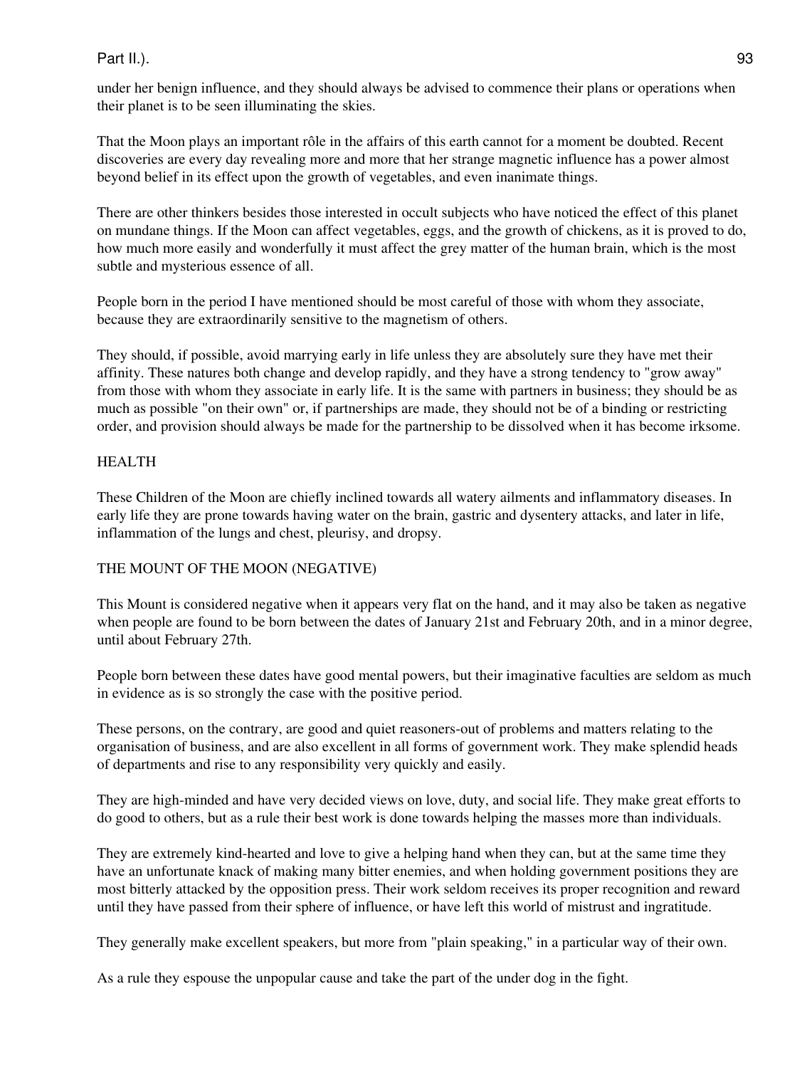under her benign influence, and they should always be advised to commence their plans or operations when their planet is to be seen illuminating the skies.

That the Moon plays an important rôle in the affairs of this earth cannot for a moment be doubted. Recent discoveries are every day revealing more and more that her strange magnetic influence has a power almost beyond belief in its effect upon the growth of vegetables, and even inanimate things.

There are other thinkers besides those interested in occult subjects who have noticed the effect of this planet on mundane things. If the Moon can affect vegetables, eggs, and the growth of chickens, as it is proved to do, how much more easily and wonderfully it must affect the grey matter of the human brain, which is the most subtle and mysterious essence of all.

People born in the period I have mentioned should be most careful of those with whom they associate, because they are extraordinarily sensitive to the magnetism of others.

They should, if possible, avoid marrying early in life unless they are absolutely sure they have met their affinity. These natures both change and develop rapidly, and they have a strong tendency to "grow away" from those with whom they associate in early life. It is the same with partners in business; they should be as much as possible "on their own" or, if partnerships are made, they should not be of a binding or restricting order, and provision should always be made for the partnership to be dissolved when it has become irksome.

## HEALTH

These Children of the Moon are chiefly inclined towards all watery ailments and inflammatory diseases. In early life they are prone towards having water on the brain, gastric and dysentery attacks, and later in life, inflammation of the lungs and chest, pleurisy, and dropsy.

## THE MOUNT OF THE MOON (NEGATIVE)

This Mount is considered negative when it appears very flat on the hand, and it may also be taken as negative when people are found to be born between the dates of January 21st and February 20th, and in a minor degree, until about February 27th.

People born between these dates have good mental powers, but their imaginative faculties are seldom as much in evidence as is so strongly the case with the positive period.

These persons, on the contrary, are good and quiet reasoners-out of problems and matters relating to the organisation of business, and are also excellent in all forms of government work. They make splendid heads of departments and rise to any responsibility very quickly and easily.

They are high-minded and have very decided views on love, duty, and social life. They make great efforts to do good to others, but as a rule their best work is done towards helping the masses more than individuals.

They are extremely kind-hearted and love to give a helping hand when they can, but at the same time they have an unfortunate knack of making many bitter enemies, and when holding government positions they are most bitterly attacked by the opposition press. Their work seldom receives its proper recognition and reward until they have passed from their sphere of influence, or have left this world of mistrust and ingratitude.

They generally make excellent speakers, but more from "plain speaking," in a particular way of their own.

As a rule they espouse the unpopular cause and take the part of the under dog in the fight.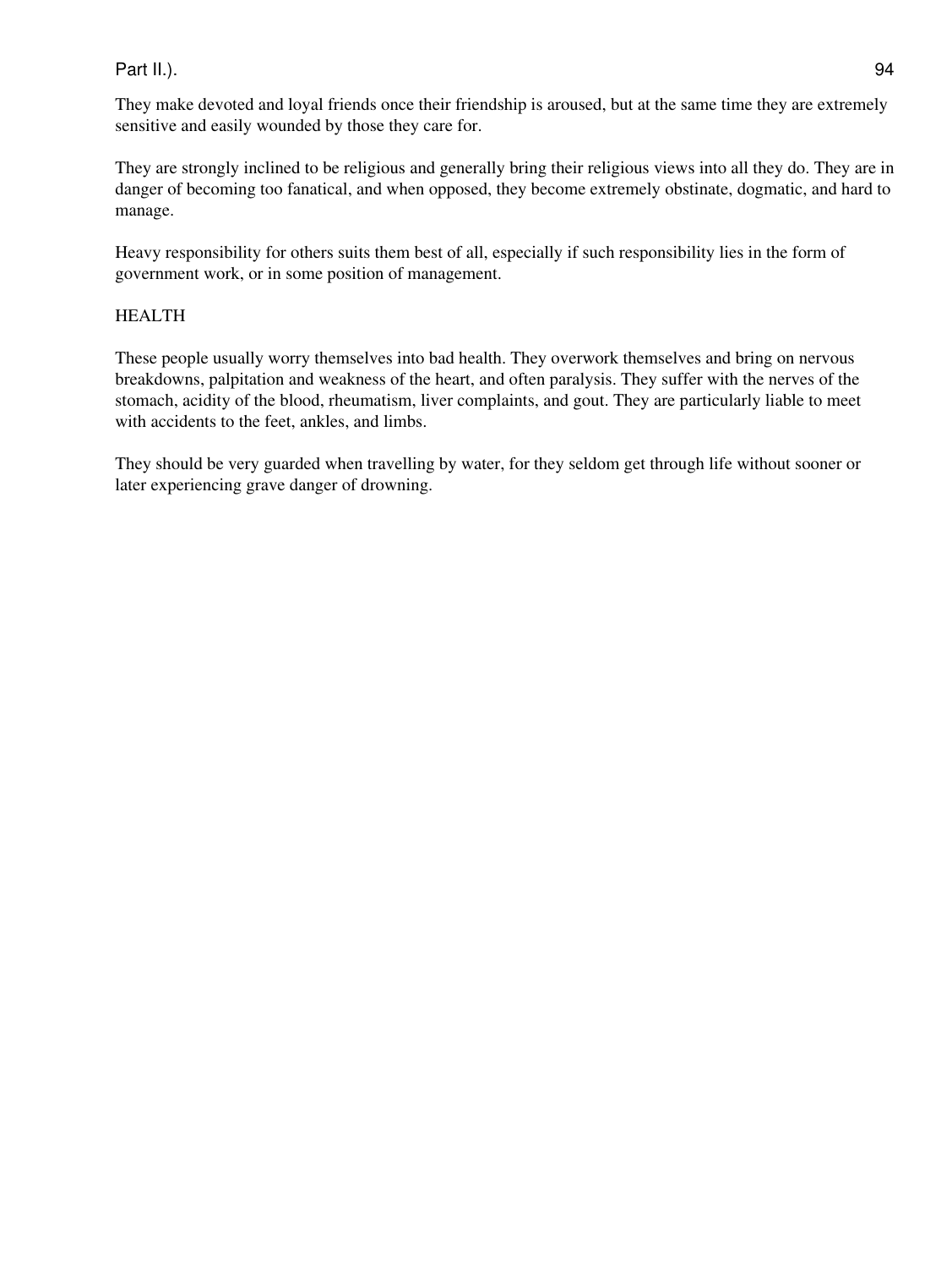They make devoted and loyal friends once their friendship is aroused, but at the same time they are extremely sensitive and easily wounded by those they care for.

They are strongly inclined to be religious and generally bring their religious views into all they do. They are in danger of becoming too fanatical, and when opposed, they become extremely obstinate, dogmatic, and hard to manage.

Heavy responsibility for others suits them best of all, especially if such responsibility lies in the form of government work, or in some position of management.

## HEALTH

These people usually worry themselves into bad health. They overwork themselves and bring on nervous breakdowns, palpitation and weakness of the heart, and often paralysis. They suffer with the nerves of the stomach, acidity of the blood, rheumatism, liver complaints, and gout. They are particularly liable to meet with accidents to the feet, ankles, and limbs.

They should be very guarded when travelling by water, for they seldom get through life without sooner or later experiencing grave danger of drowning.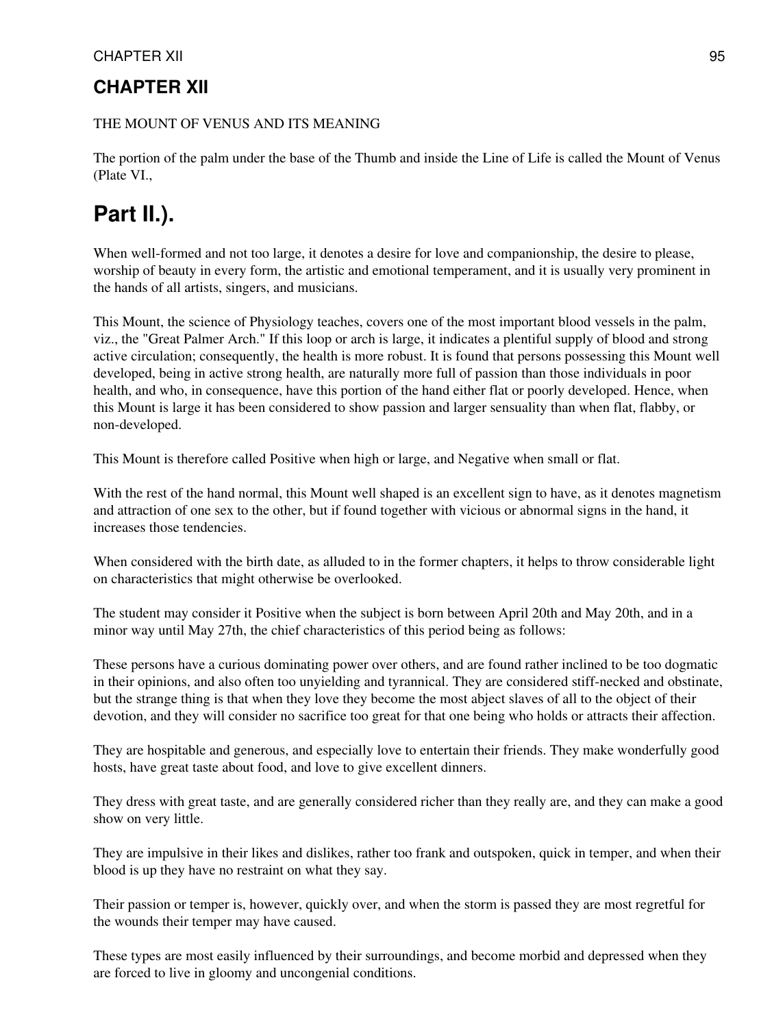# CHAPTER XII

THE MOUNT OF VENUS AND ITS MEANING

The portion of the palm under the base of the Thumb and inside the Line of Life is called the Mount of Venus (Plate VI.,

# Part II.).

When well-formed and not too large, it denotes a desire for love and companionship, the desire to please, worship of beauty in every form, the artistic and emotional temperament, and it is usually very prominent in the hands of all artists, singers, and musicians.

This Mount, the science of Physiology teaches, covers one of the most important blood vessels in the palm, viz., the "Great Palmer Arch." If this loop or arch is large, it indicates a plentiful supply of blood and strong active circulation; consequently, the health is more robust. It is found that persons possessing this Mount well developed, being in active strong health, are naturally more full of passion than those individuals in poor health, and who, in consequence, have this portion of the hand either flat or poorly developed. Hence, when this Mount is large it has been considered to show passion and larger sensuality than when flat, flabby, or non-developed.

This Mount is therefore called Positive when high or large, and Negative when small or flat.

With the rest of the hand normal, this Mount well shaped is an excellent sign to have, as it denotes magnetism and attraction of one sex to the other, but if found together with vicious or abnormal signs in the hand, it increases those tendencies.

When considered with the birth date, as alluded to in the former chapters, it helps to throw considerable light on characteristics that might otherwise be overlooked.

The student may consider it Positive when the subject is born between April 20th and May 20th, and in a minor way until May 27th, the chief characteristics of this period being as follows:

These persons have a curious dominating power over others, and are found rather inclined to be too dogmatic in their opinions, and also often too unyielding and tyrannical. They are considered stiff-necked and obstinate, but the strange thing is that when they love they become the most abject slaves of all to the object of their devotion, and they will consider no sacrifice too great for that one being who holds or attracts their affection.

They are hospitable and generous, and especially love to entertain their friends. They make wonderfully good hosts, have great taste about food, and love to give excellent dinners.

They dress with great taste, and are generally considered richer than they really are, and they can make a good show on very little.

They are impulsive in their likes and dislikes, rather too frank and outspoken, quick in temper, and when their blood is up they have no restraint on what they say.

Their passion or temper is, however, quickly over, and when the storm is passed they are most regretful for the wounds their temper may have caused.

These types are most easily influenced by their surroundings, and become morbid and depressed when they are forced to live in gloomy and uncongenial conditions.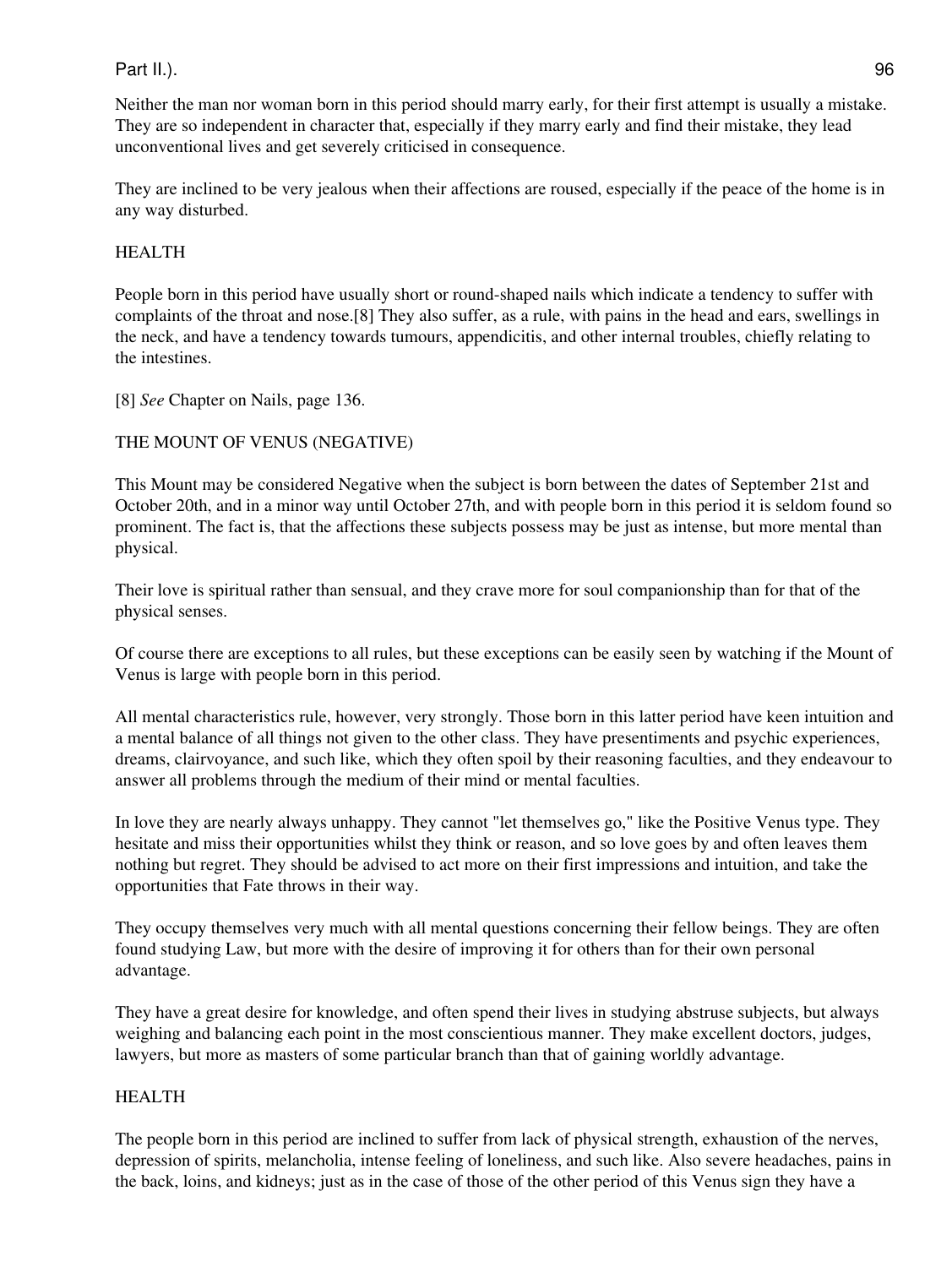Neither the man nor woman born in this period should marry early, for their first attempt is usually a mistake. They are so independent in character that, especially if they marry early and find their mistake, they lead unconventional lives and get severely criticised in consequence.

They are inclined to be very jealous when their affections are roused, especially if the peace of the home is in any way disturbed.

## HEALTH

People born in this period have usually short or round-shaped nails which indicate a tendency to suffer with complaints of the throat and nose.[8] They also suffer, as a rule, with pains in the head and ears, swellings in the neck, and have a tendency towards tumours, appendicitis, and other internal troubles, chiefly relating to the intestines.

[8] *See* Chapter on Nails, page 136.

## THE MOUNT OF VENUS (NEGATIVE)

This Mount may be considered Negative when the subject is born between the dates of September 21st and October 20th, and in a minor way until October 27th, and with people born in this period it is seldom found so prominent. The fact is, that the affections these subjects possess may be just as intense, but more mental than physical.

Their love is spiritual rather than sensual, and they crave more for soul companionship than for that of the physical senses.

Of course there are exceptions to all rules, but these exceptions can be easily seen by watching if the Mount of Venus is large with people born in this period.

All mental characteristics rule, however, very strongly. Those born in this latter period have keen intuition and a mental balance of all things not given to the other class. They have presentiments and psychic experiences, dreams, clairvoyance, and such like, which they often spoil by their reasoning faculties, and they endeavour to answer all problems through the medium of their mind or mental faculties.

In love they are nearly always unhappy. They cannot "let themselves go," like the Positive Venus type. They hesitate and miss their opportunities whilst they think or reason, and so love goes by and often leaves them nothing but regret. They should be advised to act more on their first impressions and intuition, and take the opportunities that Fate throws in their way.

They occupy themselves very much with all mental questions concerning their fellow beings. They are often found studying Law, but more with the desire of improving it for others than for their own personal advantage.

They have a great desire for knowledge, and often spend their lives in studying abstruse subjects, but always weighing and balancing each point in the most conscientious manner. They make excellent doctors, judges, lawyers, but more as masters of some particular branch than that of gaining worldly advantage.

## HEALTH

The people born in this period are inclined to suffer from lack of physical strength, exhaustion of the nerves, depression of spirits, melancholia, intense feeling of loneliness, and such like. Also severe headaches, pains in the back, loins, and kidneys; just as in the case of those of the other period of this Venus sign they have a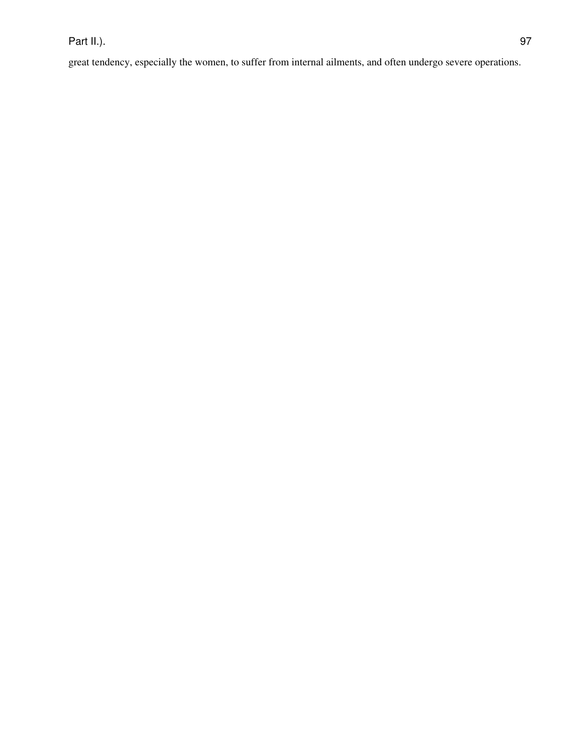great tendency, especially the women, to suffer from internal ailments, and often undergo severe operations.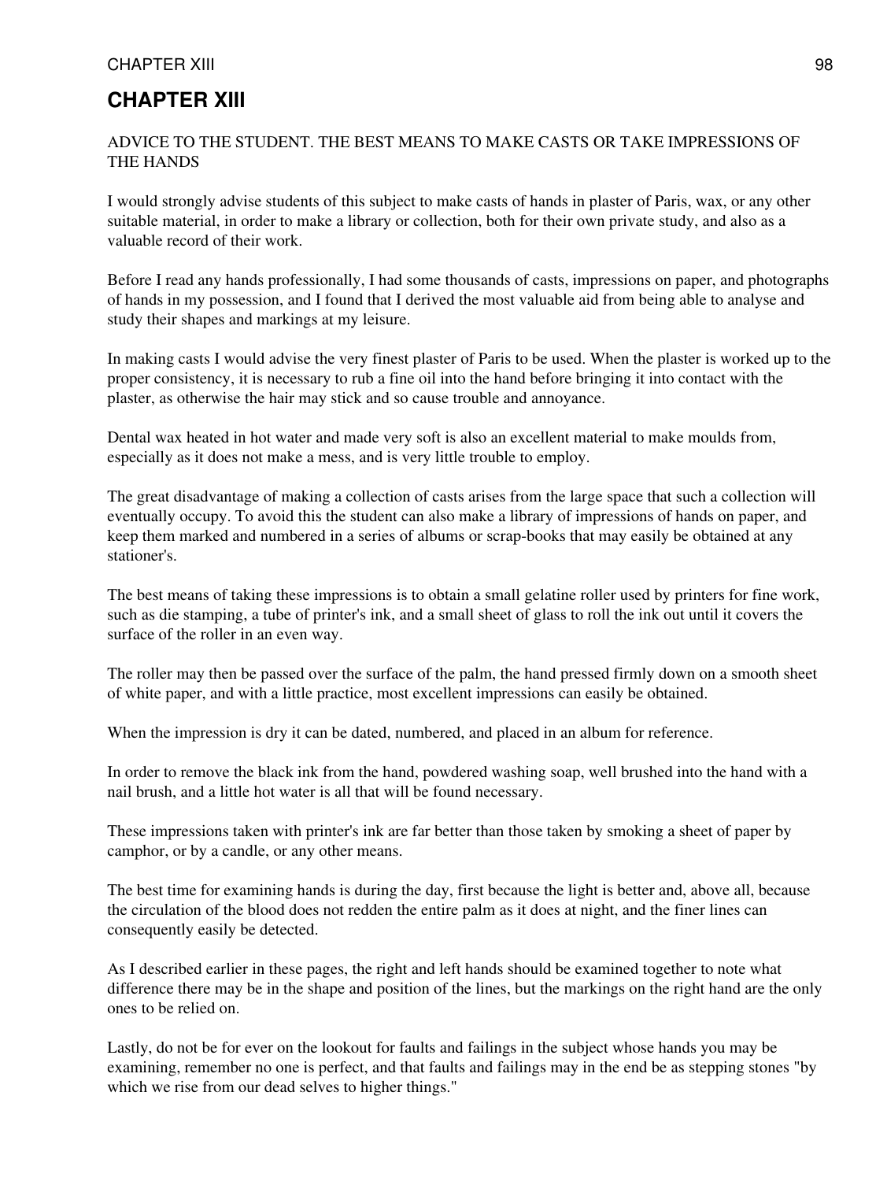# CHAPTER XIII

ADVICE TO THE STUDENT. THE BEST MEANS TO MAKE CASTS OR TAKE IMPRESSIONS OF THE HANDS

I would strongly advise students of this subject to make casts of hands in plaster of Paris, wax, or any other suitable material, in order to make a library or collection, both for their own private study, and also as a valuable record of their work.

Before I read any hands professionally, I had some thousands of casts, impressions on paper, and photographs of hands in my possession, and I found that I derived the most valuable aid from being able to analyse and study their shapes and markings at my leisure.

In making casts I would advise the very finest plaster of Paris to be used. When the plaster is worked up to the proper consistency, it is necessary to rub a fine oil into the hand before bringing it into contact with the plaster, as otherwise the hair may stick and so cause trouble and annoyance.

Dental wax heated in hot water and made very soft is also an excellent material to make moulds from, especially as it does not make a mess, and is very little trouble to employ.

The great disadvantage of making a collection of casts arises from the large space that such a collection will eventually occupy. To avoid this the student can also make a library of impressions of hands on paper, and keep them marked and numbered in a series of albums or scrap-books that may easily be obtained at any stationer's.

The best means of taking these impressions is to obtain a small gelatine roller used by printers for fine work, such as die stamping, a tube of printer's ink, and a small sheet of glass to roll the ink out until it covers the surface of the roller in an even way.

The roller may then be passed over the surface of the palm, the hand pressed firmly down on a smooth sheet of white paper, and with a little practice, most excellent impressions can easily be obtained.

When the impression is dry it can be dated, numbered, and placed in an album for reference.

In order to remove the black ink from the hand, powdered washing soap, well brushed into the hand with a nail brush, and a little hot water is all that will be found necessary.

These impressions taken with printer's ink are far better than those taken by smoking a sheet of paper by camphor, or by a candle, or any other means.

The best time for examining hands is during the day, first because the light is better and, above all, because the circulation of the blood does not redden the entire palm as it does at night, and the finer lines can consequently easily be detected.

As I described earlier in these pages, the right and left hands should be examined together to note what difference there may be in the shape and position of the lines, but the markings on the right hand are the only ones to be relied on.

Lastly, do not be for ever on the lookout for faults and failings in the subject whose hands you may be examining, remember no one is perfect, and that faults and failings may in the end be as stepping stones "by which we rise from our dead selves to higher things."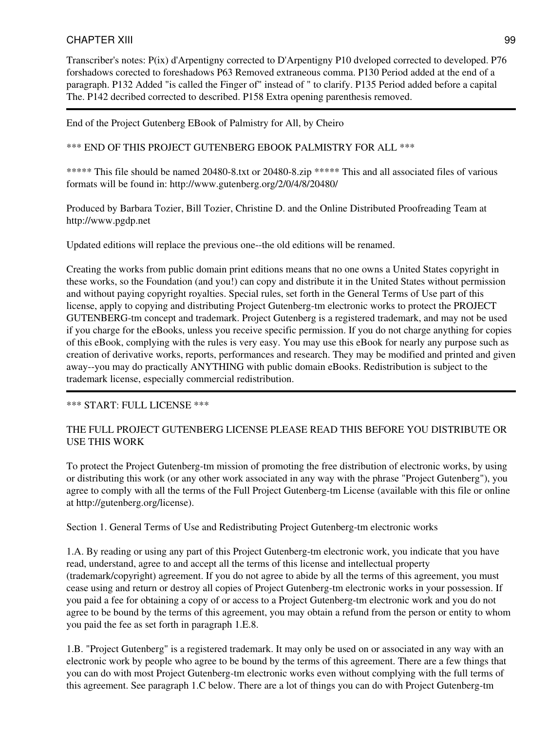Transcriber's notes: P(ix) d'Arpentigny corrected to D'Arpentigny P10 dveloped corrected to developed. P76 forshadows corected to foreshadows P63 Removed extraneous comma. P130 Period added at the end of a paragraph. P132 Added "is called the Finger of" instead of " to clarify. P135 Period added before a capital The. P142 decribed corrected to described. P158 Extra opening parenthesis removed.

---

End of the Project Gutenberg EBook of Palmistry for All, by Cheiro

*** END OF THIS PROJECT GUTENBERG EBOOK PALMISTRY FOR ALL ***

***** This file should be named 20480-8.txt or 20480-8.zip ***** This and all associated files of various formats will be found in: http://www.gutenberg.org/2/0/4/8/20480/

Produced by Barbara Tozier, Bill Tozier, Christine D. and the Online Distributed Proofreading Team at http://www.pgdp.net

Updated editions will replace the previous one--the old editions will be renamed.

Creating the works from public domain print editions means that no one owns a United States copyright in these works, so the Foundation (and you!) can copy and distribute it in the United States without permission and without paying copyright royalties. Special rules, set forth in the General Terms of Use part of this license, apply to copying and distributing Project Gutenberg-tm electronic works to protect the PROJECT GUTENBERG-tm concept and trademark. Project Gutenberg is a registered trademark, and may not be used if you charge for the eBooks, unless you receive specific permission. If you do not charge anything for copies of this eBook, complying with the rules is very easy. You may use this eBook for nearly any purpose such as creation of derivative works, reports, performances and research. They may be modified and printed and given away--you may do practically ANYTHING with public domain eBooks. Redistribution is subject to the trademark license, especially commercial redistribution.

---

*** START: FULL LICENSE ***

THE FULL PROJECT GUTENBERG LICENSE PLEASE READ THIS BEFORE YOU DISTRIBUTE OR USE THIS WORK

To protect the Project Gutenberg-tm mission of promoting the free distribution of electronic works, by using or distributing this work (or any other work associated in any way with the phrase "Project Gutenberg"), you agree to comply with all the terms of the Full Project Gutenberg-tm License (available with this file or online at http://gutenberg.org/license).

Section 1. General Terms of Use and Redistributing Project Gutenberg-tm electronic works

1.A. By reading or using any part of this Project Gutenberg-tm electronic work, you indicate that you have read, understand, agree to and accept all the terms of this license and intellectual property (trademark/copyright) agreement. If you do not agree to abide by all the terms of this agreement, you must cease using and return or destroy all copies of Project Gutenberg-tm electronic works in your possession. If you paid a fee for obtaining a copy of or access to a Project Gutenberg-tm electronic work and you do not agree to be bound by the terms of this agreement, you may obtain a refund from the person or entity to whom you paid the fee as set forth in paragraph 1.E.8.

1.B. "Project Gutenberg" is a registered trademark. It may only be used on or associated in any way with an electronic work by people who agree to be bound by the terms of this agreement. There are a few things that you can do with most Project Gutenberg-tm electronic works even without complying with the full terms of this agreement. See paragraph 1.C below. There are a lot of things you can do with Project Gutenberg-tm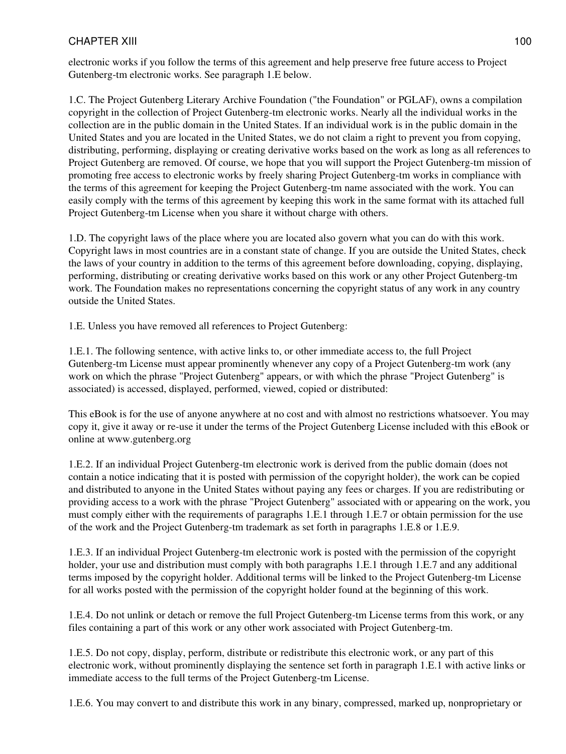electronic works if you follow the terms of this agreement and help preserve free future access to Project Gutenberg-tm electronic works. See paragraph 1.E below.

1.C. The Project Gutenberg Literary Archive Foundation ("the Foundation" or PGLAF), owns a compilation copyright in the collection of Project Gutenberg-tm electronic works. Nearly all the individual works in the collection are in the public domain in the United States. If an individual work is in the public domain in the United States and you are located in the United States, we do not claim a right to prevent you from copying, distributing, performing, displaying or creating derivative works based on the work as long as all references to Project Gutenberg are removed. Of course, we hope that you will support the Project Gutenberg-tm mission of promoting free access to electronic works by freely sharing Project Gutenberg-tm works in compliance with the terms of this agreement for keeping the Project Gutenberg-tm name associated with the work. You can easily comply with the terms of this agreement by keeping this work in the same format with its attached full Project Gutenberg-tm License when you share it without charge with others.

1.D. The copyright laws of the place where you are located also govern what you can do with this work. Copyright laws in most countries are in a constant state of change. If you are outside the United States, check the laws of your country in addition to the terms of this agreement before downloading, copying, displaying, performing, distributing or creating derivative works based on this work or any other Project Gutenberg-tm work. The Foundation makes no representations concerning the copyright status of any work in any country outside the United States.

1.E. Unless you have removed all references to Project Gutenberg:

1.E.1. The following sentence, with active links to, or other immediate access to, the full Project Gutenberg-tm License must appear prominently whenever any copy of a Project Gutenberg-tm work (any work on which the phrase "Project Gutenberg" appears, or with which the phrase "Project Gutenberg" is associated) is accessed, displayed, performed, viewed, copied or distributed:

This eBook is for the use of anyone anywhere at no cost and with almost no restrictions whatsoever. You may copy it, give it away or re-use it under the terms of the Project Gutenberg License included with this eBook or online at www.gutenberg.org

1.E.2. If an individual Project Gutenberg-tm electronic work is derived from the public domain (does not contain a notice indicating that it is posted with permission of the copyright holder), the work can be copied and distributed to anyone in the United States without paying any fees or charges. If you are redistributing or providing access to a work with the phrase "Project Gutenberg" associated with or appearing on the work, you must comply either with the requirements of paragraphs 1.E.1 through 1.E.7 or obtain permission for the use of the work and the Project Gutenberg-tm trademark as set forth in paragraphs 1.E.8 or 1.E.9.

1.E.3. If an individual Project Gutenberg-tm electronic work is posted with the permission of the copyright holder, your use and distribution must comply with both paragraphs 1.E.1 through 1.E.7 and any additional terms imposed by the copyright holder. Additional terms will be linked to the Project Gutenberg-tm License for all works posted with the permission of the copyright holder found at the beginning of this work.

1.E.4. Do not unlink or detach or remove the full Project Gutenberg-tm License terms from this work, or any files containing a part of this work or any other work associated with Project Gutenberg-tm.

1.E.5. Do not copy, display, perform, distribute or redistribute this electronic work, or any part of this electronic work, without prominently displaying the sentence set forth in paragraph 1.E.1 with active links or immediate access to the full terms of the Project Gutenberg-tm License.

1.E.6. You may convert to and distribute this work in any binary, compressed, marked up, nonproprietary or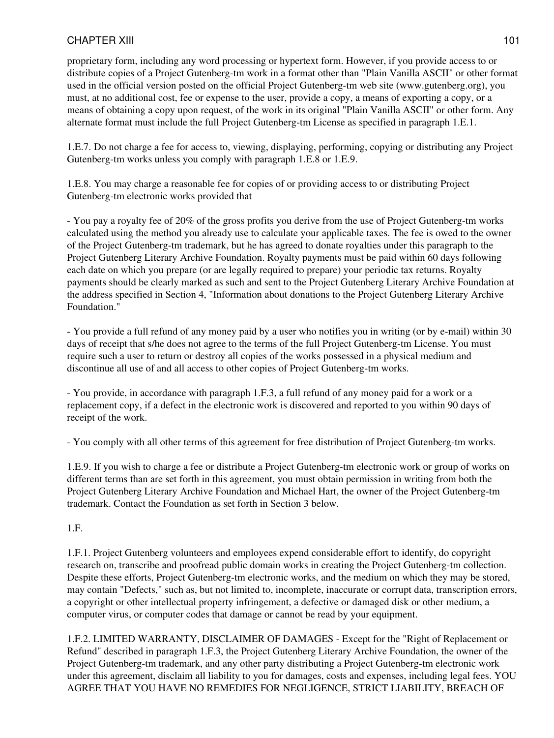proprietary form, including any word processing or hypertext form. However, if you provide access to or distribute copies of a Project Gutenberg-tm work in a format other than "Plain Vanilla ASCII" or other format used in the official version posted on the official Project Gutenberg-tm web site (www.gutenberg.org), you must, at no additional cost, fee or expense to the user, provide a copy, a means of exporting a copy, or a means of obtaining a copy upon request, of the work in its original "Plain Vanilla ASCII" or other form. Any alternate format must include the full Project Gutenberg-tm License as specified in paragraph 1.E.1.

1.E.7. Do not charge a fee for access to, viewing, displaying, performing, copying or distributing any Project Gutenberg-tm works unless you comply with paragraph 1.E.8 or 1.E.9.

1.E.8. You may charge a reasonable fee for copies of or providing access to or distributing Project Gutenberg-tm electronic works provided that

- You pay a royalty fee of 20% of the gross profits you derive from the use of Project Gutenberg-tm works calculated using the method you already use to calculate your applicable taxes. The fee is owed to the owner of the Project Gutenberg-tm trademark, but he has agreed to donate royalties under this paragraph to the Project Gutenberg Literary Archive Foundation. Royalty payments must be paid within 60 days following each date on which you prepare (or are legally required to prepare) your periodic tax returns. Royalty payments should be clearly marked as such and sent to the Project Gutenberg Literary Archive Foundation at the address specified in Section 4, "Information about donations to the Project Gutenberg Literary Archive Foundation."

- You provide a full refund of any money paid by a user who notifies you in writing (or by e-mail) within 30 days of receipt that s/he does not agree to the terms of the full Project Gutenberg-tm License. You must require such a user to return or destroy all copies of the works possessed in a physical medium and discontinue all use of and all access to other copies of Project Gutenberg-tm works.

- You provide, in accordance with paragraph 1.F.3, a full refund of any money paid for a work or a replacement copy, if a defect in the electronic work is discovered and reported to you within 90 days of receipt of the work.

- You comply with all other terms of this agreement for free distribution of Project Gutenberg-tm works.

1.E.9. If you wish to charge a fee or distribute a Project Gutenberg-tm electronic work or group of works on different terms than are set forth in this agreement, you must obtain permission in writing from both the Project Gutenberg Literary Archive Foundation and Michael Hart, the owner of the Project Gutenberg-tm trademark. Contact the Foundation as set forth in Section 3 below.

1.F.

1.F.1. Project Gutenberg volunteers and employees expend considerable effort to identify, do copyright research on, transcribe and proofread public domain works in creating the Project Gutenberg-tm collection. Despite these efforts, Project Gutenberg-tm electronic works, and the medium on which they may be stored, may contain "Defects," such as, but not limited to, incomplete, inaccurate or corrupt data, transcription errors, a copyright or other intellectual property infringement, a defective or damaged disk or other medium, a computer virus, or computer codes that damage or cannot be read by your equipment.

1.F.2. LIMITED WARRANTY, DISCLAIMER OF DAMAGES - Except for the "Right of Replacement or Refund" described in paragraph 1.F.3, the Project Gutenberg Literary Archive Foundation, the owner of the Project Gutenberg-tm trademark, and any other party distributing a Project Gutenberg-tm electronic work under this agreement, disclaim all liability to you for damages, costs and expenses, including legal fees. YOU AGREE THAT YOU HAVE NO REMEDIES FOR NEGLIGENCE, STRICT LIABILITY, BREACH OF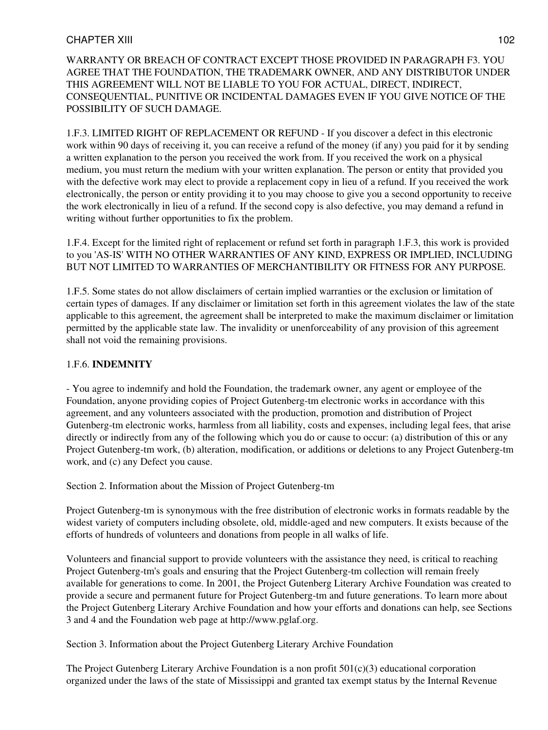WARRANTY OR BREACH OF CONTRACT EXCEPT THOSE PROVIDED IN PARAGRAPH F3. YOU AGREE THAT THE FOUNDATION, THE TRADEMARK OWNER, AND ANY DISTRIBUTOR UNDER THIS AGREEMENT WILL NOT BE LIABLE TO YOU FOR ACTUAL, DIRECT, INDIRECT, CONSEQUENTIAL, PUNITIVE OR INCIDENTAL DAMAGES EVEN IF YOU GIVE NOTICE OF THE POSSIBILITY OF SUCH DAMAGE.

1.F.3. LIMITED RIGHT OF REPLACEMENT OR REFUND - If you discover a defect in this electronic work within 90 days of receiving it, you can receive a refund of the money (if any) you paid for it by sending a written explanation to the person you received the work from. If you received the work on a physical medium, you must return the medium with your written explanation. The person or entity that provided you with the defective work may elect to provide a replacement copy in lieu of a refund. If you received the work electronically, the person or entity providing it to you may choose to give you a second opportunity to receive the work electronically in lieu of a refund. If the second copy is also defective, you may demand a refund in writing without further opportunities to fix the problem.

1.F.4. Except for the limited right of replacement or refund set forth in paragraph 1.F.3, this work is provided to you 'AS-IS' WITH NO OTHER WARRANTIES OF ANY KIND, EXPRESS OR IMPLIED, INCLUDING BUT NOT LIMITED TO WARRANTIES OF MERCHANTIBILITY OR FITNESS FOR ANY PURPOSE.

1.F.5. Some states do not allow disclaimers of certain implied warranties or the exclusion or limitation of certain types of damages. If any disclaimer or limitation set forth in this agreement violates the law of the state applicable to this agreement, the agreement shall be interpreted to make the maximum disclaimer or limitation permitted by the applicable state law. The invalidity or unenforceability of any provision of this agreement shall not void the remaining provisions.

1.F.6. **INDEMNITY**

- You agree to indemnify and hold the Foundation, the trademark owner, any agent or employee of the Foundation, anyone providing copies of Project Gutenberg-tm electronic works in accordance with this agreement, and any volunteers associated with the production, promotion and distribution of Project Gutenberg-tm electronic works, harmless from all liability, costs and expenses, including legal fees, that arise directly or indirectly from any of the following which you do or cause to occur: (a) distribution of this or any Project Gutenberg-tm work, (b) alteration, modification, or additions or deletions to any Project Gutenberg-tm work, and (c) any Defect you cause.

Section 2. Information about the Mission of Project Gutenberg-tm

Project Gutenberg-tm is synonymous with the free distribution of electronic works in formats readable by the widest variety of computers including obsolete, old, middle-aged and new computers. It exists because of the efforts of hundreds of volunteers and donations from people in all walks of life.

Volunteers and financial support to provide volunteers with the assistance they need, is critical to reaching Project Gutenberg-tm's goals and ensuring that the Project Gutenberg-tm collection will remain freely available for generations to come. In 2001, the Project Gutenberg Literary Archive Foundation was created to provide a secure and permanent future for Project Gutenberg-tm and future generations. To learn more about the Project Gutenberg Literary Archive Foundation and how your efforts and donations can help, see Sections 3 and 4 and the Foundation web page at http://www.pglaf.org.

Section 3. Information about the Project Gutenberg Literary Archive Foundation

The Project Gutenberg Literary Archive Foundation is a non profit 501(c)(3) educational corporation organized under the laws of the state of Mississippi and granted tax exempt status by the Internal Revenue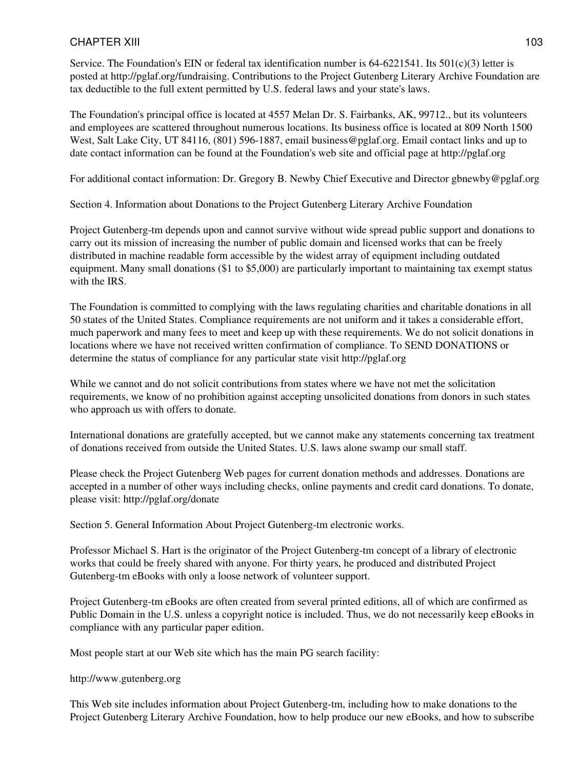Service. The Foundation's EIN or federal tax identification number is 64-6221541. Its 501(c)(3) letter is posted at http://pglaf.org/fundraising. Contributions to the Project Gutenberg Literary Archive Foundation are tax deductible to the full extent permitted by U.S. federal laws and your state's laws.

The Foundation's principal office is located at 4557 Melan Dr. S. Fairbanks, AK, 99712., but its volunteers and employees are scattered throughout numerous locations. Its business office is located at 809 North 1500 West, Salt Lake City, UT 84116, (801) 596-1887, email business@pglaf.org. Email contact links and up to date contact information can be found at the Foundation's web site and official page at http://pglaf.org

For additional contact information: Dr. Gregory B. Newby Chief Executive and Director gbnewby@pglaf.org

Section 4. Information about Donations to the Project Gutenberg Literary Archive Foundation

Project Gutenberg-tm depends upon and cannot survive without wide spread public support and donations to carry out its mission of increasing the number of public domain and licensed works that can be freely distributed in machine readable form accessible by the widest array of equipment including outdated equipment. Many small donations ($1 to $5,000) are particularly important to maintaining tax exempt status with the IRS.

The Foundation is committed to complying with the laws regulating charities and charitable donations in all 50 states of the United States. Compliance requirements are not uniform and it takes a considerable effort, much paperwork and many fees to meet and keep up with these requirements. We do not solicit donations in locations where we have not received written confirmation of compliance. To SEND DONATIONS or determine the status of compliance for any particular state visit http://pglaf.org

While we cannot and do not solicit contributions from states where we have not met the solicitation requirements, we know of no prohibition against accepting unsolicited donations from donors in such states who approach us with offers to donate.

International donations are gratefully accepted, but we cannot make any statements concerning tax treatment of donations received from outside the United States. U.S. laws alone swamp our small staff.

Please check the Project Gutenberg Web pages for current donation methods and addresses. Donations are accepted in a number of other ways including checks, online payments and credit card donations. To donate, please visit: http://pglaf.org/donate

Section 5. General Information About Project Gutenberg-tm electronic works.

Professor Michael S. Hart is the originator of the Project Gutenberg-tm concept of a library of electronic works that could be freely shared with anyone. For thirty years, he produced and distributed Project Gutenberg-tm eBooks with only a loose network of volunteer support.

Project Gutenberg-tm eBooks are often created from several printed editions, all of which are confirmed as Public Domain in the U.S. unless a copyright notice is included. Thus, we do not necessarily keep eBooks in compliance with any particular paper edition.

Most people start at our Web site which has the main PG search facility:

http://www.gutenberg.org

This Web site includes information about Project Gutenberg-tm, including how to make donations to the Project Gutenberg Literary Archive Foundation, how to help produce our new eBooks, and how to subscribe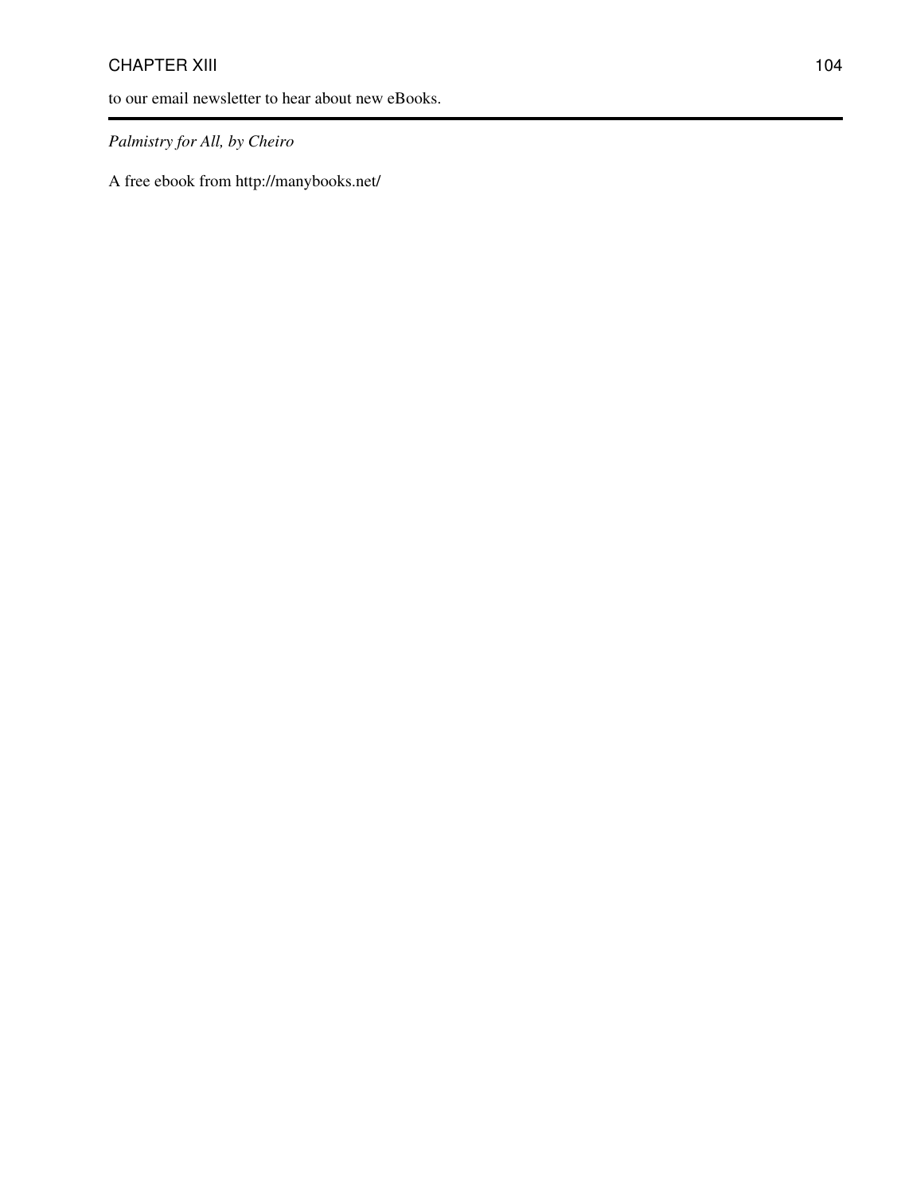to our email newsletter to hear about new eBooks.

---

*Palmistry for All, by Cheiro*

A free ebook from http://manybooks.net/